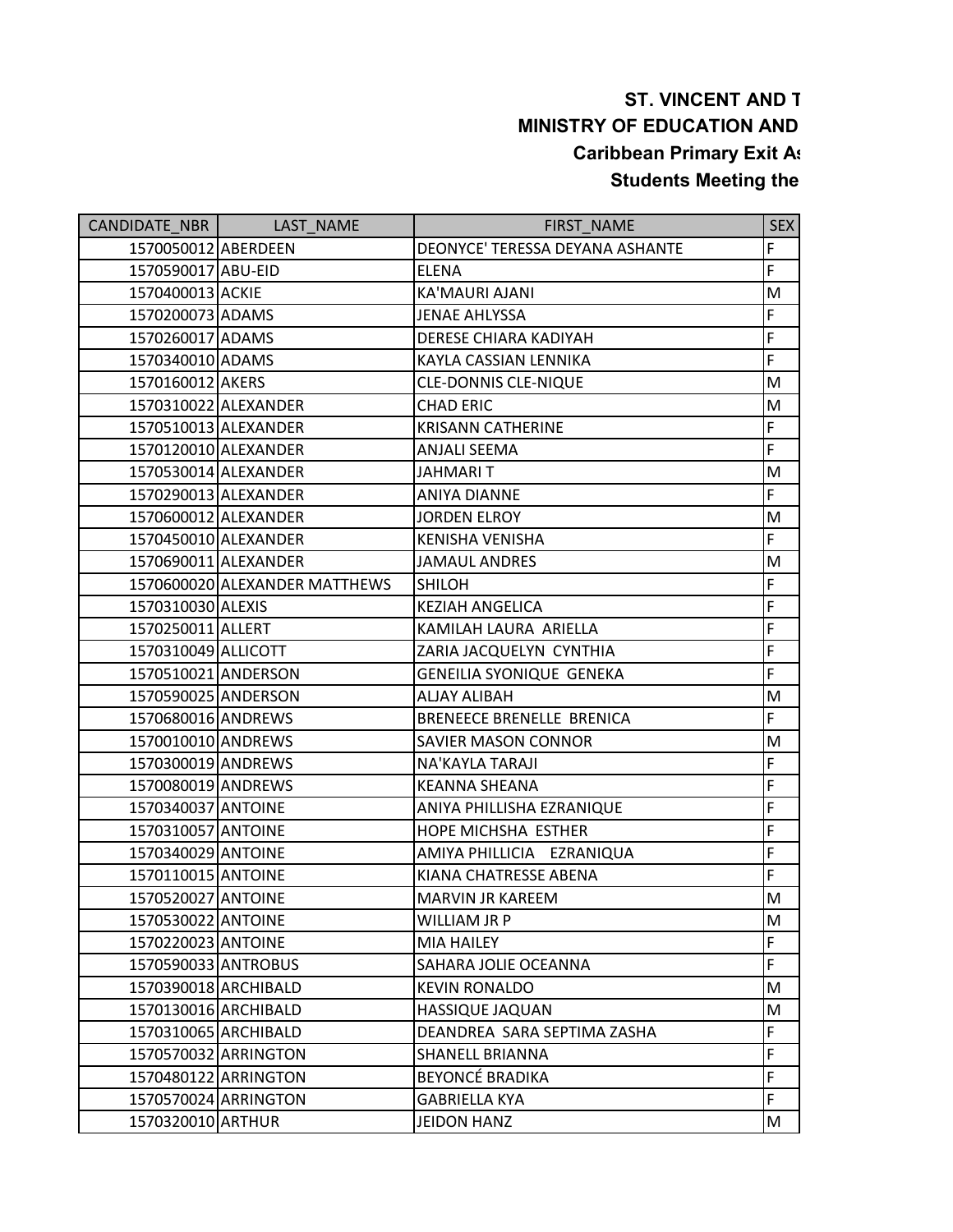**ST. VINCENT AND T**

**MINISTRY OF EDUCATION AND**

**Caribbean Primary Exit As**

**Students Meeting the**

| CANDIDATE_NBR | LAST_NAME | FIRST_NAME | SEX |
|---|---|---|---|
| 1570050012 | ABERDEEN | DEONYCE' TERESSA DEYANA ASHANTE | F |
| 1570590017 | ABU-EID | ELENA | F |
| 1570400013 | ACKIE | KA'MAURI AJANI | M |
| 1570200073 | ADAMS | JENAE AHLYSSA | F |
| 1570260017 | ADAMS | DERESE CHIARA KADIYAH | F |
| 1570340010 | ADAMS | KAYLA CASSIAN LENNIKA | F |
| 1570160012 | AKERS | CLE-DONNIS CLE-NIQUE | M |
| 1570310022 | ALEXANDER | CHAD ERIC | M |
| 1570510013 | ALEXANDER | KRISANN CATHERINE | F |
| 1570120010 | ALEXANDER | ANJALI SEEMA | F |
| 1570530014 | ALEXANDER | JAHMARI T | M |
| 1570290013 | ALEXANDER | ANIYA DIANNE | F |
| 1570600012 | ALEXANDER | JORDEN ELROY | M |
| 1570450010 | ALEXANDER | KENISHA VENISHA | F |
| 1570690011 | ALEXANDER | JAMAUL ANDRES | M |
| 1570600020 | ALEXANDER MATTHEWS | SHILOH | F |
| 1570310030 | ALEXIS | KEZIAH ANGELICA | F |
| 1570250011 | ALLERT | KAMILAH LAURA  ARIELLA | F |
| 1570310049 | ALLICOTT | ZARIA JACQUELYN  CYNTHIA | F |
| 1570510021 | ANDERSON | GENEILIA SYONIQUE  GENEKA | F |
| 1570590025 | ANDERSON | ALJAY ALIBAH | M |
| 1570680016 | ANDREWS | BRENEECE BRENELLE  BRENICA | F |
| 1570010010 | ANDREWS | SAVIER MASON CONNOR | M |
| 1570300019 | ANDREWS | NA'KAYLA TARAJI | F |
| 1570080019 | ANDREWS | KEANNA SHEANA | F |
| 1570340037 | ANTOINE | ANIYA PHILLISHA EZRANIQUE | F |
| 1570310057 | ANTOINE | HOPE MICHSHA  ESTHER | F |
| 1570340029 | ANTOINE | AMIYA PHILLICIA   EZRANIQUA | F |
| 1570110015 | ANTOINE | KIANA CHATRESSE ABENA | F |
| 1570520027 | ANTOINE | MARVIN JR KAREEM | M |
| 1570530022 | ANTOINE | WILLIAM JR P | M |
| 1570220023 | ANTOINE | MIA HAILEY | F |
| 1570590033 | ANTROBUS | SAHARA JOLIE OCEANNA | F |
| 1570390018 | ARCHIBALD | KEVIN RONALDO | M |
| 1570130016 | ARCHIBALD | HASSIQUE JAQUAN | M |
| 1570310065 | ARCHIBALD | DEANDREA  SARA SEPTIMA ZASHA | F |
| 1570570032 | ARRINGTON | SHANELL BRIANNA | F |
| 1570480122 | ARRINGTON | BEYONCÉ BRADIKA | F |
| 1570570024 | ARRINGTON | GABRIELLA KYA | F |
| 1570320010 | ARTHUR | JEIDON HANZ | M |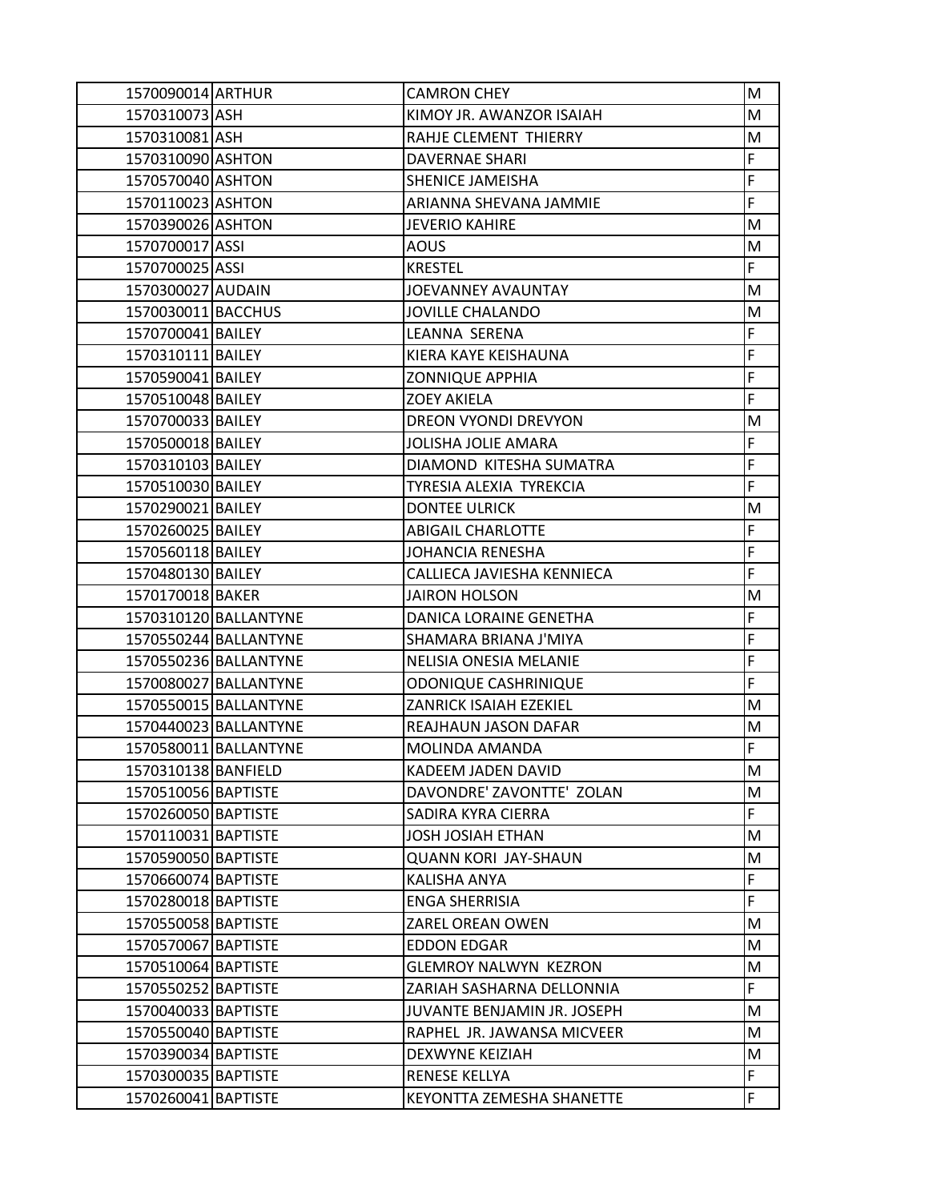| | | | |
|---|---|---|---|
| 1570090014 | ARTHUR | CAMRON CHEY | M |
| 1570310073 | ASH | KIMOY JR. AWANZOR ISAIAH | M |
| 1570310081 | ASH | RAHJE CLEMENT THIERRY | M |
| 1570310090 | ASHTON | DAVERNAE SHARI | F |
| 1570570040 | ASHTON | SHENICE JAMEISHA | F |
| 1570110023 | ASHTON | ARIANNA SHEVANA JAMMIE | F |
| 1570390026 | ASHTON | JEVERIO KAHIRE | M |
| 1570700017 | ASSI | AOUS | M |
| 1570700025 | ASSI | KRESTEL | F |
| 1570300027 | AUDAIN | JOEVANNEY AVAUNTAY | M |
| 1570030011 | BACCHUS | JOVILLE CHALANDO | M |
| 1570700041 | BAILEY | LEANNA SERENA | F |
| 1570310111 | BAILEY | KIERA KAYE KEISHAUNA | F |
| 1570590041 | BAILEY | ZONNIQUE APPHIA | F |
| 1570510048 | BAILEY | ZOEY AKIELA | F |
| 1570700033 | BAILEY | DREON VYONDI DREVYON | M |
| 1570500018 | BAILEY | JOLISHA JOLIE AMARA | F |
| 1570310103 | BAILEY | DIAMOND KITESHA SUMATRA | F |
| 1570510030 | BAILEY | TYRESIA ALEXIA TYREKCIA | F |
| 1570290021 | BAILEY | DONTEE ULRICK | M |
| 1570260025 | BAILEY | ABIGAIL CHARLOTTE | F |
| 1570560118 | BAILEY | JOHANCIA RENESHA | F |
| 1570480130 | BAILEY | CALLIECA JAVIESHA KENNIECA | F |
| 1570170018 | BAKER | JAIRON HOLSON | M |
| 1570310120 | BALLANTYNE | DANICA LORAINE GENETHA | F |
| 1570550244 | BALLANTYNE | SHAMARA BRIANA J'MIYA | F |
| 1570550236 | BALLANTYNE | NELISIA ONESIA MELANIE | F |
| 1570080027 | BALLANTYNE | ODONIQUE CASHRINIQUE | F |
| 1570550015 | BALLANTYNE | ZANRICK ISAIAH EZEKIEL | M |
| 1570440023 | BALLANTYNE | REAJHAUN JASON DAFAR | M |
| 1570580011 | BALLANTYNE | MOLINDA AMANDA | F |
| 1570310138 | BANFIELD | KADEEM JADEN DAVID | M |
| 1570510056 | BAPTISTE | DAVONDRE' ZAVONTTE' ZOLAN | M |
| 1570260050 | BAPTISTE | SADIRA KYRA CIERRA | F |
| 1570110031 | BAPTISTE | JOSH JOSIAH ETHAN | M |
| 1570590050 | BAPTISTE | QUANN KORI JAY-SHAUN | M |
| 1570660074 | BAPTISTE | KALISHA ANYA | F |
| 1570280018 | BAPTISTE | ENGA SHERRISIA | F |
| 1570550058 | BAPTISTE | ZAREL OREAN OWEN | M |
| 1570570067 | BAPTISTE | EDDON EDGAR | M |
| 1570510064 | BAPTISTE | GLEMROY NALWYN KEZRON | M |
| 1570550252 | BAPTISTE | ZARIAH SASHARNA DELLONNIA | F |
| 1570040033 | BAPTISTE | JUVANTE BENJAMIN JR. JOSEPH | M |
| 1570550040 | BAPTISTE | RAPHEL JR. JAWANSA MICVEER | M |
| 1570390034 | BAPTISTE | DEXWYNE KEIZIAH | M |
| 1570300035 | BAPTISTE | RENESE KELLYA | F |
| 1570260041 | BAPTISTE | KEYONTTA ZEMESHA SHANETTE | F |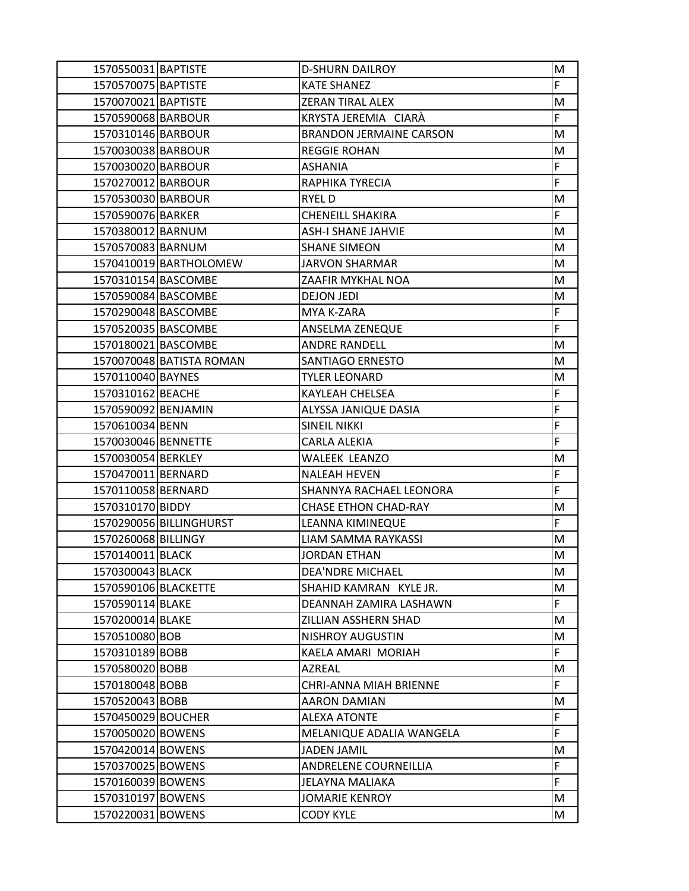| | | | |
|---|---|---|---|
| 1570550031 | BAPTISTE | D-SHURN DAILROY | M |
| 1570570075 | BAPTISTE | KATE SHANEZ | F |
| 1570070021 | BAPTISTE | ZERAN TIRAL ALEX | M |
| 1570590068 | BARBOUR | KRYSTA JEREMIA  CIARÀ | F |
| 1570310146 | BARBOUR | BRANDON JERMAINE CARSON | M |
| 1570030038 | BARBOUR | REGGIE ROHAN | M |
| 1570030020 | BARBOUR | ASHANIA | F |
| 1570270012 | BARBOUR | RAPHIKA TYRECIA | F |
| 1570530030 | BARBOUR | RYEL D | M |
| 1570590076 | BARKER | CHENEILL SHAKIRA | F |
| 1570380012 | BARNUM | ASH-I SHANE JAHVIE | M |
| 1570570083 | BARNUM | SHANE SIMEON | M |
| 1570410019 | BARTHOLOMEW | JARVON SHARMAR | M |
| 1570310154 | BASCOMBE | ZAAFIR MYKHAL NOA | M |
| 1570590084 | BASCOMBE | DEJON JEDI | M |
| 1570290048 | BASCOMBE | MYA K-ZARA | F |
| 1570520035 | BASCOMBE | ANSELMA ZENEQUE | F |
| 1570180021 | BASCOMBE | ANDRE RANDELL | M |
| 1570070048 | BATISTA ROMAN | SANTIAGO ERNESTO | M |
| 1570110040 | BAYNES | TYLER LEONARD | M |
| 1570310162 | BEACHE | KAYLEAH CHELSEA | F |
| 1570590092 | BENJAMIN | ALYSSA JANIQUE DASIA | F |
| 1570610034 | BENN | SINEIL NIKKI | F |
| 1570030046 | BENNETTE | CARLA ALEKIA | F |
| 1570030054 | BERKLEY | WALEEK  LEANZO | M |
| 1570470011 | BERNARD | NALEAH HEVEN | F |
| 1570110058 | BERNARD | SHANNYA RACHAEL LEONORA | F |
| 1570310170 | BIDDY | CHASE ETHON CHAD-RAY | M |
| 1570290056 | BILLINGHURST | LEANNA KIMINEQUE | F |
| 1570260068 | BILLINGY | LIAM SAMMA RAYKASSI | M |
| 1570140011 | BLACK | JORDAN ETHAN | M |
| 1570300043 | BLACK | DEA'NDRE MICHAEL | M |
| 1570590106 | BLACKETTE | SHAHID KAMRAN  KYLE JR. | M |
| 1570590114 | BLAKE | DEANNAH ZAMIRA LASHAWN | F |
| 1570200014 | BLAKE | ZILLIAN ASSHERN SHAD | M |
| 1570510080 | BOB | NISHROY AUGUSTIN | M |
| 1570310189 | BOBB | KAELA AMARI  MORIAH | F |
| 1570580020 | BOBB | AZREAL | M |
| 1570180048 | BOBB | CHRI-ANNA MIAH BRIENNE | F |
| 1570520043 | BOBB | AARON DAMIAN | M |
| 1570450029 | BOUCHER | ALEXA ATONTE | F |
| 1570050020 | BOWENS | MELANIQUE ADALIA WANGELA | F |
| 1570420014 | BOWENS | JADEN JAMIL | M |
| 1570370025 | BOWENS | ANDRELENE COURNEILLIA | F |
| 1570160039 | BOWENS | JELAYNA MALIAKA | F |
| 1570310197 | BOWENS | JOMARIE KENROY | M |
| 1570220031 | BOWENS | CODY KYLE | M |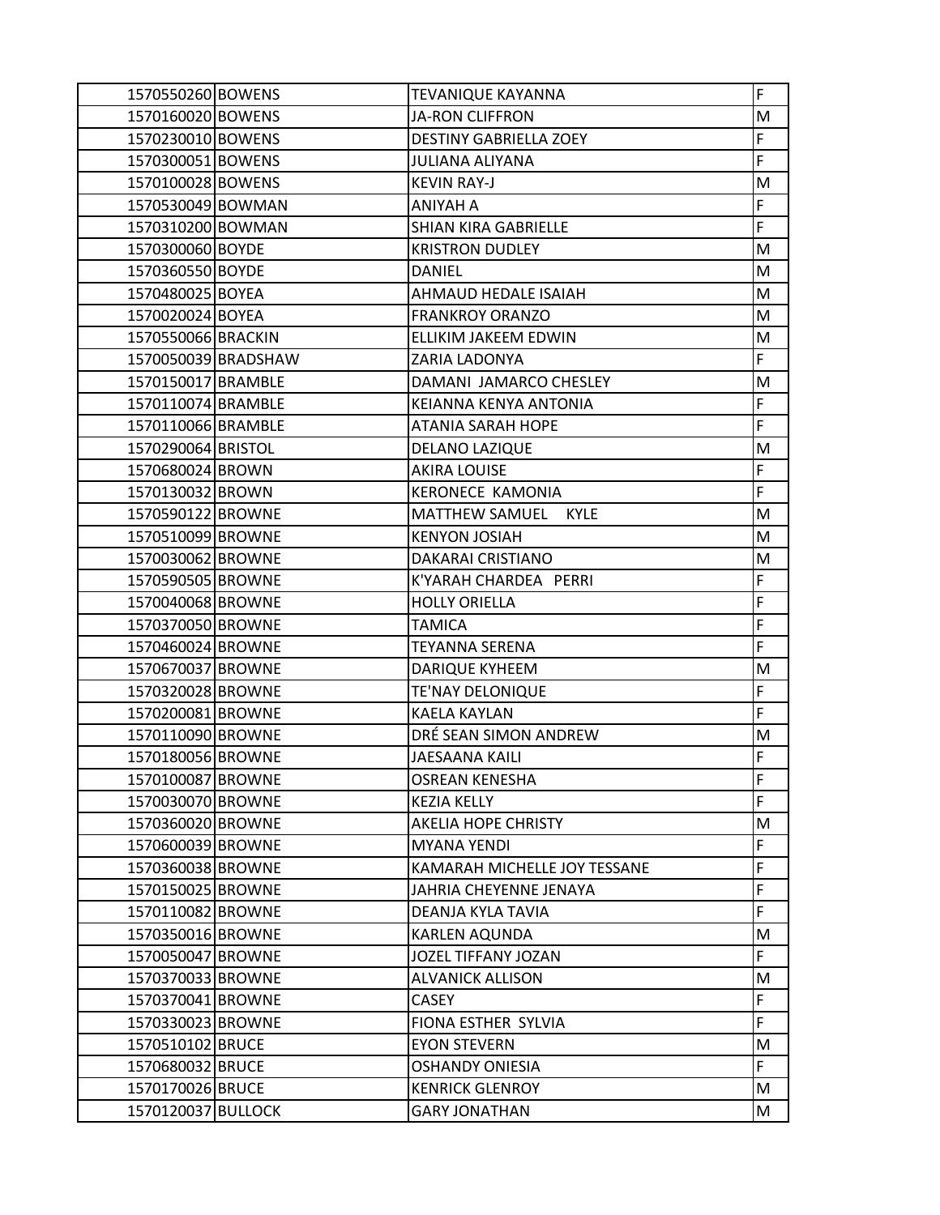| | | | |
|---|---|---|---|
| 1570550260 | BOWENS | TEVANIQUE KAYANNA | F |
| 1570160020 | BOWENS | JA-RON CLIFFRON | M |
| 1570230010 | BOWENS | DESTINY GABRIELLA ZOEY | F |
| 1570300051 | BOWENS | JULIANA ALIYANA | F |
| 1570100028 | BOWENS | KEVIN RAY-J | M |
| 1570530049 | BOWMAN | ANIYAH A | F |
| 1570310200 | BOWMAN | SHIAN KIRA GABRIELLE | F |
| 1570300060 | BOYDE | KRISTRON DUDLEY | M |
| 1570360550 | BOYDE | DANIEL | M |
| 1570480025 | BOYEA | AHMAUD HEDALE ISAIAH | M |
| 1570020024 | BOYEA | FRANKROY ORANZO | M |
| 1570550066 | BRACKIN | ELLIKIM JAKEEM EDWIN | M |
| 1570050039 | BRADSHAW | ZARIA LADONYA | F |
| 1570150017 | BRAMBLE | DAMANI JAMARCO CHESLEY | M |
| 1570110074 | BRAMBLE | KEIANNA KENYA ANTONIA | F |
| 1570110066 | BRAMBLE | ATANIA SARAH HOPE | F |
| 1570290064 | BRISTOL | DELANO LAZIQUE | M |
| 1570680024 | BROWN | AKIRA LOUISE | F |
| 1570130032 | BROWN | KERONECE KAMONIA | F |
| 1570590122 | BROWNE | MATTHEW SAMUEL KYLE | M |
| 1570510099 | BROWNE | KENYON JOSIAH | M |
| 1570030062 | BROWNE | DAKARAI CRISTIANO | M |
| 1570590505 | BROWNE | K'YARAH CHARDEA PERRI | F |
| 1570040068 | BROWNE | HOLLY ORIELLA | F |
| 1570370050 | BROWNE | TAMICA | F |
| 1570460024 | BROWNE | TEYANNA SERENA | F |
| 1570670037 | BROWNE | DARIQUE KYHEEM | M |
| 1570320028 | BROWNE | TE'NAY DELONIQUE | F |
| 1570200081 | BROWNE | KAELA KAYLAN | F |
| 1570110090 | BROWNE | DRÉ SEAN SIMON ANDREW | M |
| 1570180056 | BROWNE | JAESAANA KAILI | F |
| 1570100087 | BROWNE | OSREAN KENESHA | F |
| 1570030070 | BROWNE | KEZIA KELLY | F |
| 1570360020 | BROWNE | AKELIA HOPE CHRISTY | M |
| 1570600039 | BROWNE | MYANA YENDI | F |
| 1570360038 | BROWNE | KAMARAH MICHELLE JOY TESSANE | F |
| 1570150025 | BROWNE | JAHRIA CHEYENNE JENAYA | F |
| 1570110082 | BROWNE | DEANJA KYLA TAVIA | F |
| 1570350016 | BROWNE | KARLEN AQUNDA | M |
| 1570050047 | BROWNE | JOZEL TIFFANY JOZAN | F |
| 1570370033 | BROWNE | ALVANICK ALLISON | M |
| 1570370041 | BROWNE | CASEY | F |
| 1570330023 | BROWNE | FIONA ESTHER SYLVIA | F |
| 1570510102 | BRUCE | EYON STEVERN | M |
| 1570680032 | BRUCE | OSHANDY ONIESIA | F |
| 1570170026 | BRUCE | KENRICK GLENROY | M |
| 1570120037 | BULLOCK | GARY JONATHAN | M |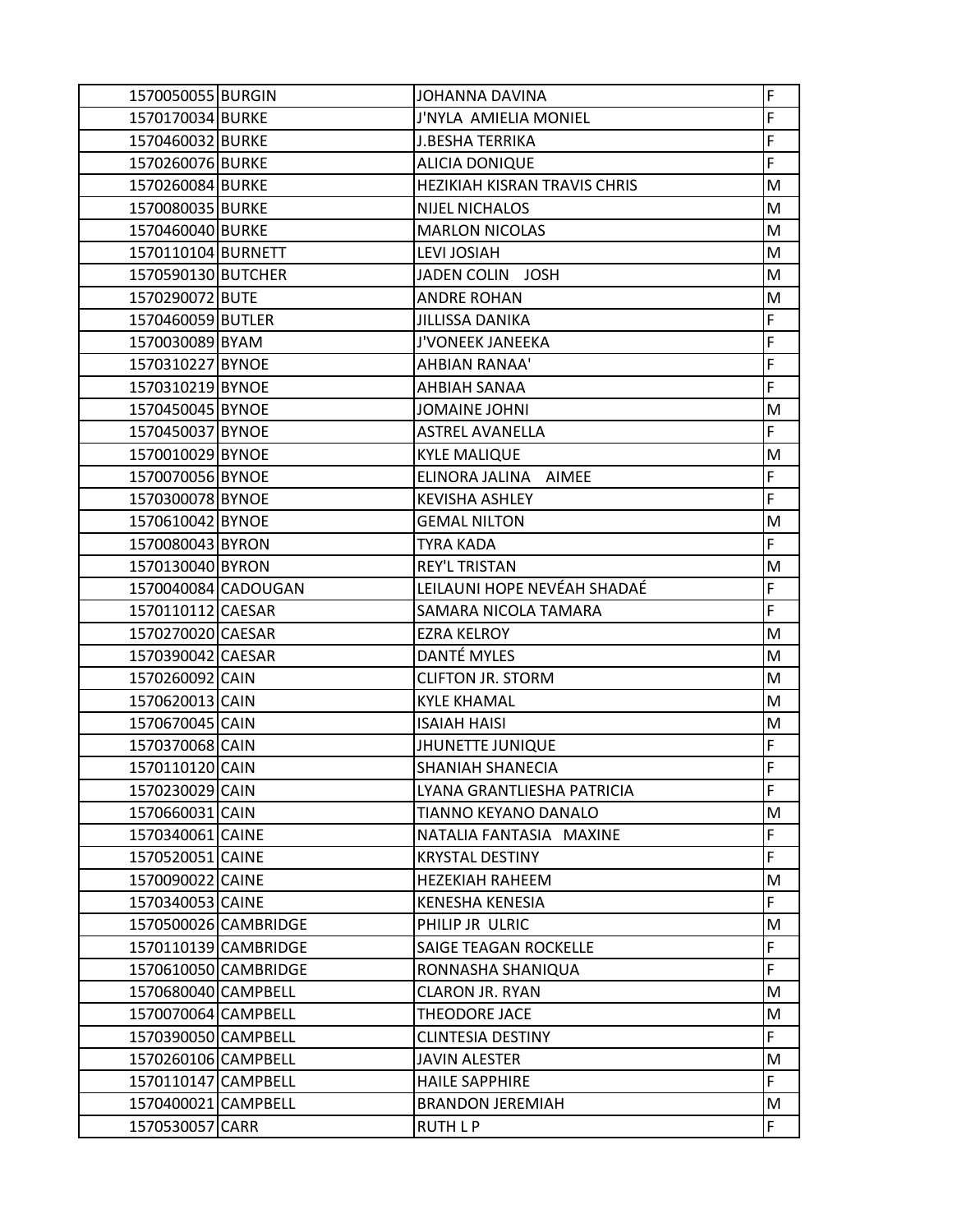| | | | |
|---|---|---|---|
| 1570050055 | BURGIN | JOHANNA DAVINA | F |
| 1570170034 | BURKE | J'NYLA  AMIELIA MONIEL | F |
| 1570460032 | BURKE | J.BESHA TERRIKA | F |
| 1570260076 | BURKE | ALICIA DONIQUE | F |
| 1570260084 | BURKE | HEZIKIAH KISRAN TRAVIS CHRIS | M |
| 1570080035 | BURKE | NIJEL NICHALOS | M |
| 1570460040 | BURKE | MARLON NICOLAS | M |
| 1570110104 | BURNETT | LEVI JOSIAH | M |
| 1570590130 | BUTCHER | JADEN COLIN   JOSH | M |
| 1570290072 | BUTE | ANDRE ROHAN | M |
| 1570460059 | BUTLER | JILLISSA DANIKA | F |
| 1570030089 | BYAM | J'VONEEK JANEEKA | F |
| 1570310227 | BYNOE | AHBIAN RANAA' | F |
| 1570310219 | BYNOE | AHBIAH SANAA | F |
| 1570450045 | BYNOE | JOMAINE JOHNI | M |
| 1570450037 | BYNOE | ASTREL AVANELLA | F |
| 1570010029 | BYNOE | KYLE MALIQUE | M |
| 1570070056 | BYNOE | ELINORA JALINA   AIMEE | F |
| 1570300078 | BYNOE | KEVISHA ASHLEY | F |
| 1570610042 | BYNOE | GEMAL NILTON | M |
| 1570080043 | BYRON | TYRA KADA | F |
| 1570130040 | BYRON | REY'L TRISTAN | M |
| 1570040084 | CADOUGAN | LEILAUNI HOPE NEVÉAH SHADAÉ | F |
| 1570110112 | CAESAR | SAMARA NICOLA TAMARA | F |
| 1570270020 | CAESAR | EZRA KELROY | M |
| 1570390042 | CAESAR | DANTÉ MYLES | M |
| 1570260092 | CAIN | CLIFTON JR. STORM | M |
| 1570620013 | CAIN | KYLE KHAMAL | M |
| 1570670045 | CAIN | ISAIAH HAISI | M |
| 1570370068 | CAIN | JHUNETTE JUNIQUE | F |
| 1570110120 | CAIN | SHANIAH SHANECIA | F |
| 1570230029 | CAIN | LYANA GRANTLIESHA PATRICIA | F |
| 1570660031 | CAIN | TIANNO KEYANO DANALO | M |
| 1570340061 | CAINE | NATALIA FANTASIA   MAXINE | F |
| 1570520051 | CAINE | KRYSTAL DESTINY | F |
| 1570090022 | CAINE | HEZEKIAH RAHEEM | M |
| 1570340053 | CAINE | KENESHA KENESIA | F |
| 1570500026 | CAMBRIDGE | PHILIP JR  ULRIC | M |
| 1570110139 | CAMBRIDGE | SAIGE TEAGAN ROCKELLE | F |
| 1570610050 | CAMBRIDGE | RONNASHA SHANIQUA | F |
| 1570680040 | CAMPBELL | CLARON JR. RYAN | M |
| 1570070064 | CAMPBELL | THEODORE JACE | M |
| 1570390050 | CAMPBELL | CLINTESIA DESTINY | F |
| 1570260106 | CAMPBELL | JAVIN ALESTER | M |
| 1570110147 | CAMPBELL | HAILE SAPPHIRE | F |
| 1570400021 | CAMPBELL | BRANDON JEREMIAH | M |
| 1570530057 | CARR | RUTH L P | F |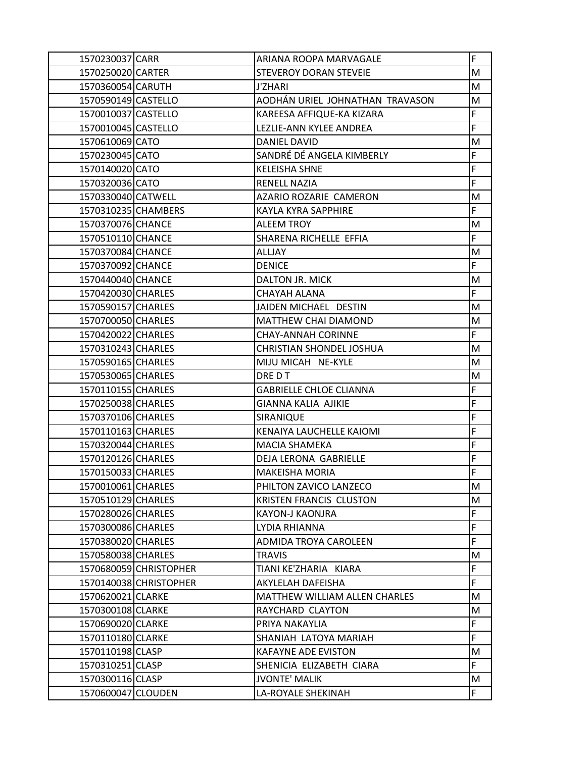| | | | |
|---|---|---|---|
| 1570230037 | CARR | ARIANA ROOPA MARVAGALE | F |
| 1570250020 | CARTER | STEVEROY DORAN STEVEIE | M |
| 1570360054 | CARUTH | J'ZHARI | M |
| 1570590149 | CASTELLO | AODHÁN URIEL JOHNATHAN TRAVASON | M |
| 1570010037 | CASTELLO | KAREESA AFFIQUE-KA KIZARA | F |
| 1570010045 | CASTELLO | LEZLIE-ANN KYLEE ANDREA | F |
| 1570610069 | CATO | DANIEL DAVID | M |
| 1570230045 | CATO | SANDRÉ DÉ ANGELA KIMBERLY | F |
| 1570140020 | CATO | KELEISHA SHNE | F |
| 1570320036 | CATO | RENELL NAZIA | F |
| 1570330040 | CATWELL | AZARIO ROZARIE CAMERON | M |
| 1570310235 | CHAMBERS | KAYLA KYRA SAPPHIRE | F |
| 1570370076 | CHANCE | ALEEM TROY | M |
| 1570510110 | CHANCE | SHARENA RICHELLE EFFIA | F |
| 1570370084 | CHANCE | ALLJAY | M |
| 1570370092 | CHANCE | DENICE | F |
| 1570440040 | CHANCE | DALTON JR. MICK | M |
| 1570420030 | CHARLES | CHAYAH ALANA | F |
| 1570590157 | CHARLES | JAIDEN MICHAEL DESTIN | M |
| 1570700050 | CHARLES | MATTHEW CHAI DIAMOND | M |
| 1570420022 | CHARLES | CHAY-ANNAH CORINNE | F |
| 1570310243 | CHARLES | CHRISTIAN SHONDEL JOSHUA | M |
| 1570590165 | CHARLES | MIJU MICAH NE-KYLE | M |
| 1570530065 | CHARLES | DRE D T | M |
| 1570110155 | CHARLES | GABRIELLE CHLOE CLIANNA | F |
| 1570250038 | CHARLES | GIANNA KALIA AJIKIE | F |
| 1570370106 | CHARLES | SIRANIQUE | F |
| 1570110163 | CHARLES | KENAIYA LAUCHELLE KAIOMI | F |
| 1570320044 | CHARLES | MACIA SHAMEKA | F |
| 1570120126 | CHARLES | DEJA LERONA GABRIELLE | F |
| 1570150033 | CHARLES | MAKEISHA MORIA | F |
| 1570010061 | CHARLES | PHILTON ZAVICO LANZECO | M |
| 1570510129 | CHARLES | KRISTEN FRANCIS CLUSTON | M |
| 1570280026 | CHARLES | KAYON-J KAONJRA | F |
| 1570300086 | CHARLES | LYDIA RHIANNA | F |
| 1570380020 | CHARLES | ADMIDA TROYA CAROLEEN | F |
| 1570580038 | CHARLES | TRAVIS | M |
| 1570680059 | CHRISTOPHER | TIANI KE'ZHARIA KIARA | F |
| 1570140038 | CHRISTOPHER | AKYLELAH DAFEISHA | F |
| 1570620021 | CLARKE | MATTHEW WILLIAM ALLEN CHARLES | M |
| 1570300108 | CLARKE | RAYCHARD CLAYTON | M |
| 1570690020 | CLARKE | PRIYA NAKAYLIA | F |
| 1570110180 | CLARKE | SHANIAH LATOYA MARIAH | F |
| 1570110198 | CLASP | KAFAYNE ADE EVISTON | M |
| 1570310251 | CLASP | SHENICIA ELIZABETH CIARA | F |
| 1570300116 | CLASP | JVONTE' MALIK | M |
| 1570600047 | CLOUDEN | LA-ROYALE SHEKINAH | F |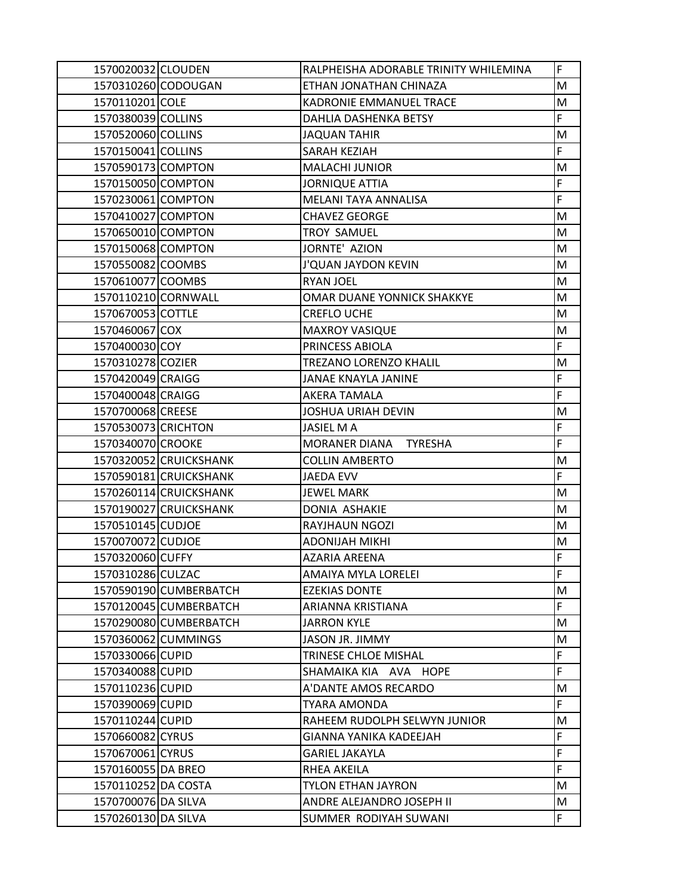| | | | |
|---|---|---|---|
| 1570020032 | CLOUDEN | RALPHEISHA ADORABLE TRINITY WHILEMINA | F |
| 1570310260 | CODOUGAN | ETHAN JONATHAN CHINAZA | M |
| 1570110201 | COLE | KADRONIE EMMANUEL TRACE | M |
| 1570380039 | COLLINS | DAHLIA DASHENKA BETSY | F |
| 1570520060 | COLLINS | JAQUAN TAHIR | M |
| 1570150041 | COLLINS | SARAH KEZIAH | F |
| 1570590173 | COMPTON | MALACHI JUNIOR | M |
| 1570150050 | COMPTON | JORNIQUE ATTIA | F |
| 1570230061 | COMPTON | MELANI TAYA ANNALISA | F |
| 1570410027 | COMPTON | CHAVEZ GEORGE | M |
| 1570650010 | COMPTON | TROY SAMUEL | M |
| 1570150068 | COMPTON | JORNTE' AZION | M |
| 1570550082 | COOMBS | J'QUAN JAYDON KEVIN | M |
| 1570610077 | COOMBS | RYAN JOEL | M |
| 1570110210 | CORNWALL | OMAR DUANE YONNICK SHAKKYE | M |
| 1570670053 | COTTLE | CREFLO UCHE | M |
| 1570460067 | COX | MAXROY VASIQUE | M |
| 1570400030 | COY | PRINCESS ABIOLA | F |
| 1570310278 | COZIER | TREZANO LORENZO KHALIL | M |
| 1570420049 | CRAIGG | JANAE KNAYLA JANINE | F |
| 1570400048 | CRAIGG | AKERA TAMALA | F |
| 1570700068 | CREESE | JOSHUA URIAH DEVIN | M |
| 1570530073 | CRICHTON | JASIEL M A | F |
| 1570340070 | CROOKE | MORANER DIANA TYRESHA | F |
| 1570320052 | CRUICKSHANK | COLLIN AMBERTO | M |
| 1570590181 | CRUICKSHANK | JAEDA EVV | F |
| 1570260114 | CRUICKSHANK | JEWEL MARK | M |
| 1570190027 | CRUICKSHANK | DONIA ASHAKIE | M |
| 1570510145 | CUDJOE | RAYJHAUN NGOZI | M |
| 1570070072 | CUDJOE | ADONIJAH MIKHI | M |
| 1570320060 | CUFFY | AZARIA AREENA | F |
| 1570310286 | CULZAC | AMAIYA MYLA LORELEI | F |
| 1570590190 | CUMBERBATCH | EZEKIAS DONTE | M |
| 1570120045 | CUMBERBATCH | ARIANNA KRISTIANA | F |
| 1570290080 | CUMBERBATCH | JARRON KYLE | M |
| 1570360062 | CUMMINGS | JASON JR. JIMMY | M |
| 1570330066 | CUPID | TRINESE CHLOE MISHAL | F |
| 1570340088 | CUPID | SHAMAIKA KIA AVA HOPE | F |
| 1570110236 | CUPID | A'DANTE AMOS RECARDO | M |
| 1570390069 | CUPID | TYARA AMONDA | F |
| 1570110244 | CUPID | RAHEEM RUDOLPH SELWYN JUNIOR | M |
| 1570660082 | CYRUS | GIANNA YANIKA KADEEJAH | F |
| 1570670061 | CYRUS | GARIEL JAKAYLA | F |
| 1570160055 | DA BREO | RHEA AKEILA | F |
| 1570110252 | DA COSTA | TYLON ETHAN JAYRON | M |
| 1570700076 | DA SILVA | ANDRE ALEJANDRO JOSEPH II | M |
| 1570260130 | DA SILVA | SUMMER RODIYAH SUWANI | F |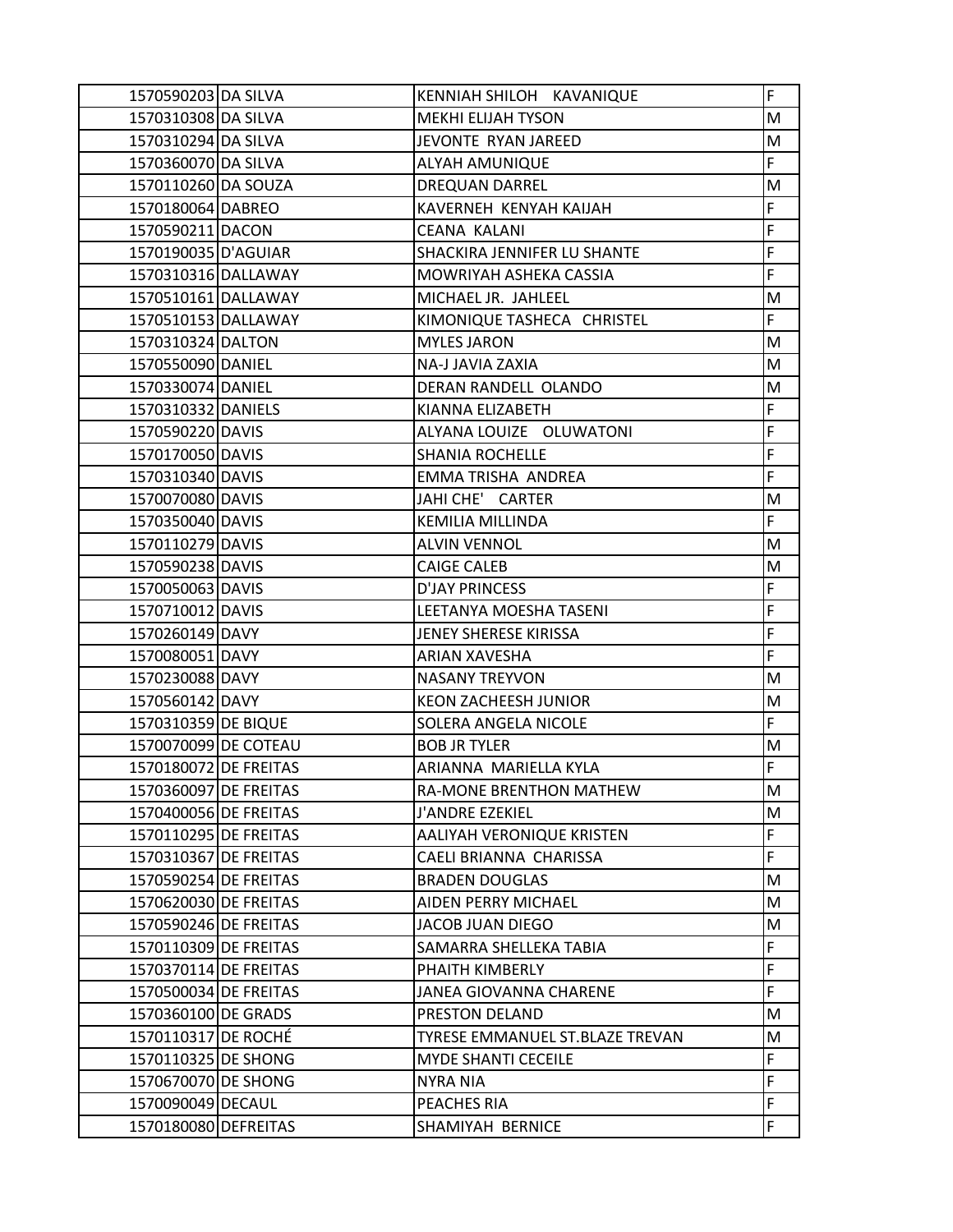| | | | |
|---|---|---|---|
| 1570590203 | DA SILVA | KENNIAH SHILOH KAVANIQUE | F |
| 1570310308 | DA SILVA | MEKHI ELIJAH TYSON | M |
| 1570310294 | DA SILVA | JEVONTE RYAN JAREED | M |
| 1570360070 | DA SILVA | ALYAH AMUNIQUE | F |
| 1570110260 | DA SOUZA | DREQUAN DARREL | M |
| 1570180064 | DABREO | KAVERNEH KENYAH KAIJAH | F |
| 1570590211 | DACON | CEANA KALANI | F |
| 1570190035 | D'AGUIAR | SHACKIRA JENNIFER LU SHANTE | F |
| 1570310316 | DALLAWAY | MOWRIYAH ASHEKA CASSIA | F |
| 1570510161 | DALLAWAY | MICHAEL JR. JAHLEEL | M |
| 1570510153 | DALLAWAY | KIMONIQUE TASHECA CHRISTEL | F |
| 1570310324 | DALTON | MYLES JARON | M |
| 1570550090 | DANIEL | NA-J JAVIA ZAXIA | M |
| 1570330074 | DANIEL | DERAN RANDELL OLANDO | M |
| 1570310332 | DANIELS | KIANNA ELIZABETH | F |
| 1570590220 | DAVIS | ALYANA LOUIZE OLUWATONI | F |
| 1570170050 | DAVIS | SHANIA ROCHELLE | F |
| 1570310340 | DAVIS | EMMA TRISHA ANDREA | F |
| 1570070080 | DAVIS | JAHI CHE' CARTER | M |
| 1570350040 | DAVIS | KEMILIA MILLINDA | F |
| 1570110279 | DAVIS | ALVIN VENNOL | M |
| 1570590238 | DAVIS | CAIGE CALEB | M |
| 1570050063 | DAVIS | D'JAY PRINCESS | F |
| 1570710012 | DAVIS | LEETANYA MOESHA TASENI | F |
| 1570260149 | DAVY | JENEY SHERESE KIRISSA | F |
| 1570080051 | DAVY | ARIAN XAVESHA | F |
| 1570230088 | DAVY | NASANY TREYVON | M |
| 1570560142 | DAVY | KEON ZACHEESH JUNIOR | M |
| 1570310359 | DE BIQUE | SOLERA ANGELA NICOLE | F |
| 1570070099 | DE COTEAU | BOB JR TYLER | M |
| 1570180072 | DE FREITAS | ARIANNA MARIELLA KYLA | F |
| 1570360097 | DE FREITAS | RA-MONE BRENTHON MATHEW | M |
| 1570400056 | DE FREITAS | J'ANDRE EZEKIEL | M |
| 1570110295 | DE FREITAS | AALIYAH VERONIQUE KRISTEN | F |
| 1570310367 | DE FREITAS | CAELI BRIANNA CHARISSA | F |
| 1570590254 | DE FREITAS | BRADEN DOUGLAS | M |
| 1570620030 | DE FREITAS | AIDEN PERRY MICHAEL | M |
| 1570590246 | DE FREITAS | JACOB JUAN DIEGO | M |
| 1570110309 | DE FREITAS | SAMARRA SHELLEKA TABIA | F |
| 1570370114 | DE FREITAS | PHAITH KIMBERLY | F |
| 1570500034 | DE FREITAS | JANEA GIOVANNA CHARENE | F |
| 1570360100 | DE GRADS | PRESTON DELAND | M |
| 1570110317 | DE ROCHÉ | TYRESE EMMANUEL ST.BLAZE TREVAN | M |
| 1570110325 | DE SHONG | MYDE SHANTI CECEILE | F |
| 1570670070 | DE SHONG | NYRA NIA | F |
| 1570090049 | DECAUL | PEACHES RIA | F |
| 1570180080 | DEFREITAS | SHAMIYAH BERNICE | F |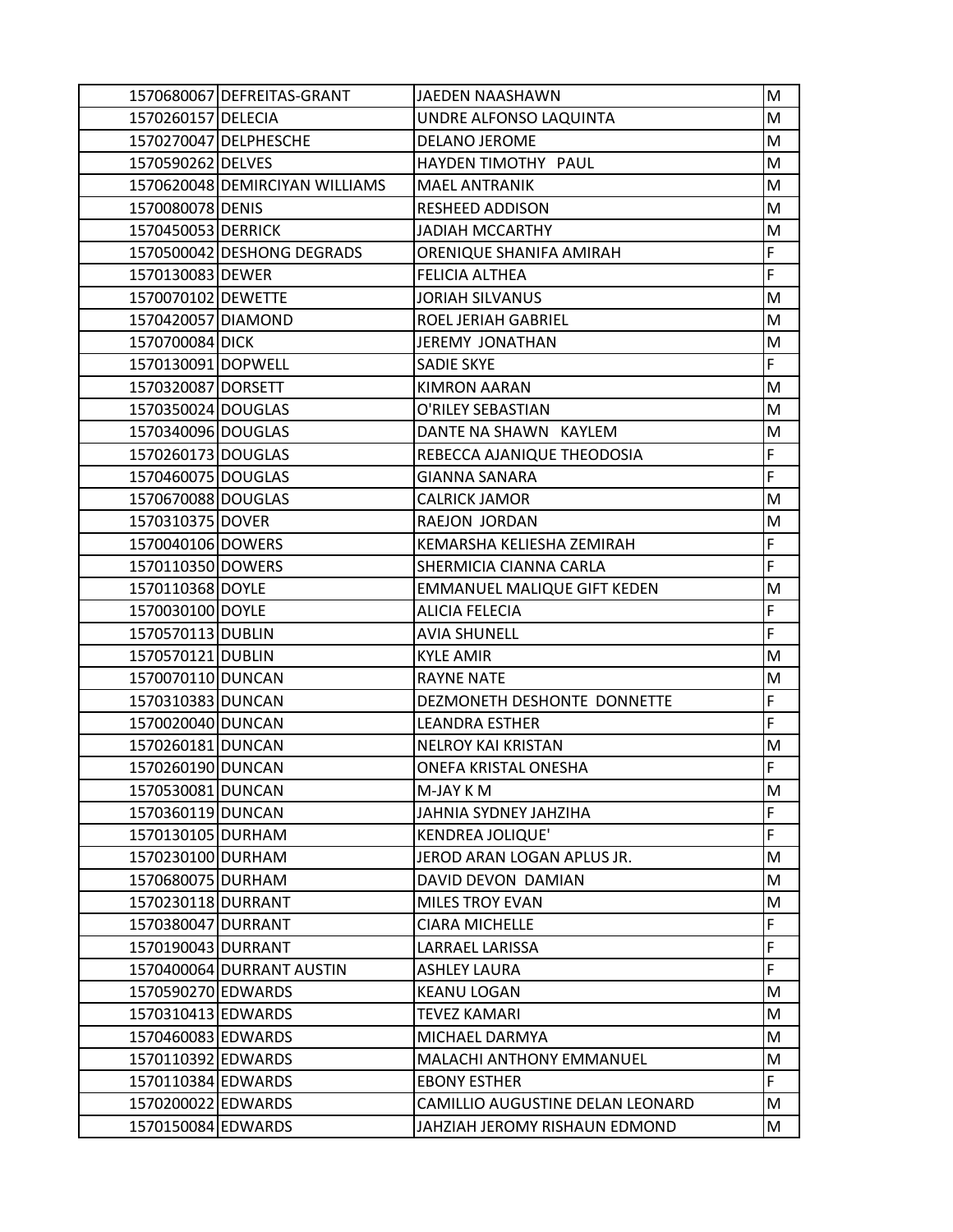| | | | |
|---|---|---|---|
| 1570680067 | DEFREITAS-GRANT | JAEDEN NAASHAWN | M |
| 1570260157 | DELECIA | UNDRE ALFONSO LAQUINTA | M |
| 1570270047 | DELPHESCHE | DELANO JEROME | M |
| 1570590262 | DELVES | HAYDEN TIMOTHY  PAUL | M |
| 1570620048 | DEMIRCIYAN WILLIAMS | MAEL ANTRANIK | M |
| 1570080078 | DENIS | RESHEED ADDISON | M |
| 1570450053 | DERRICK | JADIAH MCCARTHY | M |
| 1570500042 | DESHONG DEGRADS | ORENIQUE SHANIFA AMIRAH | F |
| 1570130083 | DEWER | FELICIA ALTHEA | F |
| 1570070102 | DEWETTE | JORIAH SILVANUS | M |
| 1570420057 | DIAMOND | ROEL JERIAH GABRIEL | M |
| 1570700084 | DICK | JEREMY JONATHAN | M |
| 1570130091 | DOPWELL | SADIE SKYE | F |
| 1570320087 | DORSETT | KIMRON AARAN | M |
| 1570350024 | DOUGLAS | O'RILEY SEBASTIAN | M |
| 1570340096 | DOUGLAS | DANTE NA SHAWN  KAYLEM | M |
| 1570260173 | DOUGLAS | REBECCA AJANIQUE THEODOSIA | F |
| 1570460075 | DOUGLAS | GIANNA SANARA | F |
| 1570670088 | DOUGLAS | CALRICK JAMOR | M |
| 1570310375 | DOVER | RAEJON  JORDAN | M |
| 1570040106 | DOWERS | KEMARSHA KELIESHA ZEMIRAH | F |
| 1570110350 | DOWERS | SHERMICIA CIANNA CARLA | F |
| 1570110368 | DOYLE | EMMANUEL MALIQUE GIFT KEDEN | M |
| 1570030100 | DOYLE | ALICIA FELECIA | F |
| 1570570113 | DUBLIN | AVIA SHUNELL | F |
| 1570570121 | DUBLIN | KYLE AMIR | M |
| 1570070110 | DUNCAN | RAYNE NATE | M |
| 1570310383 | DUNCAN | DEZMONETH DESHONTE  DONNETTE | F |
| 1570020040 | DUNCAN | LEANDRA ESTHER | F |
| 1570260181 | DUNCAN | NELROY KAI KRISTAN | M |
| 1570260190 | DUNCAN | ONEFA KRISTAL ONESHA | F |
| 1570530081 | DUNCAN | M-JAY K M | M |
| 1570360119 | DUNCAN | JAHNIA SYDNEY JAHZIHA | F |
| 1570130105 | DURHAM | KENDREA JOLIQUE' | F |
| 1570230100 | DURHAM | JEROD ARAN LOGAN APLUS JR. | M |
| 1570680075 | DURHAM | DAVID DEVON  DAMIAN | M |
| 1570230118 | DURRANT | MILES TROY EVAN | M |
| 1570380047 | DURRANT | CIARA MICHELLE | F |
| 1570190043 | DURRANT | LARRAEL LARISSA | F |
| 1570400064 | DURRANT AUSTIN | ASHLEY LAURA | F |
| 1570590270 | EDWARDS | KEANU LOGAN | M |
| 1570310413 | EDWARDS | TEVEZ KAMARI | M |
| 1570460083 | EDWARDS | MICHAEL DARMYA | M |
| 1570110392 | EDWARDS | MALACHI ANTHONY EMMANUEL | M |
| 1570110384 | EDWARDS | EBONY ESTHER | F |
| 1570200022 | EDWARDS | CAMILLIO AUGUSTINE DELAN LEONARD | M |
| 1570150084 | EDWARDS | JAHZIAH JEROMY RISHAUN EDMOND | M |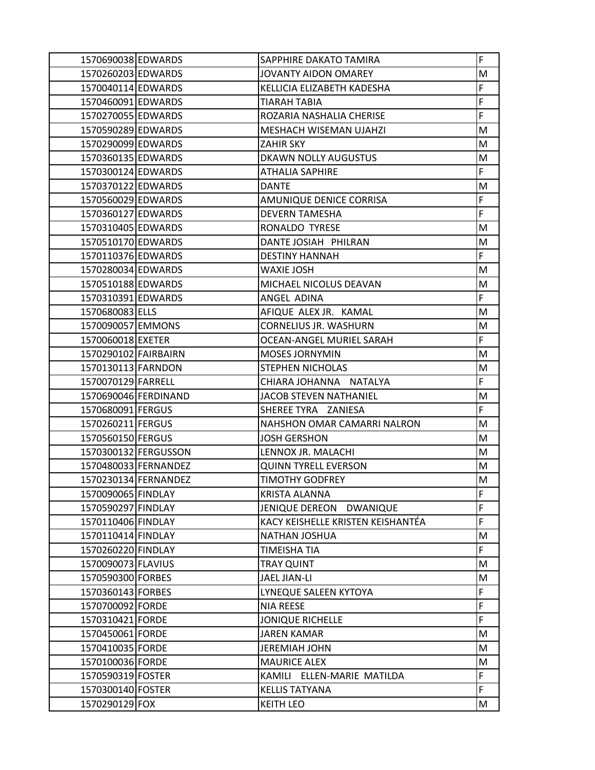| | | | |
|---|---|---|---|
| 1570690038 | EDWARDS | SAPPHIRE DAKATO TAMIRA | F |
| 1570260203 | EDWARDS | JOVANTY AIDON OMAREY | M |
| 1570040114 | EDWARDS | KELLICIA ELIZABETH KADESHA | F |
| 1570460091 | EDWARDS | TIARAH TABIA | F |
| 1570270055 | EDWARDS | ROZARIA NASHALIA CHERISE | F |
| 1570590289 | EDWARDS | MESHACH WISEMAN UJAHZI | M |
| 1570290099 | EDWARDS | ZAHIR SKY | M |
| 1570360135 | EDWARDS | DKAWN NOLLY AUGUSTUS | M |
| 1570300124 | EDWARDS | ATHALIA SAPHIRE | F |
| 1570370122 | EDWARDS | DANTE | M |
| 1570560029 | EDWARDS | AMUNIQUE DENICE CORRISA | F |
| 1570360127 | EDWARDS | DEVERN TAMESHA | F |
| 1570310405 | EDWARDS | RONALDO TYRESE | M |
| 1570510170 | EDWARDS | DANTE JOSIAH PHILRAN | M |
| 1570110376 | EDWARDS | DESTINY HANNAH | F |
| 1570280034 | EDWARDS | WAXIE JOSH | M |
| 1570510188 | EDWARDS | MICHAEL NICOLUS DEAVAN | M |
| 1570310391 | EDWARDS | ANGEL ADINA | F |
| 1570680083 | ELLS | AFIQUE ALEX JR. KAMAL | M |
| 1570090057 | EMMONS | CORNELIUS JR. WASHURN | M |
| 1570060018 | EXETER | OCEAN-ANGEL MURIEL SARAH | F |
| 1570290102 | FAIRBAIRN | MOSES JORNYMIN | M |
| 1570130113 | FARNDON | STEPHEN NICHOLAS | M |
| 1570070129 | FARRELL | CHIARA JOHANNA NATALYA | F |
| 1570690046 | FERDINAND | JACOB STEVEN NATHANIEL | M |
| 1570680091 | FERGUS | SHEREE TYRA ZANIESA | F |
| 1570260211 | FERGUS | NAHSHON OMAR CAMARRI NALRON | M |
| 1570560150 | FERGUS | JOSH GERSHON | M |
| 1570300132 | FERGUSSON | LENNOX JR. MALACHI | M |
| 1570480033 | FERNANDEZ | QUINN TYRELL EVERSON | M |
| 1570230134 | FERNANDEZ | TIMOTHY GODFREY | M |
| 1570090065 | FINDLAY | KRISTA ALANNA | F |
| 1570590297 | FINDLAY | JENIQUE DEREON DWANIQUE | F |
| 1570110406 | FINDLAY | KACY KEISHELLE KRISTEN KEISHANTÉA | F |
| 1570110414 | FINDLAY | NATHAN JOSHUA | M |
| 1570260220 | FINDLAY | TIMEISHA TIA | F |
| 1570090073 | FLAVIUS | TRAY QUINT | M |
| 1570590300 | FORBES | JAEL JIAN-LI | M |
| 1570360143 | FORBES | LYNEQUE SALEEN KYTOYA | F |
| 1570700092 | FORDE | NIA REESE | F |
| 1570310421 | FORDE | JONIQUE RICHELLE | F |
| 1570450061 | FORDE | JAREN KAMAR | M |
| 1570410035 | FORDE | JEREMIAH JOHN | M |
| 1570100036 | FORDE | MAURICE ALEX | M |
| 1570590319 | FOSTER | KAMILI ELLEN-MARIE MATILDA | F |
| 1570300140 | FOSTER | KELLIS TATYANA | F |
| 1570290129 | FOX | KEITH LEO | M |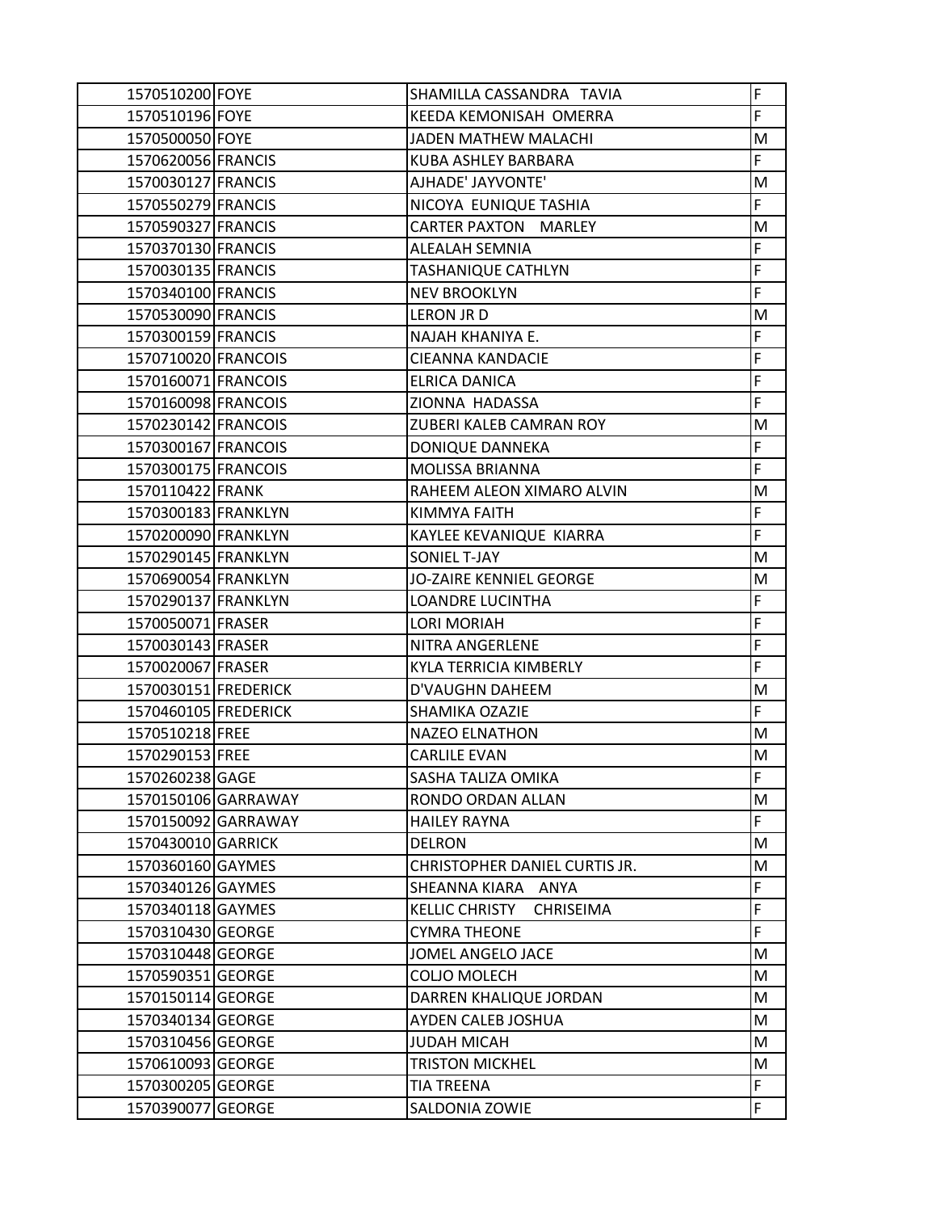| | | | |
|---|---|---|---|
| 1570510200 | FOYE | SHAMILLA CASSANDRA  TAVIA | F |
| 1570510196 | FOYE | KEEDA KEMONISAH  OMERRA | F |
| 1570500050 | FOYE | JADEN MATHEW MALACHI | M |
| 1570620056 | FRANCIS | KUBA ASHLEY BARBARA | F |
| 1570030127 | FRANCIS | AJHADE' JAYVONTE' | M |
| 1570550279 | FRANCIS | NICOYA  EUNIQUE TASHIA | F |
| 1570590327 | FRANCIS | CARTER PAXTON   MARLEY | M |
| 1570370130 | FRANCIS | ALEALAH SEMNIA | F |
| 1570030135 | FRANCIS | TASHANIQUE CATHLYN | F |
| 1570340100 | FRANCIS | NEV BROOKLYN | F |
| 1570530090 | FRANCIS | LERON JR D | M |
| 1570300159 | FRANCIS | NAJAH KHANIYA E. | F |
| 1570710020 | FRANCOIS | CIEANNA KANDACIE | F |
| 1570160071 | FRANCOIS | ELRICA DANICA | F |
| 1570160098 | FRANCOIS | ZIONNA  HADASSA | F |
| 1570230142 | FRANCOIS | ZUBERI KALEB CAMRAN ROY | M |
| 1570300167 | FRANCOIS | DONIQUE DANNEKA | F |
| 1570300175 | FRANCOIS | MOLISSA BRIANNA | F |
| 1570110422 | FRANK | RAHEEM ALEON XIMARO ALVIN | M |
| 1570300183 | FRANKLYN | KIMMYA FAITH | F |
| 1570200090 | FRANKLYN | KAYLEE KEVANIQUE  KIARRA | F |
| 1570290145 | FRANKLYN | SONIEL T-JAY | M |
| 1570690054 | FRANKLYN | JO-ZAIRE KENNIEL GEORGE | M |
| 1570290137 | FRANKLYN | LOANDRE LUCINTHA | F |
| 1570050071 | FRASER | LORI MORIAH | F |
| 1570030143 | FRASER | NITRA ANGERLENE | F |
| 1570020067 | FRASER | KYLA TERRICIA KIMBERLY | F |
| 1570030151 | FREDERICK | D'VAUGHN DAHEEM | M |
| 1570460105 | FREDERICK | SHAMIKA OZAZIE | F |
| 1570510218 | FREE | NAZEO ELNATHON | M |
| 1570290153 | FREE | CARLILE EVAN | M |
| 1570260238 | GAGE | SASHA TALIZA OMIKA | F |
| 1570150106 | GARRAWAY | RONDO ORDAN ALLAN | M |
| 1570150092 | GARRAWAY | HAILEY RAYNA | F |
| 1570430010 | GARRICK | DELRON | M |
| 1570360160 | GAYMES | CHRISTOPHER DANIEL CURTIS JR. | M |
| 1570340126 | GAYMES | SHEANNA KIARA   ANYA | F |
| 1570340118 | GAYMES | KELLIC CHRISTY   CHRISEIMA | F |
| 1570310430 | GEORGE | CYMRA THEONE | F |
| 1570310448 | GEORGE | JOMEL ANGELO JACE | M |
| 1570590351 | GEORGE | COLJO MOLECH | M |
| 1570150114 | GEORGE | DARREN KHALIQUE JORDAN | M |
| 1570340134 | GEORGE | AYDEN CALEB JOSHUA | M |
| 1570310456 | GEORGE | JUDAH MICAH | M |
| 1570610093 | GEORGE | TRISTON MICKHEL | M |
| 1570300205 | GEORGE | TIA TREENA | F |
| 1570390077 | GEORGE | SALDONIA ZOWIE | F |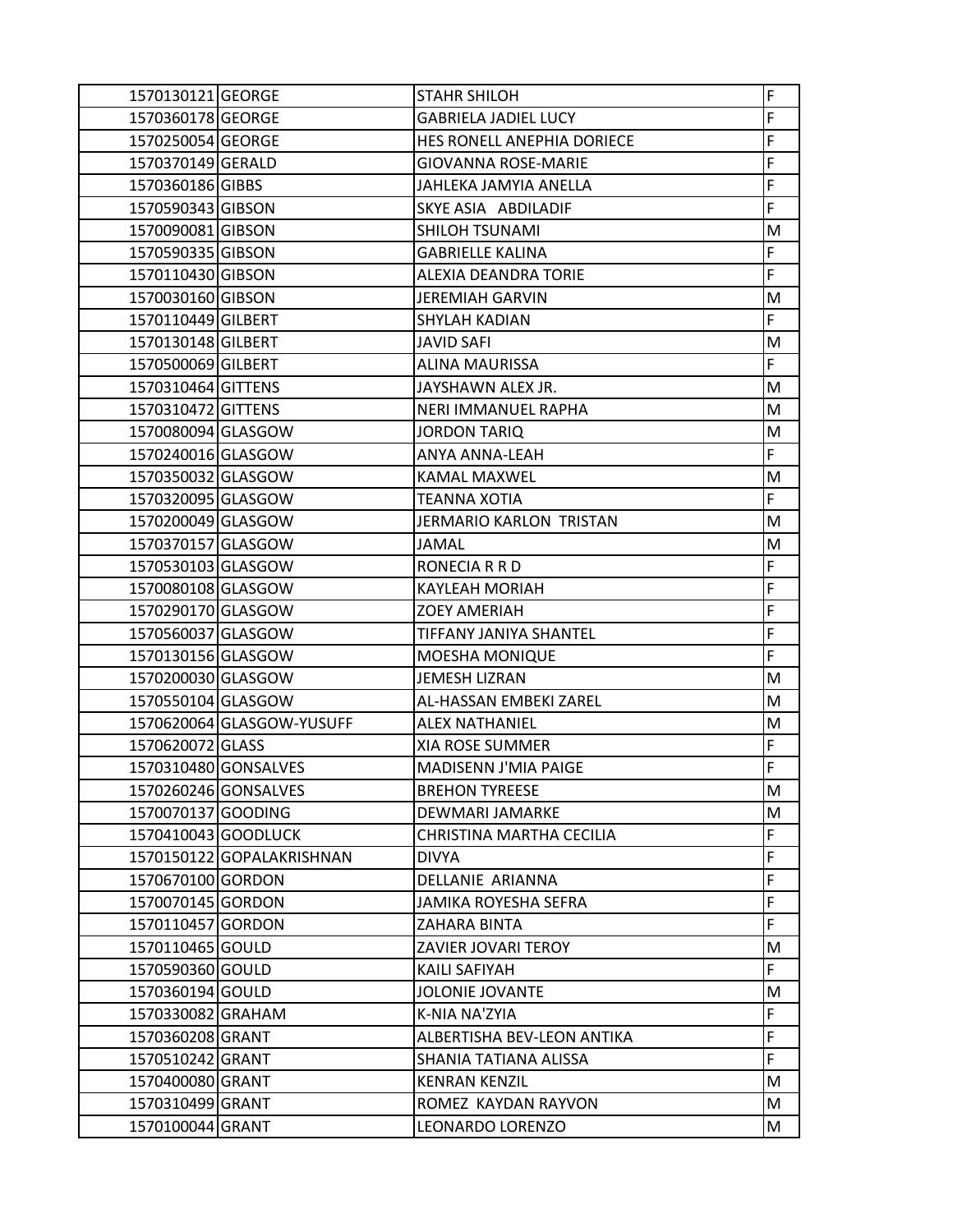| | | | |
|---|---|---|---|
| 1570130121 | GEORGE | STAHR SHILOH | F |
| 1570360178 | GEORGE | GABRIELA JADIEL LUCY | F |
| 1570250054 | GEORGE | HES RONELL ANEPHIA DORIECE | F |
| 1570370149 | GERALD | GIOVANNA ROSE-MARIE | F |
| 1570360186 | GIBBS | JAHLEKA JAMYIA ANELLA | F |
| 1570590343 | GIBSON | SKYE ASIA  ABDILADIF | F |
| 1570090081 | GIBSON | SHILOH TSUNAMI | M |
| 1570590335 | GIBSON | GABRIELLE KALINA | F |
| 1570110430 | GIBSON | ALEXIA DEANDRA TORIE | F |
| 1570030160 | GIBSON | JEREMIAH GARVIN | M |
| 1570110449 | GILBERT | SHYLAH KADIAN | F |
| 1570130148 | GILBERT | JAVID SAFI | M |
| 1570500069 | GILBERT | ALINA MAURISSA | F |
| 1570310464 | GITTENS | JAYSHAWN ALEX JR. | M |
| 1570310472 | GITTENS | NERI IMMANUEL RAPHA | M |
| 1570080094 | GLASGOW | JORDON TARIQ | M |
| 1570240016 | GLASGOW | ANYA ANNA-LEAH | F |
| 1570350032 | GLASGOW | KAMAL MAXWEL | M |
| 1570320095 | GLASGOW | TEANNA XOTIA | F |
| 1570200049 | GLASGOW | JERMARIO KARLON  TRISTAN | M |
| 1570370157 | GLASGOW | JAMAL | M |
| 1570530103 | GLASGOW | RONECIA R R D | F |
| 1570080108 | GLASGOW | KAYLEAH MORIAH | F |
| 1570290170 | GLASGOW | ZOEY AMERIAH | F |
| 1570560037 | GLASGOW | TIFFANY JANIYA SHANTEL | F |
| 1570130156 | GLASGOW | MOESHA MONIQUE | F |
| 1570200030 | GLASGOW | JEMESH LIZRAN | M |
| 1570550104 | GLASGOW | AL-HASSAN EMBEKI ZAREL | M |
| 1570620064 | GLASGOW-YUSUFF | ALEX NATHANIEL | M |
| 1570620072 | GLASS | XIA ROSE SUMMER | F |
| 1570310480 | GONSALVES | MADISENN J'MIA PAIGE | F |
| 1570260246 | GONSALVES | BREHON TYREESE | M |
| 1570070137 | GOODING | DEWMARI JAMARKE | M |
| 1570410043 | GOODLUCK | CHRISTINA MARTHA CECILIA | F |
| 1570150122 | GOPALAKRISHNAN | DIVYA | F |
| 1570670100 | GORDON | DELLANIE  ARIANNA | F |
| 1570070145 | GORDON | JAMIKA ROYESHA SEFRA | F |
| 1570110457 | GORDON | ZAHARA BINTA | F |
| 1570110465 | GOULD | ZAVIER JOVARI TEROY | M |
| 1570590360 | GOULD | KAILI SAFIYAH | F |
| 1570360194 | GOULD | JOLONIE JOVANTE | M |
| 1570330082 | GRAHAM | K-NIA NA'ZYIA | F |
| 1570360208 | GRANT | ALBERTISHA BEV-LEON ANTIKA | F |
| 1570510242 | GRANT | SHANIA TATIANA ALISSA | F |
| 1570400080 | GRANT | KENRAN KENZIL | M |
| 1570310499 | GRANT | ROMEZ  KAYDAN RAYVON | M |
| 1570100044 | GRANT | LEONARDO LORENZO | M |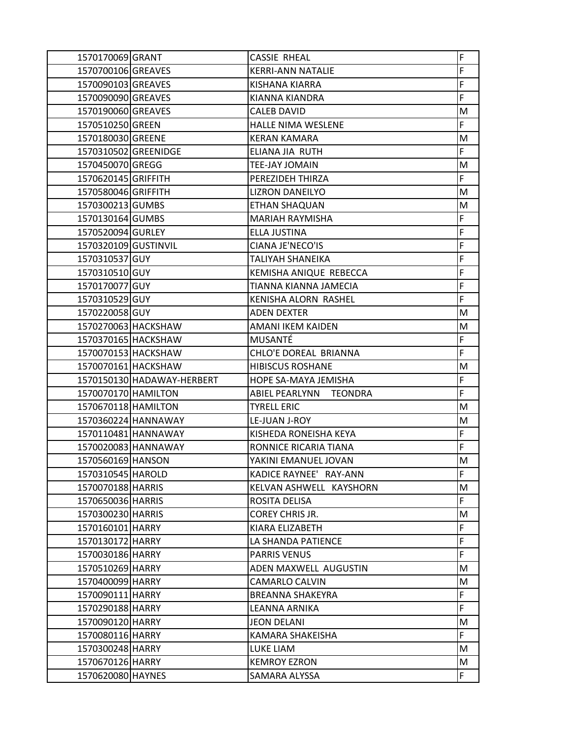| | | | |
|---|---|---|---|
| 1570170069 | GRANT | CASSIE RHEAL | F |
| 1570700106 | GREAVES | KERRI-ANN NATALIE | F |
| 1570090103 | GREAVES | KISHANA KIARRA | F |
| 1570090090 | GREAVES | KIANNA KIANDRA | F |
| 1570190060 | GREAVES | CALEB DAVID | M |
| 1570510250 | GREEN | HALLE NIMA WESLENE | F |
| 1570180030 | GREENE | KERAN KAMARA | M |
| 1570310502 | GREENIDGE | ELIANA JIA RUTH | F |
| 1570450070 | GREGG | TEE-JAY JOMAIN | M |
| 1570620145 | GRIFFITH | PEREZIDEH THIRZA | F |
| 1570580046 | GRIFFITH | LIZRON DANEILYO | M |
| 1570300213 | GUMBS | ETHAN SHAQUAN | M |
| 1570130164 | GUMBS | MARIAH RAYMISHA | F |
| 1570520094 | GURLEY | ELLA JUSTINA | F |
| 1570320109 | GUSTINVIL | CIANA JE'NECO'IS | F |
| 1570310537 | GUY | TALIYAH SHANEIKA | F |
| 1570310510 | GUY | KEMISHA ANIQUE REBECCA | F |
| 1570170077 | GUY | TIANNA KIANNA JAMECIA | F |
| 1570310529 | GUY | KENISHA ALORN RASHEL | F |
| 1570220058 | GUY | ADEN DEXTER | M |
| 1570270063 | HACKSHAW | AMANI IKEM KAIDEN | M |
| 1570370165 | HACKSHAW | MUSANTÉ | F |
| 1570070153 | HACKSHAW | CHLO'E DOREAL BRIANNA | F |
| 1570070161 | HACKSHAW | HIBISCUS ROSHANE | M |
| 1570150130 | HADAWAY-HERBERT | HOPE SA-MAYA JEMISHA | F |
| 1570070170 | HAMILTON | ABIEL PEARLYNN TEONDRA | F |
| 1570670118 | HAMILTON | TYRELL ERIC | M |
| 1570360224 | HANNAWAY | LE-JUAN J-ROY | M |
| 1570110481 | HANNAWAY | KISHEDA RONEISHA KEYA | F |
| 1570020083 | HANNAWAY | RONNICE RICARIA TIANA | F |
| 1570560169 | HANSON | YAKINI EMANUEL JOVAN | M |
| 1570310545 | HAROLD | KADICE RAYNEE' RAY-ANN | F |
| 1570070188 | HARRIS | KELVAN ASHWELL KAYSHORN | M |
| 1570650036 | HARRIS | ROSITA DELISA | F |
| 1570300230 | HARRIS | COREY CHRIS JR. | M |
| 1570160101 | HARRY | KIARA ELIZABETH | F |
| 1570130172 | HARRY | LA SHANDA PATIENCE | F |
| 1570030186 | HARRY | PARRIS VENUS | F |
| 1570510269 | HARRY | ADEN MAXWELL AUGUSTIN | M |
| 1570400099 | HARRY | CAMARLO CALVIN | M |
| 1570090111 | HARRY | BREANNA SHAKEYRA | F |
| 1570290188 | HARRY | LEANNA ARNIKA | F |
| 1570090120 | HARRY | JEON DELANI | M |
| 1570080116 | HARRY | KAMARA SHAKEISHA | F |
| 1570300248 | HARRY | LUKE LIAM | M |
| 1570670126 | HARRY | KEMROY EZRON | M |
| 1570620080 | HAYNES | SAMARA ALYSSA | F |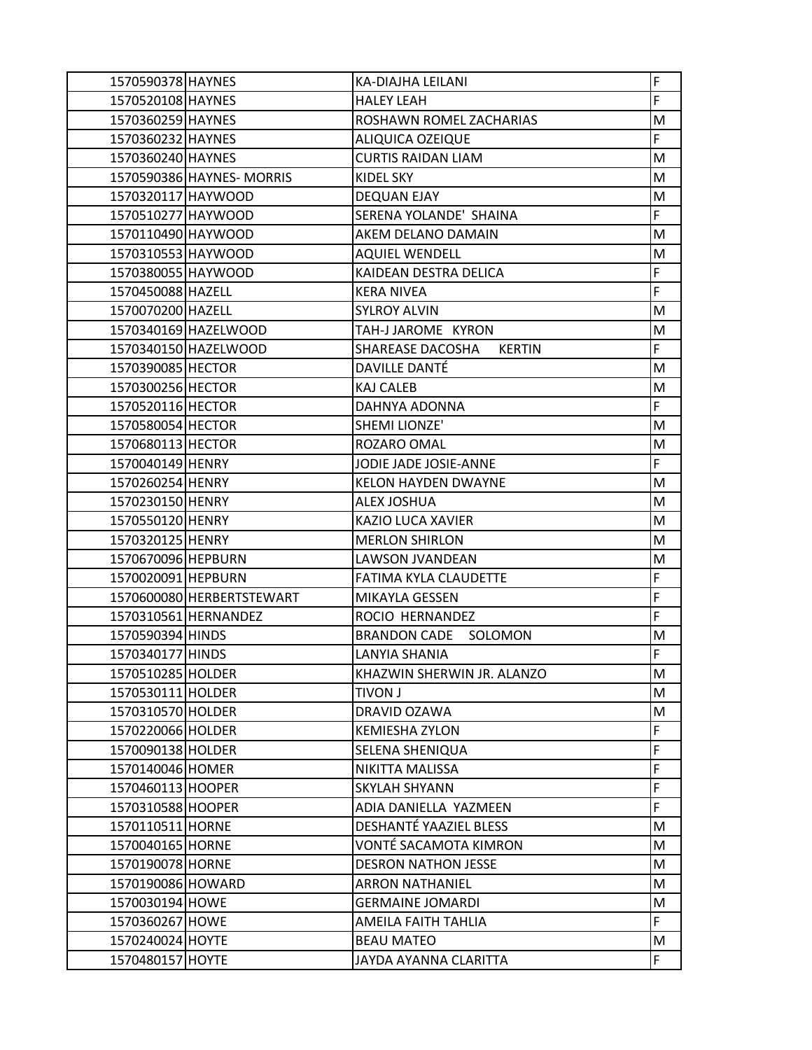| | | | |
|---|---|---|---|
| 1570590378 | HAYNES | KA-DIAJHA LEILANI | F |
| 1570520108 | HAYNES | HALEY LEAH | F |
| 1570360259 | HAYNES | ROSHAWN ROMEL ZACHARIAS | M |
| 1570360232 | HAYNES | ALIQUICA OZEIQUE | F |
| 1570360240 | HAYNES | CURTIS RAIDAN LIAM | M |
| 1570590386 | HAYNES- MORRIS | KIDEL SKY | M |
| 1570320117 | HAYWOOD | DEQUAN EJAY | M |
| 1570510277 | HAYWOOD | SERENA YOLANDE' SHAINA | F |
| 1570110490 | HAYWOOD | AKEM DELANO DAMAIN | M |
| 1570310553 | HAYWOOD | AQUIEL WENDELL | M |
| 1570380055 | HAYWOOD | KAIDEAN DESTRA DELICA | F |
| 1570450088 | HAZELL | KERA NIVEA | F |
| 1570070200 | HAZELL | SYLROY ALVIN | M |
| 1570340169 | HAZELWOOD | TAH-J JAROME KYRON | M |
| 1570340150 | HAZELWOOD | SHAREASE DACOSHA KERTIN | F |
| 1570390085 | HECTOR | DAVILLE DANTÉ | M |
| 1570300256 | HECTOR | KAJ CALEB | M |
| 1570520116 | HECTOR | DAHNYA ADONNA | F |
| 1570580054 | HECTOR | SHEMI LIONZE' | M |
| 1570680113 | HECTOR | ROZARO OMAL | M |
| 1570040149 | HENRY | JODIE JADE JOSIE-ANNE | F |
| 1570260254 | HENRY | KELON HAYDEN DWAYNE | M |
| 1570230150 | HENRY | ALEX JOSHUA | M |
| 1570550120 | HENRY | KAZIO LUCA XAVIER | M |
| 1570320125 | HENRY | MERLON SHIRLON | M |
| 1570670096 | HEPBURN | LAWSON JVANDEAN | M |
| 1570020091 | HEPBURN | FATIMA KYLA CLAUDETTE | F |
| 1570600080 | HERBERTSTEWART | MIKAYLA GESSEN | F |
| 1570310561 | HERNANDEZ | ROCIO HERNANDEZ | F |
| 1570590394 | HINDS | BRANDON CADE SOLOMON | M |
| 1570340177 | HINDS | LANYIA SHANIA | F |
| 1570510285 | HOLDER | KHAZWIN SHERWIN JR. ALANZO | M |
| 1570530111 | HOLDER | TIVON J | M |
| 1570310570 | HOLDER | DRAVID OZAWA | M |
| 1570220066 | HOLDER | KEMIESHA ZYLON | F |
| 1570090138 | HOLDER | SELENA SHENIQUA | F |
| 1570140046 | HOMER | NIKITTA MALISSA | F |
| 1570460113 | HOOPER | SKYLAH SHYANN | F |
| 1570310588 | HOOPER | ADIA DANIELLA YAZMEEN | F |
| 1570110511 | HORNE | DESHANTÉ YAAZIEL BLESS | M |
| 1570040165 | HORNE | VONTÉ SACAMOTA KIMRON | M |
| 1570190078 | HORNE | DESRON NATHON JESSE | M |
| 1570190086 | HOWARD | ARRON NATHANIEL | M |
| 1570030194 | HOWE | GERMAINE JOMARDI | M |
| 1570360267 | HOWE | AMEILA FAITH TAHLIA | F |
| 1570240024 | HOYTE | BEAU MATEO | M |
| 1570480157 | HOYTE | JAYDA AYANNA CLARITTA | F |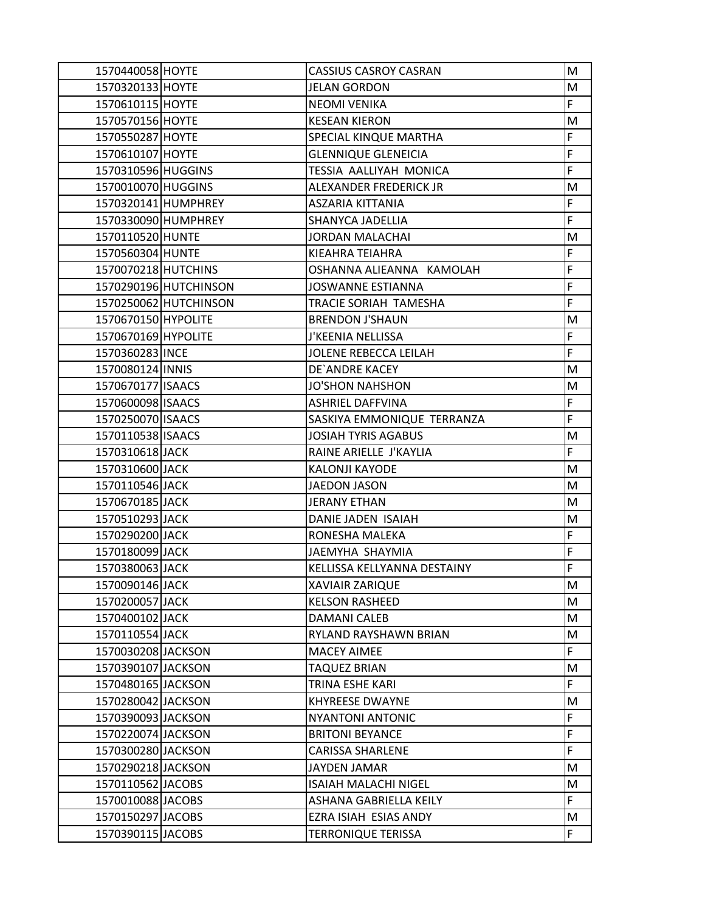| | | | |
|---|---|---|---|
| 1570440058 | HOYTE | CASSIUS CASROY CASRAN | M |
| 1570320133 | HOYTE | JELAN GORDON | M |
| 1570610115 | HOYTE | NEOMI VENIKA | F |
| 1570570156 | HOYTE | KESEAN KIERON | M |
| 1570550287 | HOYTE | SPECIAL KINQUE MARTHA | F |
| 1570610107 | HOYTE | GLENNIQUE GLENEICIA | F |
| 1570310596 | HUGGINS | TESSIA AALLIYAH MONICA | F |
| 1570010070 | HUGGINS | ALEXANDER FREDERICK JR | M |
| 1570320141 | HUMPHREY | ASZARIA KITTANIA | F |
| 1570330090 | HUMPHREY | SHANYCA JADELLIA | F |
| 1570110520 | HUNTE | JORDAN MALACHAI | M |
| 1570560304 | HUNTE | KIEAHRA TEIAHRA | F |
| 1570070218 | HUTCHINS | OSHANNA ALIEANNA KAMOLAH | F |
| 1570290196 | HUTCHINSON | JOSWANNE ESTIANNA | F |
| 1570250062 | HUTCHINSON | TRACIE SORIAH TAMESHA | F |
| 1570670150 | HYPOLITE | BRENDON J'SHAUN | M |
| 1570670169 | HYPOLITE | J'KEENIA NELLISSA | F |
| 1570360283 | INCE | JOLENE REBECCA LEILAH | F |
| 1570080124 | INNIS | DE`ANDRE KACEY | M |
| 1570670177 | ISAACS | JO'SHON NAHSHON | M |
| 1570600098 | ISAACS | ASHRIEL DAFFVINA | F |
| 1570250070 | ISAACS | SASKIYA EMMONIQUE TERRANZA | F |
| 1570110538 | ISAACS | JOSIAH TYRIS AGABUS | M |
| 1570310618 | JACK | RAINE ARIELLE J'KAYLIA | F |
| 1570310600 | JACK | KALONJI KAYODE | M |
| 1570110546 | JACK | JAEDON JASON | M |
| 1570670185 | JACK | JERANY ETHAN | M |
| 1570510293 | JACK | DANIE JADEN ISAIAH | M |
| 1570290200 | JACK | RONESHA MALEKA | F |
| 1570180099 | JACK | JAEMYHA SHAYMIA | F |
| 1570380063 | JACK | KELLISSA KELLYANNA DESTAINY | F |
| 1570090146 | JACK | XAVIAIR ZARIQUE | M |
| 1570200057 | JACK | KELSON RASHEED | M |
| 1570400102 | JACK | DAMANI CALEB | M |
| 1570110554 | JACK | RYLAND RAYSHAWN BRIAN | M |
| 1570030208 | JACKSON | MACEY AIMEE | F |
| 1570390107 | JACKSON | TAQUEZ BRIAN | M |
| 1570480165 | JACKSON | TRINA ESHE KARI | F |
| 1570280042 | JACKSON | KHYREESE DWAYNE | M |
| 1570390093 | JACKSON | NYANTONI ANTONIC | F |
| 1570220074 | JACKSON | BRITONI BEYANCE | F |
| 1570300280 | JACKSON | CARISSA SHARLENE | F |
| 1570290218 | JACKSON | JAYDEN JAMAR | M |
| 1570110562 | JACOBS | ISAIAH MALACHI NIGEL | M |
| 1570010088 | JACOBS | ASHANA GABRIELLA KEILY | F |
| 1570150297 | JACOBS | EZRA ISIAH ESIAS ANDY | M |
| 1570390115 | JACOBS | TERRONIQUE TERISSA | F |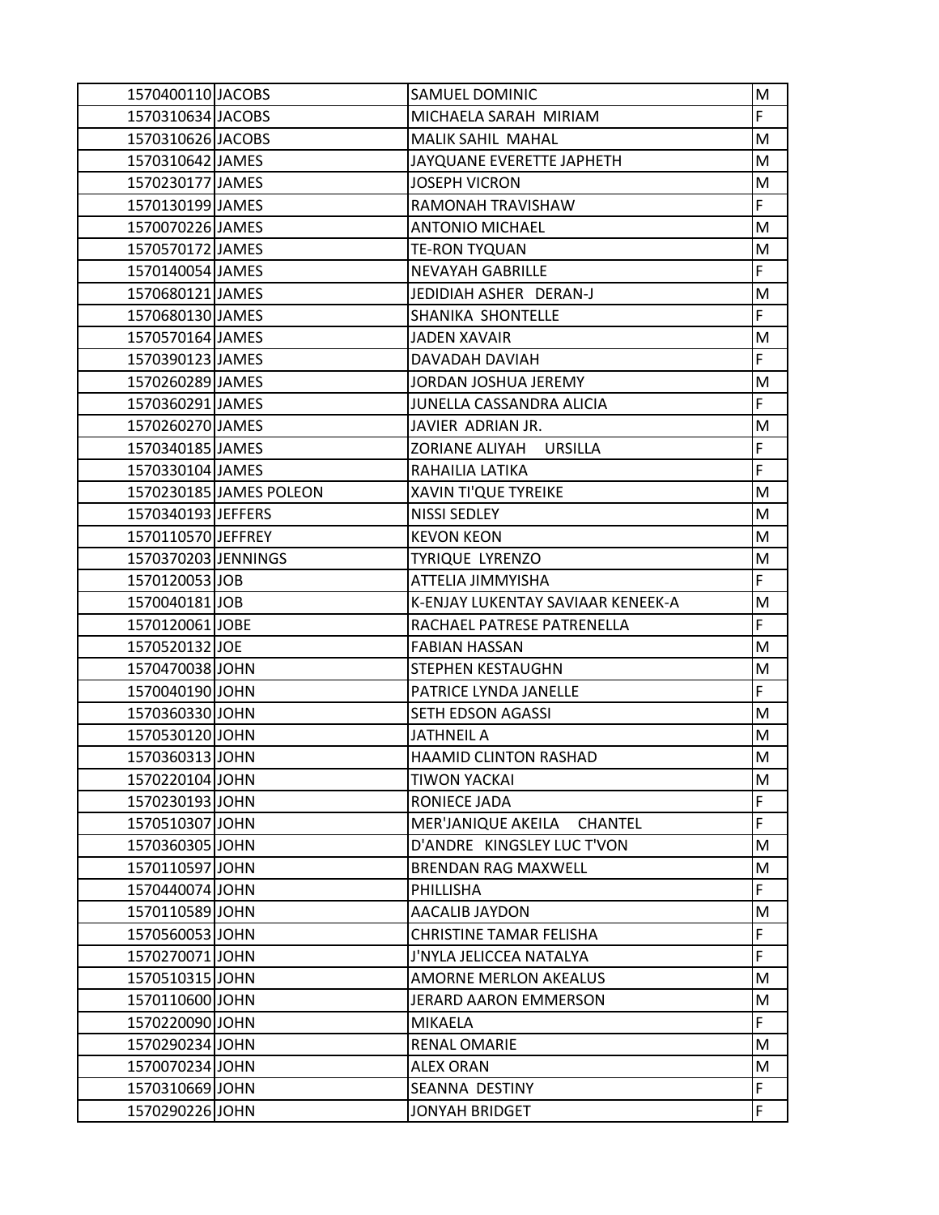| | | | |
|---|---|---|---|
| 1570400110 | JACOBS | SAMUEL DOMINIC | M |
| 1570310634 | JACOBS | MICHAELA SARAH MIRIAM | F |
| 1570310626 | JACOBS | MALIK SAHIL MAHAL | M |
| 1570310642 | JAMES | JAYQUANE EVERETTE JAPHETH | M |
| 1570230177 | JAMES | JOSEPH VICRON | M |
| 1570130199 | JAMES | RAMONAH TRAVISHAW | F |
| 1570070226 | JAMES | ANTONIO MICHAEL | M |
| 1570570172 | JAMES | TE-RON TYQUAN | M |
| 1570140054 | JAMES | NEVAYAH GABRILLE | F |
| 1570680121 | JAMES | JEDIDIAH ASHER DERAN-J | M |
| 1570680130 | JAMES | SHANIKA SHONTELLE | F |
| 1570570164 | JAMES | JADEN XAVAIR | M |
| 1570390123 | JAMES | DAVADAH DAVIAH | F |
| 1570260289 | JAMES | JORDAN JOSHUA JEREMY | M |
| 1570360291 | JAMES | JUNELLA CASSANDRA ALICIA | F |
| 1570260270 | JAMES | JAVIER ADRIAN JR. | M |
| 1570340185 | JAMES | ZORIANE ALIYAH URSILLA | F |
| 1570330104 | JAMES | RAHAILIA LATIKA | F |
| 1570230185 | JAMES POLEON | XAVIN TI'QUE TYREIKE | M |
| 1570340193 | JEFFERS | NISSI SEDLEY | M |
| 1570110570 | JEFFREY | KEVON KEON | M |
| 1570370203 | JENNINGS | TYRIQUE LYRENZO | M |
| 1570120053 | JOB | ATTELIA JIMMYISHA | F |
| 1570040181 | JOB | K-ENJAY LUKENTAY SAVIAAR KENEEK-A | M |
| 1570120061 | JOBE | RACHAEL PATRESE PATRENELLA | F |
| 1570520132 | JOE | FABIAN HASSAN | M |
| 1570470038 | JOHN | STEPHEN KESTAUGHN | M |
| 1570040190 | JOHN | PATRICE LYNDA JANELLE | F |
| 1570360330 | JOHN | SETH EDSON AGASSI | M |
| 1570530120 | JOHN | JATHNEIL A | M |
| 1570360313 | JOHN | HAAMID CLINTON RASHAD | M |
| 1570220104 | JOHN | TIWON YACKAI | M |
| 1570230193 | JOHN | RONIECE JADA | F |
| 1570510307 | JOHN | MER'JANIQUE AKEILA CHANTEL | F |
| 1570360305 | JOHN | D'ANDRE KINGSLEY LUC T'VON | M |
| 1570110597 | JOHN | BRENDAN RAG MAXWELL | M |
| 1570440074 | JOHN | PHILLISHA | F |
| 1570110589 | JOHN | AACALIB JAYDON | M |
| 1570560053 | JOHN | CHRISTINE TAMAR FELISHA | F |
| 1570270071 | JOHN | J'NYLA JELICCEA NATALYA | F |
| 1570510315 | JOHN | AMORNE MERLON AKEALUS | M |
| 1570110600 | JOHN | JERARD AARON EMMERSON | M |
| 1570220090 | JOHN | MIKAELA | F |
| 1570290234 | JOHN | RENAL OMARIE | M |
| 1570070234 | JOHN | ALEX ORAN | M |
| 1570310669 | JOHN | SEANNA DESTINY | F |
| 1570290226 | JOHN | JONYAH BRIDGET | F |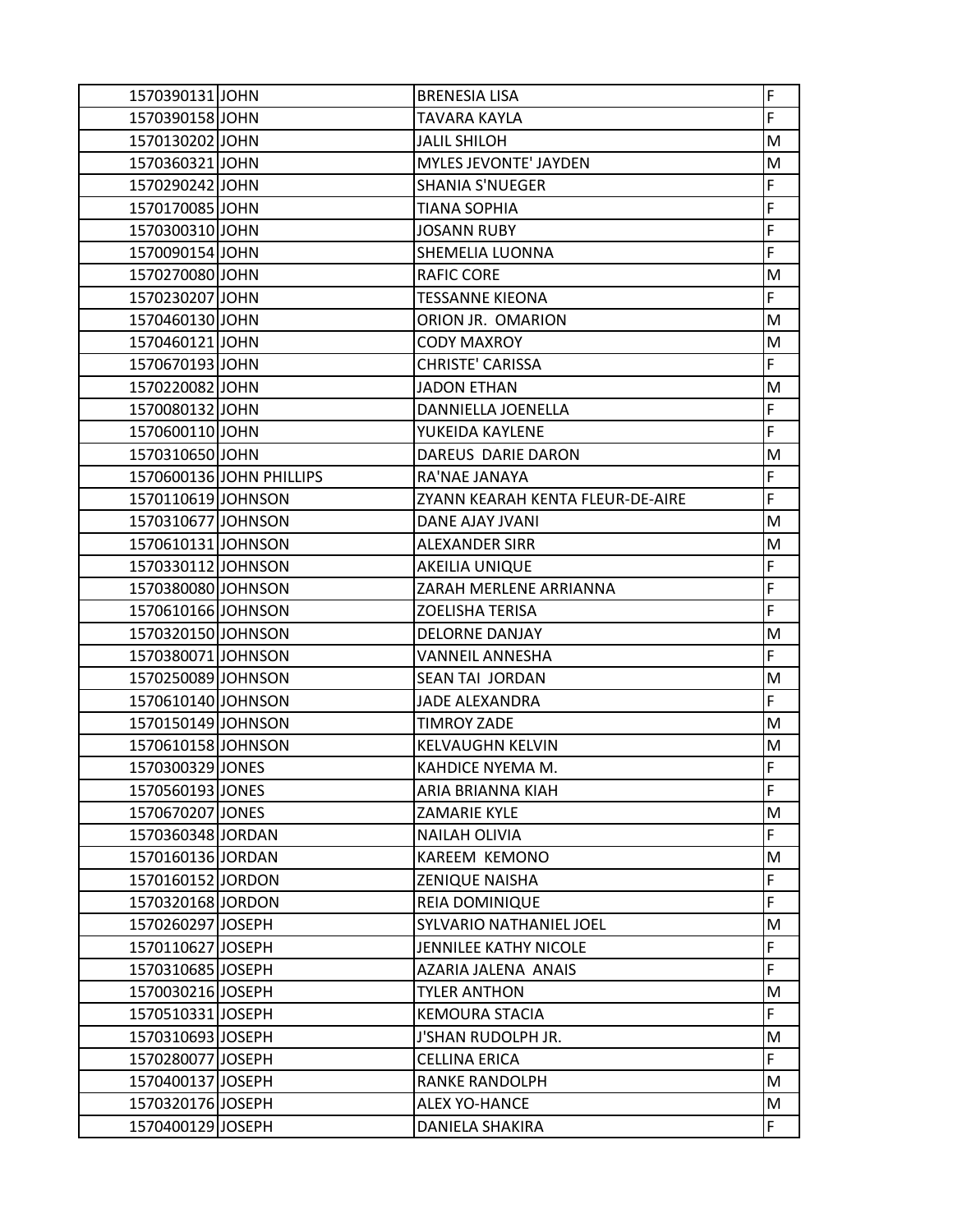| | | | |
|---|---|---|---|
| 1570390131 | JOHN | BRENESIA LISA | F |
| 1570390158 | JOHN | TAVARA KAYLA | F |
| 1570130202 | JOHN | JALIL SHILOH | M |
| 1570360321 | JOHN | MYLES JEVONTE' JAYDEN | M |
| 1570290242 | JOHN | SHANIA S'NUEGER | F |
| 1570170085 | JOHN | TIANA SOPHIA | F |
| 1570300310 | JOHN | JOSANN RUBY | F |
| 1570090154 | JOHN | SHEMELIA LUONNA | F |
| 1570270080 | JOHN | RAFIC CORE | M |
| 1570230207 | JOHN | TESSANNE KIEONA | F |
| 1570460130 | JOHN | ORION JR. OMARION | M |
| 1570460121 | JOHN | CODY MAXROY | M |
| 1570670193 | JOHN | CHRISTE' CARISSA | F |
| 1570220082 | JOHN | JADON ETHAN | M |
| 1570080132 | JOHN | DANNIELLA JOENELLA | F |
| 1570600110 | JOHN | YUKEIDA KAYLENE | F |
| 1570310650 | JOHN | DAREUS DARIE DARON | M |
| 1570600136 | JOHN PHILLIPS | RA'NAE JANAYA | F |
| 1570110619 | JOHNSON | ZYANN KEARAH KENTA FLEUR-DE-AIRE | F |
| 1570310677 | JOHNSON | DANE AJAY JVANI | M |
| 1570610131 | JOHNSON | ALEXANDER SIRR | M |
| 1570330112 | JOHNSON | AKEILIA UNIQUE | F |
| 1570380080 | JOHNSON | ZARAH MERLENE ARRIANNA | F |
| 1570610166 | JOHNSON | ZOELISHA TERISA | F |
| 1570320150 | JOHNSON | DELORNE DANJAY | M |
| 1570380071 | JOHNSON | VANNEIL ANNESHA | F |
| 1570250089 | JOHNSON | SEAN TAI JORDAN | M |
| 1570610140 | JOHNSON | JADE ALEXANDRA | F |
| 1570150149 | JOHNSON | TIMROY ZADE | M |
| 1570610158 | JOHNSON | KELVAUGHN KELVIN | M |
| 1570300329 | JONES | KAHDICE NYEMA M. | F |
| 1570560193 | JONES | ARIA BRIANNA KIAH | F |
| 1570670207 | JONES | ZAMARIE KYLE | M |
| 1570360348 | JORDAN | NAILAH OLIVIA | F |
| 1570160136 | JORDAN | KAREEM KEMONO | M |
| 1570160152 | JORDON | ZENIQUE NAISHA | F |
| 1570320168 | JORDON | REIA DOMINIQUE | F |
| 1570260297 | JOSEPH | SYLVARIO NATHANIEL JOEL | M |
| 1570110627 | JOSEPH | JENNILEE KATHY NICOLE | F |
| 1570310685 | JOSEPH | AZARIA JALENA ANAIS | F |
| 1570030216 | JOSEPH | TYLER ANTHON | M |
| 1570510331 | JOSEPH | KEMOURA STACIA | F |
| 1570310693 | JOSEPH | J'SHAN RUDOLPH JR. | M |
| 1570280077 | JOSEPH | CELLINA ERICA | F |
| 1570400137 | JOSEPH | RANKE RANDOLPH | M |
| 1570320176 | JOSEPH | ALEX YO-HANCE | M |
| 1570400129 | JOSEPH | DANIELA SHAKIRA | F |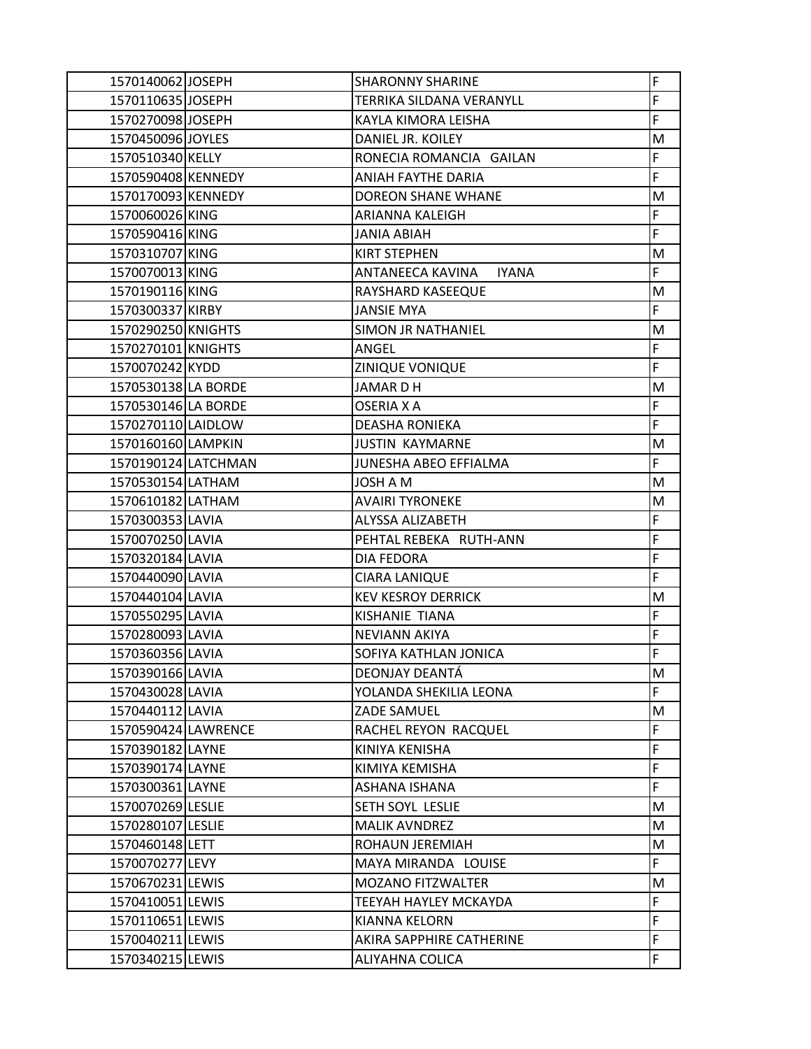| | | | |
|---|---|---|---|
| 1570140062 | JOSEPH | SHARONNY SHARINE | F |
| 1570110635 | JOSEPH | TERRIKA SILDANA VERANYLL | F |
| 1570270098 | JOSEPH | KAYLA KIMORA LEISHA | F |
| 1570450096 | JOYLES | DANIEL JR. KOILEY | M |
| 1570510340 | KELLY | RONECIA ROMANCIA GAILAN | F |
| 1570590408 | KENNEDY | ANIAH FAYTHE DARIA | F |
| 1570170093 | KENNEDY | DOREON SHANE WHANE | M |
| 1570060026 | KING | ARIANNA KALEIGH | F |
| 1570590416 | KING | JANIA ABIAH | F |
| 1570310707 | KING | KIRT STEPHEN | M |
| 1570070013 | KING | ANTANEECA KAVINA IYANA | F |
| 1570190116 | KING | RAYSHARD KASEEQUE | M |
| 1570300337 | KIRBY | JANSIE MYA | F |
| 1570290250 | KNIGHTS | SIMON JR NATHANIEL | M |
| 1570270101 | KNIGHTS | ANGEL | F |
| 1570070242 | KYDD | ZINIQUE VONIQUE | F |
| 1570530138 | LA BORDE | JAMAR D H | M |
| 1570530146 | LA BORDE | OSERIA X A | F |
| 1570270110 | LAIDLOW | DEASHA RONIEKA | F |
| 1570160160 | LAMPKIN | JUSTIN KAYMARNE | M |
| 1570190124 | LATCHMAN | JUNESHA ABEO EFFIALMA | F |
| 1570530154 | LATHAM | JOSH A M | M |
| 1570610182 | LATHAM | AVAIRI TYRONEKE | M |
| 1570300353 | LAVIA | ALYSSA ALIZABETH | F |
| 1570070250 | LAVIA | PEHTAL REBEKA RUTH-ANN | F |
| 1570320184 | LAVIA | DIA FEDORA | F |
| 1570440090 | LAVIA | CIARA LANIQUE | F |
| 1570440104 | LAVIA | KEV KESROY DERRICK | M |
| 1570550295 | LAVIA | KISHANIE TIANA | F |
| 1570280093 | LAVIA | NEVIANN AKIYA | F |
| 1570360356 | LAVIA | SOFIYA KATHLAN JONICA | F |
| 1570390166 | LAVIA | DEONJAY DEANTÁ | M |
| 1570430028 | LAVIA | YOLANDA SHEKILIA LEONA | F |
| 1570440112 | LAVIA | ZADE SAMUEL | M |
| 1570590424 | LAWRENCE | RACHEL REYON RACQUEL | F |
| 1570390182 | LAYNE | KINIYA KENISHA | F |
| 1570390174 | LAYNE | KIMIYA KEMISHA | F |
| 1570300361 | LAYNE | ASHANA ISHANA | F |
| 1570070269 | LESLIE | SETH SOYL LESLIE | M |
| 1570280107 | LESLIE | MALIK AVNDREZ | M |
| 1570460148 | LETT | ROHAUN JEREMIAH | M |
| 1570070277 | LEVY | MAYA MIRANDA LOUISE | F |
| 1570670231 | LEWIS | MOZANO FITZWALTER | M |
| 1570410051 | LEWIS | TEEYAH HAYLEY MCKAYDA | F |
| 1570110651 | LEWIS | KIANNA KELORN | F |
| 1570040211 | LEWIS | AKIRA SAPPHIRE CATHERINE | F |
| 1570340215 | LEWIS | ALIYAHNA COLICA | F |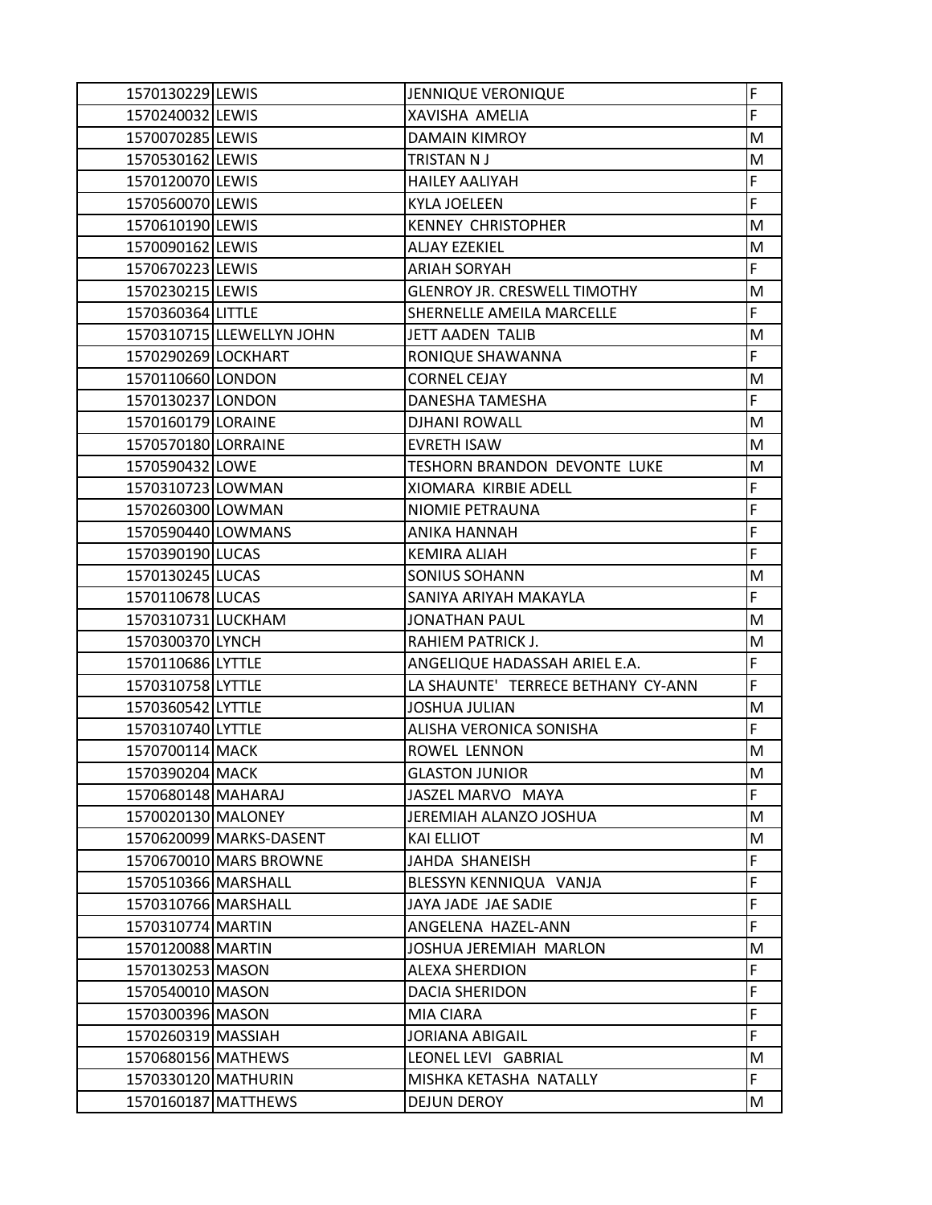| | | | |
|---|---|---|---|
| 1570130229 | LEWIS | JENNIQUE VERONIQUE | F |
| 1570240032 | LEWIS | XAVISHA AMELIA | F |
| 1570070285 | LEWIS | DAMAIN KIMROY | M |
| 1570530162 | LEWIS | TRISTAN N J | M |
| 1570120070 | LEWIS | HAILEY AALIYAH | F |
| 1570560070 | LEWIS | KYLA JOELEEN | F |
| 1570610190 | LEWIS | KENNEY CHRISTOPHER | M |
| 1570090162 | LEWIS | ALJAY EZEKIEL | M |
| 1570670223 | LEWIS | ARIAH SORYAH | F |
| 1570230215 | LEWIS | GLENROY JR. CRESWELL TIMOTHY | M |
| 1570360364 | LITTLE | SHERNELLE AMEILA MARCELLE | F |
| 1570310715 | LLEWELLYN JOHN | JETT AADEN TALIB | M |
| 1570290269 | LOCKHART | RONIQUE SHAWANNA | F |
| 1570110660 | LONDON | CORNEL CEJAY | M |
| 1570130237 | LONDON | DANESHA TAMESHA | F |
| 1570160179 | LORAINE | DJHANI ROWALL | M |
| 1570570180 | LORRAINE | EVRETH ISAW | M |
| 1570590432 | LOWE | TESHORN BRANDON DEVONTE LUKE | M |
| 1570310723 | LOWMAN | XIOMARA KIRBIE ADELL | F |
| 1570260300 | LOWMAN | NIOMIE PETRAUNA | F |
| 1570590440 | LOWMANS | ANIKA HANNAH | F |
| 1570390190 | LUCAS | KEMIRA ALIAH | F |
| 1570130245 | LUCAS | SONIUS SOHANN | M |
| 1570110678 | LUCAS | SANIYA ARIYAH MAKAYLA | F |
| 1570310731 | LUCKHAM | JONATHAN PAUL | M |
| 1570300370 | LYNCH | RAHIEM PATRICK J. | M |
| 1570110686 | LYTTLE | ANGELIQUE HADASSAH ARIEL E.A. | F |
| 1570310758 | LYTTLE | LA SHAUNTE' TERRECE BETHANY CY-ANN | F |
| 1570360542 | LYTTLE | JOSHUA JULIAN | M |
| 1570310740 | LYTTLE | ALISHA VERONICA SONISHA | F |
| 1570700114 | MACK | ROWEL LENNON | M |
| 1570390204 | MACK | GLASTON JUNIOR | M |
| 1570680148 | MAHARAJ | JASZEL MARVO MAYA | F |
| 1570020130 | MALONEY | JEREMIAH ALANZO JOSHUA | M |
| 1570620099 | MARKS-DASENT | KAI ELLIOT | M |
| 1570670010 | MARS BROWNE | JAHDA SHANEISH | F |
| 1570510366 | MARSHALL | BLESSYN KENNIQUA VANJA | F |
| 1570310766 | MARSHALL | JAYA JADE JAE SADIE | F |
| 1570310774 | MARTIN | ANGELENA HAZEL-ANN | F |
| 1570120088 | MARTIN | JOSHUA JEREMIAH MARLON | M |
| 1570130253 | MASON | ALEXA SHERDION | F |
| 1570540010 | MASON | DACIA SHERIDON | F |
| 1570300396 | MASON | MIA CIARA | F |
| 1570260319 | MASSIAH | JORIANA ABIGAIL | F |
| 1570680156 | MATHEWS | LEONEL LEVI GABRIAL | M |
| 1570330120 | MATHURIN | MISHKA KETASHA NATALLY | F |
| 1570160187 | MATTHEWS | DEJUN DEROY | M |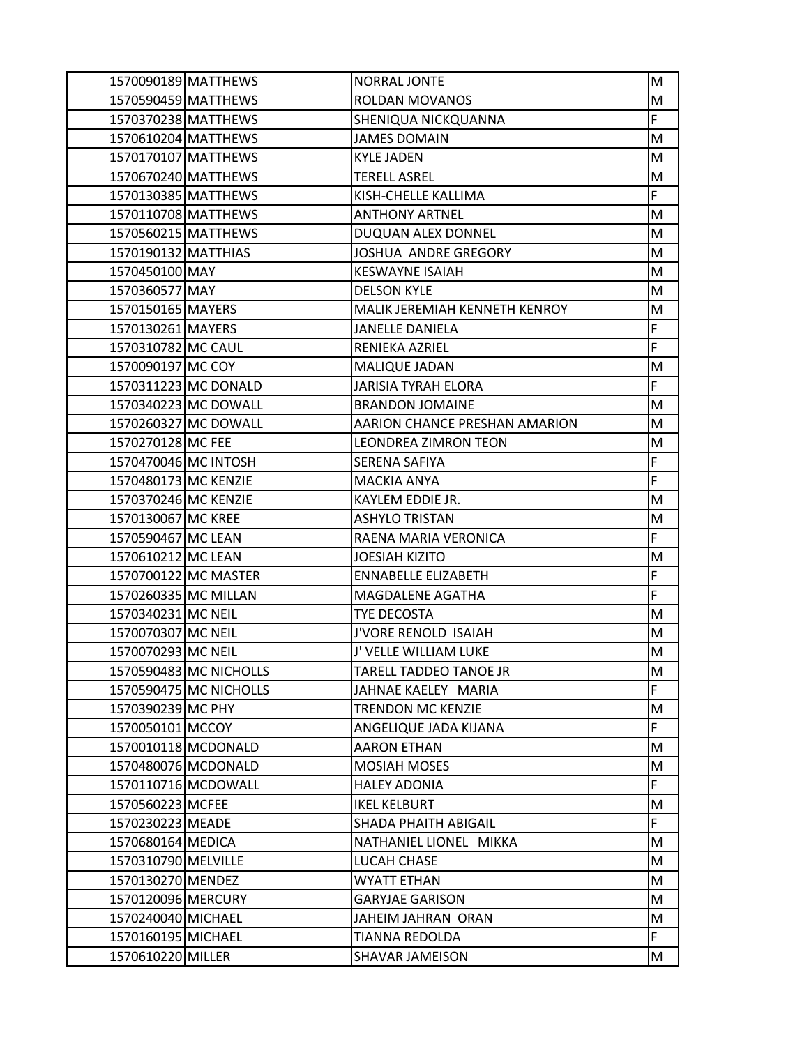| | | | |
|---|---|---|---|
| 1570090189 | MATTHEWS | NORRAL JONTE | M |
| 1570590459 | MATTHEWS | ROLDAN MOVANOS | M |
| 1570370238 | MATTHEWS | SHENIQUA NICKQUANNA | F |
| 1570610204 | MATTHEWS | JAMES DOMAIN | M |
| 1570170107 | MATTHEWS | KYLE JADEN | M |
| 1570670240 | MATTHEWS | TERELL ASREL | M |
| 1570130385 | MATTHEWS | KISH-CHELLE KALLIMA | F |
| 1570110708 | MATTHEWS | ANTHONY ARTNEL | M |
| 1570560215 | MATTHEWS | DUQUAN ALEX DONNEL | M |
| 1570190132 | MATTHIAS | JOSHUA ANDRE GREGORY | M |
| 1570450100 | MAY | KESWAYNE ISAIAH | M |
| 1570360577 | MAY | DELSON KYLE | M |
| 1570150165 | MAYERS | MALIK JEREMIAH KENNETH KENROY | M |
| 1570130261 | MAYERS | JANELLE DANIELA | F |
| 1570310782 | MC CAUL | RENIEKA AZRIEL | F |
| 1570090197 | MC COY | MALIQUE JADAN | M |
| 1570311223 | MC DONALD | JARISIA TYRAH ELORA | F |
| 1570340223 | MC DOWALL | BRANDON JOMAINE | M |
| 1570260327 | MC DOWALL | AARION CHANCE PRESHAN AMARION | M |
| 1570270128 | MC FEE | LEONDREA ZIMRON TEON | M |
| 1570470046 | MC INTOSH | SERENA SAFIYA | F |
| 1570480173 | MC KENZIE | MACKIA ANYA | F |
| 1570370246 | MC KENZIE | KAYLEM EDDIE JR. | M |
| 1570130067 | MC KREE | ASHYLO TRISTAN | M |
| 1570590467 | MC LEAN | RAENA MARIA VERONICA | F |
| 1570610212 | MC LEAN | JOESIAH KIZITO | M |
| 1570700122 | MC MASTER | ENNABELLE ELIZABETH | F |
| 1570260335 | MC MILLAN | MAGDALENE AGATHA | F |
| 1570340231 | MC NEIL | TYE DECOSTA | M |
| 1570070307 | MC NEIL | J'VORE RENOLD ISAIAH | M |
| 1570070293 | MC NEIL | J' VELLE WILLIAM LUKE | M |
| 1570590483 | MC NICHOLLS | TARELL TADDEO TANOE JR | M |
| 1570590475 | MC NICHOLLS | JAHNAE KAELEY MARIA | F |
| 1570390239 | MC PHY | TRENDON MC KENZIE | M |
| 1570050101 | MCCOY | ANGELIQUE JADA KIJANA | F |
| 1570010118 | MCDONALD | AARON ETHAN | M |
| 1570480076 | MCDONALD | MOSIAH MOSES | M |
| 1570110716 | MCDOWALL | HALEY ADONIA | F |
| 1570560223 | MCFEE | IKEL KELBURT | M |
| 1570230223 | MEADE | SHADA PHAITH ABIGAIL | F |
| 1570680164 | MEDICA | NATHANIEL LIONEL MIKKA | M |
| 1570310790 | MELVILLE | LUCAH CHASE | M |
| 1570130270 | MENDEZ | WYATT ETHAN | M |
| 1570120096 | MERCURY | GARYJAE GARISON | M |
| 1570240040 | MICHAEL | JAHEIM JAHRAN ORAN | M |
| 1570160195 | MICHAEL | TIANNA REDOLDA | F |
| 1570610220 | MILLER | SHAVAR JAMEISON | M |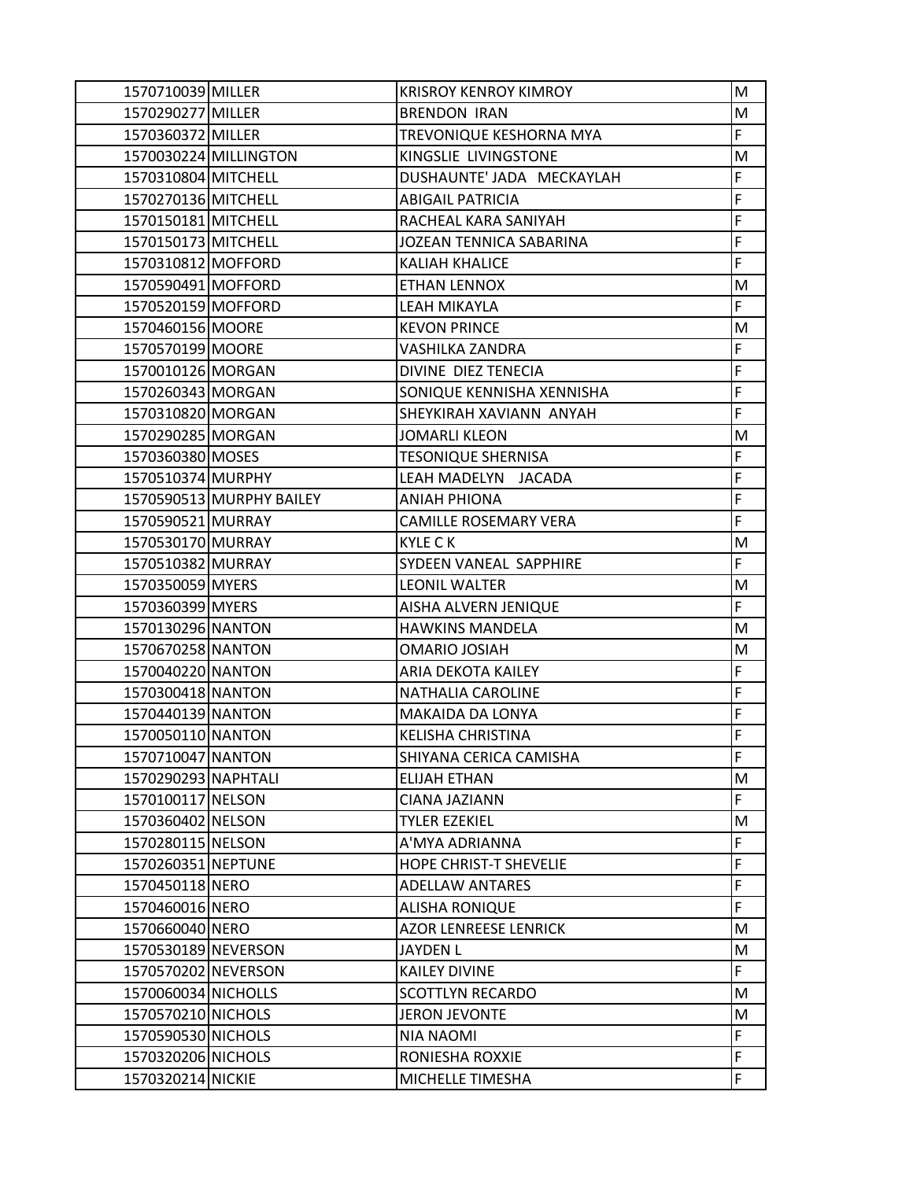| | | | |
|---|---|---|---|
| 1570710039 | MILLER | KRISROY KENROY KIMROY | M |
| 1570290277 | MILLER | BRENDON IRAN | M |
| 1570360372 | MILLER | TREVONIQUE KESHORNA MYA | F |
| 1570030224 | MILLINGTON | KINGSLIE LIVINGSTONE | M |
| 1570310804 | MITCHELL | DUSHAUNTE' JADA MECKAYLAH | F |
| 1570270136 | MITCHELL | ABIGAIL PATRICIA | F |
| 1570150181 | MITCHELL | RACHEAL KARA SANIYAH | F |
| 1570150173 | MITCHELL | JOZEAN TENNICA SABARINA | F |
| 1570310812 | MOFFORD | KALIAH KHALICE | F |
| 1570590491 | MOFFORD | ETHAN LENNOX | M |
| 1570520159 | MOFFORD | LEAH MIKAYLA | F |
| 1570460156 | MOORE | KEVON PRINCE | M |
| 1570570199 | MOORE | VASHILKA ZANDRA | F |
| 1570010126 | MORGAN | DIVINE DIEZ TENECIA | F |
| 1570260343 | MORGAN | SONIQUE KENNISHA XENNISHA | F |
| 1570310820 | MORGAN | SHEYKIRAH XAVIANN ANYAH | F |
| 1570290285 | MORGAN | JOMARLI KLEON | M |
| 1570360380 | MOSES | TESONIQUE SHERNISA | F |
| 1570510374 | MURPHY | LEAH MADELYN JACADA | F |
| 1570590513 | MURPHY BAILEY | ANIAH PHIONA | F |
| 1570590521 | MURRAY | CAMILLE ROSEMARY VERA | F |
| 1570530170 | MURRAY | KYLE C K | M |
| 1570510382 | MURRAY | SYDEEN VANEAL SAPPHIRE | F |
| 1570350059 | MYERS | LEONIL WALTER | M |
| 1570360399 | MYERS | AISHA ALVERN JENIQUE | F |
| 1570130296 | NANTON | HAWKINS MANDELA | M |
| 1570670258 | NANTON | OMARIO JOSIAH | M |
| 1570040220 | NANTON | ARIA DEKOTA KAILEY | F |
| 1570300418 | NANTON | NATHALIA CAROLINE | F |
| 1570440139 | NANTON | MAKAIDA DA LONYA | F |
| 1570050110 | NANTON | KELISHA CHRISTINA | F |
| 1570710047 | NANTON | SHIYANA CERICA CAMISHA | F |
| 1570290293 | NAPHTALI | ELIJAH ETHAN | M |
| 1570100117 | NELSON | CIANA JAZIANN | F |
| 1570360402 | NELSON | TYLER EZEKIEL | M |
| 1570280115 | NELSON | A'MYA ADRIANNA | F |
| 1570260351 | NEPTUNE | HOPE CHRIST-T SHEVELIE | F |
| 1570450118 | NERO | ADELLAW ANTARES | F |
| 1570460016 | NERO | ALISHA RONIQUE | F |
| 1570660040 | NERO | AZOR LENREESE LENRICK | M |
| 1570530189 | NEVERSON | JAYDEN L | M |
| 1570570202 | NEVERSON | KAILEY DIVINE | F |
| 1570060034 | NICHOLLS | SCOTTLYN RECARDO | M |
| 1570570210 | NICHOLS | JERON JEVONTE | M |
| 1570590530 | NICHOLS | NIA NAOMI | F |
| 1570320206 | NICHOLS | RONIESHA ROXXIE | F |
| 1570320214 | NICKIE | MICHELLE TIMESHA | F |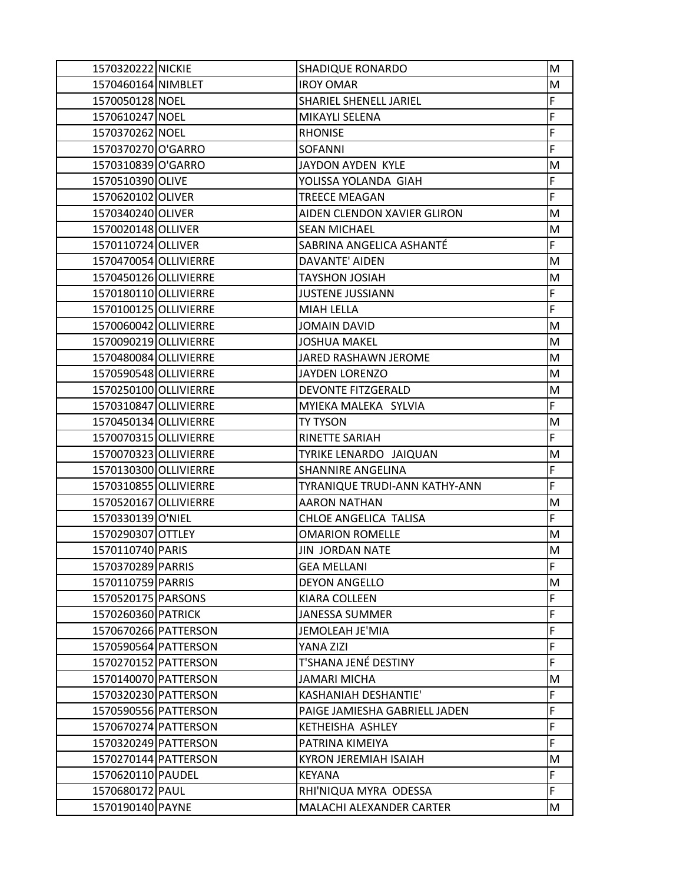| 1570320222 | NICKIE | SHADIQUE RONARDO | M |
|---|---|---|---|
| 1570460164 | NIMBLET | IROY OMAR | M |
| 1570050128 | NOEL | SHARIEL SHENELL JARIEL | F |
| 1570610247 | NOEL | MIKAYLI SELENA | F |
| 1570370262 | NOEL | RHONISE | F |
| 1570370270 | O'GARRO | SOFANNI | F |
| 1570310839 | O'GARRO | JAYDON AYDEN KYLE | M |
| 1570510390 | OLIVE | YOLISSA YOLANDA GIAH | F |
| 1570620102 | OLIVER | TREECE MEAGAN | F |
| 1570340240 | OLIVER | AIDEN CLENDON XAVIER GLIRON | M |
| 1570020148 | OLLIVER | SEAN MICHAEL | M |
| 1570110724 | OLLIVER | SABRINA ANGELICA ASHANTÉ | F |
| 1570470054 | OLLIVIERRE | DAVANTE' AIDEN | M |
| 1570450126 | OLLIVIERRE | TAYSHON JOSIAH | M |
| 1570180110 | OLLIVIERRE | JUSTENE JUSSIANN | F |
| 1570100125 | OLLIVIERRE | MIAH LELLA | F |
| 1570060042 | OLLIVIERRE | JOMAIN DAVID | M |
| 1570090219 | OLLIVIERRE | JOSHUA MAKEL | M |
| 1570480084 | OLLIVIERRE | JARED RASHAWN JEROME | M |
| 1570590548 | OLLIVIERRE | JAYDEN LORENZO | M |
| 1570250100 | OLLIVIERRE | DEVONTE FITZGERALD | M |
| 1570310847 | OLLIVIERRE | MYIEKA MALEKA SYLVIA | F |
| 1570450134 | OLLIVIERRE | TY TYSON | M |
| 1570070315 | OLLIVIERRE | RINETTE SARIAH | F |
| 1570070323 | OLLIVIERRE | TYRIKE LENARDO JAIQUAN | M |
| 1570130300 | OLLIVIERRE | SHANNIRE ANGELINA | F |
| 1570310855 | OLLIVIERRE | TYRANIQUE TRUDI-ANN KATHY-ANN | F |
| 1570520167 | OLLIVIERRE | AARON NATHAN | M |
| 1570330139 | O'NIEL | CHLOE ANGELICA TALISA | F |
| 1570290307 | OTTLEY | OMARION ROMELLE | M |
| 1570110740 | PARIS | JIN JORDAN NATE | M |
| 1570370289 | PARRIS | GEA MELLANI | F |
| 1570110759 | PARRIS | DEYON ANGELLO | M |
| 1570520175 | PARSONS | KIARA COLLEEN | F |
| 1570260360 | PATRICK | JANESSA SUMMER | F |
| 1570670266 | PATTERSON | JEMOLEAH JE'MIA | F |
| 1570590564 | PATTERSON | YANA ZIZI | F |
| 1570270152 | PATTERSON | T'SHANA JENÉ DESTINY | F |
| 1570140070 | PATTERSON | JAMARI MICHA | M |
| 1570320230 | PATTERSON | KASHANIAH DESHANTIE' | F |
| 1570590556 | PATTERSON | PAIGE JAMIESHA GABRIELL JADEN | F |
| 1570670274 | PATTERSON | KETHEISHA ASHLEY | F |
| 1570320249 | PATTERSON | PATRINA KIMEIYA | F |
| 1570270144 | PATTERSON | KYRON JEREMIAH ISAIAH | M |
| 1570620110 | PAUDEL | KEYANA | F |
| 1570680172 | PAUL | RHI'NIQUA MYRA ODESSA | F |
| 1570190140 | PAYNE | MALACHI ALEXANDER CARTER | M |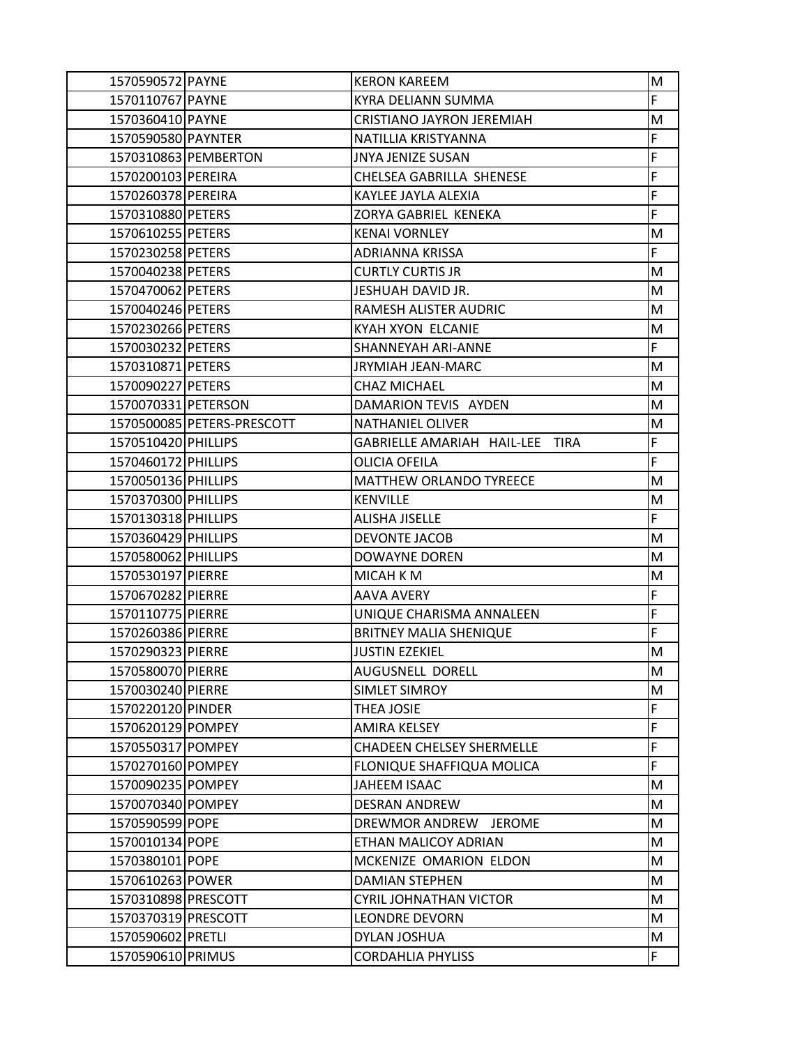| | | | |
|---|---|---|---|
| 1570590572 | PAYNE | KERON KAREEM | M |
| 1570110767 | PAYNE | KYRA DELIANN SUMMA | F |
| 1570360410 | PAYNE | CRISTIANO JAYRON JEREMIAH | M |
| 1570590580 | PAYNTER | NATILLIA KRISTYANNA | F |
| 1570310863 | PEMBERTON | JNYA JENIZE SUSAN | F |
| 1570200103 | PEREIRA | CHELSEA GABRILLA SHENESE | F |
| 1570260378 | PEREIRA | KAYLEE JAYLA ALEXIA | F |
| 1570310880 | PETERS | ZORYA GABRIEL KENEKA | F |
| 1570610255 | PETERS | KENAI VORNLEY | M |
| 1570230258 | PETERS | ADRIANNA KRISSA | F |
| 1570040238 | PETERS | CURTLY CURTIS JR | M |
| 1570470062 | PETERS | JESHUAH DAVID JR. | M |
| 1570040246 | PETERS | RAMESH ALISTER AUDRIC | M |
| 1570230266 | PETERS | KYAH XYON ELCANIE | M |
| 1570030232 | PETERS | SHANNEYAH ARI-ANNE | F |
| 1570310871 | PETERS | JRYMIAH JEAN-MARC | M |
| 1570090227 | PETERS | CHAZ MICHAEL | M |
| 1570070331 | PETERSON | DAMARION TEVIS AYDEN | M |
| 1570500085 | PETERS-PRESCOTT | NATHANIEL OLIVER | M |
| 1570510420 | PHILLIPS | GABRIELLE AMARIAH HAIL-LEE TIRA | F |
| 1570460172 | PHILLIPS | OLICIA OFEILA | F |
| 1570050136 | PHILLIPS | MATTHEW ORLANDO TYREECE | M |
| 1570370300 | PHILLIPS | KENVILLE | M |
| 1570130318 | PHILLIPS | ALISHA JISELLE | F |
| 1570360429 | PHILLIPS | DEVONTE JACOB | M |
| 1570580062 | PHILLIPS | DOWAYNE DOREN | M |
| 1570530197 | PIERRE | MICAH K M | M |
| 1570670282 | PIERRE | AAVA AVERY | F |
| 1570110775 | PIERRE | UNIQUE CHARISMA ANNALEEN | F |
| 1570260386 | PIERRE | BRITNEY MALIA SHENIQUE | F |
| 1570290323 | PIERRE | JUSTIN EZEKIEL | M |
| 1570580070 | PIERRE | AUGUSNELL DORELL | M |
| 1570030240 | PIERRE | SIMLET SIMROY | M |
| 1570220120 | PINDER | THEA JOSIE | F |
| 1570620129 | POMPEY | AMIRA KELSEY | F |
| 1570550317 | POMPEY | CHADEEN CHELSEY SHERMELLE | F |
| 1570270160 | POMPEY | FLONIQUE SHAFFIQUA MOLICA | F |
| 1570090235 | POMPEY | JAHEEM ISAAC | M |
| 1570070340 | POMPEY | DESRAN ANDREW | M |
| 1570590599 | POPE | DREWMOR ANDREW JEROME | M |
| 1570010134 | POPE | ETHAN MALICOY ADRIAN | M |
| 1570380101 | POPE | MCKENIZE OMARION ELDON | M |
| 1570610263 | POWER | DAMIAN STEPHEN | M |
| 1570310898 | PRESCOTT | CYRIL JOHNATHAN VICTOR | M |
| 1570370319 | PRESCOTT | LEONDRE DEVORN | M |
| 1570590602 | PRETLI | DYLAN JOSHUA | M |
| 1570590610 | PRIMUS | CORDAHLIA PHYLISS | F |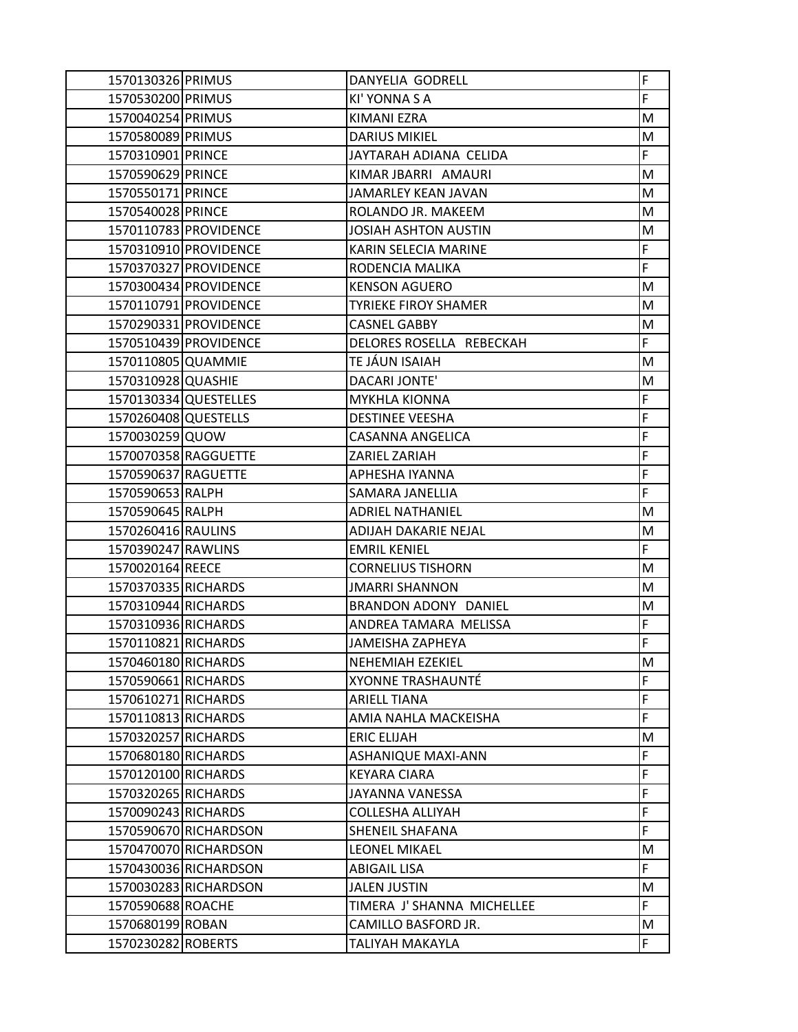| | | | |
|---|---|---|---|
| 1570130326 | PRIMUS | DANYELIA GODRELL | F |
| 1570530200 | PRIMUS | KI' YONNA S A | F |
| 1570040254 | PRIMUS | KIMANI EZRA | M |
| 1570580089 | PRIMUS | DARIUS MIKIEL | M |
| 1570310901 | PRINCE | JAYTARAH ADIANA CELIDA | F |
| 1570590629 | PRINCE | KIMAR JBARRI AMAURI | M |
| 1570550171 | PRINCE | JAMARLEY KEAN JAVAN | M |
| 1570540028 | PRINCE | ROLANDO JR. MAKEEM | M |
| 1570110783 | PROVIDENCE | JOSIAH ASHTON AUSTIN | M |
| 1570310910 | PROVIDENCE | KARIN SELECIA MARINE | F |
| 1570370327 | PROVIDENCE | RODENCIA MALIKA | F |
| 1570300434 | PROVIDENCE | KENSON AGUERO | M |
| 1570110791 | PROVIDENCE | TYRIEKE FIROY SHAMER | M |
| 1570290331 | PROVIDENCE | CASNEL GABBY | M |
| 1570510439 | PROVIDENCE | DELORES ROSELLA REBECKAH | F |
| 1570110805 | QUAMMIE | TE JÁUN ISAIAH | M |
| 1570310928 | QUASHIE | DACARI JONTE' | M |
| 1570130334 | QUESTELLES | MYKHLA KIONNA | F |
| 1570260408 | QUESTELLS | DESTINEE VEESHA | F |
| 1570030259 | QUOW | CASANNA ANGELICA | F |
| 1570070358 | RAGGUETTE | ZARIEL ZARIAH | F |
| 1570590637 | RAGUETTE | APHESHA IYANNA | F |
| 1570590653 | RALPH | SAMARA JANELLIA | F |
| 1570590645 | RALPH | ADRIEL NATHANIEL | M |
| 1570260416 | RAULINS | ADIJAH DAKARIE NEJAL | M |
| 1570390247 | RAWLINS | EMRIL KENIEL | F |
| 1570020164 | REECE | CORNELIUS TISHORN | M |
| 1570370335 | RICHARDS | JMARRI SHANNON | M |
| 1570310944 | RICHARDS | BRANDON ADONY DANIEL | M |
| 1570310936 | RICHARDS | ANDREA TAMARA MELISSA | F |
| 1570110821 | RICHARDS | JAMEISHA ZAPHEYA | F |
| 1570460180 | RICHARDS | NEHEMIAH EZEKIEL | M |
| 1570590661 | RICHARDS | XYONNE TRASHAUNTÉ | F |
| 1570610271 | RICHARDS | ARIELL TIANA | F |
| 1570110813 | RICHARDS | AMIA NAHLA MACKEISHA | F |
| 1570320257 | RICHARDS | ERIC ELIJAH | M |
| 1570680180 | RICHARDS | ASHANIQUE MAXI-ANN | F |
| 1570120100 | RICHARDS | KEYARA CIARA | F |
| 1570320265 | RICHARDS | JAYANNA VANESSA | F |
| 1570090243 | RICHARDS | COLLESHA ALLIYAH | F |
| 1570590670 | RICHARDSON | SHENEIL SHAFANA | F |
| 1570470070 | RICHARDSON | LEONEL MIKAEL | M |
| 1570430036 | RICHARDSON | ABIGAIL LISA | F |
| 1570030283 | RICHARDSON | JALEN JUSTIN | M |
| 1570590688 | ROACHE | TIMERA J' SHANNA MICHELLEE | F |
| 1570680199 | ROBAN | CAMILLO BASFORD JR. | M |
| 1570230282 | ROBERTS | TALIYAH MAKAYLA | F |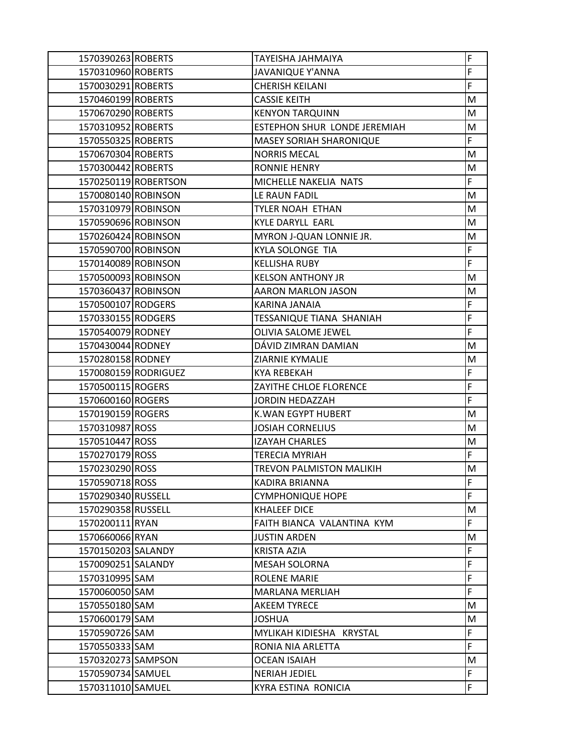| | | | |
|---|---|---|---|
| 1570390263 | ROBERTS | TAYEISHA JAHMAIYA | F |
| 1570310960 | ROBERTS | JAVANIQUE Y'ANNA | F |
| 1570030291 | ROBERTS | CHERISH KEILANI | F |
| 1570460199 | ROBERTS | CASSIE KEITH | M |
| 1570670290 | ROBERTS | KENYON TARQUINN | M |
| 1570310952 | ROBERTS | ESTEPHON SHUR LONDE JEREMIAH | M |
| 1570550325 | ROBERTS | MASEY SORIAH SHARONIQUE | F |
| 1570670304 | ROBERTS | NORRIS MECAL | M |
| 1570300442 | ROBERTS | RONNIE HENRY | M |
| 1570250119 | ROBERTSON | MICHELLE NAKELIA NATS | F |
| 1570080140 | ROBINSON | LE RAUN FADIL | M |
| 1570310979 | ROBINSON | TYLER NOAH ETHAN | M |
| 1570590696 | ROBINSON | KYLE DARYLL EARL | M |
| 1570260424 | ROBINSON | MYRON J-QUAN LONNIE JR. | M |
| 1570590700 | ROBINSON | KYLA SOLONGE TIA | F |
| 1570140089 | ROBINSON | KELLISHA RUBY | F |
| 1570500093 | ROBINSON | KELSON ANTHONY JR | M |
| 1570360437 | ROBINSON | AARON MARLON JASON | M |
| 1570500107 | RODGERS | KARINA JANAIA | F |
| 1570330155 | RODGERS | TESSANIQUE TIANA SHANIAH | F |
| 1570540079 | RODNEY | OLIVIA SALOME JEWEL | F |
| 1570430044 | RODNEY | DÁVID ZIMRAN DAMIAN | M |
| 1570280158 | RODNEY | ZIARNIE KYMALIE | M |
| 1570080159 | RODRIGUEZ | KYA REBEKAH | F |
| 1570500115 | ROGERS | ZAYITHE CHLOE FLORENCE | F |
| 1570600160 | ROGERS | JORDIN HEDAZZAH | F |
| 1570190159 | ROGERS | K.WAN EGYPT HUBERT | M |
| 1570310987 | ROSS | JOSIAH CORNELIUS | M |
| 1570510447 | ROSS | IZAYAH CHARLES | M |
| 1570270179 | ROSS | TERECIA MYRIAH | F |
| 1570230290 | ROSS | TREVON PALMISTON MALIKIH | M |
| 1570590718 | ROSS | KADIRA BRIANNA | F |
| 1570290340 | RUSSELL | CYMPHONIQUE HOPE | F |
| 1570290358 | RUSSELL | KHALEEF DICE | M |
| 1570200111 | RYAN | FAITH BIANCA VALANTINA KYM | F |
| 1570660066 | RYAN | JUSTIN ARDEN | M |
| 1570150203 | SALANDY | KRISTA AZIA | F |
| 1570090251 | SALANDY | MESAH SOLORNA | F |
| 1570310995 | SAM | ROLENE MARIE | F |
| 1570060050 | SAM | MARLANA MERLIAH | F |
| 1570550180 | SAM | AKEEM TYRECE | M |
| 1570600179 | SAM | JOSHUA | M |
| 1570590726 | SAM | MYLIKAH KIDIESHA KRYSTAL | F |
| 1570550333 | SAM | RONIA NIA ARLETTA | F |
| 1570320273 | SAMPSON | OCEAN ISAIAH | M |
| 1570590734 | SAMUEL | NERIAH JEDIEL | F |
| 1570311010 | SAMUEL | KYRA ESTINA RONICIA | F |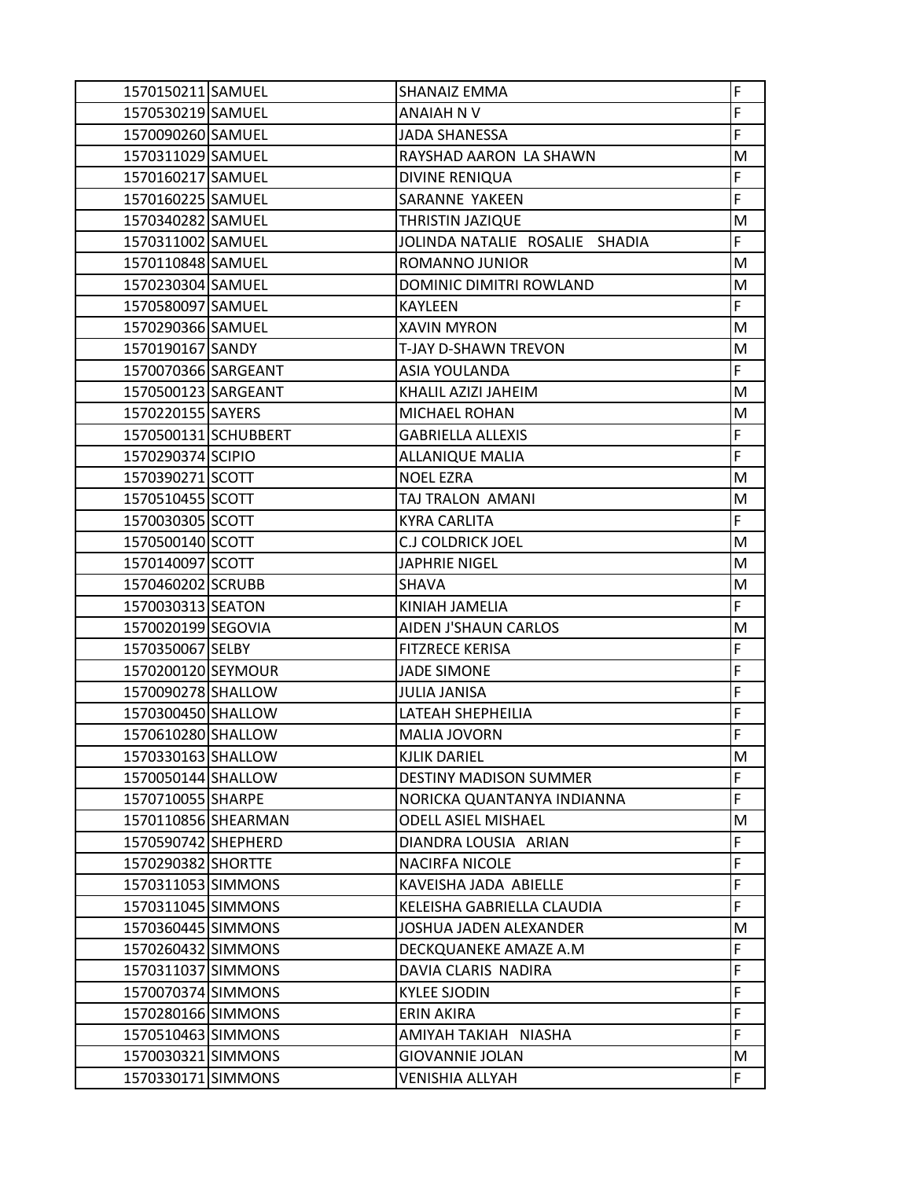| | | | |
|---|---|---|---|
| 1570150211 | SAMUEL | SHANAIZ EMMA | F |
| 1570530219 | SAMUEL | ANAIAH N V | F |
| 1570090260 | SAMUEL | JADA SHANESSA | F |
| 1570311029 | SAMUEL | RAYSHAD AARON LA SHAWN | M |
| 1570160217 | SAMUEL | DIVINE RENIQUA | F |
| 1570160225 | SAMUEL | SARANNE YAKEEN | F |
| 1570340282 | SAMUEL | THRISTIN JAZIQUE | M |
| 1570311002 | SAMUEL | JOLINDA NATALIE ROSALIE SHADIA | F |
| 1570110848 | SAMUEL | ROMANNO JUNIOR | M |
| 1570230304 | SAMUEL | DOMINIC DIMITRI ROWLAND | M |
| 1570580097 | SAMUEL | KAYLEEN | F |
| 1570290366 | SAMUEL | XAVIN MYRON | M |
| 1570190167 | SANDY | T-JAY D-SHAWN TREVON | M |
| 1570070366 | SARGEANT | ASIA YOULANDA | F |
| 1570500123 | SARGEANT | KHALIL AZIZI JAHEIM | M |
| 1570220155 | SAYERS | MICHAEL ROHAN | M |
| 1570500131 | SCHUBBERT | GABRIELLA ALLEXIS | F |
| 1570290374 | SCIPIO | ALLANIQUE MALIA | F |
| 1570390271 | SCOTT | NOEL EZRA | M |
| 1570510455 | SCOTT | TAJ TRALON AMANI | M |
| 1570030305 | SCOTT | KYRA CARLITA | F |
| 1570500140 | SCOTT | C.J COLDRICK JOEL | M |
| 1570140097 | SCOTT | JAPHRIE NIGEL | M |
| 1570460202 | SCRUBB | SHAVA | M |
| 1570030313 | SEATON | KINIAH JAMELIA | F |
| 1570020199 | SEGOVIA | AIDEN J'SHAUN CARLOS | M |
| 1570350067 | SELBY | FITZRECE KERISA | F |
| 1570200120 | SEYMOUR | JADE SIMONE | F |
| 1570090278 | SHALLOW | JULIA JANISA | F |
| 1570300450 | SHALLOW | LATEAH SHEPHEILIA | F |
| 1570610280 | SHALLOW | MALIA JOVORN | F |
| 1570330163 | SHALLOW | KJLIK DARIEL | M |
| 1570050144 | SHALLOW | DESTINY MADISON SUMMER | F |
| 1570710055 | SHARPE | NORICKA QUANTANYA INDIANNA | F |
| 1570110856 | SHEARMAN | ODELL ASIEL MISHAEL | M |
| 1570590742 | SHEPHERD | DIANDRA LOUSIA ARIAN | F |
| 1570290382 | SHORTTE | NACIRFA NICOLE | F |
| 1570311053 | SIMMONS | KAVEISHA JADA ABIELLE | F |
| 1570311045 | SIMMONS | KELEISHA GABRIELLA CLAUDIA | F |
| 1570360445 | SIMMONS | JOSHUA JADEN ALEXANDER | M |
| 1570260432 | SIMMONS | DECKQUANEKE AMAZE A.M | F |
| 1570311037 | SIMMONS | DAVIA CLARIS NADIRA | F |
| 1570070374 | SIMMONS | KYLEE SJODIN | F |
| 1570280166 | SIMMONS | ERIN AKIRA | F |
| 1570510463 | SIMMONS | AMIYAH TAKIAH NIASHA | F |
| 1570030321 | SIMMONS | GIOVANNIE JOLAN | M |
| 1570330171 | SIMMONS | VENISHIA ALLYAH | F |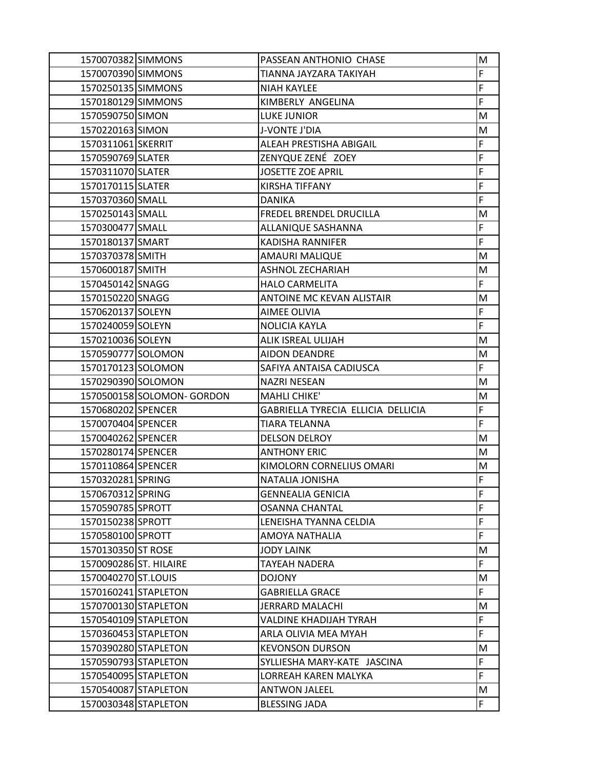| | | | |
|---|---|---|---|
| 1570070382 | SIMMONS | PASSEAN ANTHONIO CHASE | M |
| 1570070390 | SIMMONS | TIANNA JAYZARA TAKIYAH | F |
| 1570250135 | SIMMONS | NIAH KAYLEE | F |
| 1570180129 | SIMMONS | KIMBERLY ANGELINA | F |
| 1570590750 | SIMON | LUKE JUNIOR | M |
| 1570220163 | SIMON | J-VONTE J'DIA | M |
| 1570311061 | SKERRIT | ALEAH PRESTISHA ABIGAIL | F |
| 1570590769 | SLATER | ZENYQUE ZENÉ ZOEY | F |
| 1570311070 | SLATER | JOSETTE ZOE APRIL | F |
| 1570170115 | SLATER | KIRSHA TIFFANY | F |
| 1570370360 | SMALL | DANIKA | F |
| 1570250143 | SMALL | FREDEL BRENDEL DRUCILLA | M |
| 1570300477 | SMALL | ALLANIQUE SASHANNA | F |
| 1570180137 | SMART | KADISHA RANNIFER | F |
| 1570370378 | SMITH | AMAURI MALIQUE | M |
| 1570600187 | SMITH | ASHNOL ZECHARIAH | M |
| 1570450142 | SNAGG | HALO CARMELITA | F |
| 1570150220 | SNAGG | ANTOINE MC KEVAN ALISTAIR | M |
| 1570620137 | SOLEYN | AIMEE OLIVIA | F |
| 1570240059 | SOLEYN | NOLICIA KAYLA | F |
| 1570210036 | SOLEYN | ALIK ISREAL ULIJAH | M |
| 1570590777 | SOLOMON | AIDON DEANDRE | M |
| 1570170123 | SOLOMON | SAFIYA ANTAISA CADIUSCA | F |
| 1570290390 | SOLOMON | NAZRI NESEAN | M |
| 1570500158 | SOLOMON- GORDON | MAHLI CHIKE' | M |
| 1570680202 | SPENCER | GABRIELLA TYRECIA ELLICIA DELLICIA | F |
| 1570070404 | SPENCER | TIARA TELANNA | F |
| 1570040262 | SPENCER | DELSON DELROY | M |
| 1570280174 | SPENCER | ANTHONY ERIC | M |
| 1570110864 | SPENCER | KIMOLORN CORNELIUS OMARI | M |
| 1570320281 | SPRING | NATALIA JONISHA | F |
| 1570670312 | SPRING | GENNEALIA GENICIA | F |
| 1570590785 | SPROTT | OSANNA CHANTAL | F |
| 1570150238 | SPROTT | LENEISHA TYANNA CELDIA | F |
| 1570580100 | SPROTT | AMOYA NATHALIA | F |
| 1570130350 | ST ROSE | JODY LAINK | M |
| 1570090286 | ST. HILAIRE | TAYEAH NADERA | F |
| 1570040270 | ST.LOUIS | DOJONY | M |
| 1570160241 | STAPLETON | GABRIELLA GRACE | F |
| 1570700130 | STAPLETON | JERRARD MALACHI | M |
| 1570540109 | STAPLETON | VALDINE KHADIJAH TYRAH | F |
| 1570360453 | STAPLETON | ARLA OLIVIA MEA MYAH | F |
| 1570390280 | STAPLETON | KEVONSON DURSON | M |
| 1570590793 | STAPLETON | SYLLIESHA MARY-KATE JASCINA | F |
| 1570540095 | STAPLETON | LORREAH KAREN MALYKA | F |
| 1570540087 | STAPLETON | ANTWON JALEEL | M |
| 1570030348 | STAPLETON | BLESSING JADA | F |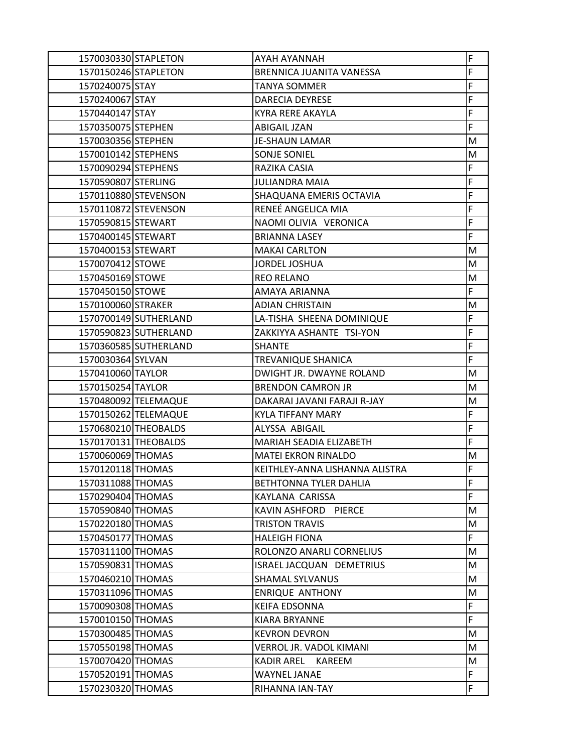| 1570030330 | STAPLETON | AYAH AYANNAH | F |
|---|---|---|---|
| 1570150246 | STAPLETON | BRENNICA JUANITA VANESSA | F |
| 1570240075 | STAY | TANYA SOMMER | F |
| 1570240067 | STAY | DARECIA DEYRESE | F |
| 1570440147 | STAY | KYRA RERE AKAYLA | F |
| 1570350075 | STEPHEN | ABIGAIL JZAN | F |
| 1570030356 | STEPHEN | JE-SHAUN LAMAR | M |
| 1570010142 | STEPHENS | SONJE SONIEL | M |
| 1570090294 | STEPHENS | RAZIKA CASIA | F |
| 1570590807 | STERLING | JULIANDRA MAIA | F |
| 1570110880 | STEVENSON | SHAQUANA EMERIS OCTAVIA | F |
| 1570110872 | STEVENSON | RENEÉ ANGELICA MIA | F |
| 1570590815 | STEWART | NAOMI OLIVIA VERONICA | F |
| 1570400145 | STEWART | BRIANNA LASEY | F |
| 1570400153 | STEWART | MAKAI CARLTON | M |
| 1570070412 | STOWE | JORDEL JOSHUA | M |
| 1570450169 | STOWE | REO RELANO | M |
| 1570450150 | STOWE | AMAYA ARIANNA | F |
| 1570100060 | STRAKER | ADIAN CHRISTAIN | M |
| 1570700149 | SUTHERLAND | LA-TISHA SHEENA DOMINIQUE | F |
| 1570590823 | SUTHERLAND | ZAKKIYYA ASHANTE TSI-YON | F |
| 1570360585 | SUTHERLAND | SHANTE | F |
| 1570030364 | SYLVAN | TREVANIQUE SHANICA | F |
| 1570410060 | TAYLOR | DWIGHT JR. DWAYNE ROLAND | M |
| 1570150254 | TAYLOR | BRENDON CAMRON JR | M |
| 1570480092 | TELEMAQUE | DAKARAI JAVANI FARAJI R-JAY | M |
| 1570150262 | TELEMAQUE | KYLA TIFFANY MARY | F |
| 1570680210 | THEOBALDS | ALYSSA ABIGAIL | F |
| 1570170131 | THEOBALDS | MARIAH SEADIA ELIZABETH | F |
| 1570060069 | THOMAS | MATEI EKRON RINALDO | M |
| 1570120118 | THOMAS | KEITHLEY-ANNA LISHANNA ALISTRA | F |
| 1570311088 | THOMAS | BETHTONNA TYLER DAHLIA | F |
| 1570290404 | THOMAS | KAYLANA CARISSA | F |
| 1570590840 | THOMAS | KAVIN ASHFORD PIERCE | M |
| 1570220180 | THOMAS | TRISTON TRAVIS | M |
| 1570450177 | THOMAS | HALEIGH FIONA | F |
| 1570311100 | THOMAS | ROLONZO ANARLI CORNELIUS | M |
| 1570590831 | THOMAS | ISRAEL JACQUAN DEMETRIUS | M |
| 1570460210 | THOMAS | SHAMAL SYLVANUS | M |
| 1570311096 | THOMAS | ENRIQUE ANTHONY | M |
| 1570090308 | THOMAS | KEIFA EDSONNA | F |
| 1570010150 | THOMAS | KIARA BRYANNE | F |
| 1570300485 | THOMAS | KEVRON DEVRON | M |
| 1570550198 | THOMAS | VERROL JR. VADOL KIMANI | M |
| 1570070420 | THOMAS | KADIR AREL KAREEM | M |
| 1570520191 | THOMAS | WAYNEL JANAE | F |
| 1570230320 | THOMAS | RIHANNA IAN-TAY | F |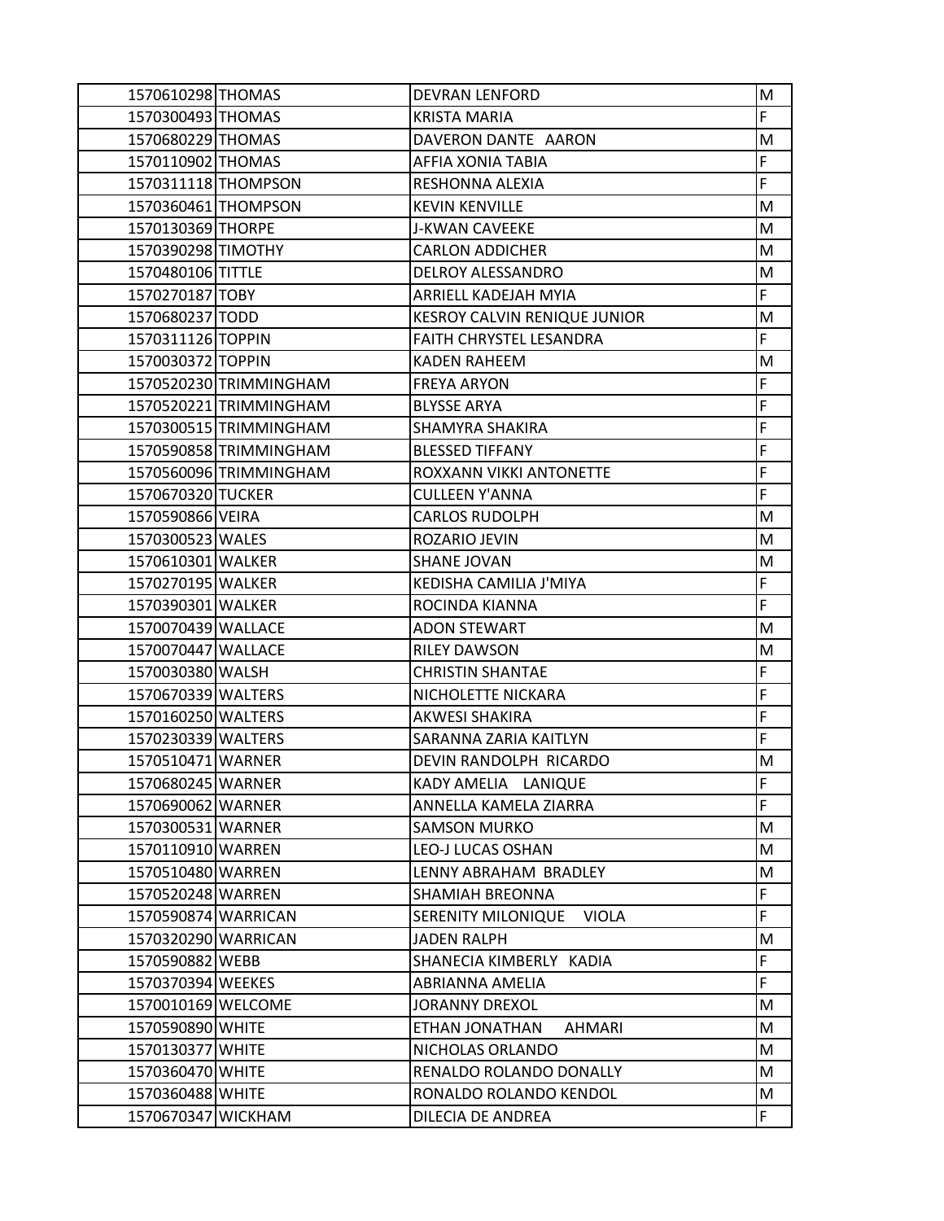| 1570610298 | THOMAS | DEVRAN LENFORD | M |
|---|---|---|---|
| 1570300493 | THOMAS | KRISTA MARIA | F |
| 1570680229 | THOMAS | DAVERON DANTE AARON | M |
| 1570110902 | THOMAS | AFFIA XONIA TABIA | F |
| 1570311118 | THOMPSON | RESHONNA ALEXIA | F |
| 1570360461 | THOMPSON | KEVIN KENVILLE | M |
| 1570130369 | THORPE | J-KWAN CAVEEKE | M |
| 1570390298 | TIMOTHY | CARLON ADDICHER | M |
| 1570480106 | TITTLE | DELROY ALESSANDRO | M |
| 1570270187 | TOBY | ARRIELL KADEJAH MYIA | F |
| 1570680237 | TODD | KESROY CALVIN RENIQUE JUNIOR | M |
| 1570311126 | TOPPIN | FAITH CHRYSTEL LESANDRA | F |
| 1570030372 | TOPPIN | KADEN RAHEEM | M |
| 1570520230 | TRIMMINGHAM | FREYA ARYON | F |
| 1570520221 | TRIMMINGHAM | BLYSSE ARYA | F |
| 1570300515 | TRIMMINGHAM | SHAMYRA SHAKIRA | F |
| 1570590858 | TRIMMINGHAM | BLESSED TIFFANY | F |
| 1570560096 | TRIMMINGHAM | ROXXANN VIKKI ANTONETTE | F |
| 1570670320 | TUCKER | CULLEEN Y'ANNA | F |
| 1570590866 | VEIRA | CARLOS RUDOLPH | M |
| 1570300523 | WALES | ROZARIO JEVIN | M |
| 1570610301 | WALKER | SHANE JOVAN | M |
| 1570270195 | WALKER | KEDISHA CAMILIA J'MIYA | F |
| 1570390301 | WALKER | ROCINDA KIANNA | F |
| 1570070439 | WALLACE | ADON STEWART | M |
| 1570070447 | WALLACE | RILEY DAWSON | M |
| 1570030380 | WALSH | CHRISTIN SHANTAE | F |
| 1570670339 | WALTERS | NICHOLETTE NICKARA | F |
| 1570160250 | WALTERS | AKWESI SHAKIRA | F |
| 1570230339 | WALTERS | SARANNA ZARIA KAITLYN | F |
| 1570510471 | WARNER | DEVIN RANDOLPH RICARDO | M |
| 1570680245 | WARNER | KADY AMELIA LANIQUE | F |
| 1570690062 | WARNER | ANNELLA KAMELA ZIARRA | F |
| 1570300531 | WARNER | SAMSON MURKO | M |
| 1570110910 | WARREN | LEO-J LUCAS OSHAN | M |
| 1570510480 | WARREN | LENNY ABRAHAM BRADLEY | M |
| 1570520248 | WARREN | SHAMIAH BREONNA | F |
| 1570590874 | WARRICAN | SERENITY MILONIQUE VIOLA | F |
| 1570320290 | WARRICAN | JADEN RALPH | M |
| 1570590882 | WEBB | SHANECIA KIMBERLY KADIA | F |
| 1570370394 | WEEKES | ABRIANNA AMELIA | F |
| 1570010169 | WELCOME | JORANNY DREXOL | M |
| 1570590890 | WHITE | ETHAN JONATHAN AHMARI | M |
| 1570130377 | WHITE | NICHOLAS ORLANDO | M |
| 1570360470 | WHITE | RENALDO ROLANDO DONALLY | M |
| 1570360488 | WHITE | RONALDO ROLANDO KENDOL | M |
| 1570670347 | WICKHAM | DILECIA DE ANDREA | F |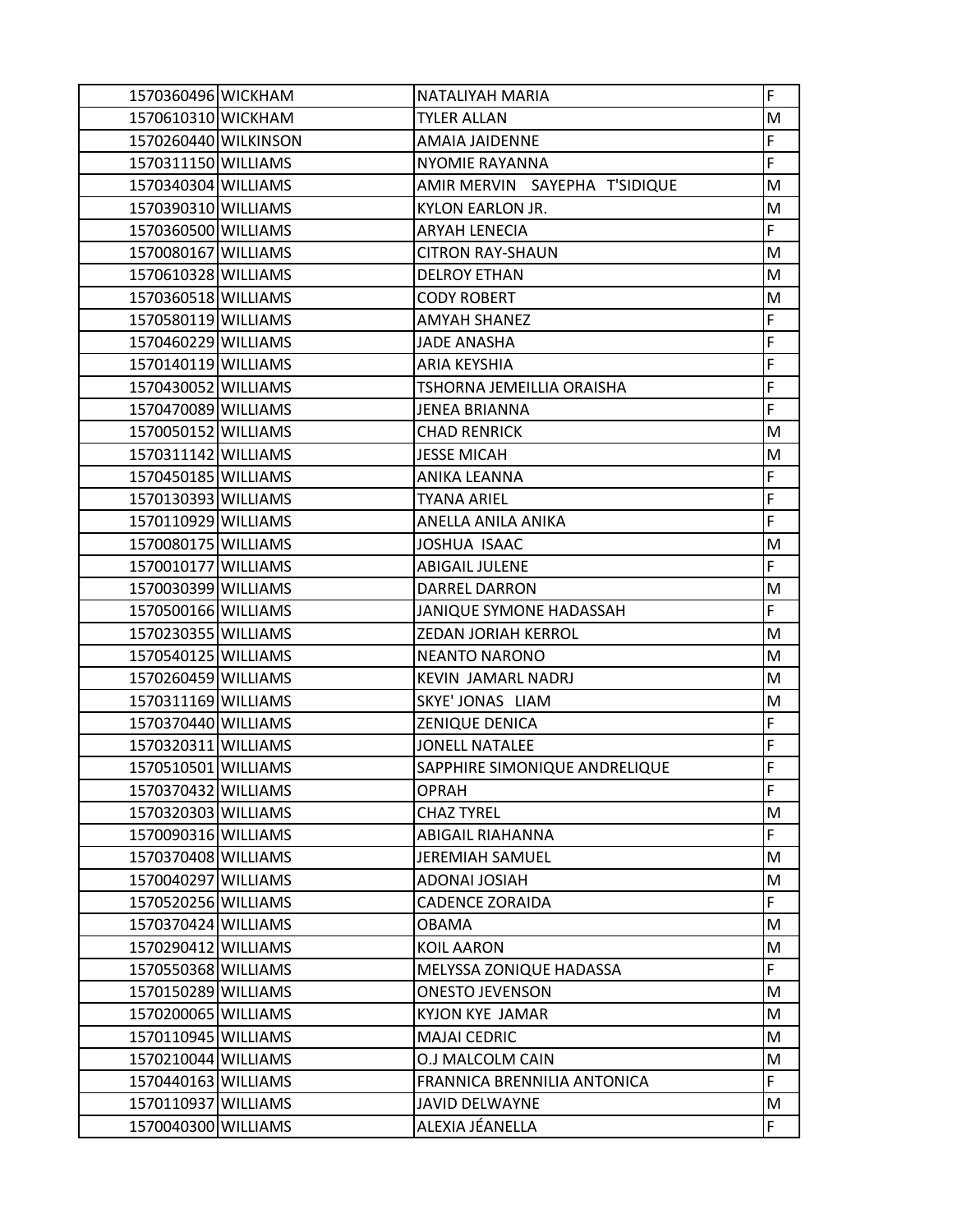| | | | |
|---|---|---|---|
| 1570360496 | WICKHAM | NATALIYAH MARIA | F |
| 1570610310 | WICKHAM | TYLER ALLAN | M |
| 1570260440 | WILKINSON | AMAIA JAIDENNE | F |
| 1570311150 | WILLIAMS | NYOMIE RAYANNA | F |
| 1570340304 | WILLIAMS | AMIR MERVIN SAYEPHA T'SIDIQUE | M |
| 1570390310 | WILLIAMS | KYLON EARLON JR. | M |
| 1570360500 | WILLIAMS | ARYAH LENECIA | F |
| 1570080167 | WILLIAMS | CITRON RAY-SHAUN | M |
| 1570610328 | WILLIAMS | DELROY ETHAN | M |
| 1570360518 | WILLIAMS | CODY ROBERT | M |
| 1570580119 | WILLIAMS | AMYAH SHANEZ | F |
| 1570460229 | WILLIAMS | JADE ANASHA | F |
| 1570140119 | WILLIAMS | ARIA KEYSHIA | F |
| 1570430052 | WILLIAMS | TSHORNA JEMEILLIA ORAISHA | F |
| 1570470089 | WILLIAMS | JENEA BRIANNA | F |
| 1570050152 | WILLIAMS | CHAD RENRICK | M |
| 1570311142 | WILLIAMS | JESSE MICAH | M |
| 1570450185 | WILLIAMS | ANIKA LEANNA | F |
| 1570130393 | WILLIAMS | TYANA ARIEL | F |
| 1570110929 | WILLIAMS | ANELLA ANILA ANIKA | F |
| 1570080175 | WILLIAMS | JOSHUA ISAAC | M |
| 1570010177 | WILLIAMS | ABIGAIL JULENE | F |
| 1570030399 | WILLIAMS | DARREL DARRON | M |
| 1570500166 | WILLIAMS | JANIQUE SYMONE HADASSAH | F |
| 1570230355 | WILLIAMS | ZEDAN JORIAH KERROL | M |
| 1570540125 | WILLIAMS | NEANTO NARONO | M |
| 1570260459 | WILLIAMS | KEVIN JAMARL NADRJ | M |
| 1570311169 | WILLIAMS | SKYE' JONAS LIAM | M |
| 1570370440 | WILLIAMS | ZENIQUE DENICA | F |
| 1570320311 | WILLIAMS | JONELL NATALEE | F |
| 1570510501 | WILLIAMS | SAPPHIRE SIMONIQUE ANDRELIQUE | F |
| 1570370432 | WILLIAMS | OPRAH | F |
| 1570320303 | WILLIAMS | CHAZ TYREL | M |
| 1570090316 | WILLIAMS | ABIGAIL RIAHANNA | F |
| 1570370408 | WILLIAMS | JEREMIAH SAMUEL | M |
| 1570040297 | WILLIAMS | ADONAI JOSIAH | M |
| 1570520256 | WILLIAMS | CADENCE ZORAIDA | F |
| 1570370424 | WILLIAMS | OBAMA | M |
| 1570290412 | WILLIAMS | KOIL AARON | M |
| 1570550368 | WILLIAMS | MELYSSA ZONIQUE HADASSA | F |
| 1570150289 | WILLIAMS | ONESTO JEVENSON | M |
| 1570200065 | WILLIAMS | KYJON KYE JAMAR | M |
| 1570110945 | WILLIAMS | MAJAI CEDRIC | M |
| 1570210044 | WILLIAMS | O.J MALCOLM CAIN | M |
| 1570440163 | WILLIAMS | FRANNICA BRENNILIA ANTONICA | F |
| 1570110937 | WILLIAMS | JAVID DELWAYNE | M |
| 1570040300 | WILLIAMS | ALEXIA JÉANELLA | F |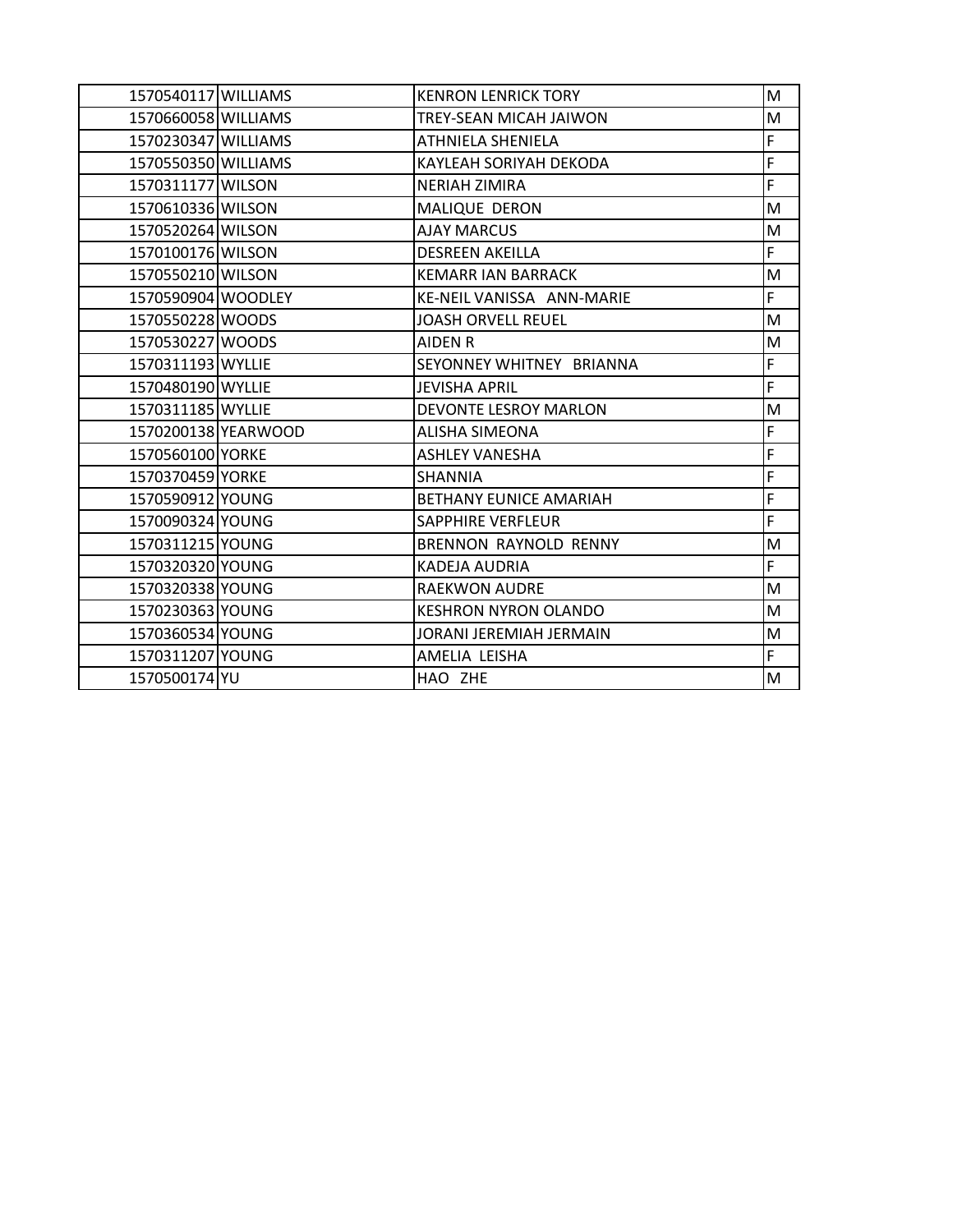| | | | |
|---|---|---|---|
| 1570540117 | WILLIAMS | KENRON LENRICK TORY | M |
| 1570660058 | WILLIAMS | TREY-SEAN MICAH JAIWON | M |
| 1570230347 | WILLIAMS | ATHNIELA SHENIELA | F |
| 1570550350 | WILLIAMS | KAYLEAH SORIYAH DEKODA | F |
| 1570311177 | WILSON | NERIAH ZIMIRA | F |
| 1570610336 | WILSON | MALIQUE DERON | M |
| 1570520264 | WILSON | AJAY MARCUS | M |
| 1570100176 | WILSON | DESREEN AKEILLA | F |
| 1570550210 | WILSON | KEMARR IAN BARRACK | M |
| 1570590904 | WOODLEY | KE-NEIL VANISSA ANN-MARIE | F |
| 1570550228 | WOODS | JOASH ORVELL REUEL | M |
| 1570530227 | WOODS | AIDEN R | M |
| 1570311193 | WYLLIE | SEYONNEY WHITNEY BRIANNA | F |
| 1570480190 | WYLLIE | JEVISHA APRIL | F |
| 1570311185 | WYLLIE | DEVONTE LESROY MARLON | M |
| 1570200138 | YEARWOOD | ALISHA SIMEONA | F |
| 1570560100 | YORKE | ASHLEY VANESHA | F |
| 1570370459 | YORKE | SHANNIA | F |
| 1570590912 | YOUNG | BETHANY EUNICE AMARIAH | F |
| 1570090324 | YOUNG | SAPPHIRE VERFLEUR | F |
| 1570311215 | YOUNG | BRENNON RAYNOLD RENNY | M |
| 1570320320 | YOUNG | KADEJA AUDRIA | F |
| 1570320338 | YOUNG | RAEKWON AUDRE | M |
| 1570230363 | YOUNG | KESHRON NYRON OLANDO | M |
| 1570360534 | YOUNG | JORANI JEREMIAH JERMAIN | M |
| 1570311207 | YOUNG | AMELIA LEISHA | F |
| 1570500174 | YU | HAO ZHE | M |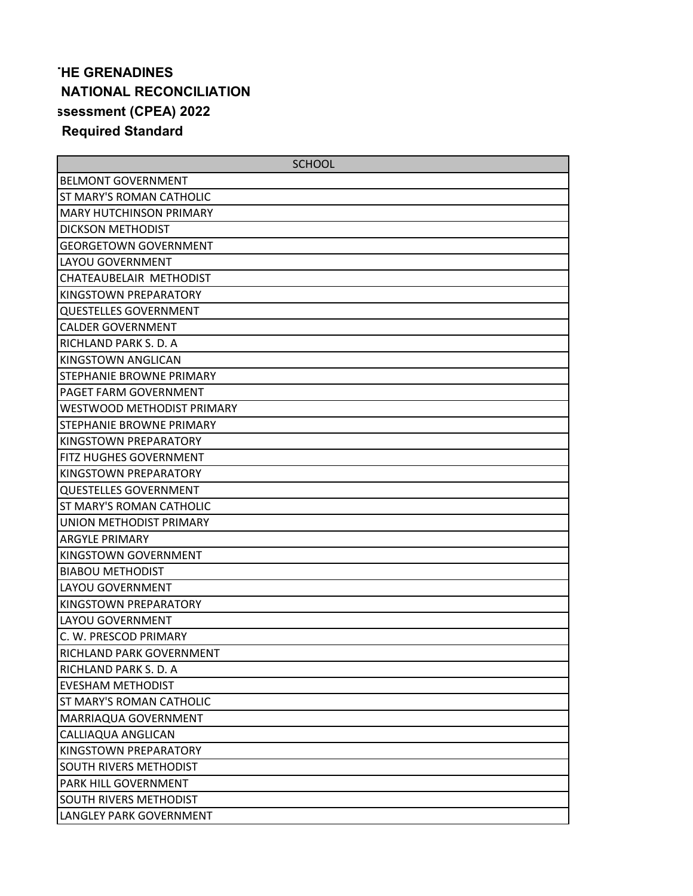**HE GRENADINES**

**NATIONAL RECONCILIATION**

**ssessment (CPEA) 2022**

**Required Standard**

| SCHOOL |
|---|
| BELMONT GOVERNMENT |
| ST MARY'S ROMAN CATHOLIC |
| MARY HUTCHINSON PRIMARY |
| DICKSON METHODIST |
| GEORGETOWN GOVERNMENT |
| LAYOU GOVERNMENT |
| CHATEAUBELAIR METHODIST |
| KINGSTOWN PREPARATORY |
| QUESTELLES GOVERNMENT |
| CALDER GOVERNMENT |
| RICHLAND PARK S. D. A |
| KINGSTOWN ANGLICAN |
| STEPHANIE BROWNE PRIMARY |
| PAGET FARM GOVERNMENT |
| WESTWOOD METHODIST PRIMARY |
| STEPHANIE BROWNE PRIMARY |
| KINGSTOWN PREPARATORY |
| FITZ HUGHES GOVERNMENT |
| KINGSTOWN PREPARATORY |
| QUESTELLES GOVERNMENT |
| ST MARY'S ROMAN CATHOLIC |
| UNION METHODIST PRIMARY |
| ARGYLE PRIMARY |
| KINGSTOWN GOVERNMENT |
| BIABOU METHODIST |
| LAYOU GOVERNMENT |
| KINGSTOWN PREPARATORY |
| LAYOU GOVERNMENT |
| C. W. PRESCOD PRIMARY |
| RICHLAND PARK GOVERNMENT |
| RICHLAND PARK S. D. A |
| EVESHAM METHODIST |
| ST MARY'S ROMAN CATHOLIC |
| MARRIAQUA GOVERNMENT |
| CALLIAQUA ANGLICAN |
| KINGSTOWN PREPARATORY |
| SOUTH RIVERS METHODIST |
| PARK HILL GOVERNMENT |
| SOUTH RIVERS METHODIST |
| LANGLEY PARK GOVERNMENT |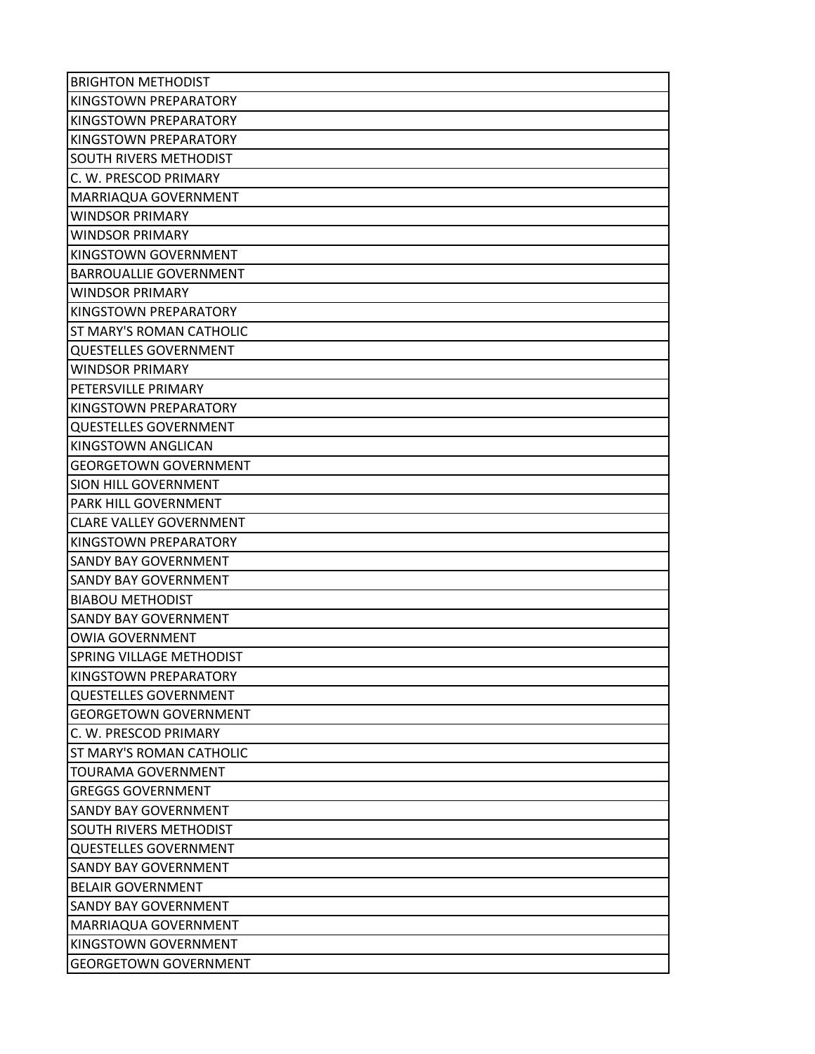| |
|---|
| BRIGHTON METHODIST |
| KINGSTOWN PREPARATORY |
| KINGSTOWN PREPARATORY |
| KINGSTOWN PREPARATORY |
| SOUTH RIVERS METHODIST |
| C. W. PRESCOD PRIMARY |
| MARRIAQUA GOVERNMENT |
| WINDSOR PRIMARY |
| WINDSOR PRIMARY |
| KINGSTOWN GOVERNMENT |
| BARROUALLIE GOVERNMENT |
| WINDSOR PRIMARY |
| KINGSTOWN PREPARATORY |
| ST MARY'S ROMAN CATHOLIC |
| QUESTELLES GOVERNMENT |
| WINDSOR PRIMARY |
| PETERSVILLE PRIMARY |
| KINGSTOWN PREPARATORY |
| QUESTELLES GOVERNMENT |
| KINGSTOWN ANGLICAN |
| GEORGETOWN GOVERNMENT |
| SION HILL GOVERNMENT |
| PARK HILL GOVERNMENT |
| CLARE VALLEY GOVERNMENT |
| KINGSTOWN PREPARATORY |
| SANDY BAY GOVERNMENT |
| SANDY BAY GOVERNMENT |
| BIABOU METHODIST |
| SANDY BAY GOVERNMENT |
| OWIA GOVERNMENT |
| SPRING VILLAGE METHODIST |
| KINGSTOWN PREPARATORY |
| QUESTELLES GOVERNMENT |
| GEORGETOWN GOVERNMENT |
| C. W. PRESCOD PRIMARY |
| ST MARY'S ROMAN CATHOLIC |
| TOURAMA GOVERNMENT |
| GREGGS GOVERNMENT |
| SANDY BAY GOVERNMENT |
| SOUTH RIVERS METHODIST |
| QUESTELLES GOVERNMENT |
| SANDY BAY GOVERNMENT |
| BELAIR GOVERNMENT |
| SANDY BAY GOVERNMENT |
| MARRIAQUA GOVERNMENT |
| KINGSTOWN GOVERNMENT |
| GEORGETOWN GOVERNMENT |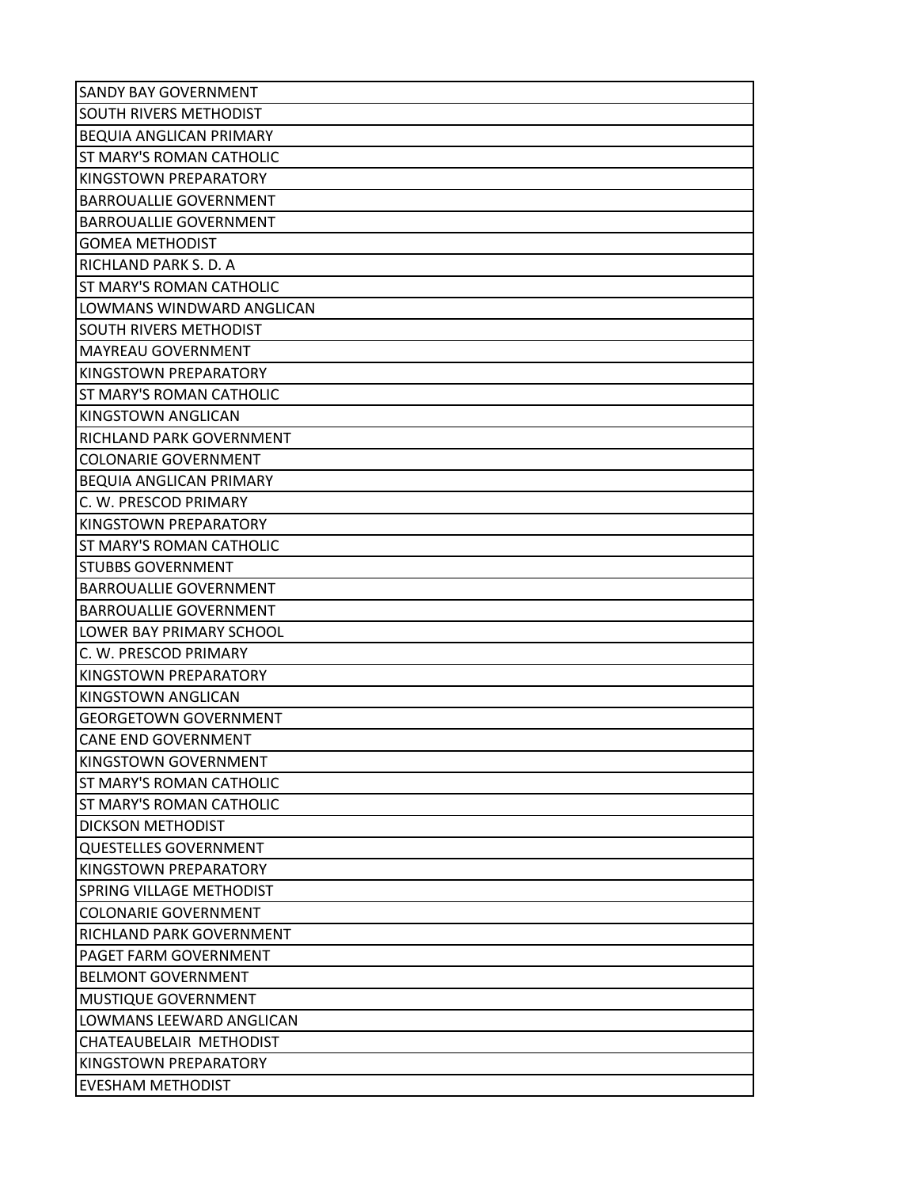| SANDY BAY GOVERNMENT |
|---|
| SOUTH RIVERS METHODIST |
| BEQUIA ANGLICAN PRIMARY |
| ST MARY'S ROMAN CATHOLIC |
| KINGSTOWN PREPARATORY |
| BARROUALLIE GOVERNMENT |
| BARROUALLIE GOVERNMENT |
| GOMEA METHODIST |
| RICHLAND PARK S. D. A |
| ST MARY'S ROMAN CATHOLIC |
| LOWMANS WINDWARD ANGLICAN |
| SOUTH RIVERS METHODIST |
| MAYREAU GOVERNMENT |
| KINGSTOWN PREPARATORY |
| ST MARY'S ROMAN CATHOLIC |
| KINGSTOWN ANGLICAN |
| RICHLAND PARK GOVERNMENT |
| COLONARIE GOVERNMENT |
| BEQUIA ANGLICAN PRIMARY |
| C. W. PRESCOD PRIMARY |
| KINGSTOWN PREPARATORY |
| ST MARY'S ROMAN CATHOLIC |
| STUBBS GOVERNMENT |
| BARROUALLIE GOVERNMENT |
| BARROUALLIE GOVERNMENT |
| LOWER BAY PRIMARY SCHOOL |
| C. W. PRESCOD PRIMARY |
| KINGSTOWN PREPARATORY |
| KINGSTOWN ANGLICAN |
| GEORGETOWN GOVERNMENT |
| CANE END GOVERNMENT |
| KINGSTOWN GOVERNMENT |
| ST MARY'S ROMAN CATHOLIC |
| ST MARY'S ROMAN CATHOLIC |
| DICKSON METHODIST |
| QUESTELLES GOVERNMENT |
| KINGSTOWN PREPARATORY |
| SPRING VILLAGE METHODIST |
| COLONARIE GOVERNMENT |
| RICHLAND PARK GOVERNMENT |
| PAGET FARM GOVERNMENT |
| BELMONT GOVERNMENT |
| MUSTIQUE GOVERNMENT |
| LOWMANS LEEWARD ANGLICAN |
| CHATEAUBELAIR METHODIST |
| KINGSTOWN PREPARATORY |
| EVESHAM METHODIST |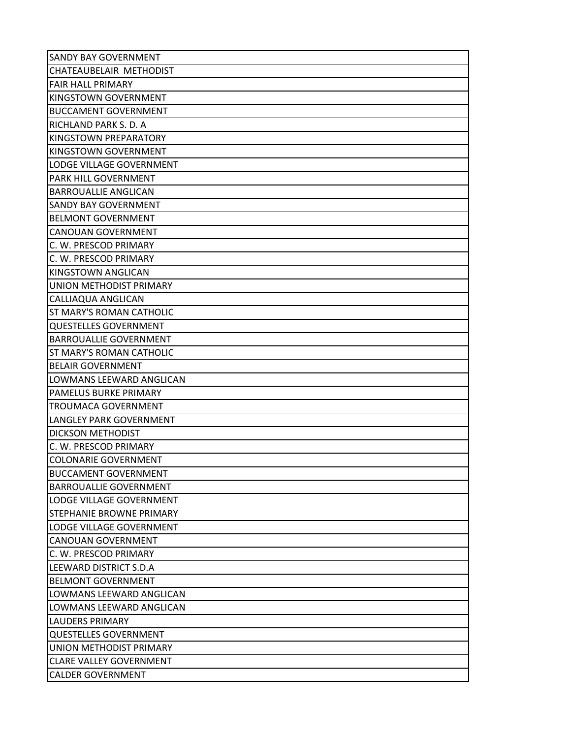| SANDY BAY GOVERNMENT |
|---|
| CHATEAUBELAIR METHODIST |
| FAIR HALL PRIMARY |
| KINGSTOWN GOVERNMENT |
| BUCCAMENT GOVERNMENT |
| RICHLAND PARK S. D. A |
| KINGSTOWN PREPARATORY |
| KINGSTOWN GOVERNMENT |
| LODGE VILLAGE GOVERNMENT |
| PARK HILL GOVERNMENT |
| BARROUALLIE ANGLICAN |
| SANDY BAY GOVERNMENT |
| BELMONT GOVERNMENT |
| CANOUAN GOVERNMENT |
| C. W. PRESCOD PRIMARY |
| C. W. PRESCOD PRIMARY |
| KINGSTOWN ANGLICAN |
| UNION METHODIST PRIMARY |
| CALLIAQUA ANGLICAN |
| ST MARY'S ROMAN CATHOLIC |
| QUESTELLES GOVERNMENT |
| BARROUALLIE GOVERNMENT |
| ST MARY'S ROMAN CATHOLIC |
| BELAIR GOVERNMENT |
| LOWMANS LEEWARD ANGLICAN |
| PAMELUS BURKE PRIMARY |
| TROUMACA GOVERNMENT |
| LANGLEY PARK GOVERNMENT |
| DICKSON METHODIST |
| C. W. PRESCOD PRIMARY |
| COLONARIE GOVERNMENT |
| BUCCAMENT GOVERNMENT |
| BARROUALLIE GOVERNMENT |
| LODGE VILLAGE GOVERNMENT |
| STEPHANIE BROWNE PRIMARY |
| LODGE VILLAGE GOVERNMENT |
| CANOUAN GOVERNMENT |
| C. W. PRESCOD PRIMARY |
| LEEWARD DISTRICT S.D.A |
| BELMONT GOVERNMENT |
| LOWMANS LEEWARD ANGLICAN |
| LOWMANS LEEWARD ANGLICAN |
| LAUDERS PRIMARY |
| QUESTELLES GOVERNMENT |
| UNION METHODIST PRIMARY |
| CLARE VALLEY GOVERNMENT |
| CALDER GOVERNMENT |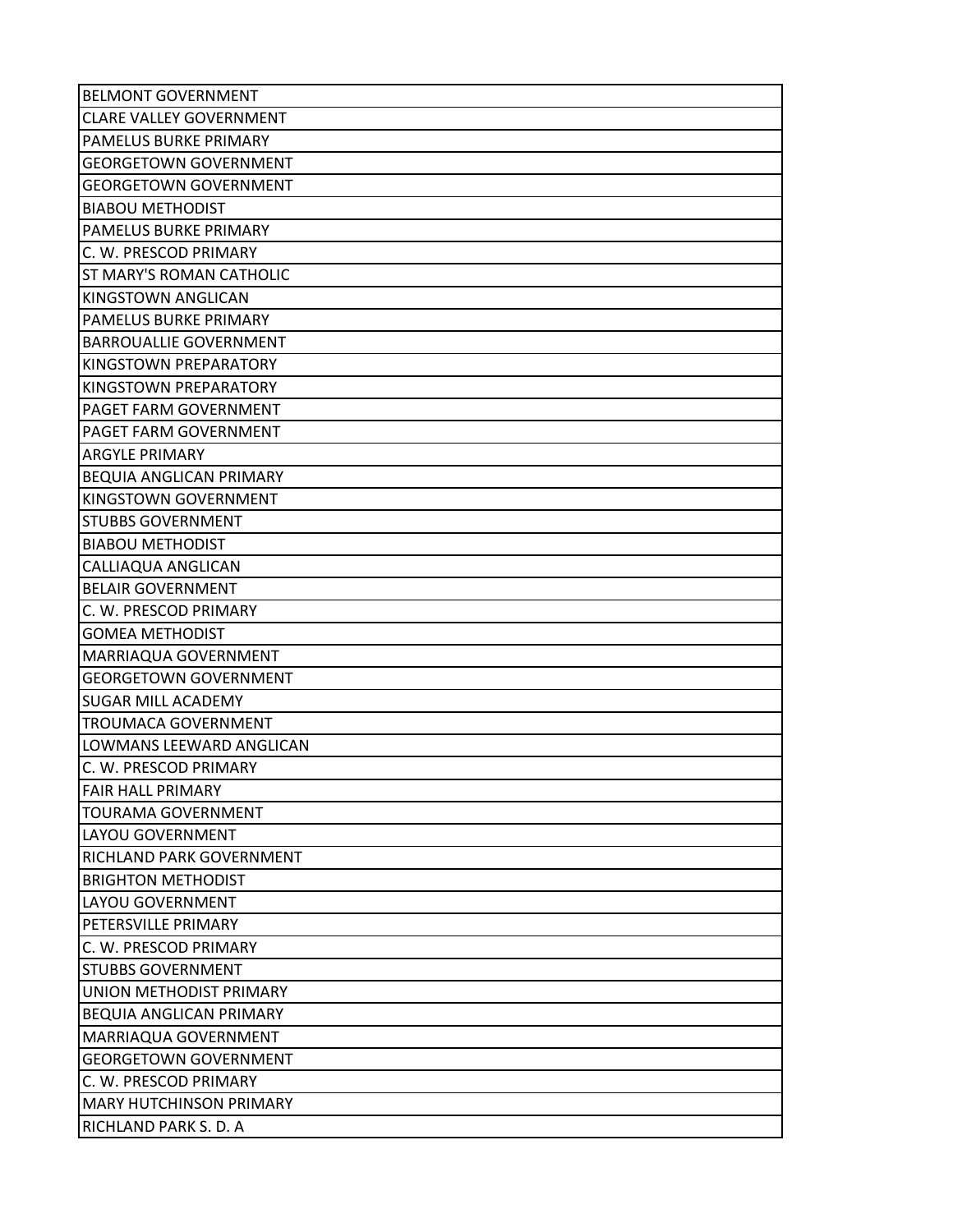| BELMONT GOVERNMENT |
|---|
| CLARE VALLEY GOVERNMENT |
| PAMELUS BURKE PRIMARY |
| GEORGETOWN GOVERNMENT |
| GEORGETOWN GOVERNMENT |
| BIABOU METHODIST |
| PAMELUS BURKE PRIMARY |
| C. W. PRESCOD PRIMARY |
| ST MARY'S ROMAN CATHOLIC |
| KINGSTOWN ANGLICAN |
| PAMELUS BURKE PRIMARY |
| BARROUALLIE GOVERNMENT |
| KINGSTOWN PREPARATORY |
| KINGSTOWN PREPARATORY |
| PAGET FARM GOVERNMENT |
| PAGET FARM GOVERNMENT |
| ARGYLE PRIMARY |
| BEQUIA ANGLICAN PRIMARY |
| KINGSTOWN GOVERNMENT |
| STUBBS GOVERNMENT |
| BIABOU METHODIST |
| CALLIAQUA ANGLICAN |
| BELAIR GOVERNMENT |
| C. W. PRESCOD PRIMARY |
| GOMEA METHODIST |
| MARRIAQUA GOVERNMENT |
| GEORGETOWN GOVERNMENT |
| SUGAR MILL ACADEMY |
| TROUMACA GOVERNMENT |
| LOWMANS LEEWARD ANGLICAN |
| C. W. PRESCOD PRIMARY |
| FAIR HALL PRIMARY |
| TOURAMA GOVERNMENT |
| LAYOU GOVERNMENT |
| RICHLAND PARK GOVERNMENT |
| BRIGHTON METHODIST |
| LAYOU GOVERNMENT |
| PETERSVILLE PRIMARY |
| C. W. PRESCOD PRIMARY |
| STUBBS GOVERNMENT |
| UNION METHODIST PRIMARY |
| BEQUIA ANGLICAN PRIMARY |
| MARRIAQUA GOVERNMENT |
| GEORGETOWN GOVERNMENT |
| C. W. PRESCOD PRIMARY |
| MARY HUTCHINSON PRIMARY |
| RICHLAND PARK S. D. A |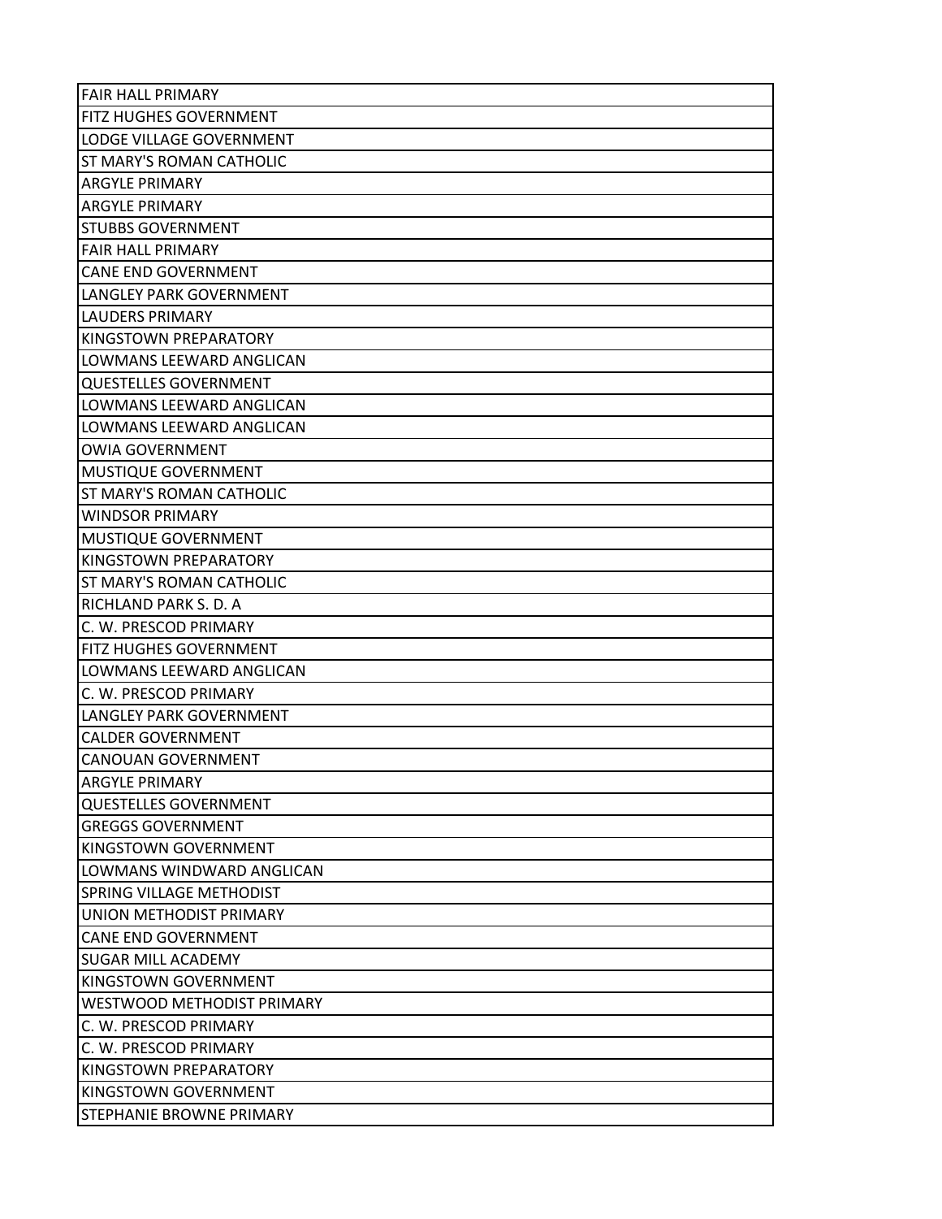| FAIR HALL PRIMARY |
|---|
| FITZ HUGHES GOVERNMENT |
| LODGE VILLAGE GOVERNMENT |
| ST MARY'S ROMAN CATHOLIC |
| ARGYLE PRIMARY |
| ARGYLE PRIMARY |
| STUBBS GOVERNMENT |
| FAIR HALL PRIMARY |
| CANE END GOVERNMENT |
| LANGLEY PARK GOVERNMENT |
| LAUDERS PRIMARY |
| KINGSTOWN PREPARATORY |
| LOWMANS LEEWARD ANGLICAN |
| QUESTELLES GOVERNMENT |
| LOWMANS LEEWARD ANGLICAN |
| LOWMANS LEEWARD ANGLICAN |
| OWIA GOVERNMENT |
| MUSTIQUE GOVERNMENT |
| ST MARY'S ROMAN CATHOLIC |
| WINDSOR PRIMARY |
| MUSTIQUE GOVERNMENT |
| KINGSTOWN PREPARATORY |
| ST MARY'S ROMAN CATHOLIC |
| RICHLAND PARK S. D. A |
| C. W. PRESCOD PRIMARY |
| FITZ HUGHES GOVERNMENT |
| LOWMANS LEEWARD ANGLICAN |
| C. W. PRESCOD PRIMARY |
| LANGLEY PARK GOVERNMENT |
| CALDER GOVERNMENT |
| CANOUAN GOVERNMENT |
| ARGYLE PRIMARY |
| QUESTELLES GOVERNMENT |
| GREGGS GOVERNMENT |
| KINGSTOWN GOVERNMENT |
| LOWMANS WINDWARD ANGLICAN |
| SPRING VILLAGE METHODIST |
| UNION METHODIST PRIMARY |
| CANE END GOVERNMENT |
| SUGAR MILL ACADEMY |
| KINGSTOWN GOVERNMENT |
| WESTWOOD METHODIST PRIMARY |
| C. W. PRESCOD PRIMARY |
| C. W. PRESCOD PRIMARY |
| KINGSTOWN PREPARATORY |
| KINGSTOWN GOVERNMENT |
| STEPHANIE BROWNE PRIMARY |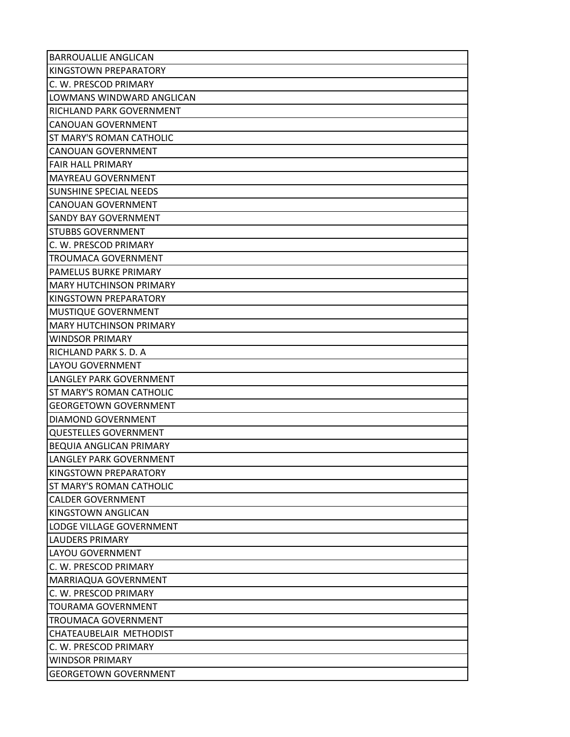| BARROUALLIE ANGLICAN |
|---|
| KINGSTOWN PREPARATORY |
| C. W. PRESCOD PRIMARY |
| LOWMANS WINDWARD ANGLICAN |
| RICHLAND PARK GOVERNMENT |
| CANOUAN GOVERNMENT |
| ST MARY'S ROMAN CATHOLIC |
| CANOUAN GOVERNMENT |
| FAIR HALL PRIMARY |
| MAYREAU GOVERNMENT |
| SUNSHINE SPECIAL NEEDS |
| CANOUAN GOVERNMENT |
| SANDY BAY GOVERNMENT |
| STUBBS GOVERNMENT |
| C. W. PRESCOD PRIMARY |
| TROUMACA GOVERNMENT |
| PAMELUS BURKE PRIMARY |
| MARY HUTCHINSON PRIMARY |
| KINGSTOWN PREPARATORY |
| MUSTIQUE GOVERNMENT |
| MARY HUTCHINSON PRIMARY |
| WINDSOR PRIMARY |
| RICHLAND PARK S. D. A |
| LAYOU GOVERNMENT |
| LANGLEY PARK GOVERNMENT |
| ST MARY'S ROMAN CATHOLIC |
| GEORGETOWN GOVERNMENT |
| DIAMOND GOVERNMENT |
| QUESTELLES GOVERNMENT |
| BEQUIA ANGLICAN PRIMARY |
| LANGLEY PARK GOVERNMENT |
| KINGSTOWN PREPARATORY |
| ST MARY'S ROMAN CATHOLIC |
| CALDER GOVERNMENT |
| KINGSTOWN ANGLICAN |
| LODGE VILLAGE GOVERNMENT |
| LAUDERS PRIMARY |
| LAYOU GOVERNMENT |
| C. W. PRESCOD PRIMARY |
| MARRIAQUA GOVERNMENT |
| C. W. PRESCOD PRIMARY |
| TOURAMA GOVERNMENT |
| TROUMACA GOVERNMENT |
| CHATEAUBELAIR METHODIST |
| C. W. PRESCOD PRIMARY |
| WINDSOR PRIMARY |
| GEORGETOWN GOVERNMENT |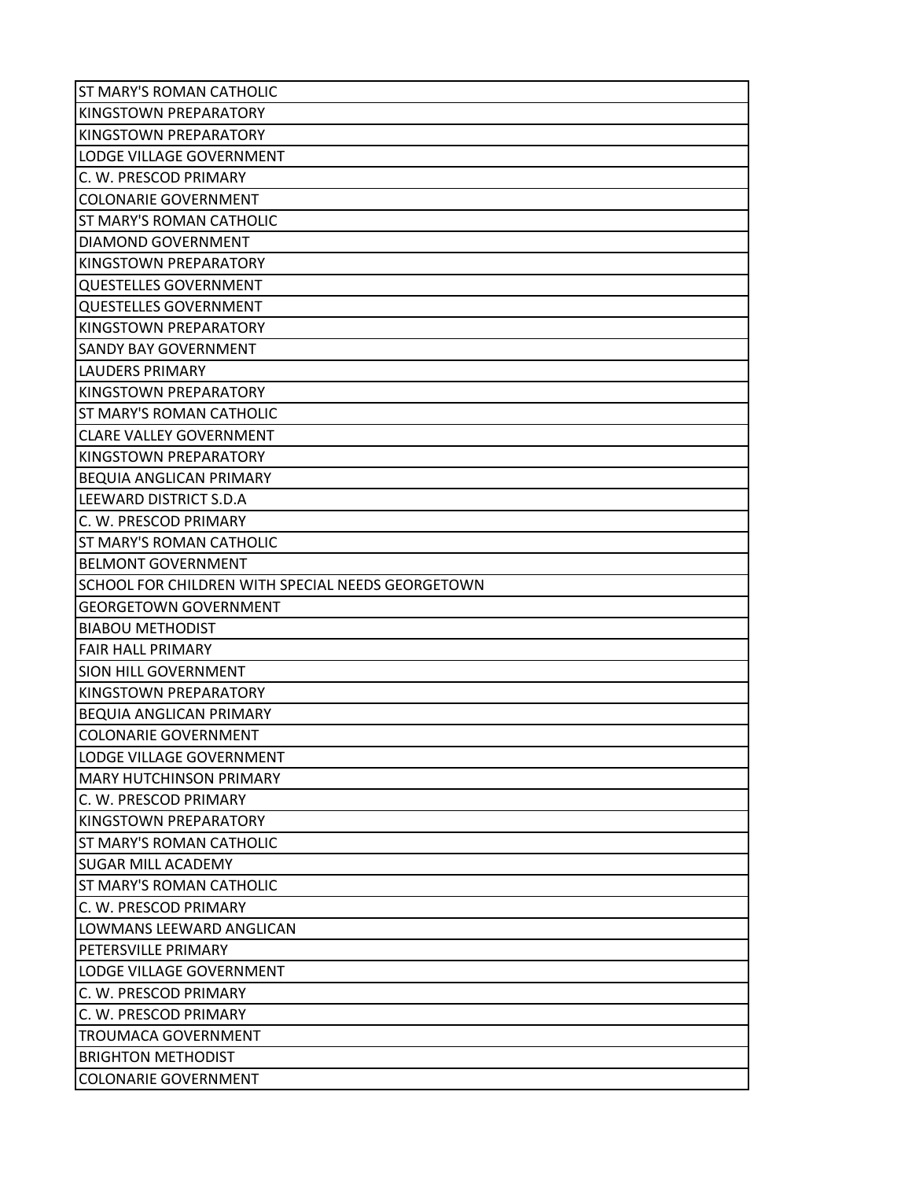| ST MARY'S ROMAN CATHOLIC |
|---|
| KINGSTOWN PREPARATORY |
| KINGSTOWN PREPARATORY |
| LODGE VILLAGE GOVERNMENT |
| C. W. PRESCOD PRIMARY |
| COLONARIE GOVERNMENT |
| ST MARY'S ROMAN CATHOLIC |
| DIAMOND GOVERNMENT |
| KINGSTOWN PREPARATORY |
| QUESTELLES GOVERNMENT |
| QUESTELLES GOVERNMENT |
| KINGSTOWN PREPARATORY |
| SANDY BAY GOVERNMENT |
| LAUDERS PRIMARY |
| KINGSTOWN PREPARATORY |
| ST MARY'S ROMAN CATHOLIC |
| CLARE VALLEY GOVERNMENT |
| KINGSTOWN PREPARATORY |
| BEQUIA ANGLICAN PRIMARY |
| LEEWARD DISTRICT S.D.A |
| C. W. PRESCOD PRIMARY |
| ST MARY'S ROMAN CATHOLIC |
| BELMONT GOVERNMENT |
| SCHOOL FOR CHILDREN WITH SPECIAL NEEDS GEORGETOWN |
| GEORGETOWN GOVERNMENT |
| BIABOU METHODIST |
| FAIR HALL PRIMARY |
| SION HILL GOVERNMENT |
| KINGSTOWN PREPARATORY |
| BEQUIA ANGLICAN PRIMARY |
| COLONARIE GOVERNMENT |
| LODGE VILLAGE GOVERNMENT |
| MARY HUTCHINSON PRIMARY |
| C. W. PRESCOD PRIMARY |
| KINGSTOWN PREPARATORY |
| ST MARY'S ROMAN CATHOLIC |
| SUGAR MILL ACADEMY |
| ST MARY'S ROMAN CATHOLIC |
| C. W. PRESCOD PRIMARY |
| LOWMANS LEEWARD ANGLICAN |
| PETERSVILLE PRIMARY |
| LODGE VILLAGE GOVERNMENT |
| C. W. PRESCOD PRIMARY |
| C. W. PRESCOD PRIMARY |
| TROUMACA GOVERNMENT |
| BRIGHTON METHODIST |
| COLONARIE GOVERNMENT |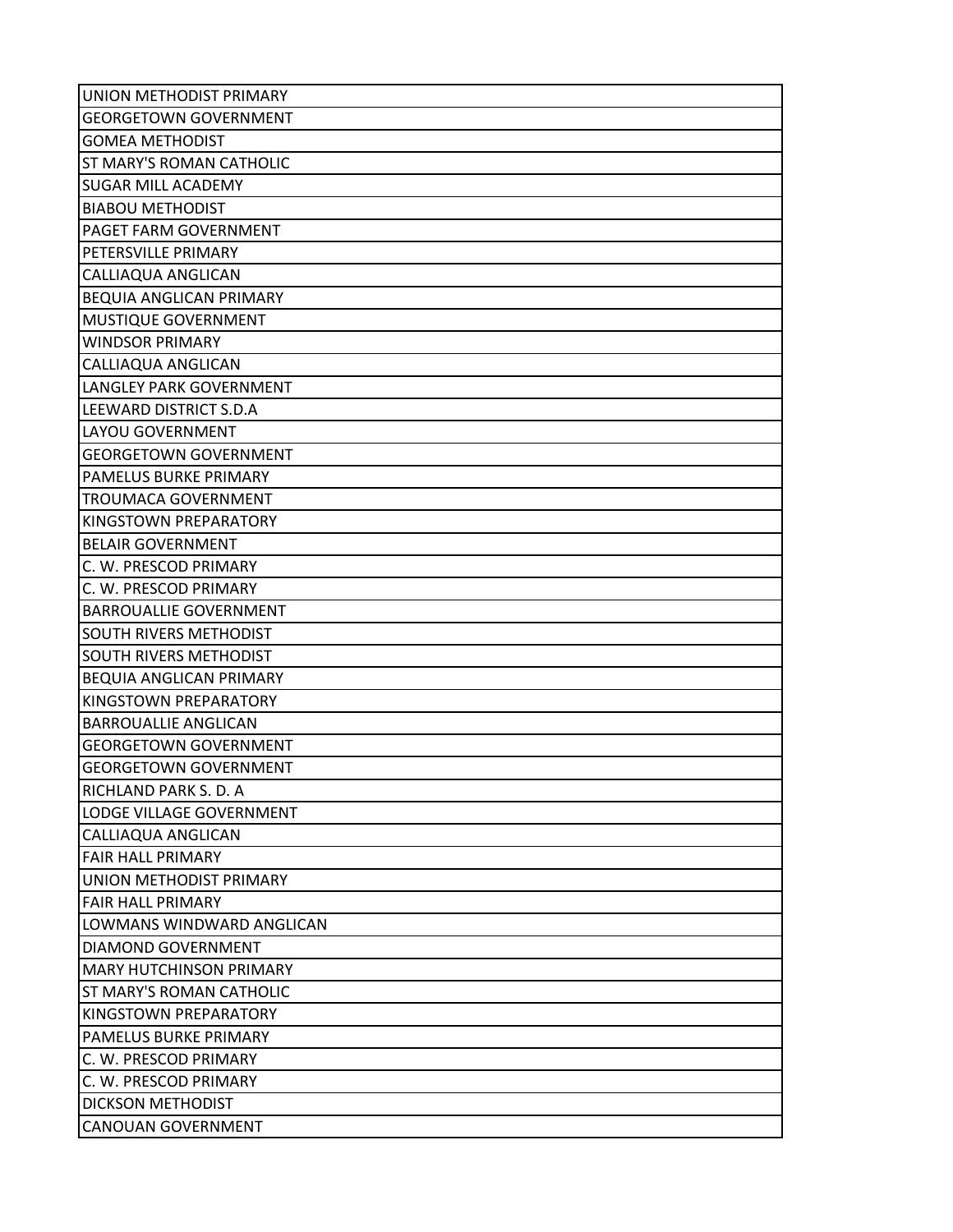| UNION METHODIST PRIMARY |
| --- |
| GEORGETOWN GOVERNMENT |
| GOMEA METHODIST |
| ST MARY'S ROMAN CATHOLIC |
| SUGAR MILL ACADEMY |
| BIABOU METHODIST |
| PAGET FARM GOVERNMENT |
| PETERSVILLE PRIMARY |
| CALLIAQUA ANGLICAN |
| BEQUIA ANGLICAN PRIMARY |
| MUSTIQUE GOVERNMENT |
| WINDSOR PRIMARY |
| CALLIAQUA ANGLICAN |
| LANGLEY PARK GOVERNMENT |
| LEEWARD DISTRICT S.D.A |
| LAYOU GOVERNMENT |
| GEORGETOWN GOVERNMENT |
| PAMELUS BURKE PRIMARY |
| TROUMACA GOVERNMENT |
| KINGSTOWN PREPARATORY |
| BELAIR GOVERNMENT |
| C. W. PRESCOD PRIMARY |
| C. W. PRESCOD PRIMARY |
| BARROUALLIE GOVERNMENT |
| SOUTH RIVERS METHODIST |
| SOUTH RIVERS METHODIST |
| BEQUIA ANGLICAN PRIMARY |
| KINGSTOWN PREPARATORY |
| BARROUALLIE ANGLICAN |
| GEORGETOWN GOVERNMENT |
| GEORGETOWN GOVERNMENT |
| RICHLAND PARK S. D. A |
| LODGE VILLAGE GOVERNMENT |
| CALLIAQUA ANGLICAN |
| FAIR HALL PRIMARY |
| UNION METHODIST PRIMARY |
| FAIR HALL PRIMARY |
| LOWMANS WINDWARD ANGLICAN |
| DIAMOND GOVERNMENT |
| MARY HUTCHINSON PRIMARY |
| ST MARY'S ROMAN CATHOLIC |
| KINGSTOWN PREPARATORY |
| PAMELUS BURKE PRIMARY |
| C. W. PRESCOD PRIMARY |
| C. W. PRESCOD PRIMARY |
| DICKSON METHODIST |
| CANOUAN GOVERNMENT |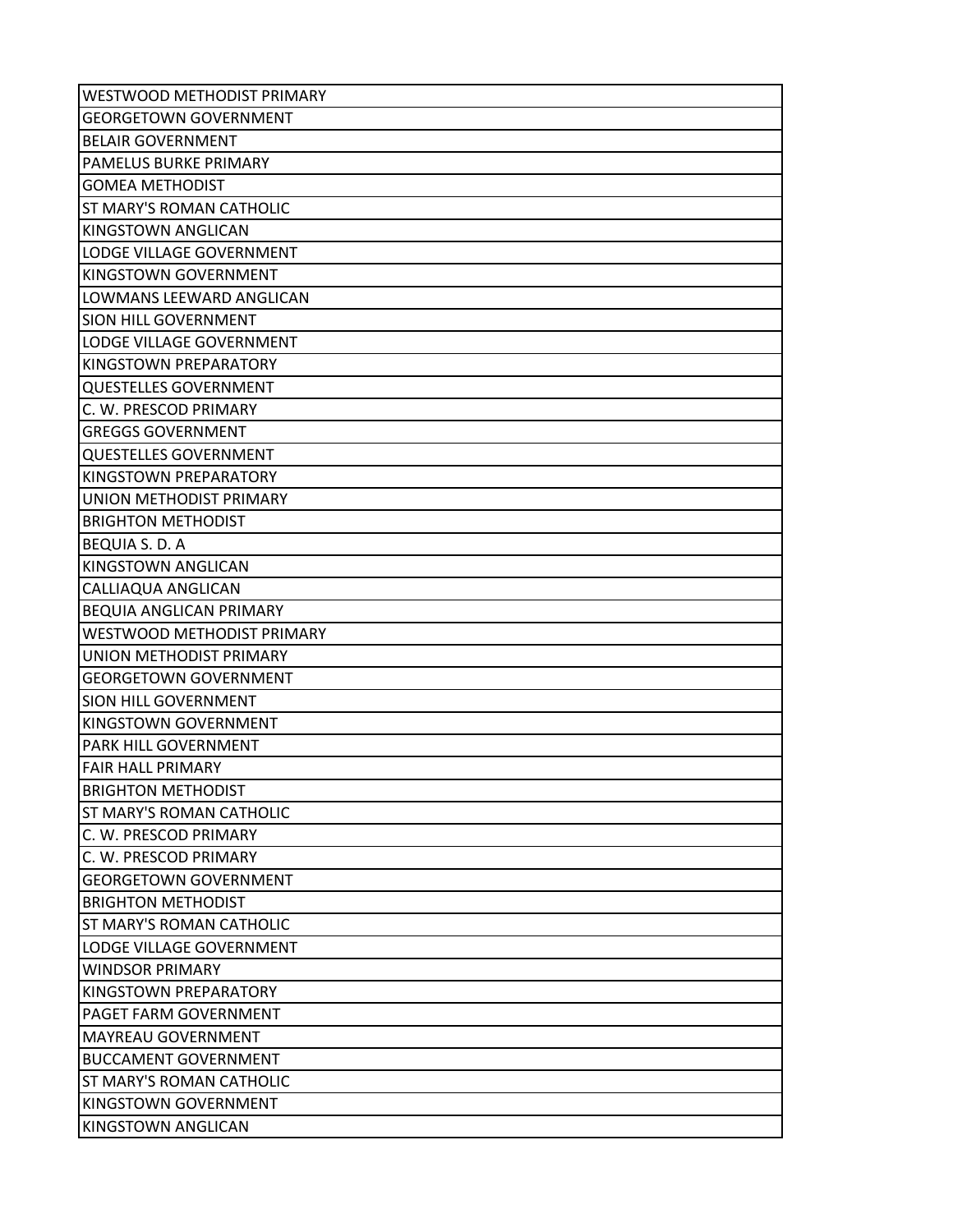| WESTWOOD METHODIST PRIMARY |
|---|
| GEORGETOWN GOVERNMENT |
| BELAIR GOVERNMENT |
| PAMELUS BURKE PRIMARY |
| GOMEA METHODIST |
| ST MARY'S ROMAN CATHOLIC |
| KINGSTOWN ANGLICAN |
| LODGE VILLAGE GOVERNMENT |
| KINGSTOWN GOVERNMENT |
| LOWMANS LEEWARD ANGLICAN |
| SION HILL GOVERNMENT |
| LODGE VILLAGE GOVERNMENT |
| KINGSTOWN PREPARATORY |
| QUESTELLES GOVERNMENT |
| C. W. PRESCOD PRIMARY |
| GREGGS GOVERNMENT |
| QUESTELLES GOVERNMENT |
| KINGSTOWN PREPARATORY |
| UNION METHODIST PRIMARY |
| BRIGHTON METHODIST |
| BEQUIA S. D. A |
| KINGSTOWN ANGLICAN |
| CALLIAQUA ANGLICAN |
| BEQUIA ANGLICAN PRIMARY |
| WESTWOOD METHODIST PRIMARY |
| UNION METHODIST PRIMARY |
| GEORGETOWN GOVERNMENT |
| SION HILL GOVERNMENT |
| KINGSTOWN GOVERNMENT |
| PARK HILL GOVERNMENT |
| FAIR HALL PRIMARY |
| BRIGHTON METHODIST |
| ST MARY'S ROMAN CATHOLIC |
| C. W. PRESCOD PRIMARY |
| C. W. PRESCOD PRIMARY |
| GEORGETOWN GOVERNMENT |
| BRIGHTON METHODIST |
| ST MARY'S ROMAN CATHOLIC |
| LODGE VILLAGE GOVERNMENT |
| WINDSOR PRIMARY |
| KINGSTOWN PREPARATORY |
| PAGET FARM GOVERNMENT |
| MAYREAU GOVERNMENT |
| BUCCAMENT GOVERNMENT |
| ST MARY'S ROMAN CATHOLIC |
| KINGSTOWN GOVERNMENT |
| KINGSTOWN ANGLICAN |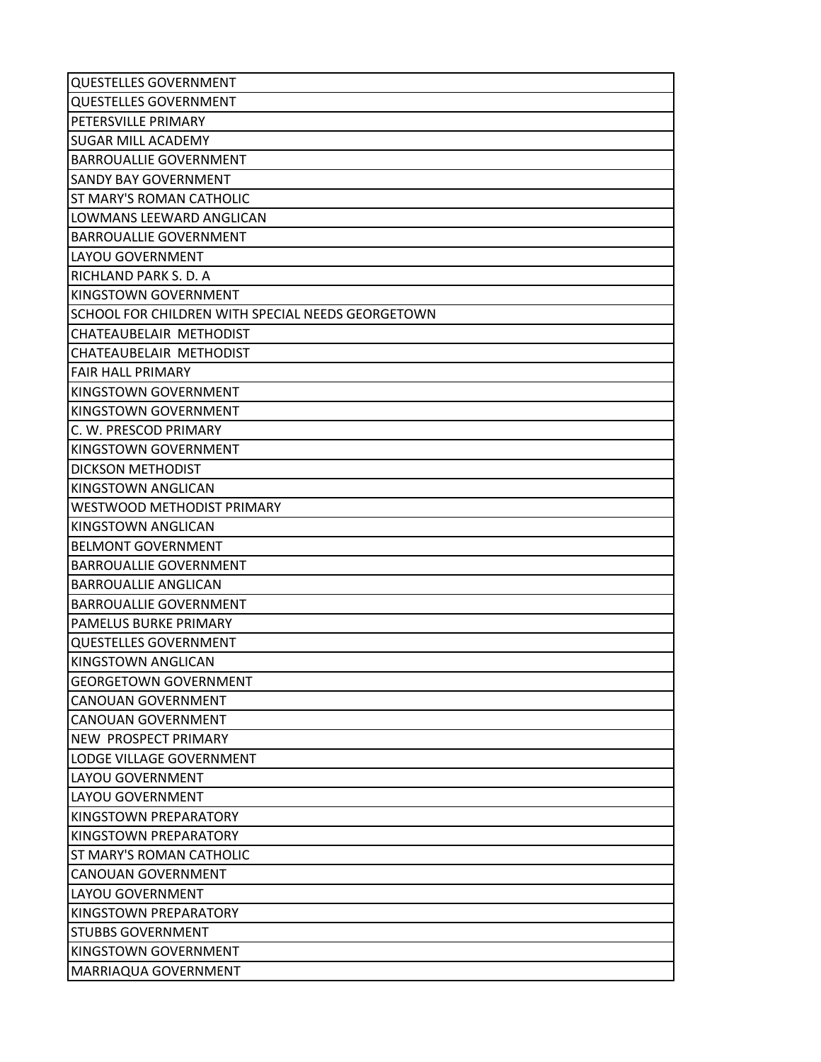| QUESTELLES GOVERNMENT |
|---|
| QUESTELLES GOVERNMENT |
| PETERSVILLE PRIMARY |
| SUGAR MILL ACADEMY |
| BARROUALLIE GOVERNMENT |
| SANDY BAY GOVERNMENT |
| ST MARY'S ROMAN CATHOLIC |
| LOWMANS LEEWARD ANGLICAN |
| BARROUALLIE GOVERNMENT |
| LAYOU GOVERNMENT |
| RICHLAND PARK S. D. A |
| KINGSTOWN GOVERNMENT |
| SCHOOL FOR CHILDREN WITH SPECIAL NEEDS GEORGETOWN |
| CHATEAUBELAIR METHODIST |
| CHATEAUBELAIR METHODIST |
| FAIR HALL PRIMARY |
| KINGSTOWN GOVERNMENT |
| KINGSTOWN GOVERNMENT |
| C. W. PRESCOD PRIMARY |
| KINGSTOWN GOVERNMENT |
| DICKSON METHODIST |
| KINGSTOWN ANGLICAN |
| WESTWOOD METHODIST PRIMARY |
| KINGSTOWN ANGLICAN |
| BELMONT GOVERNMENT |
| BARROUALLIE GOVERNMENT |
| BARROUALLIE ANGLICAN |
| BARROUALLIE GOVERNMENT |
| PAMELUS BURKE PRIMARY |
| QUESTELLES GOVERNMENT |
| KINGSTOWN ANGLICAN |
| GEORGETOWN GOVERNMENT |
| CANOUAN GOVERNMENT |
| CANOUAN GOVERNMENT |
| NEW PROSPECT PRIMARY |
| LODGE VILLAGE GOVERNMENT |
| LAYOU GOVERNMENT |
| LAYOU GOVERNMENT |
| KINGSTOWN PREPARATORY |
| KINGSTOWN PREPARATORY |
| ST MARY'S ROMAN CATHOLIC |
| CANOUAN GOVERNMENT |
| LAYOU GOVERNMENT |
| KINGSTOWN PREPARATORY |
| STUBBS GOVERNMENT |
| KINGSTOWN GOVERNMENT |
| MARRIAQUA GOVERNMENT |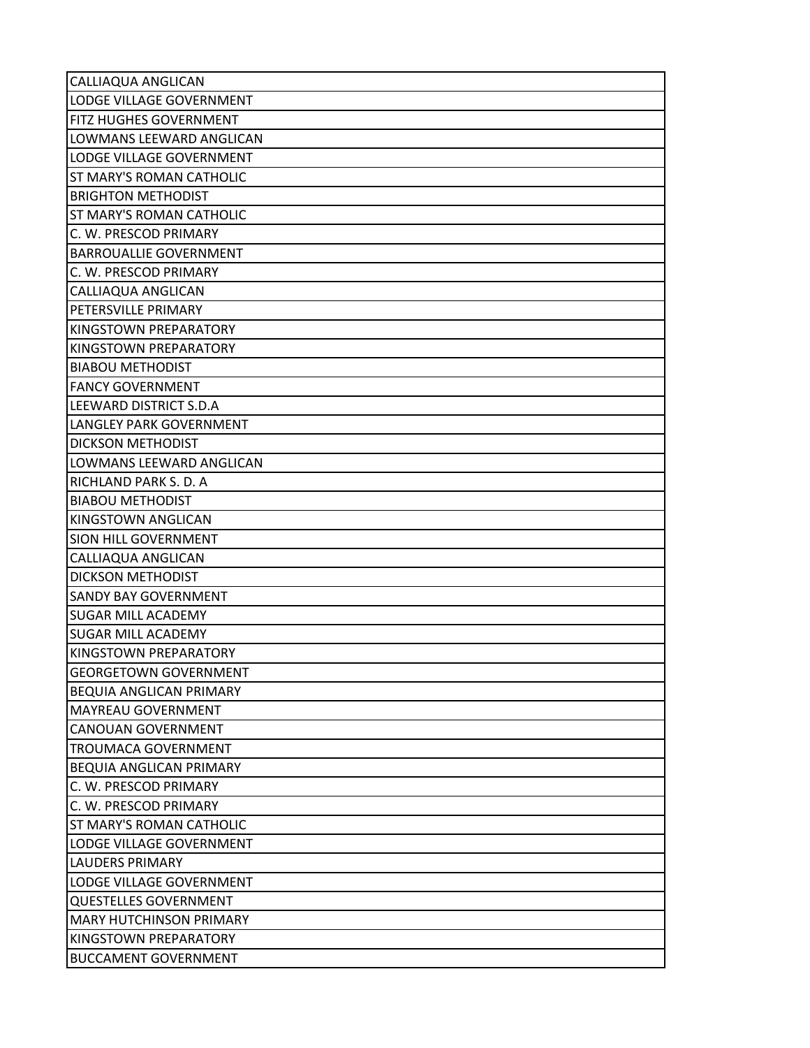| CALLIAQUA ANGLICAN |
|---|
| LODGE VILLAGE GOVERNMENT |
| FITZ HUGHES GOVERNMENT |
| LOWMANS LEEWARD ANGLICAN |
| LODGE VILLAGE GOVERNMENT |
| ST MARY'S ROMAN CATHOLIC |
| BRIGHTON METHODIST |
| ST MARY'S ROMAN CATHOLIC |
| C. W. PRESCOD PRIMARY |
| BARROUALLIE GOVERNMENT |
| C. W. PRESCOD PRIMARY |
| CALLIAQUA ANGLICAN |
| PETERSVILLE PRIMARY |
| KINGSTOWN PREPARATORY |
| KINGSTOWN PREPARATORY |
| BIABOU METHODIST |
| FANCY GOVERNMENT |
| LEEWARD DISTRICT S.D.A |
| LANGLEY PARK GOVERNMENT |
| DICKSON METHODIST |
| LOWMANS LEEWARD ANGLICAN |
| RICHLAND PARK S. D. A |
| BIABOU METHODIST |
| KINGSTOWN ANGLICAN |
| SION HILL GOVERNMENT |
| CALLIAQUA ANGLICAN |
| DICKSON METHODIST |
| SANDY BAY GOVERNMENT |
| SUGAR MILL ACADEMY |
| SUGAR MILL ACADEMY |
| KINGSTOWN PREPARATORY |
| GEORGETOWN GOVERNMENT |
| BEQUIA ANGLICAN PRIMARY |
| MAYREAU GOVERNMENT |
| CANOUAN GOVERNMENT |
| TROUMACA GOVERNMENT |
| BEQUIA ANGLICAN PRIMARY |
| C. W. PRESCOD PRIMARY |
| C. W. PRESCOD PRIMARY |
| ST MARY'S ROMAN CATHOLIC |
| LODGE VILLAGE GOVERNMENT |
| LAUDERS PRIMARY |
| LODGE VILLAGE GOVERNMENT |
| QUESTELLES GOVERNMENT |
| MARY HUTCHINSON PRIMARY |
| KINGSTOWN PREPARATORY |
| BUCCAMENT GOVERNMENT |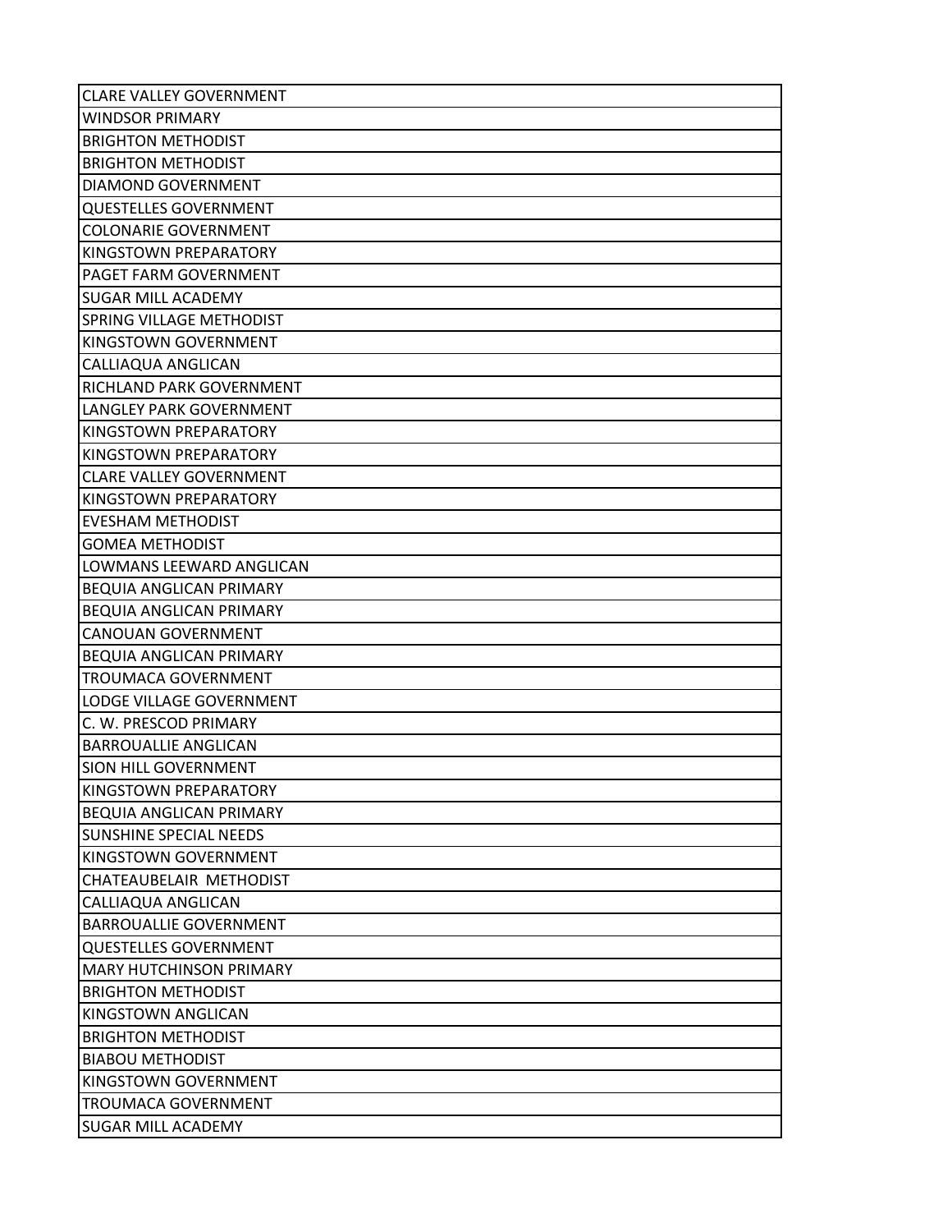| CLARE VALLEY GOVERNMENT |
|---|
| WINDSOR PRIMARY |
| BRIGHTON METHODIST |
| BRIGHTON METHODIST |
| DIAMOND GOVERNMENT |
| QUESTELLES GOVERNMENT |
| COLONARIE GOVERNMENT |
| KINGSTOWN PREPARATORY |
| PAGET FARM GOVERNMENT |
| SUGAR MILL ACADEMY |
| SPRING VILLAGE METHODIST |
| KINGSTOWN GOVERNMENT |
| CALLIAQUA ANGLICAN |
| RICHLAND PARK GOVERNMENT |
| LANGLEY PARK GOVERNMENT |
| KINGSTOWN PREPARATORY |
| KINGSTOWN PREPARATORY |
| CLARE VALLEY GOVERNMENT |
| KINGSTOWN PREPARATORY |
| EVESHAM METHODIST |
| GOMEA METHODIST |
| LOWMANS LEEWARD ANGLICAN |
| BEQUIA ANGLICAN PRIMARY |
| BEQUIA ANGLICAN PRIMARY |
| CANOUAN GOVERNMENT |
| BEQUIA ANGLICAN PRIMARY |
| TROUMACA GOVERNMENT |
| LODGE VILLAGE GOVERNMENT |
| C. W. PRESCOD PRIMARY |
| BARROUALLIE ANGLICAN |
| SION HILL GOVERNMENT |
| KINGSTOWN PREPARATORY |
| BEQUIA ANGLICAN PRIMARY |
| SUNSHINE SPECIAL NEEDS |
| KINGSTOWN GOVERNMENT |
| CHATEAUBELAIR METHODIST |
| CALLIAQUA ANGLICAN |
| BARROUALLIE GOVERNMENT |
| QUESTELLES GOVERNMENT |
| MARY HUTCHINSON PRIMARY |
| BRIGHTON METHODIST |
| KINGSTOWN ANGLICAN |
| BRIGHTON METHODIST |
| BIABOU METHODIST |
| KINGSTOWN GOVERNMENT |
| TROUMACA GOVERNMENT |
| SUGAR MILL ACADEMY |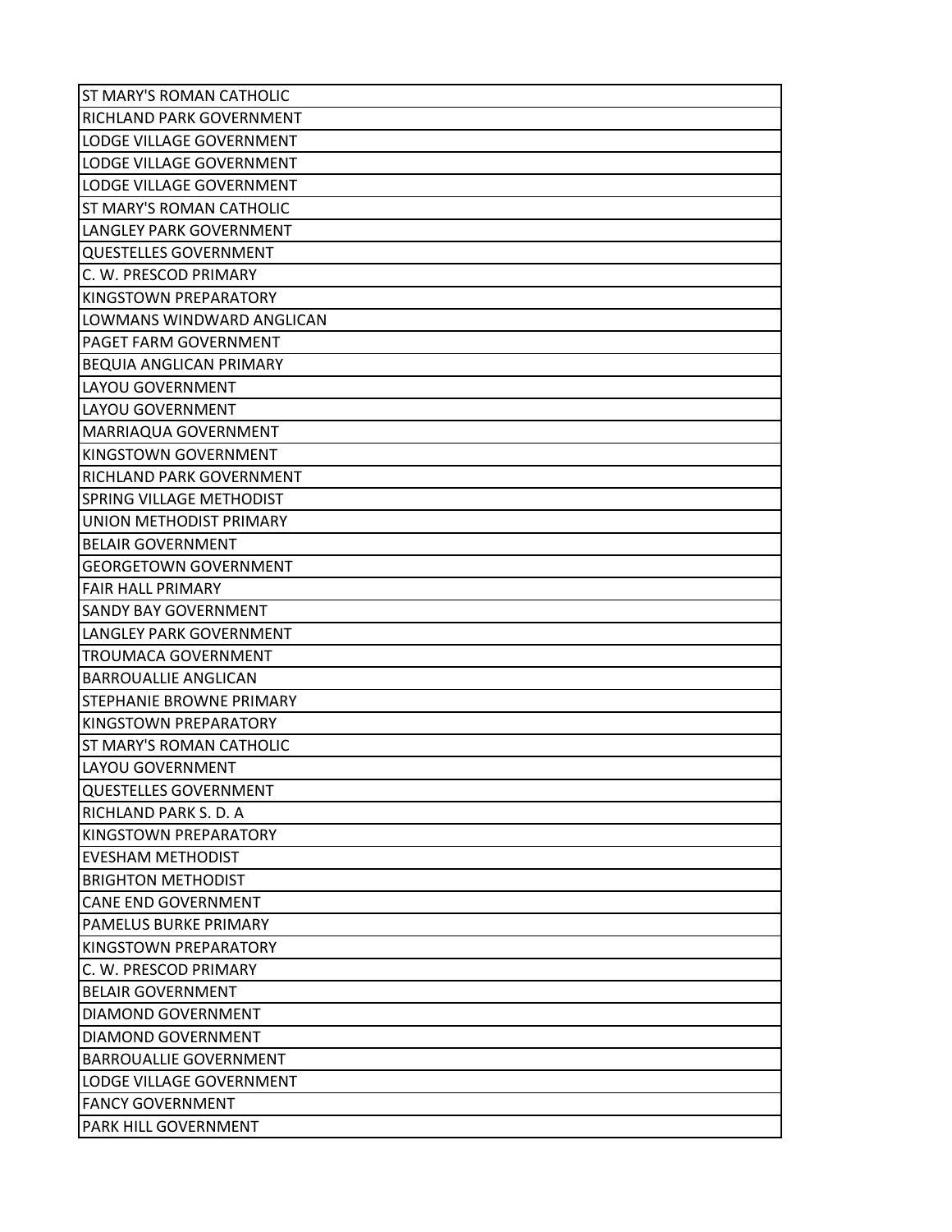| ST MARY'S ROMAN CATHOLIC |
| --- |
| RICHLAND PARK GOVERNMENT |
| LODGE VILLAGE GOVERNMENT |
| LODGE VILLAGE GOVERNMENT |
| LODGE VILLAGE GOVERNMENT |
| ST MARY'S ROMAN CATHOLIC |
| LANGLEY PARK GOVERNMENT |
| QUESTELLES GOVERNMENT |
| C. W. PRESCOD PRIMARY |
| KINGSTOWN PREPARATORY |
| LOWMANS WINDWARD ANGLICAN |
| PAGET FARM GOVERNMENT |
| BEQUIA ANGLICAN PRIMARY |
| LAYOU GOVERNMENT |
| LAYOU GOVERNMENT |
| MARRIAQUA GOVERNMENT |
| KINGSTOWN GOVERNMENT |
| RICHLAND PARK GOVERNMENT |
| SPRING VILLAGE METHODIST |
| UNION METHODIST PRIMARY |
| BELAIR GOVERNMENT |
| GEORGETOWN GOVERNMENT |
| FAIR HALL PRIMARY |
| SANDY BAY GOVERNMENT |
| LANGLEY PARK GOVERNMENT |
| TROUMACA GOVERNMENT |
| BARROUALLIE ANGLICAN |
| STEPHANIE BROWNE PRIMARY |
| KINGSTOWN PREPARATORY |
| ST MARY'S ROMAN CATHOLIC |
| LAYOU GOVERNMENT |
| QUESTELLES GOVERNMENT |
| RICHLAND PARK S. D. A |
| KINGSTOWN PREPARATORY |
| EVESHAM METHODIST |
| BRIGHTON METHODIST |
| CANE END GOVERNMENT |
| PAMELUS BURKE PRIMARY |
| KINGSTOWN PREPARATORY |
| C. W. PRESCOD PRIMARY |
| BELAIR GOVERNMENT |
| DIAMOND GOVERNMENT |
| DIAMOND GOVERNMENT |
| BARROUALLIE GOVERNMENT |
| LODGE VILLAGE GOVERNMENT |
| FANCY GOVERNMENT |
| PARK HILL GOVERNMENT |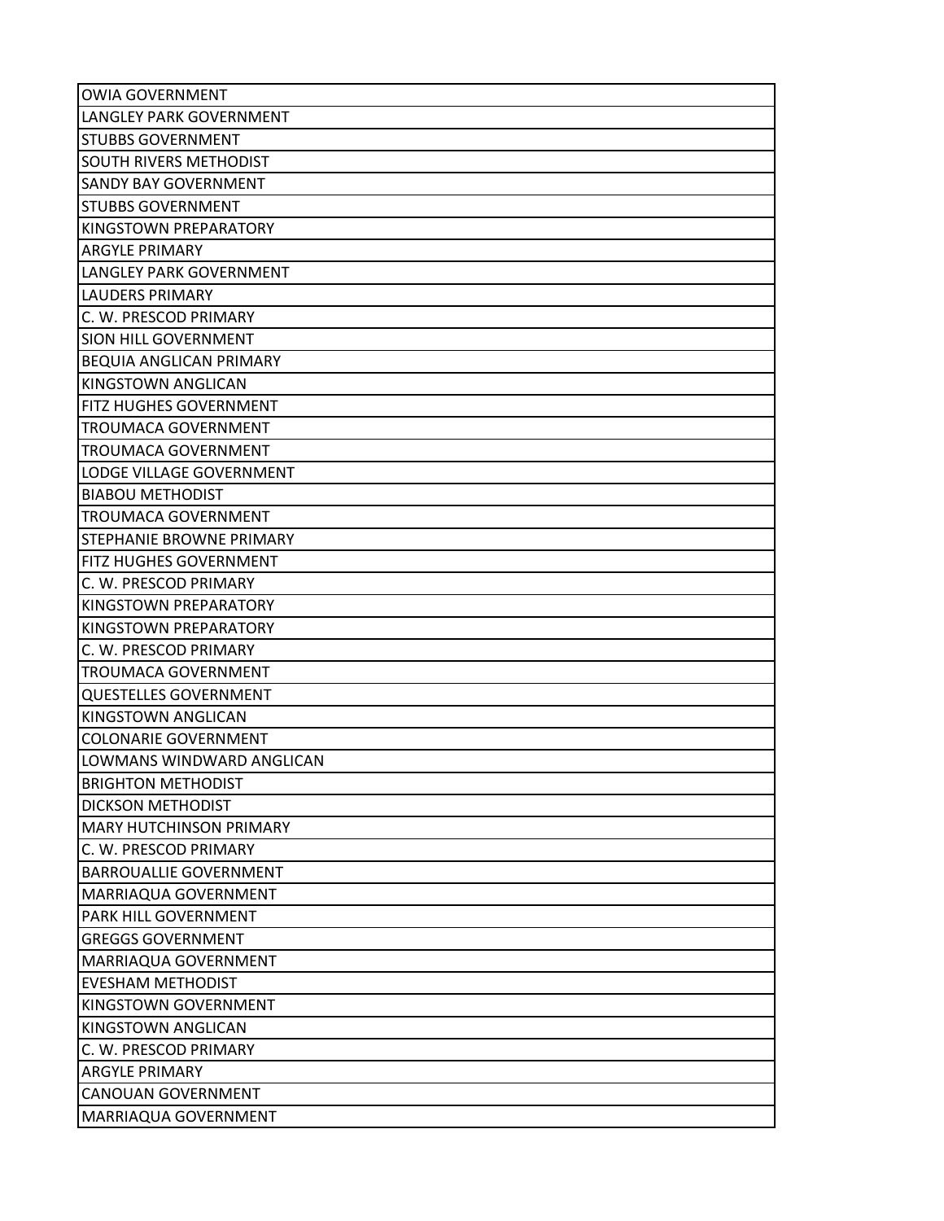| OWIA GOVERNMENT |
|---|
| LANGLEY PARK GOVERNMENT |
| STUBBS GOVERNMENT |
| SOUTH RIVERS METHODIST |
| SANDY BAY GOVERNMENT |
| STUBBS GOVERNMENT |
| KINGSTOWN PREPARATORY |
| ARGYLE PRIMARY |
| LANGLEY PARK GOVERNMENT |
| LAUDERS PRIMARY |
| C. W. PRESCOD PRIMARY |
| SION HILL GOVERNMENT |
| BEQUIA ANGLICAN PRIMARY |
| KINGSTOWN ANGLICAN |
| FITZ HUGHES GOVERNMENT |
| TROUMACA GOVERNMENT |
| TROUMACA GOVERNMENT |
| LODGE VILLAGE GOVERNMENT |
| BIABOU METHODIST |
| TROUMACA GOVERNMENT |
| STEPHANIE BROWNE PRIMARY |
| FITZ HUGHES GOVERNMENT |
| C. W. PRESCOD PRIMARY |
| KINGSTOWN PREPARATORY |
| KINGSTOWN PREPARATORY |
| C. W. PRESCOD PRIMARY |
| TROUMACA GOVERNMENT |
| QUESTELLES GOVERNMENT |
| KINGSTOWN ANGLICAN |
| COLONARIE GOVERNMENT |
| LOWMANS WINDWARD ANGLICAN |
| BRIGHTON METHODIST |
| DICKSON METHODIST |
| MARY HUTCHINSON PRIMARY |
| C. W. PRESCOD PRIMARY |
| BARROUALLIE GOVERNMENT |
| MARRIAQUA GOVERNMENT |
| PARK HILL GOVERNMENT |
| GREGGS GOVERNMENT |
| MARRIAQUA GOVERNMENT |
| EVESHAM METHODIST |
| KINGSTOWN GOVERNMENT |
| KINGSTOWN ANGLICAN |
| C. W. PRESCOD PRIMARY |
| ARGYLE PRIMARY |
| CANOUAN GOVERNMENT |
| MARRIAQUA GOVERNMENT |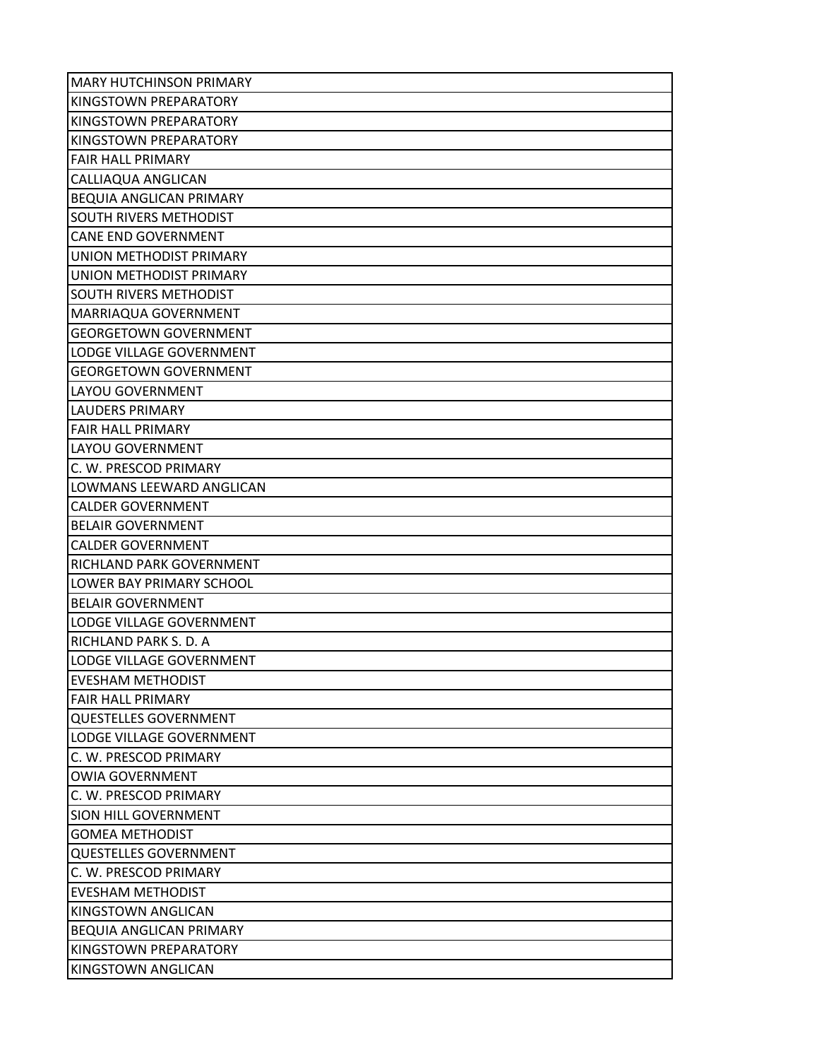| MARY HUTCHINSON PRIMARY |
|---|
| KINGSTOWN PREPARATORY |
| KINGSTOWN PREPARATORY |
| KINGSTOWN PREPARATORY |
| FAIR HALL PRIMARY |
| CALLIAQUA ANGLICAN |
| BEQUIA ANGLICAN PRIMARY |
| SOUTH RIVERS METHODIST |
| CANE END GOVERNMENT |
| UNION METHODIST PRIMARY |
| UNION METHODIST PRIMARY |
| SOUTH RIVERS METHODIST |
| MARRIAQUA GOVERNMENT |
| GEORGETOWN GOVERNMENT |
| LODGE VILLAGE GOVERNMENT |
| GEORGETOWN GOVERNMENT |
| LAYOU GOVERNMENT |
| LAUDERS PRIMARY |
| FAIR HALL PRIMARY |
| LAYOU GOVERNMENT |
| C. W. PRESCOD PRIMARY |
| LOWMANS LEEWARD ANGLICAN |
| CALDER GOVERNMENT |
| BELAIR GOVERNMENT |
| CALDER GOVERNMENT |
| RICHLAND PARK GOVERNMENT |
| LOWER BAY PRIMARY SCHOOL |
| BELAIR GOVERNMENT |
| LODGE VILLAGE GOVERNMENT |
| RICHLAND PARK S. D. A |
| LODGE VILLAGE GOVERNMENT |
| EVESHAM METHODIST |
| FAIR HALL PRIMARY |
| QUESTELLES GOVERNMENT |
| LODGE VILLAGE GOVERNMENT |
| C. W. PRESCOD PRIMARY |
| OWIA GOVERNMENT |
| C. W. PRESCOD PRIMARY |
| SION HILL GOVERNMENT |
| GOMEA METHODIST |
| QUESTELLES GOVERNMENT |
| C. W. PRESCOD PRIMARY |
| EVESHAM METHODIST |
| KINGSTOWN ANGLICAN |
| BEQUIA ANGLICAN PRIMARY |
| KINGSTOWN PREPARATORY |
| KINGSTOWN ANGLICAN |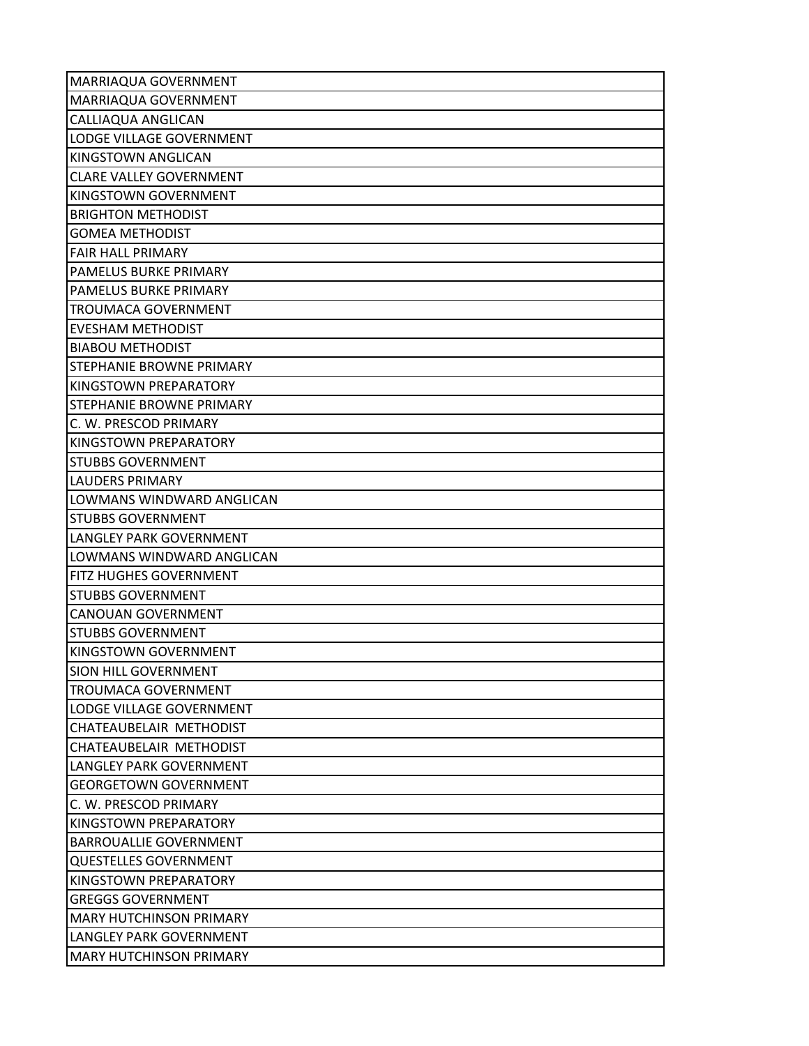| MARRIAQUA GOVERNMENT |
| --- |
| MARRIAQUA GOVERNMENT |
| CALLIAQUA ANGLICAN |
| LODGE VILLAGE GOVERNMENT |
| KINGSTOWN ANGLICAN |
| CLARE VALLEY GOVERNMENT |
| KINGSTOWN GOVERNMENT |
| BRIGHTON METHODIST |
| GOMEA METHODIST |
| FAIR HALL PRIMARY |
| PAMELUS BURKE PRIMARY |
| PAMELUS BURKE PRIMARY |
| TROUMACA GOVERNMENT |
| EVESHAM METHODIST |
| BIABOU METHODIST |
| STEPHANIE BROWNE PRIMARY |
| KINGSTOWN PREPARATORY |
| STEPHANIE BROWNE PRIMARY |
| C. W. PRESCOD PRIMARY |
| KINGSTOWN PREPARATORY |
| STUBBS GOVERNMENT |
| LAUDERS PRIMARY |
| LOWMANS WINDWARD ANGLICAN |
| STUBBS GOVERNMENT |
| LANGLEY PARK GOVERNMENT |
| LOWMANS WINDWARD ANGLICAN |
| FITZ HUGHES GOVERNMENT |
| STUBBS GOVERNMENT |
| CANOUAN GOVERNMENT |
| STUBBS GOVERNMENT |
| KINGSTOWN GOVERNMENT |
| SION HILL GOVERNMENT |
| TROUMACA GOVERNMENT |
| LODGE VILLAGE GOVERNMENT |
| CHATEAUBELAIR METHODIST |
| CHATEAUBELAIR METHODIST |
| LANGLEY PARK GOVERNMENT |
| GEORGETOWN GOVERNMENT |
| C. W. PRESCOD PRIMARY |
| KINGSTOWN PREPARATORY |
| BARROUALLIE GOVERNMENT |
| QUESTELLES GOVERNMENT |
| KINGSTOWN PREPARATORY |
| GREGGS GOVERNMENT |
| MARY HUTCHINSON PRIMARY |
| LANGLEY PARK GOVERNMENT |
| MARY HUTCHINSON PRIMARY |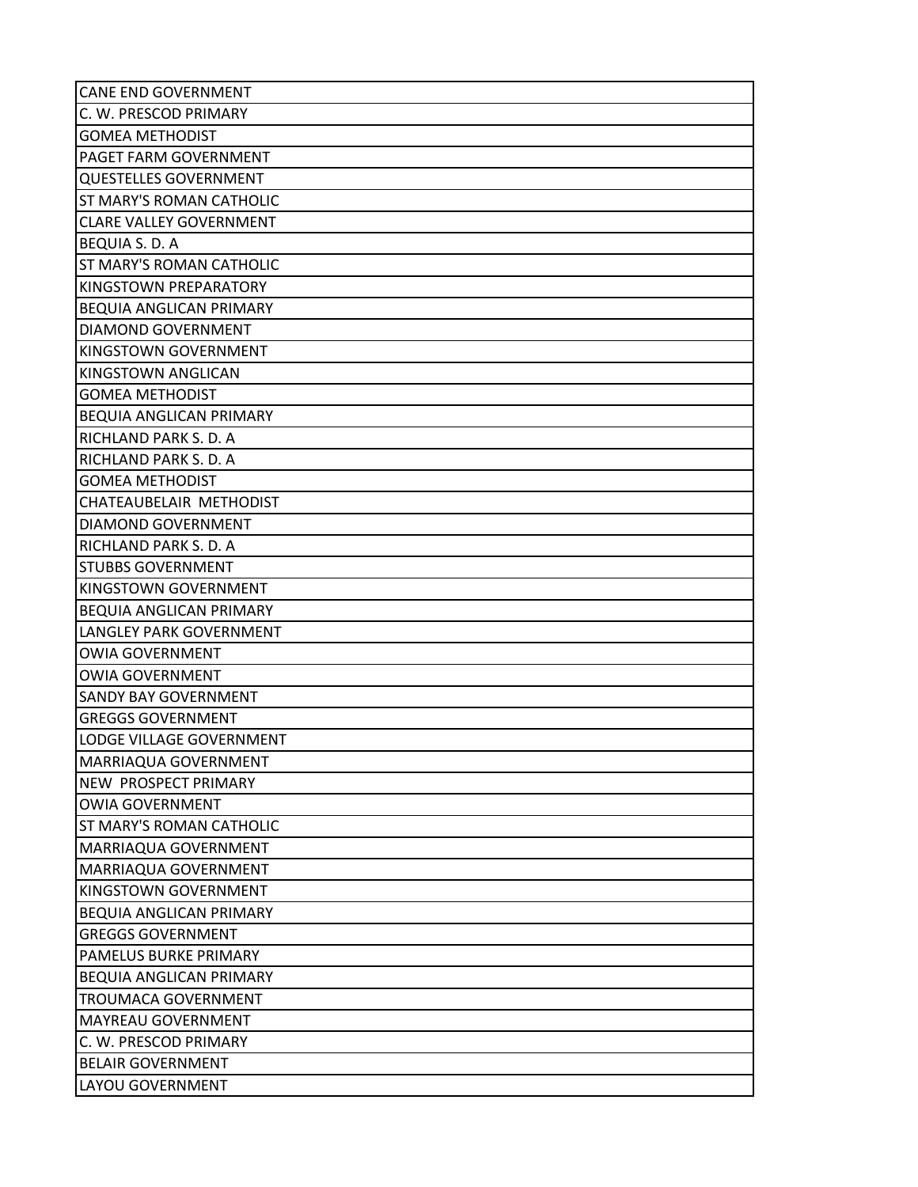| CANE END GOVERNMENT |
|---|
| C. W. PRESCOD PRIMARY |
| GOMEA METHODIST |
| PAGET FARM GOVERNMENT |
| QUESTELLES GOVERNMENT |
| ST MARY'S ROMAN CATHOLIC |
| CLARE VALLEY GOVERNMENT |
| BEQUIA S. D. A |
| ST MARY'S ROMAN CATHOLIC |
| KINGSTOWN PREPARATORY |
| BEQUIA ANGLICAN PRIMARY |
| DIAMOND GOVERNMENT |
| KINGSTOWN GOVERNMENT |
| KINGSTOWN ANGLICAN |
| GOMEA METHODIST |
| BEQUIA ANGLICAN PRIMARY |
| RICHLAND PARK S. D. A |
| RICHLAND PARK S. D. A |
| GOMEA METHODIST |
| CHATEAUBELAIR  METHODIST |
| DIAMOND GOVERNMENT |
| RICHLAND PARK S. D. A |
| STUBBS GOVERNMENT |
| KINGSTOWN GOVERNMENT |
| BEQUIA ANGLICAN PRIMARY |
| LANGLEY PARK GOVERNMENT |
| OWIA GOVERNMENT |
| OWIA GOVERNMENT |
| SANDY BAY GOVERNMENT |
| GREGGS GOVERNMENT |
| LODGE VILLAGE GOVERNMENT |
| MARRIAQUA GOVERNMENT |
| NEW  PROSPECT PRIMARY |
| OWIA GOVERNMENT |
| ST MARY'S ROMAN CATHOLIC |
| MARRIAQUA GOVERNMENT |
| MARRIAQUA GOVERNMENT |
| KINGSTOWN GOVERNMENT |
| BEQUIA ANGLICAN PRIMARY |
| GREGGS GOVERNMENT |
| PAMELUS BURKE PRIMARY |
| BEQUIA ANGLICAN PRIMARY |
| TROUMACA GOVERNMENT |
| MAYREAU GOVERNMENT |
| C. W. PRESCOD PRIMARY |
| BELAIR GOVERNMENT |
| LAYOU GOVERNMENT |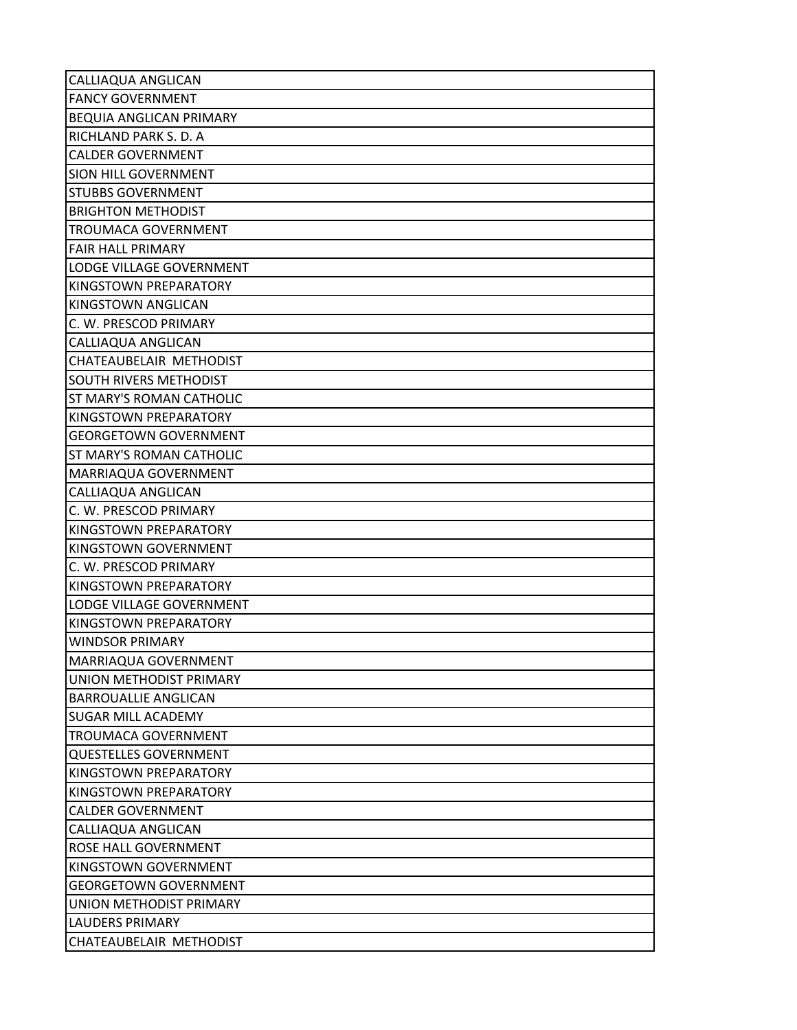| CALLIAQUA ANGLICAN |
| --- |
| FANCY GOVERNMENT |
| BEQUIA ANGLICAN PRIMARY |
| RICHLAND PARK S. D. A |
| CALDER GOVERNMENT |
| SION HILL GOVERNMENT |
| STUBBS GOVERNMENT |
| BRIGHTON METHODIST |
| TROUMACA GOVERNMENT |
| FAIR HALL PRIMARY |
| LODGE VILLAGE GOVERNMENT |
| KINGSTOWN PREPARATORY |
| KINGSTOWN ANGLICAN |
| C. W. PRESCOD PRIMARY |
| CALLIAQUA ANGLICAN |
| CHATEAUBELAIR  METHODIST |
| SOUTH RIVERS METHODIST |
| ST MARY'S ROMAN CATHOLIC |
| KINGSTOWN PREPARATORY |
| GEORGETOWN GOVERNMENT |
| ST MARY'S ROMAN CATHOLIC |
| MARRIAQUA GOVERNMENT |
| CALLIAQUA ANGLICAN |
| C. W. PRESCOD PRIMARY |
| KINGSTOWN PREPARATORY |
| KINGSTOWN GOVERNMENT |
| C. W. PRESCOD PRIMARY |
| KINGSTOWN PREPARATORY |
| LODGE VILLAGE GOVERNMENT |
| KINGSTOWN PREPARATORY |
| WINDSOR PRIMARY |
| MARRIAQUA GOVERNMENT |
| UNION METHODIST PRIMARY |
| BARROUALLIE ANGLICAN |
| SUGAR MILL ACADEMY |
| TROUMACA GOVERNMENT |
| QUESTELLES GOVERNMENT |
| KINGSTOWN PREPARATORY |
| KINGSTOWN PREPARATORY |
| CALDER GOVERNMENT |
| CALLIAQUA ANGLICAN |
| ROSE HALL GOVERNMENT |
| KINGSTOWN GOVERNMENT |
| GEORGETOWN GOVERNMENT |
| UNION METHODIST PRIMARY |
| LAUDERS PRIMARY |
| CHATEAUBELAIR  METHODIST |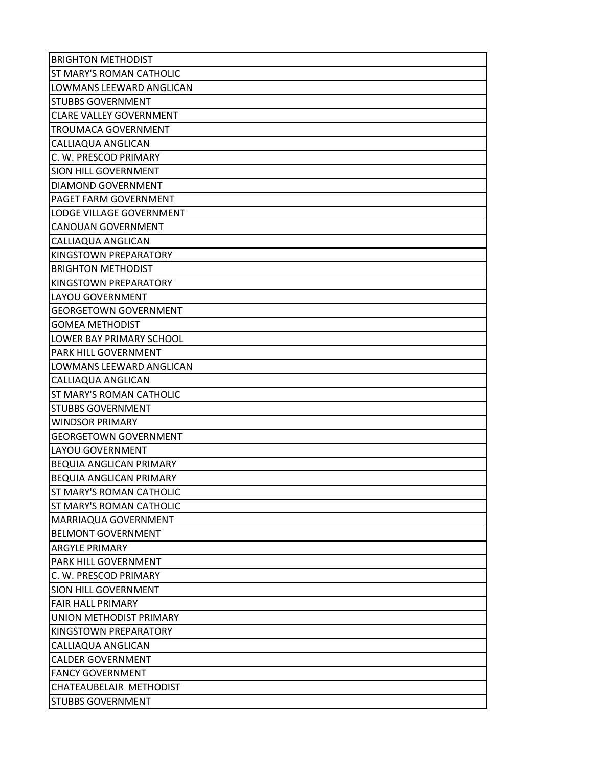| BRIGHTON METHODIST |
|---|
| ST MARY'S ROMAN CATHOLIC |
| LOWMANS LEEWARD ANGLICAN |
| STUBBS GOVERNMENT |
| CLARE VALLEY GOVERNMENT |
| TROUMACA GOVERNMENT |
| CALLIAQUA ANGLICAN |
| C. W. PRESCOD PRIMARY |
| SION HILL GOVERNMENT |
| DIAMOND GOVERNMENT |
| PAGET FARM GOVERNMENT |
| LODGE VILLAGE GOVERNMENT |
| CANOUAN GOVERNMENT |
| CALLIAQUA ANGLICAN |
| KINGSTOWN PREPARATORY |
| BRIGHTON METHODIST |
| KINGSTOWN PREPARATORY |
| LAYOU GOVERNMENT |
| GEORGETOWN GOVERNMENT |
| GOMEA METHODIST |
| LOWER BAY PRIMARY SCHOOL |
| PARK HILL GOVERNMENT |
| LOWMANS LEEWARD ANGLICAN |
| CALLIAQUA ANGLICAN |
| ST MARY'S ROMAN CATHOLIC |
| STUBBS GOVERNMENT |
| WINDSOR PRIMARY |
| GEORGETOWN GOVERNMENT |
| LAYOU GOVERNMENT |
| BEQUIA ANGLICAN PRIMARY |
| BEQUIA ANGLICAN PRIMARY |
| ST MARY'S ROMAN CATHOLIC |
| ST MARY'S ROMAN CATHOLIC |
| MARRIAQUA GOVERNMENT |
| BELMONT GOVERNMENT |
| ARGYLE PRIMARY |
| PARK HILL GOVERNMENT |
| C. W. PRESCOD PRIMARY |
| SION HILL GOVERNMENT |
| FAIR HALL PRIMARY |
| UNION METHODIST PRIMARY |
| KINGSTOWN PREPARATORY |
| CALLIAQUA ANGLICAN |
| CALDER GOVERNMENT |
| FANCY GOVERNMENT |
| CHATEAUBELAIR METHODIST |
| STUBBS GOVERNMENT |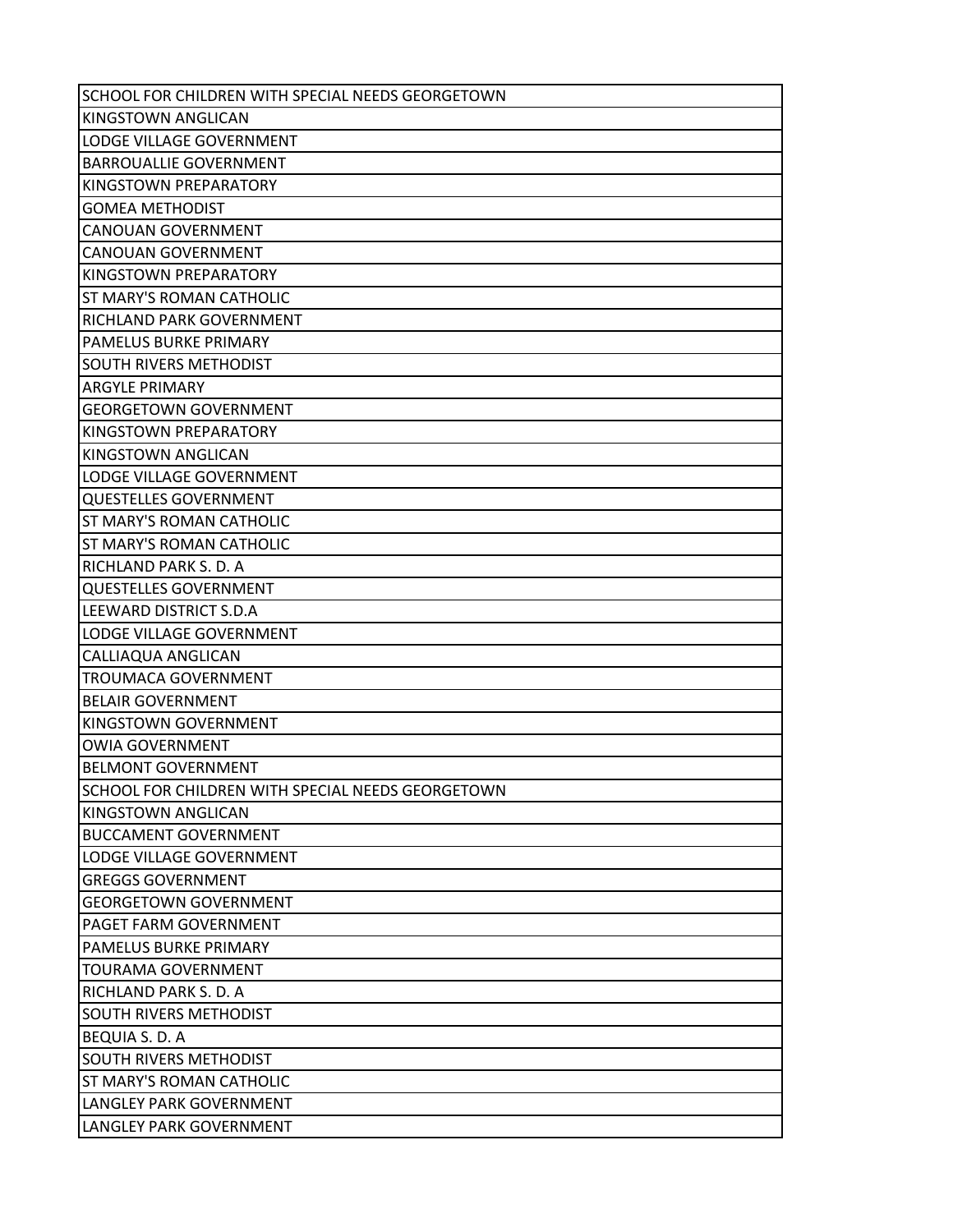| SCHOOL FOR CHILDREN WITH SPECIAL NEEDS GEORGETOWN |
|---|
| KINGSTOWN ANGLICAN |
| LODGE VILLAGE GOVERNMENT |
| BARROUALLIE GOVERNMENT |
| KINGSTOWN PREPARATORY |
| GOMEA METHODIST |
| CANOUAN GOVERNMENT |
| CANOUAN GOVERNMENT |
| KINGSTOWN PREPARATORY |
| ST MARY'S ROMAN CATHOLIC |
| RICHLAND PARK GOVERNMENT |
| PAMELUS BURKE PRIMARY |
| SOUTH RIVERS METHODIST |
| ARGYLE PRIMARY |
| GEORGETOWN GOVERNMENT |
| KINGSTOWN PREPARATORY |
| KINGSTOWN ANGLICAN |
| LODGE VILLAGE GOVERNMENT |
| QUESTELLES GOVERNMENT |
| ST MARY'S ROMAN CATHOLIC |
| ST MARY'S ROMAN CATHOLIC |
| RICHLAND PARK S. D. A |
| QUESTELLES GOVERNMENT |
| LEEWARD DISTRICT S.D.A |
| LODGE VILLAGE GOVERNMENT |
| CALLIAQUA ANGLICAN |
| TROUMACA GOVERNMENT |
| BELAIR GOVERNMENT |
| KINGSTOWN GOVERNMENT |
| OWIA GOVERNMENT |
| BELMONT GOVERNMENT |
| SCHOOL FOR CHILDREN WITH SPECIAL NEEDS GEORGETOWN |
| KINGSTOWN ANGLICAN |
| BUCCAMENT GOVERNMENT |
| LODGE VILLAGE GOVERNMENT |
| GREGGS GOVERNMENT |
| GEORGETOWN GOVERNMENT |
| PAGET FARM GOVERNMENT |
| PAMELUS BURKE PRIMARY |
| TOURAMA GOVERNMENT |
| RICHLAND PARK S. D. A |
| SOUTH RIVERS METHODIST |
| BEQUIA S. D. A |
| SOUTH RIVERS METHODIST |
| ST MARY'S ROMAN CATHOLIC |
| LANGLEY PARK GOVERNMENT |
| LANGLEY PARK GOVERNMENT |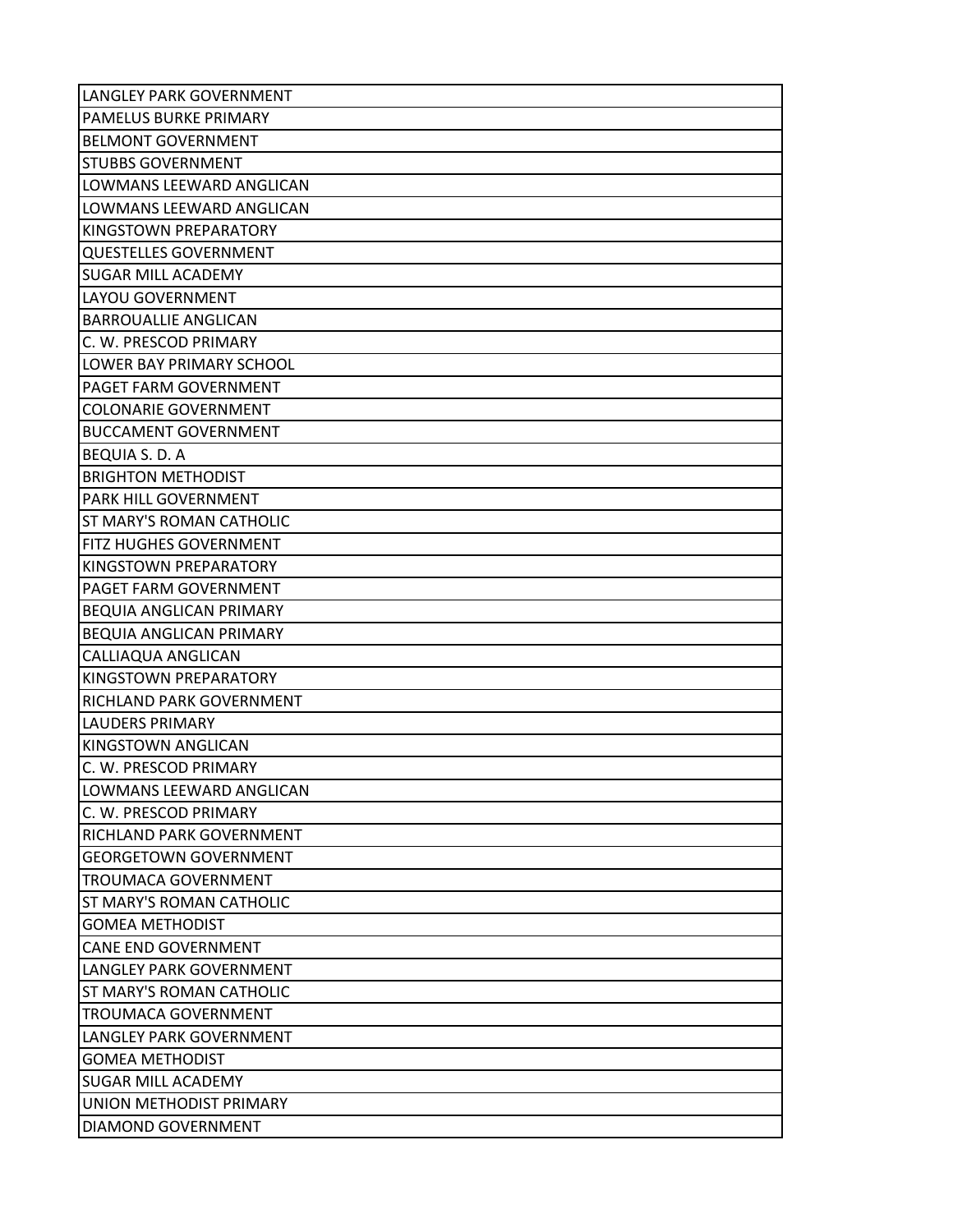| LANGLEY PARK GOVERNMENT |
| --- |
| PAMELUS BURKE PRIMARY |
| BELMONT GOVERNMENT |
| STUBBS GOVERNMENT |
| LOWMANS LEEWARD ANGLICAN |
| LOWMANS LEEWARD ANGLICAN |
| KINGSTOWN PREPARATORY |
| QUESTELLES GOVERNMENT |
| SUGAR MILL ACADEMY |
| LAYOU GOVERNMENT |
| BARROUALLIE ANGLICAN |
| C. W. PRESCOD PRIMARY |
| LOWER BAY PRIMARY SCHOOL |
| PAGET FARM GOVERNMENT |
| COLONARIE GOVERNMENT |
| BUCCAMENT GOVERNMENT |
| BEQUIA S. D. A |
| BRIGHTON METHODIST |
| PARK HILL GOVERNMENT |
| ST MARY'S ROMAN CATHOLIC |
| FITZ HUGHES GOVERNMENT |
| KINGSTOWN PREPARATORY |
| PAGET FARM GOVERNMENT |
| BEQUIA ANGLICAN PRIMARY |
| BEQUIA ANGLICAN PRIMARY |
| CALLIAQUA ANGLICAN |
| KINGSTOWN PREPARATORY |
| RICHLAND PARK GOVERNMENT |
| LAUDERS PRIMARY |
| KINGSTOWN ANGLICAN |
| C. W. PRESCOD PRIMARY |
| LOWMANS LEEWARD ANGLICAN |
| C. W. PRESCOD PRIMARY |
| RICHLAND PARK GOVERNMENT |
| GEORGETOWN GOVERNMENT |
| TROUMACA GOVERNMENT |
| ST MARY'S ROMAN CATHOLIC |
| GOMEA METHODIST |
| CANE END GOVERNMENT |
| LANGLEY PARK GOVERNMENT |
| ST MARY'S ROMAN CATHOLIC |
| TROUMACA GOVERNMENT |
| LANGLEY PARK GOVERNMENT |
| GOMEA METHODIST |
| SUGAR MILL ACADEMY |
| UNION METHODIST PRIMARY |
| DIAMOND GOVERNMENT |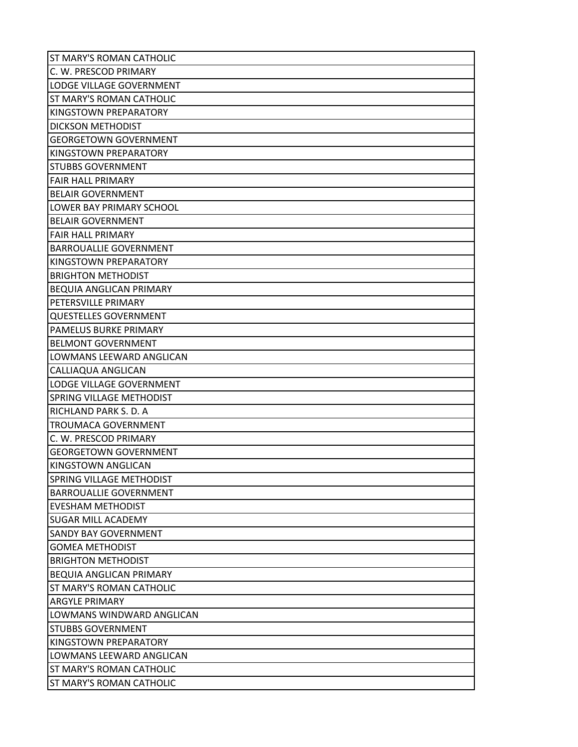| ST MARY'S ROMAN CATHOLIC |
|---|
| C. W. PRESCOD PRIMARY |
| LODGE VILLAGE GOVERNMENT |
| ST MARY'S ROMAN CATHOLIC |
| KINGSTOWN PREPARATORY |
| DICKSON METHODIST |
| GEORGETOWN GOVERNMENT |
| KINGSTOWN PREPARATORY |
| STUBBS GOVERNMENT |
| FAIR HALL PRIMARY |
| BELAIR GOVERNMENT |
| LOWER BAY PRIMARY SCHOOL |
| BELAIR GOVERNMENT |
| FAIR HALL PRIMARY |
| BARROUALLIE GOVERNMENT |
| KINGSTOWN PREPARATORY |
| BRIGHTON METHODIST |
| BEQUIA ANGLICAN PRIMARY |
| PETERSVILLE PRIMARY |
| QUESTELLES GOVERNMENT |
| PAMELUS BURKE PRIMARY |
| BELMONT GOVERNMENT |
| LOWMANS LEEWARD ANGLICAN |
| CALLIAQUA ANGLICAN |
| LODGE VILLAGE GOVERNMENT |
| SPRING VILLAGE METHODIST |
| RICHLAND PARK S. D. A |
| TROUMACA GOVERNMENT |
| C. W. PRESCOD PRIMARY |
| GEORGETOWN GOVERNMENT |
| KINGSTOWN ANGLICAN |
| SPRING VILLAGE METHODIST |
| BARROUALLIE GOVERNMENT |
| EVESHAM METHODIST |
| SUGAR MILL ACADEMY |
| SANDY BAY GOVERNMENT |
| GOMEA METHODIST |
| BRIGHTON METHODIST |
| BEQUIA ANGLICAN PRIMARY |
| ST MARY'S ROMAN CATHOLIC |
| ARGYLE PRIMARY |
| LOWMANS WINDWARD ANGLICAN |
| STUBBS GOVERNMENT |
| KINGSTOWN PREPARATORY |
| LOWMANS LEEWARD ANGLICAN |
| ST MARY'S ROMAN CATHOLIC |
| ST MARY'S ROMAN CATHOLIC |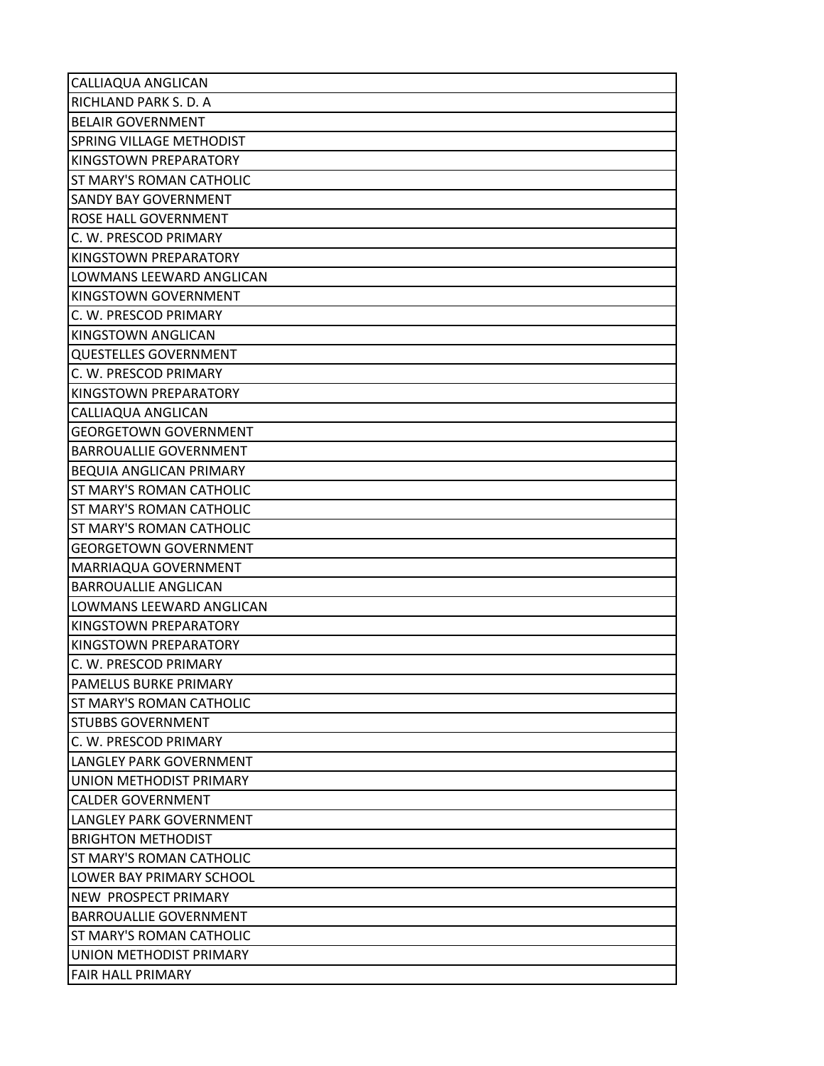| CALLIAQUA ANGLICAN |
|---|
| RICHLAND PARK S. D. A |
| BELAIR GOVERNMENT |
| SPRING VILLAGE METHODIST |
| KINGSTOWN PREPARATORY |
| ST MARY'S ROMAN CATHOLIC |
| SANDY BAY GOVERNMENT |
| ROSE HALL GOVERNMENT |
| C. W. PRESCOD PRIMARY |
| KINGSTOWN PREPARATORY |
| LOWMANS LEEWARD ANGLICAN |
| KINGSTOWN GOVERNMENT |
| C. W. PRESCOD PRIMARY |
| KINGSTOWN ANGLICAN |
| QUESTELLES GOVERNMENT |
| C. W. PRESCOD PRIMARY |
| KINGSTOWN PREPARATORY |
| CALLIAQUA ANGLICAN |
| GEORGETOWN GOVERNMENT |
| BARROUALLIE GOVERNMENT |
| BEQUIA ANGLICAN PRIMARY |
| ST MARY'S ROMAN CATHOLIC |
| ST MARY'S ROMAN CATHOLIC |
| ST MARY'S ROMAN CATHOLIC |
| GEORGETOWN GOVERNMENT |
| MARRIAQUA GOVERNMENT |
| BARROUALLIE ANGLICAN |
| LOWMANS LEEWARD ANGLICAN |
| KINGSTOWN PREPARATORY |
| KINGSTOWN PREPARATORY |
| C. W. PRESCOD PRIMARY |
| PAMELUS BURKE PRIMARY |
| ST MARY'S ROMAN CATHOLIC |
| STUBBS GOVERNMENT |
| C. W. PRESCOD PRIMARY |
| LANGLEY PARK GOVERNMENT |
| UNION METHODIST PRIMARY |
| CALDER GOVERNMENT |
| LANGLEY PARK GOVERNMENT |
| BRIGHTON METHODIST |
| ST MARY'S ROMAN CATHOLIC |
| LOWER BAY PRIMARY SCHOOL |
| NEW PROSPECT PRIMARY |
| BARROUALLIE GOVERNMENT |
| ST MARY'S ROMAN CATHOLIC |
| UNION METHODIST PRIMARY |
| FAIR HALL PRIMARY |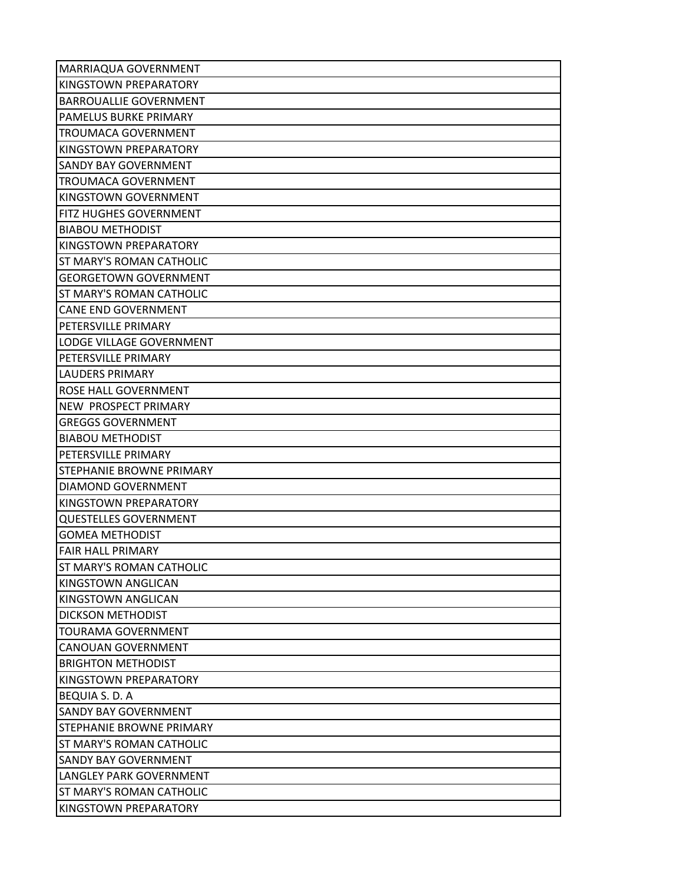| |
|---|
| MARRIAQUA GOVERNMENT |
| KINGSTOWN PREPARATORY |
| BARROUALLIE GOVERNMENT |
| PAMELUS BURKE PRIMARY |
| TROUMACA GOVERNMENT |
| KINGSTOWN PREPARATORY |
| SANDY BAY GOVERNMENT |
| TROUMACA GOVERNMENT |
| KINGSTOWN GOVERNMENT |
| FITZ HUGHES GOVERNMENT |
| BIABOU METHODIST |
| KINGSTOWN PREPARATORY |
| ST MARY'S ROMAN CATHOLIC |
| GEORGETOWN GOVERNMENT |
| ST MARY'S ROMAN CATHOLIC |
| CANE END GOVERNMENT |
| PETERSVILLE PRIMARY |
| LODGE VILLAGE GOVERNMENT |
| PETERSVILLE PRIMARY |
| LAUDERS PRIMARY |
| ROSE HALL GOVERNMENT |
| NEW  PROSPECT PRIMARY |
| GREGGS GOVERNMENT |
| BIABOU METHODIST |
| PETERSVILLE PRIMARY |
| STEPHANIE BROWNE PRIMARY |
| DIAMOND GOVERNMENT |
| KINGSTOWN PREPARATORY |
| QUESTELLES GOVERNMENT |
| GOMEA METHODIST |
| FAIR HALL PRIMARY |
| ST MARY'S ROMAN CATHOLIC |
| KINGSTOWN ANGLICAN |
| KINGSTOWN ANGLICAN |
| DICKSON METHODIST |
| TOURAMA GOVERNMENT |
| CANOUAN GOVERNMENT |
| BRIGHTON METHODIST |
| KINGSTOWN PREPARATORY |
| BEQUIA S. D. A |
| SANDY BAY GOVERNMENT |
| STEPHANIE BROWNE PRIMARY |
| ST MARY'S ROMAN CATHOLIC |
| SANDY BAY GOVERNMENT |
| LANGLEY PARK GOVERNMENT |
| ST MARY'S ROMAN CATHOLIC |
| KINGSTOWN PREPARATORY |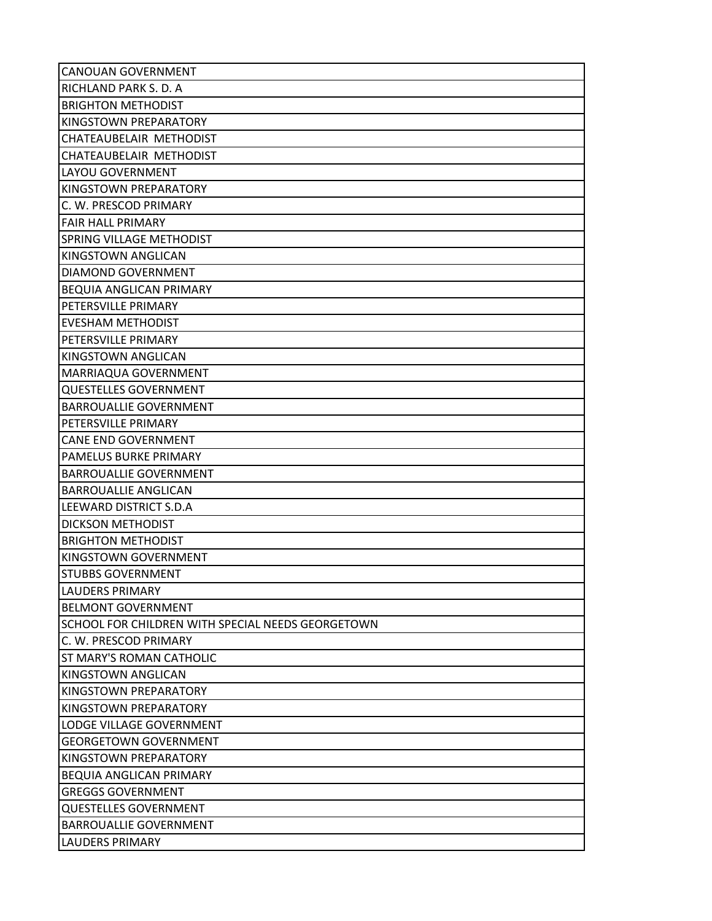| CANOUAN GOVERNMENT |
|---|
| RICHLAND PARK S. D. A |
| BRIGHTON METHODIST |
| KINGSTOWN PREPARATORY |
| CHATEAUBELAIR  METHODIST |
| CHATEAUBELAIR  METHODIST |
| LAYOU GOVERNMENT |
| KINGSTOWN PREPARATORY |
| C. W. PRESCOD PRIMARY |
| FAIR HALL PRIMARY |
| SPRING VILLAGE METHODIST |
| KINGSTOWN ANGLICAN |
| DIAMOND GOVERNMENT |
| BEQUIA ANGLICAN PRIMARY |
| PETERSVILLE PRIMARY |
| EVESHAM METHODIST |
| PETERSVILLE PRIMARY |
| KINGSTOWN ANGLICAN |
| MARRIAQUA GOVERNMENT |
| QUESTELLES GOVERNMENT |
| BARROUALLIE GOVERNMENT |
| PETERSVILLE PRIMARY |
| CANE END GOVERNMENT |
| PAMELUS BURKE PRIMARY |
| BARROUALLIE GOVERNMENT |
| BARROUALLIE ANGLICAN |
| LEEWARD DISTRICT S.D.A |
| DICKSON METHODIST |
| BRIGHTON METHODIST |
| KINGSTOWN GOVERNMENT |
| STUBBS GOVERNMENT |
| LAUDERS PRIMARY |
| BELMONT GOVERNMENT |
| SCHOOL FOR CHILDREN WITH SPECIAL NEEDS GEORGETOWN |
| C. W. PRESCOD PRIMARY |
| ST MARY'S ROMAN CATHOLIC |
| KINGSTOWN ANGLICAN |
| KINGSTOWN PREPARATORY |
| KINGSTOWN PREPARATORY |
| LODGE VILLAGE GOVERNMENT |
| GEORGETOWN GOVERNMENT |
| KINGSTOWN PREPARATORY |
| BEQUIA ANGLICAN PRIMARY |
| GREGGS GOVERNMENT |
| QUESTELLES GOVERNMENT |
| BARROUALLIE GOVERNMENT |
| LAUDERS PRIMARY |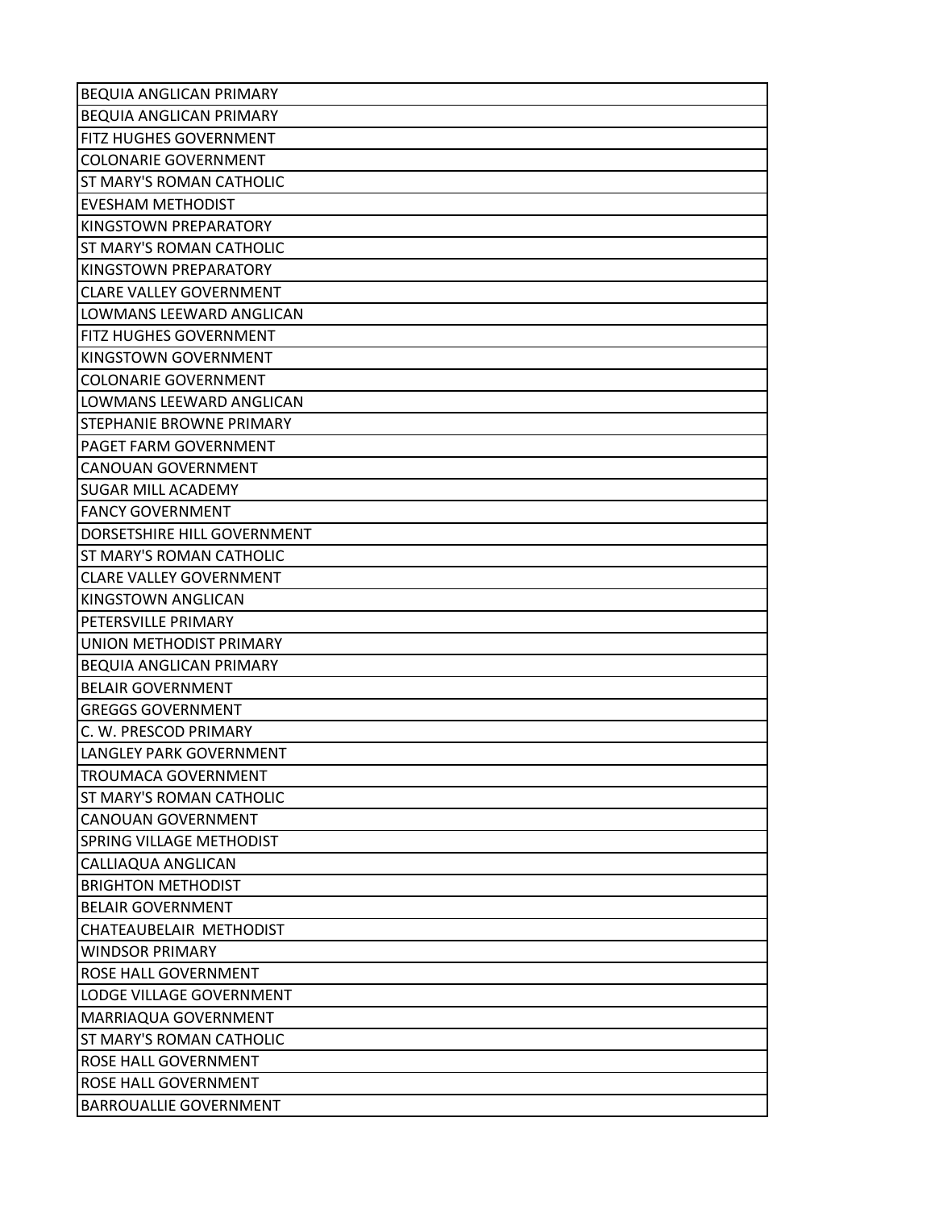| BEQUIA ANGLICAN PRIMARY |
|---|
| BEQUIA ANGLICAN PRIMARY |
| FITZ HUGHES GOVERNMENT |
| COLONARIE GOVERNMENT |
| ST MARY'S ROMAN CATHOLIC |
| EVESHAM METHODIST |
| KINGSTOWN PREPARATORY |
| ST MARY'S ROMAN CATHOLIC |
| KINGSTOWN PREPARATORY |
| CLARE VALLEY GOVERNMENT |
| LOWMANS LEEWARD ANGLICAN |
| FITZ HUGHES GOVERNMENT |
| KINGSTOWN GOVERNMENT |
| COLONARIE GOVERNMENT |
| LOWMANS LEEWARD ANGLICAN |
| STEPHANIE BROWNE PRIMARY |
| PAGET FARM GOVERNMENT |
| CANOUAN GOVERNMENT |
| SUGAR MILL ACADEMY |
| FANCY GOVERNMENT |
| DORSETSHIRE HILL GOVERNMENT |
| ST MARY'S ROMAN CATHOLIC |
| CLARE VALLEY GOVERNMENT |
| KINGSTOWN ANGLICAN |
| PETERSVILLE PRIMARY |
| UNION METHODIST PRIMARY |
| BEQUIA ANGLICAN PRIMARY |
| BELAIR GOVERNMENT |
| GREGGS GOVERNMENT |
| C. W. PRESCOD PRIMARY |
| LANGLEY PARK GOVERNMENT |
| TROUMACA GOVERNMENT |
| ST MARY'S ROMAN CATHOLIC |
| CANOUAN GOVERNMENT |
| SPRING VILLAGE METHODIST |
| CALLIAQUA ANGLICAN |
| BRIGHTON METHODIST |
| BELAIR GOVERNMENT |
| CHATEAUBELAIR  METHODIST |
| WINDSOR PRIMARY |
| ROSE HALL GOVERNMENT |
| LODGE VILLAGE GOVERNMENT |
| MARRIAQUA GOVERNMENT |
| ST MARY'S ROMAN CATHOLIC |
| ROSE HALL GOVERNMENT |
| ROSE HALL GOVERNMENT |
| BARROUALLIE GOVERNMENT |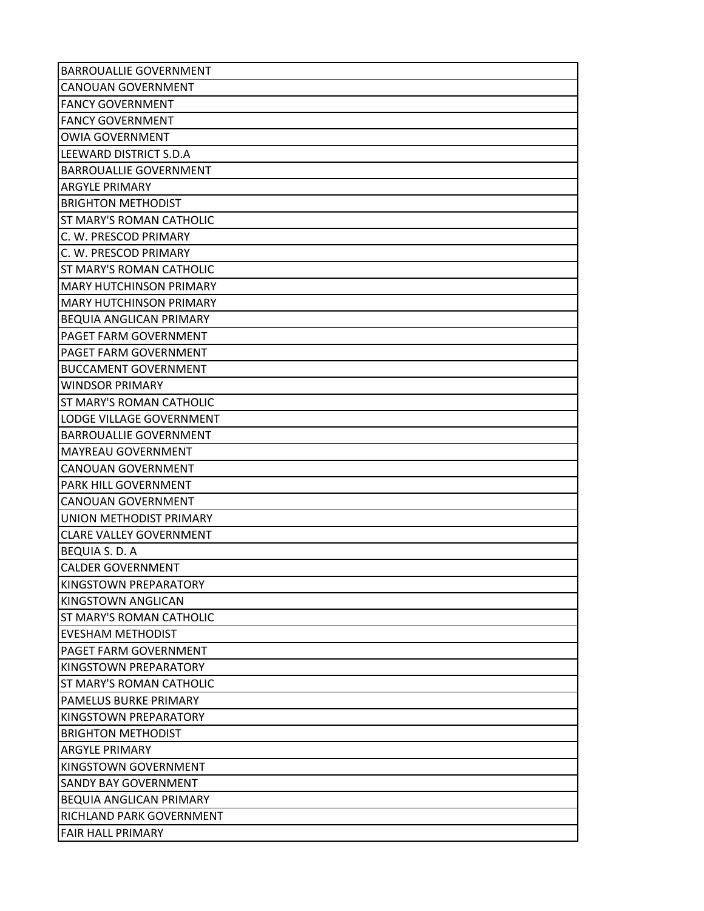| BARROUALLIE GOVERNMENT |
|---|
| CANOUAN GOVERNMENT |
| FANCY GOVERNMENT |
| FANCY GOVERNMENT |
| OWIA GOVERNMENT |
| LEEWARD DISTRICT S.D.A |
| BARROUALLIE GOVERNMENT |
| ARGYLE PRIMARY |
| BRIGHTON METHODIST |
| ST MARY'S ROMAN CATHOLIC |
| C. W. PRESCOD PRIMARY |
| C. W. PRESCOD PRIMARY |
| ST MARY'S ROMAN CATHOLIC |
| MARY HUTCHINSON PRIMARY |
| MARY HUTCHINSON PRIMARY |
| BEQUIA ANGLICAN PRIMARY |
| PAGET FARM GOVERNMENT |
| PAGET FARM GOVERNMENT |
| BUCCAMENT GOVERNMENT |
| WINDSOR PRIMARY |
| ST MARY'S ROMAN CATHOLIC |
| LODGE VILLAGE GOVERNMENT |
| BARROUALLIE GOVERNMENT |
| MAYREAU GOVERNMENT |
| CANOUAN GOVERNMENT |
| PARK HILL GOVERNMENT |
| CANOUAN GOVERNMENT |
| UNION METHODIST PRIMARY |
| CLARE VALLEY GOVERNMENT |
| BEQUIA S. D. A |
| CALDER GOVERNMENT |
| KINGSTOWN PREPARATORY |
| KINGSTOWN ANGLICAN |
| ST MARY'S ROMAN CATHOLIC |
| EVESHAM METHODIST |
| PAGET FARM GOVERNMENT |
| KINGSTOWN PREPARATORY |
| ST MARY'S ROMAN CATHOLIC |
| PAMELUS BURKE PRIMARY |
| KINGSTOWN PREPARATORY |
| BRIGHTON METHODIST |
| ARGYLE PRIMARY |
| KINGSTOWN GOVERNMENT |
| SANDY BAY GOVERNMENT |
| BEQUIA ANGLICAN PRIMARY |
| RICHLAND PARK GOVERNMENT |
| FAIR HALL PRIMARY |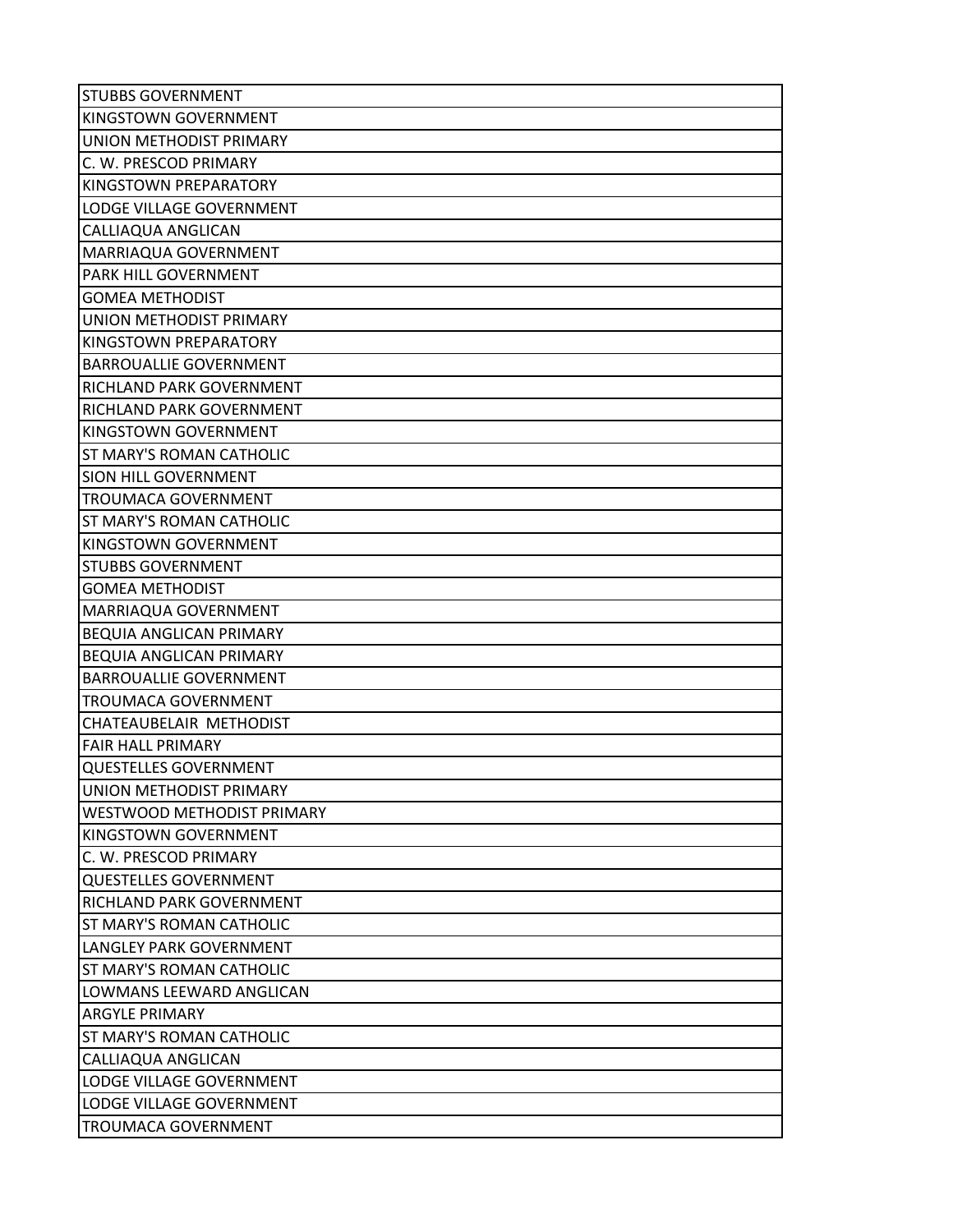| STUBBS GOVERNMENT |
|---|
| KINGSTOWN GOVERNMENT |
| UNION METHODIST PRIMARY |
| C. W. PRESCOD PRIMARY |
| KINGSTOWN PREPARATORY |
| LODGE VILLAGE GOVERNMENT |
| CALLIAQUA ANGLICAN |
| MARRIAQUA GOVERNMENT |
| PARK HILL GOVERNMENT |
| GOMEA METHODIST |
| UNION METHODIST PRIMARY |
| KINGSTOWN PREPARATORY |
| BARROUALLIE GOVERNMENT |
| RICHLAND PARK GOVERNMENT |
| RICHLAND PARK GOVERNMENT |
| KINGSTOWN GOVERNMENT |
| ST MARY'S ROMAN CATHOLIC |
| SION HILL GOVERNMENT |
| TROUMACA GOVERNMENT |
| ST MARY'S ROMAN CATHOLIC |
| KINGSTOWN GOVERNMENT |
| STUBBS GOVERNMENT |
| GOMEA METHODIST |
| MARRIAQUA GOVERNMENT |
| BEQUIA ANGLICAN PRIMARY |
| BEQUIA ANGLICAN PRIMARY |
| BARROUALLIE GOVERNMENT |
| TROUMACA GOVERNMENT |
| CHATEAUBELAIR METHODIST |
| FAIR HALL PRIMARY |
| QUESTELLES GOVERNMENT |
| UNION METHODIST PRIMARY |
| WESTWOOD METHODIST PRIMARY |
| KINGSTOWN GOVERNMENT |
| C. W. PRESCOD PRIMARY |
| QUESTELLES GOVERNMENT |
| RICHLAND PARK GOVERNMENT |
| ST MARY'S ROMAN CATHOLIC |
| LANGLEY PARK GOVERNMENT |
| ST MARY'S ROMAN CATHOLIC |
| LOWMANS LEEWARD ANGLICAN |
| ARGYLE PRIMARY |
| ST MARY'S ROMAN CATHOLIC |
| CALLIAQUA ANGLICAN |
| LODGE VILLAGE GOVERNMENT |
| LODGE VILLAGE GOVERNMENT |
| TROUMACA GOVERNMENT |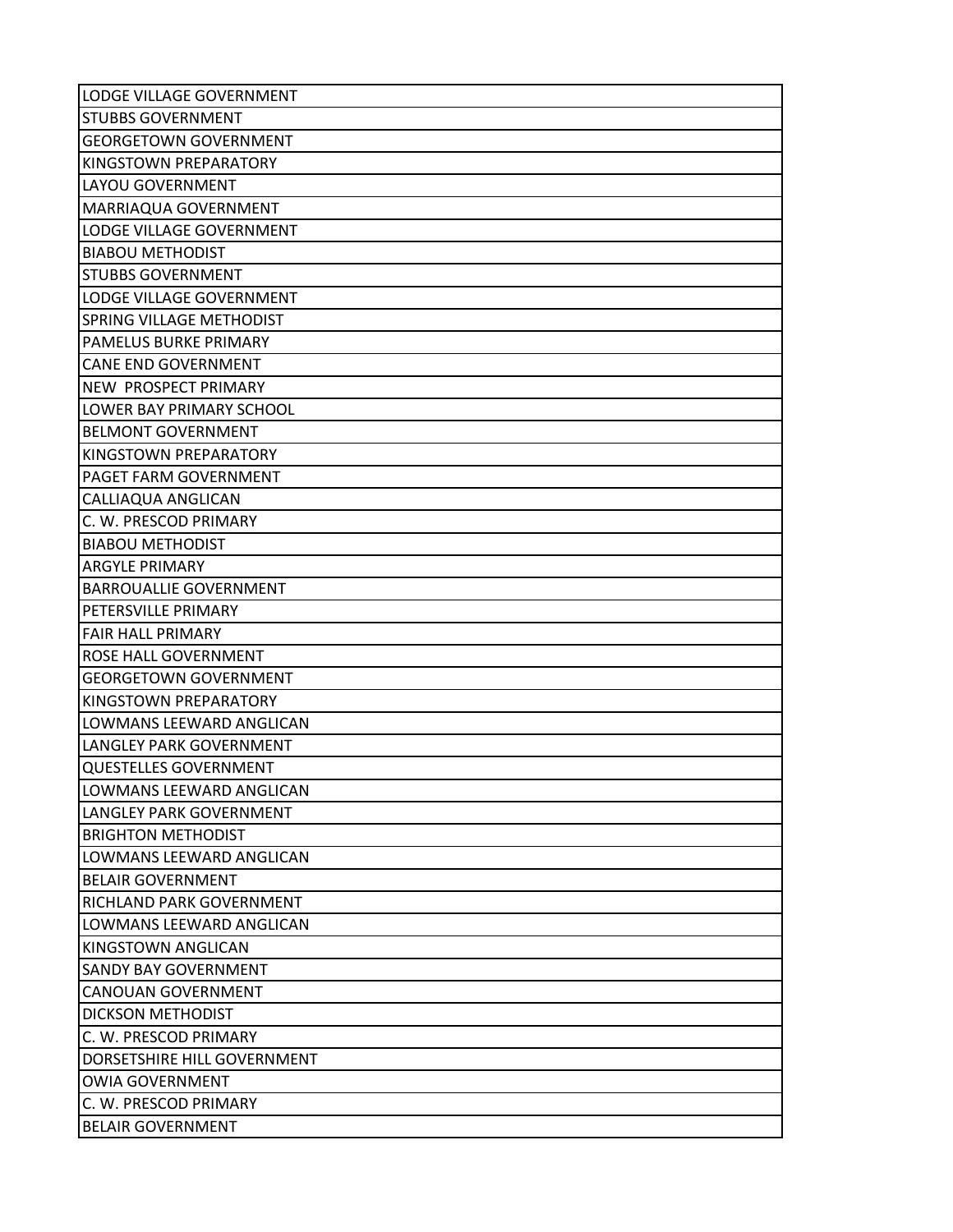| LODGE VILLAGE GOVERNMENT |
|---|
| STUBBS GOVERNMENT |
| GEORGETOWN GOVERNMENT |
| KINGSTOWN PREPARATORY |
| LAYOU GOVERNMENT |
| MARRIAQUA GOVERNMENT |
| LODGE VILLAGE GOVERNMENT |
| BIABOU METHODIST |
| STUBBS GOVERNMENT |
| LODGE VILLAGE GOVERNMENT |
| SPRING VILLAGE METHODIST |
| PAMELUS BURKE PRIMARY |
| CANE END GOVERNMENT |
| NEW PROSPECT PRIMARY |
| LOWER BAY PRIMARY SCHOOL |
| BELMONT GOVERNMENT |
| KINGSTOWN PREPARATORY |
| PAGET FARM GOVERNMENT |
| CALLIAQUA ANGLICAN |
| C. W. PRESCOD PRIMARY |
| BIABOU METHODIST |
| ARGYLE PRIMARY |
| BARROUALLIE GOVERNMENT |
| PETERSVILLE PRIMARY |
| FAIR HALL PRIMARY |
| ROSE HALL GOVERNMENT |
| GEORGETOWN GOVERNMENT |
| KINGSTOWN PREPARATORY |
| LOWMANS LEEWARD ANGLICAN |
| LANGLEY PARK GOVERNMENT |
| QUESTELLES GOVERNMENT |
| LOWMANS LEEWARD ANGLICAN |
| LANGLEY PARK GOVERNMENT |
| BRIGHTON METHODIST |
| LOWMANS LEEWARD ANGLICAN |
| BELAIR GOVERNMENT |
| RICHLAND PARK GOVERNMENT |
| LOWMANS LEEWARD ANGLICAN |
| KINGSTOWN ANGLICAN |
| SANDY BAY GOVERNMENT |
| CANOUAN GOVERNMENT |
| DICKSON METHODIST |
| C. W. PRESCOD PRIMARY |
| DORSETSHIRE HILL GOVERNMENT |
| OWIA GOVERNMENT |
| C. W. PRESCOD PRIMARY |
| BELAIR GOVERNMENT |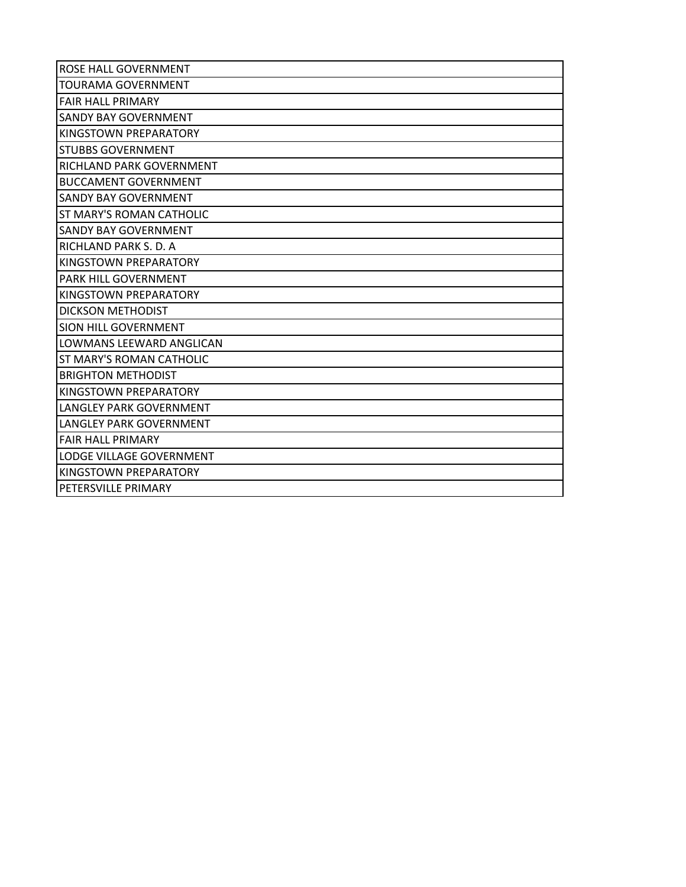| ROSE HALL GOVERNMENT |
|---|
| TOURAMA GOVERNMENT |
| FAIR HALL PRIMARY |
| SANDY BAY GOVERNMENT |
| KINGSTOWN PREPARATORY |
| STUBBS GOVERNMENT |
| RICHLAND PARK GOVERNMENT |
| BUCCAMENT GOVERNMENT |
| SANDY BAY GOVERNMENT |
| ST MARY'S ROMAN CATHOLIC |
| SANDY BAY GOVERNMENT |
| RICHLAND PARK S. D. A |
| KINGSTOWN PREPARATORY |
| PARK HILL GOVERNMENT |
| KINGSTOWN PREPARATORY |
| DICKSON METHODIST |
| SION HILL GOVERNMENT |
| LOWMANS LEEWARD ANGLICAN |
| ST MARY'S ROMAN CATHOLIC |
| BRIGHTON METHODIST |
| KINGSTOWN PREPARATORY |
| LANGLEY PARK GOVERNMENT |
| LANGLEY PARK GOVERNMENT |
| FAIR HALL PRIMARY |
| LODGE VILLAGE GOVERNMENT |
| KINGSTOWN PREPARATORY |
| PETERSVILLE PRIMARY |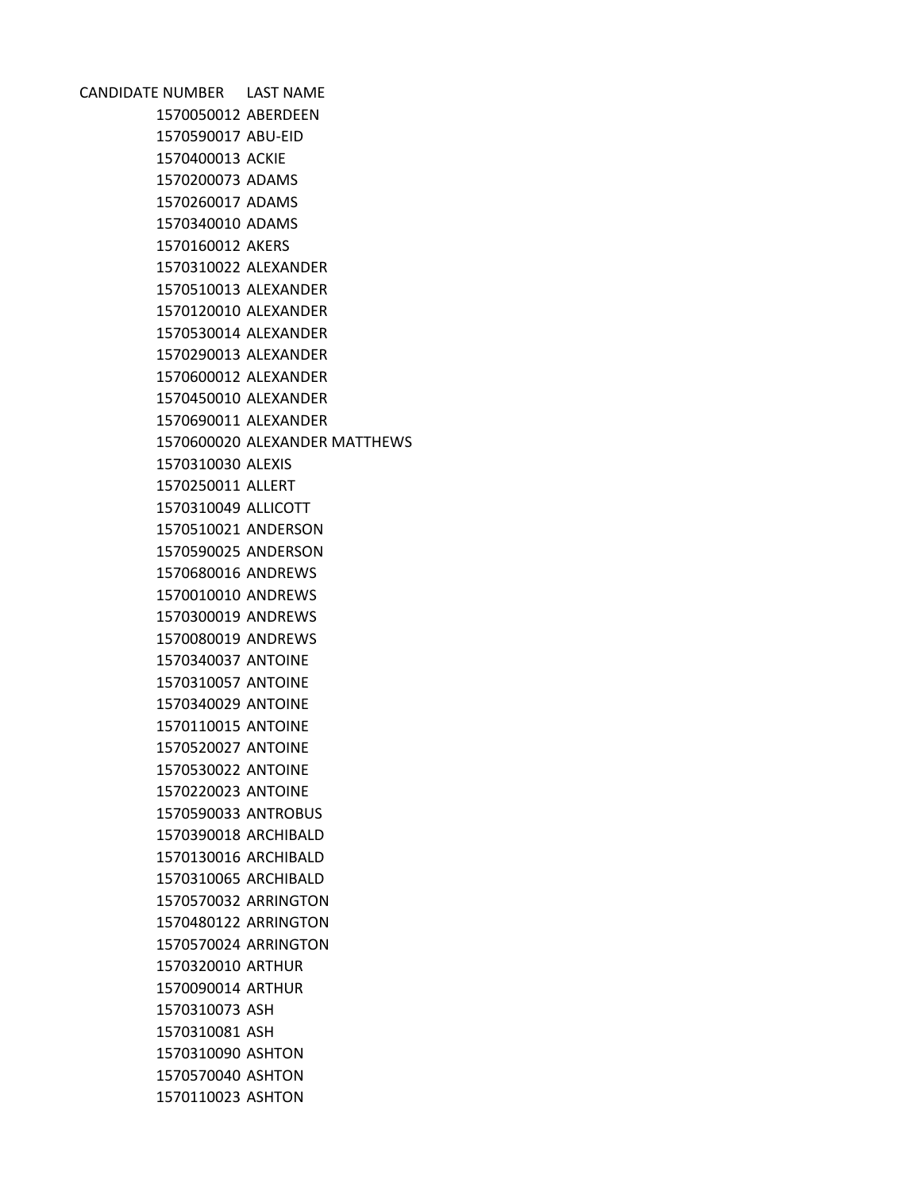| CANDIDATE NUMBER | LAST NAME |
| --- | --- |
| 1570050012 | ABERDEEN |
| 1570590017 | ABU-EID |
| 1570400013 | ACKIE |
| 1570200073 | ADAMS |
| 1570260017 | ADAMS |
| 1570340010 | ADAMS |
| 1570160012 | AKERS |
| 1570310022 | ALEXANDER |
| 1570510013 | ALEXANDER |
| 1570120010 | ALEXANDER |
| 1570530014 | ALEXANDER |
| 1570290013 | ALEXANDER |
| 1570600012 | ALEXANDER |
| 1570450010 | ALEXANDER |
| 1570690011 | ALEXANDER |
| 1570600020 | ALEXANDER MATTHEWS |
| 1570310030 | ALEXIS |
| 1570250011 | ALLERT |
| 1570310049 | ALLICOTT |
| 1570510021 | ANDERSON |
| 1570590025 | ANDERSON |
| 1570680016 | ANDREWS |
| 1570010010 | ANDREWS |
| 1570300019 | ANDREWS |
| 1570080019 | ANDREWS |
| 1570340037 | ANTOINE |
| 1570310057 | ANTOINE |
| 1570340029 | ANTOINE |
| 1570110015 | ANTOINE |
| 1570520027 | ANTOINE |
| 1570530022 | ANTOINE |
| 1570220023 | ANTOINE |
| 1570590033 | ANTROBUS |
| 1570390018 | ARCHIBALD |
| 1570130016 | ARCHIBALD |
| 1570310065 | ARCHIBALD |
| 1570570032 | ARRINGTON |
| 1570480122 | ARRINGTON |
| 1570570024 | ARRINGTON |
| 1570320010 | ARTHUR |
| 1570090014 | ARTHUR |
| 1570310073 | ASH |
| 1570310081 | ASH |
| 1570310090 | ASHTON |
| 1570570040 | ASHTON |
| 1570110023 | ASHTON |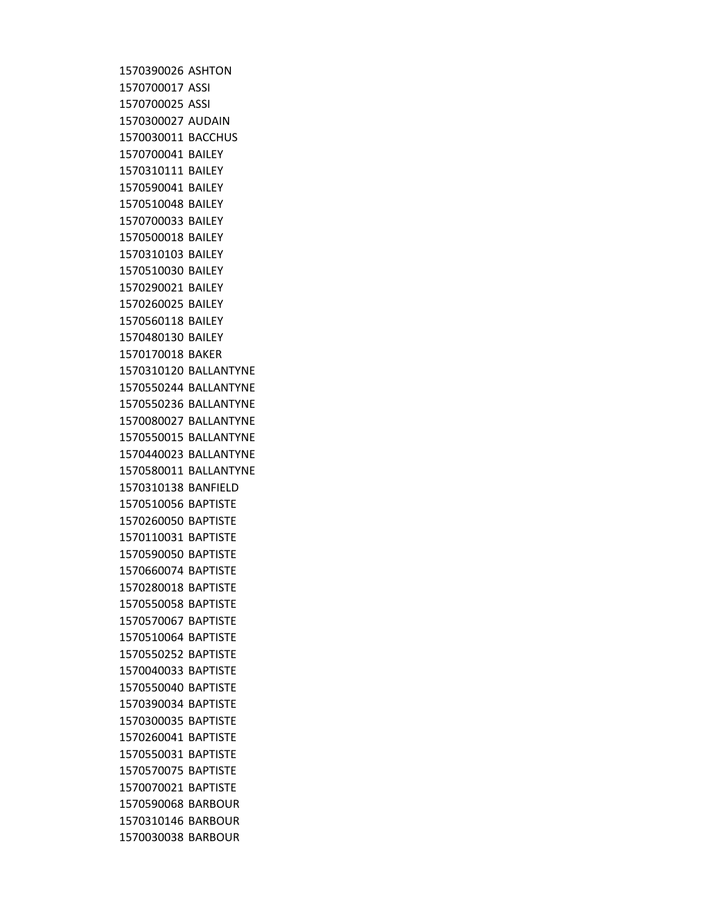1570390026 ASHTON
1570700017 ASSI
1570700025 ASSI
1570300027 AUDAIN
1570030011 BACCHUS
1570700041 BAILEY
1570310111 BAILEY
1570590041 BAILEY
1570510048 BAILEY
1570700033 BAILEY
1570500018 BAILEY
1570310103 BAILEY
1570510030 BAILEY
1570290021 BAILEY
1570260025 BAILEY
1570560118 BAILEY
1570480130 BAILEY
1570170018 BAKER
1570310120 BALLANTYNE
1570550244 BALLANTYNE
1570550236 BALLANTYNE
1570080027 BALLANTYNE
1570550015 BALLANTYNE
1570440023 BALLANTYNE
1570580011 BALLANTYNE
1570310138 BANFIELD
1570510056 BAPTISTE
1570260050 BAPTISTE
1570110031 BAPTISTE
1570590050 BAPTISTE
1570660074 BAPTISTE
1570280018 BAPTISTE
1570550058 BAPTISTE
1570570067 BAPTISTE
1570510064 BAPTISTE
1570550252 BAPTISTE
1570040033 BAPTISTE
1570550040 BAPTISTE
1570390034 BAPTISTE
1570300035 BAPTISTE
1570260041 BAPTISTE
1570550031 BAPTISTE
1570570075 BAPTISTE
1570070021 BAPTISTE
1570590068 BARBOUR
1570310146 BARBOUR
1570030038 BARBOUR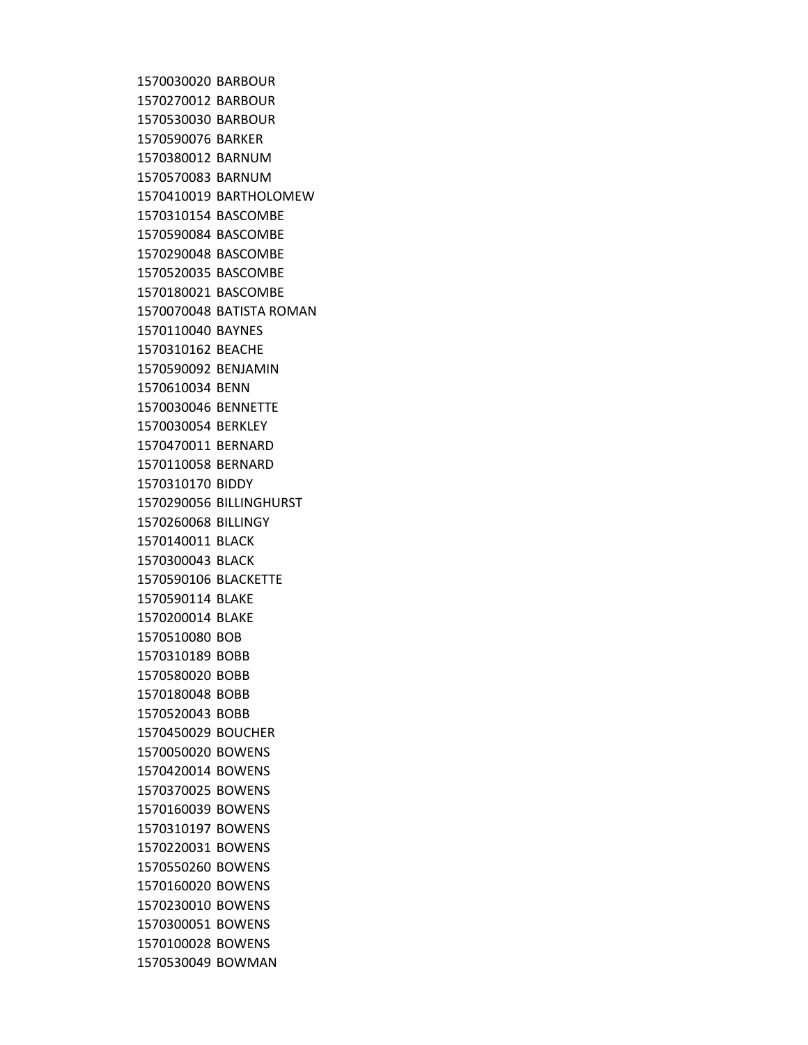1570030020 BARBOUR
1570270012 BARBOUR
1570530030 BARBOUR
1570590076 BARKER
1570380012 BARNUM
1570570083 BARNUM
1570410019 BARTHOLOMEW
1570310154 BASCOMBE
1570590084 BASCOMBE
1570290048 BASCOMBE
1570520035 BASCOMBE
1570180021 BASCOMBE
1570070048 BATISTA ROMAN
1570110040 BAYNES
1570310162 BEACHE
1570590092 BENJAMIN
1570610034 BENN
1570030046 BENNETTE
1570030054 BERKLEY
1570470011 BERNARD
1570110058 BERNARD
1570310170 BIDDY
1570290056 BILLINGHURST
1570260068 BILLINGY
1570140011 BLACK
1570300043 BLACK
1570590106 BLACKETTE
1570590114 BLAKE
1570200014 BLAKE
1570510080 BOB
1570310189 BOBB
1570580020 BOBB
1570180048 BOBB
1570520043 BOBB
1570450029 BOUCHER
1570050020 BOWENS
1570420014 BOWENS
1570370025 BOWENS
1570160039 BOWENS
1570310197 BOWENS
1570220031 BOWENS
1570550260 BOWENS
1570160020 BOWENS
1570230010 BOWENS
1570300051 BOWENS
1570100028 BOWENS
1570530049 BOWMAN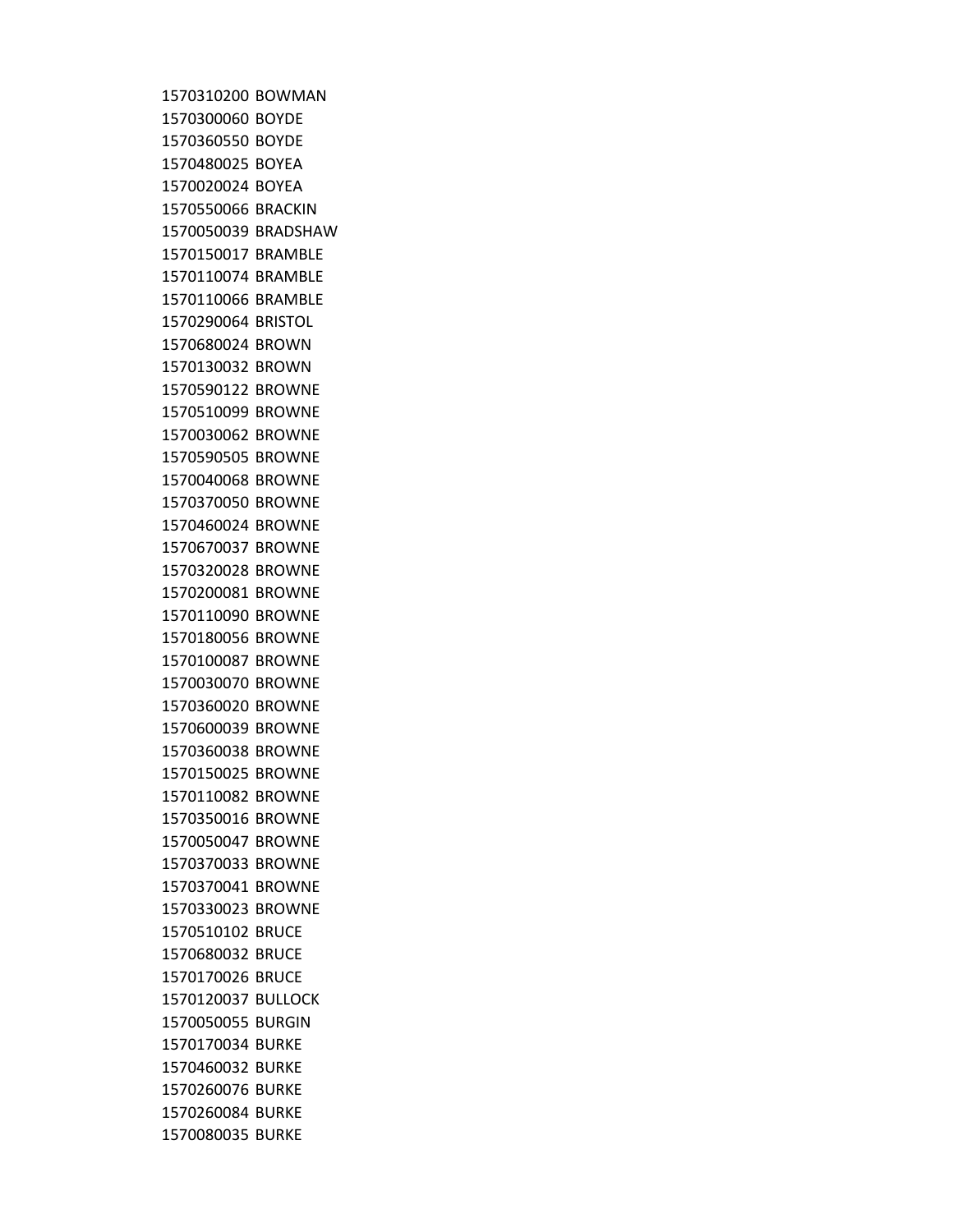1570310200 BOWMAN
1570300060 BOYDE
1570360550 BOYDE
1570480025 BOYEA
1570020024 BOYEA
1570550066 BRACKIN
1570050039 BRADSHAW
1570150017 BRAMBLE
1570110074 BRAMBLE
1570110066 BRAMBLE
1570290064 BRISTOL
1570680024 BROWN
1570130032 BROWN
1570590122 BROWNE
1570510099 BROWNE
1570030062 BROWNE
1570590505 BROWNE
1570040068 BROWNE
1570370050 BROWNE
1570460024 BROWNE
1570670037 BROWNE
1570320028 BROWNE
1570200081 BROWNE
1570110090 BROWNE
1570180056 BROWNE
1570100087 BROWNE
1570030070 BROWNE
1570360020 BROWNE
1570600039 BROWNE
1570360038 BROWNE
1570150025 BROWNE
1570110082 BROWNE
1570350016 BROWNE
1570050047 BROWNE
1570370033 BROWNE
1570370041 BROWNE
1570330023 BROWNE
1570510102 BRUCE
1570680032 BRUCE
1570170026 BRUCE
1570120037 BULLOCK
1570050055 BURGIN
1570170034 BURKE
1570460032 BURKE
1570260076 BURKE
1570260084 BURKE
1570080035 BURKE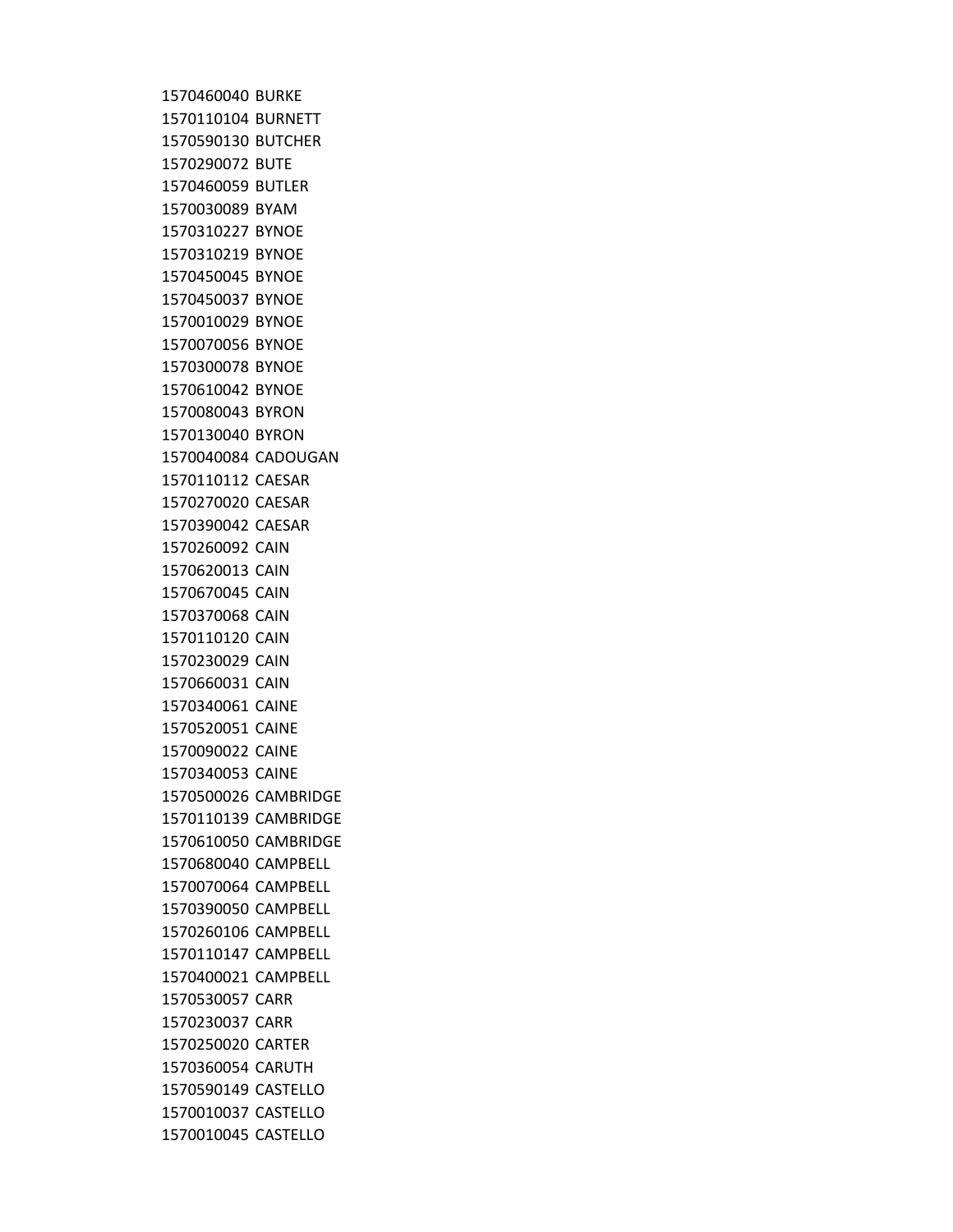1570460040 BURKE
1570110104 BURNETT
1570590130 BUTCHER
1570290072 BUTE
1570460059 BUTLER
1570030089 BYAM
1570310227 BYNOE
1570310219 BYNOE
1570450045 BYNOE
1570450037 BYNOE
1570010029 BYNOE
1570070056 BYNOE
1570300078 BYNOE
1570610042 BYNOE
1570080043 BYRON
1570130040 BYRON
1570040084 CADOUGAN
1570110112 CAESAR
1570270020 CAESAR
1570390042 CAESAR
1570260092 CAIN
1570620013 CAIN
1570670045 CAIN
1570370068 CAIN
1570110120 CAIN
1570230029 CAIN
1570660031 CAIN
1570340061 CAINE
1570520051 CAINE
1570090022 CAINE
1570340053 CAINE
1570500026 CAMBRIDGE
1570110139 CAMBRIDGE
1570610050 CAMBRIDGE
1570680040 CAMPBELL
1570070064 CAMPBELL
1570390050 CAMPBELL
1570260106 CAMPBELL
1570110147 CAMPBELL
1570400021 CAMPBELL
1570530057 CARR
1570230037 CARR
1570250020 CARTER
1570360054 CARUTH
1570590149 CASTELLO
1570010037 CASTELLO
1570010045 CASTELLO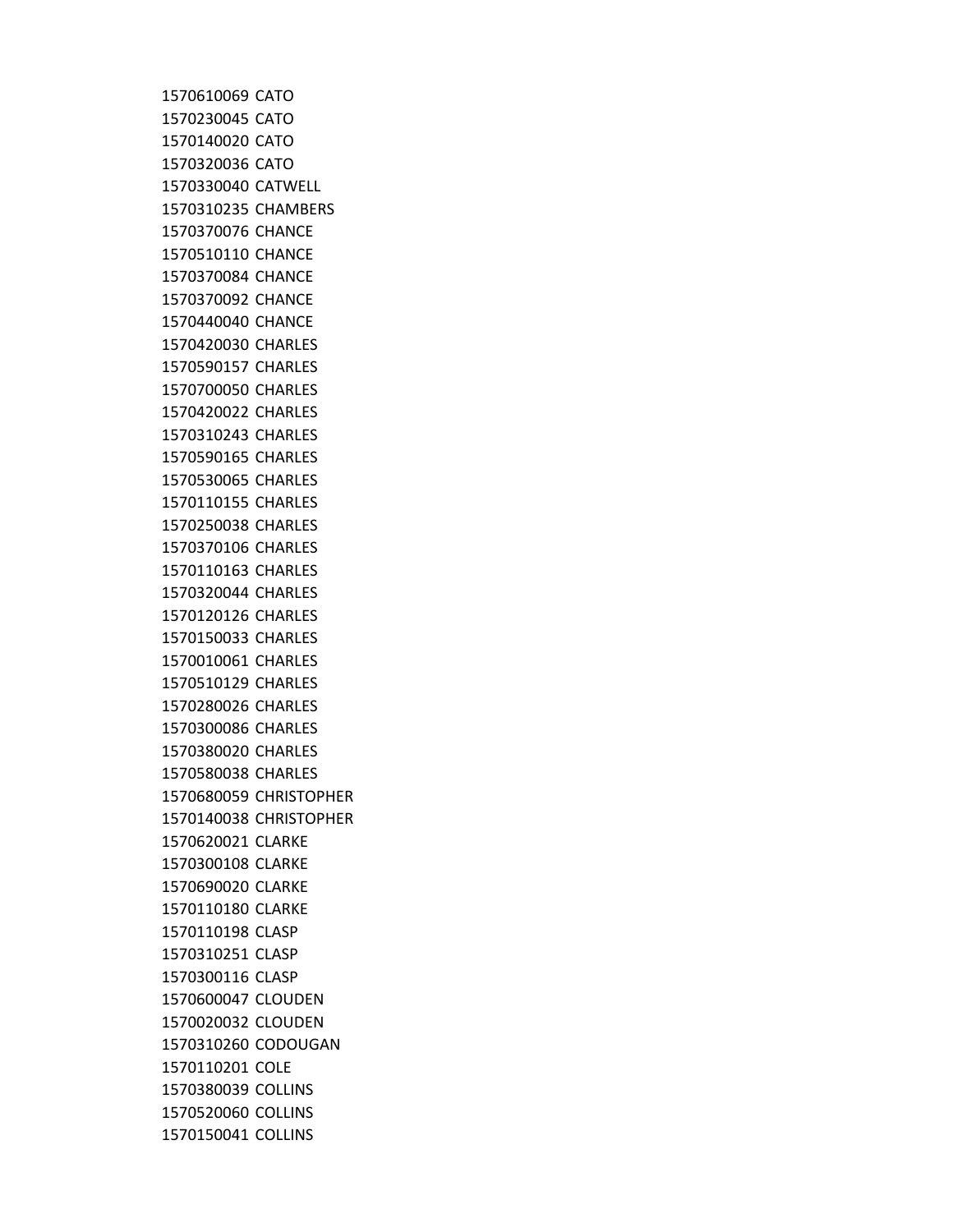1570610069 CATO
1570230045 CATO
1570140020 CATO
1570320036 CATO
1570330040 CATWELL
1570310235 CHAMBERS
1570370076 CHANCE
1570510110 CHANCE
1570370084 CHANCE
1570370092 CHANCE
1570440040 CHANCE
1570420030 CHARLES
1570590157 CHARLES
1570700050 CHARLES
1570420022 CHARLES
1570310243 CHARLES
1570590165 CHARLES
1570530065 CHARLES
1570110155 CHARLES
1570250038 CHARLES
1570370106 CHARLES
1570110163 CHARLES
1570320044 CHARLES
1570120126 CHARLES
1570150033 CHARLES
1570010061 CHARLES
1570510129 CHARLES
1570280026 CHARLES
1570300086 CHARLES
1570380020 CHARLES
1570580038 CHARLES
1570680059 CHRISTOPHER
1570140038 CHRISTOPHER
1570620021 CLARKE
1570300108 CLARKE
1570690020 CLARKE
1570110180 CLARKE
1570110198 CLASP
1570310251 CLASP
1570300116 CLASP
1570600047 CLOUDEN
1570020032 CLOUDEN
1570310260 CODOUGAN
1570110201 COLE
1570380039 COLLINS
1570520060 COLLINS
1570150041 COLLINS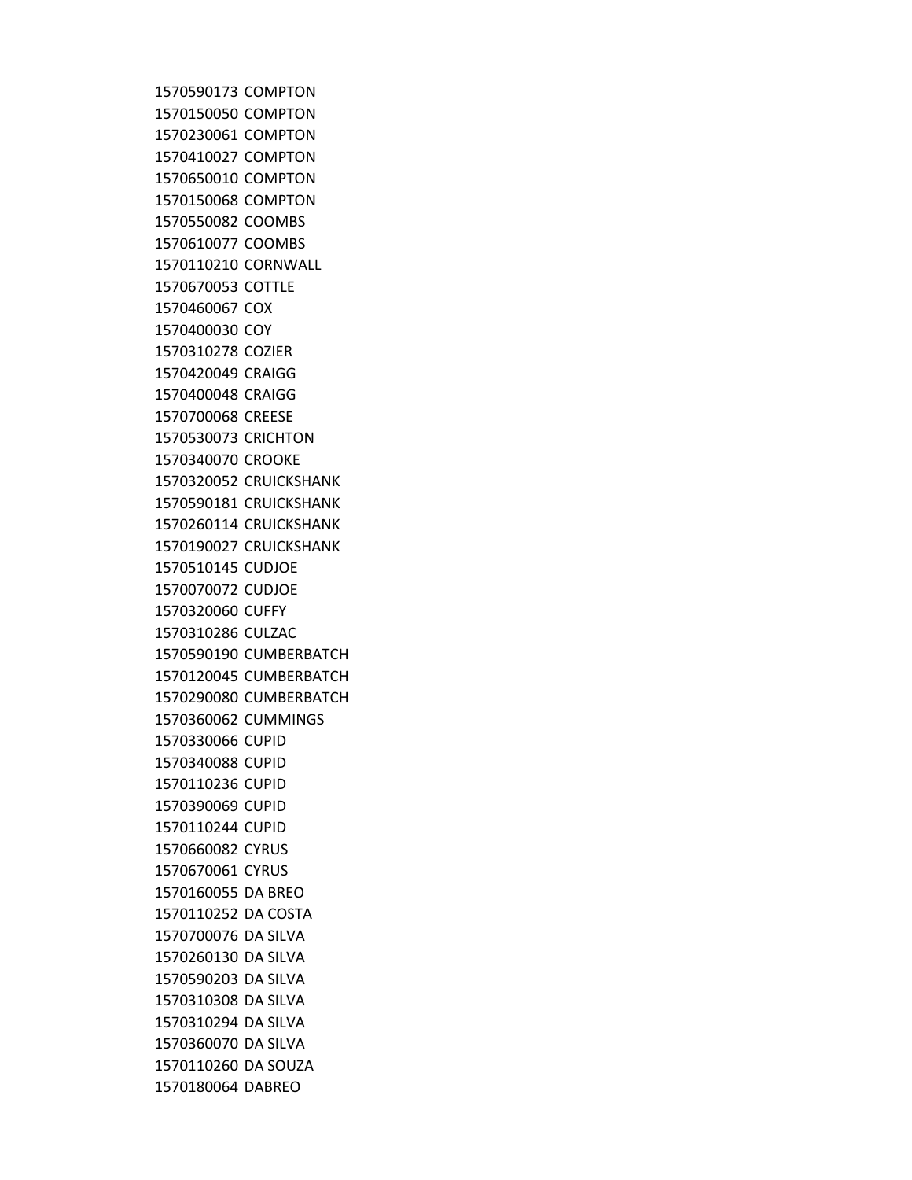1570590173 COMPTON
1570150050 COMPTON
1570230061 COMPTON
1570410027 COMPTON
1570650010 COMPTON
1570150068 COMPTON
1570550082 COOMBS
1570610077 COOMBS
1570110210 CORNWALL
1570670053 COTTLE
1570460067 COX
1570400030 COY
1570310278 COZIER
1570420049 CRAIGG
1570400048 CRAIGG
1570700068 CREESE
1570530073 CRICHTON
1570340070 CROOKE
1570320052 CRUICKSHANK
1570590181 CRUICKSHANK
1570260114 CRUICKSHANK
1570190027 CRUICKSHANK
1570510145 CUDJOE
1570070072 CUDJOE
1570320060 CUFFY
1570310286 CULZAC
1570590190 CUMBERBATCH
1570120045 CUMBERBATCH
1570290080 CUMBERBATCH
1570360062 CUMMINGS
1570330066 CUPID
1570340088 CUPID
1570110236 CUPID
1570390069 CUPID
1570110244 CUPID
1570660082 CYRUS
1570670061 CYRUS
1570160055 DA BREO
1570110252 DA COSTA
1570700076 DA SILVA
1570260130 DA SILVA
1570590203 DA SILVA
1570310308 DA SILVA
1570310294 DA SILVA
1570360070 DA SILVA
1570110260 DA SOUZA
1570180064 DABREO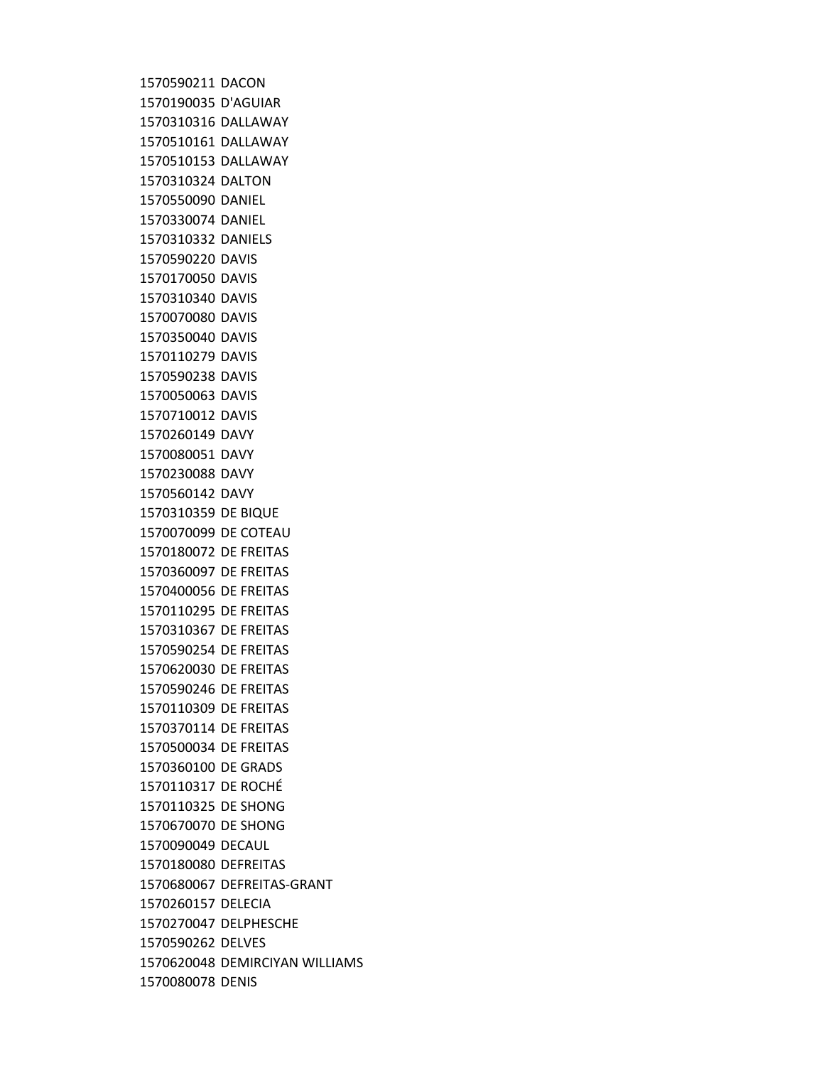1570590211 DACON
1570190035 D'AGUIAR
1570310316 DALLAWAY
1570510161 DALLAWAY
1570510153 DALLAWAY
1570310324 DALTON
1570550090 DANIEL
1570330074 DANIEL
1570310332 DANIELS
1570590220 DAVIS
1570170050 DAVIS
1570310340 DAVIS
1570070080 DAVIS
1570350040 DAVIS
1570110279 DAVIS
1570590238 DAVIS
1570050063 DAVIS
1570710012 DAVIS
1570260149 DAVY
1570080051 DAVY
1570230088 DAVY
1570560142 DAVY
1570310359 DE BIQUE
1570070099 DE COTEAU
1570180072 DE FREITAS
1570360097 DE FREITAS
1570400056 DE FREITAS
1570110295 DE FREITAS
1570310367 DE FREITAS
1570590254 DE FREITAS
1570620030 DE FREITAS
1570590246 DE FREITAS
1570110309 DE FREITAS
1570370114 DE FREITAS
1570500034 DE FREITAS
1570360100 DE GRADS
1570110317 DE ROCHÉ
1570110325 DE SHONG
1570670070 DE SHONG
1570090049 DECAUL
1570180080 DEFREITAS
1570680067 DEFREITAS-GRANT
1570260157 DELECIA
1570270047 DELPHESCHE
1570590262 DELVES
1570620048 DEMIRCIYAN WILLIAMS
1570080078 DENIS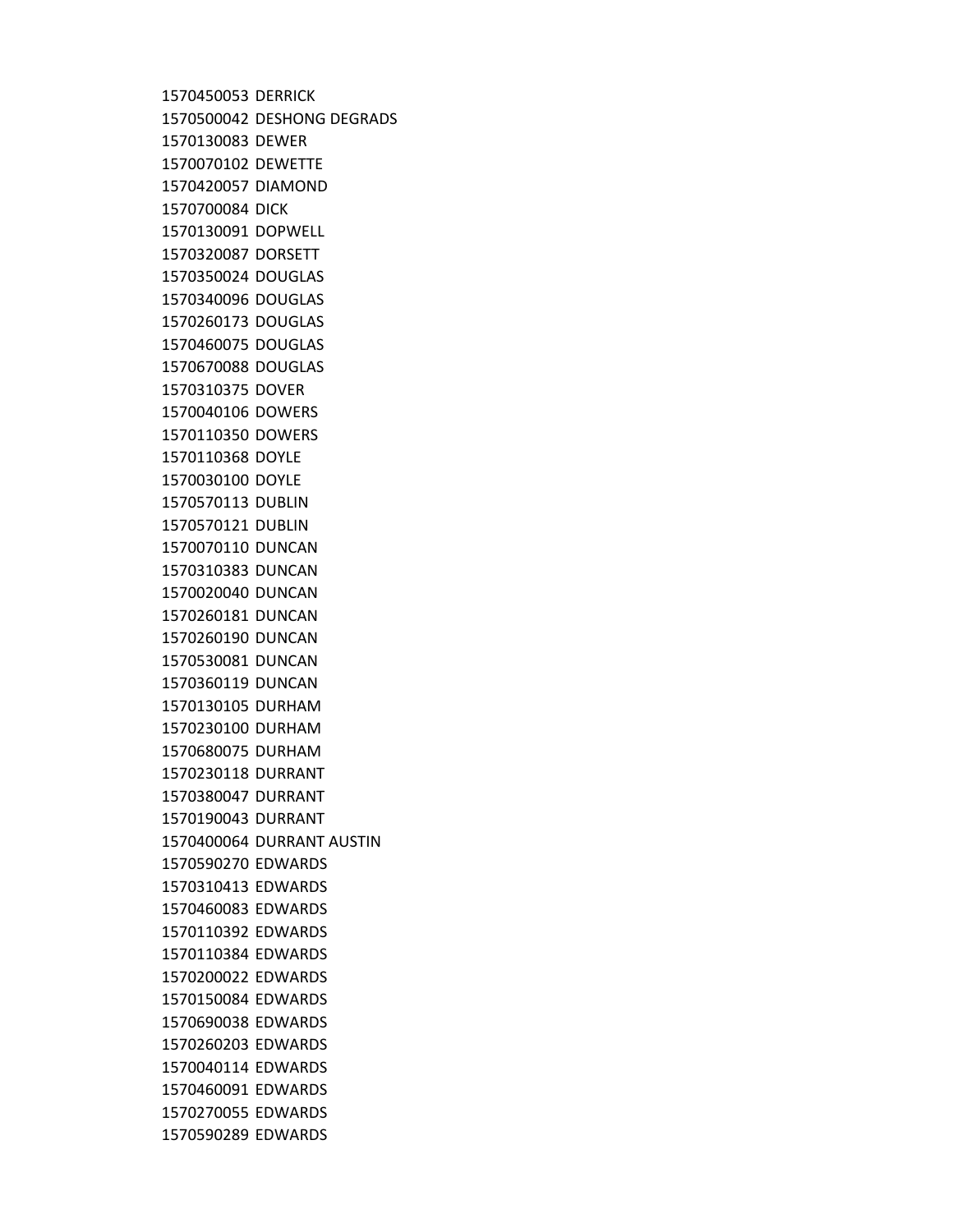1570450053 DERRICK
1570500042 DESHONG DEGRADS
1570130083 DEWER
1570070102 DEWETTE
1570420057 DIAMOND
1570700084 DICK
1570130091 DOPWELL
1570320087 DORSETT
1570350024 DOUGLAS
1570340096 DOUGLAS
1570260173 DOUGLAS
1570460075 DOUGLAS
1570670088 DOUGLAS
1570310375 DOVER
1570040106 DOWERS
1570110350 DOWERS
1570110368 DOYLE
1570030100 DOYLE
1570570113 DUBLIN
1570570121 DUBLIN
1570070110 DUNCAN
1570310383 DUNCAN
1570020040 DUNCAN
1570260181 DUNCAN
1570260190 DUNCAN
1570530081 DUNCAN
1570360119 DUNCAN
1570130105 DURHAM
1570230100 DURHAM
1570680075 DURHAM
1570230118 DURRANT
1570380047 DURRANT
1570190043 DURRANT
1570400064 DURRANT AUSTIN
1570590270 EDWARDS
1570310413 EDWARDS
1570460083 EDWARDS
1570110392 EDWARDS
1570110384 EDWARDS
1570200022 EDWARDS
1570150084 EDWARDS
1570690038 EDWARDS
1570260203 EDWARDS
1570040114 EDWARDS
1570460091 EDWARDS
1570270055 EDWARDS
1570590289 EDWARDS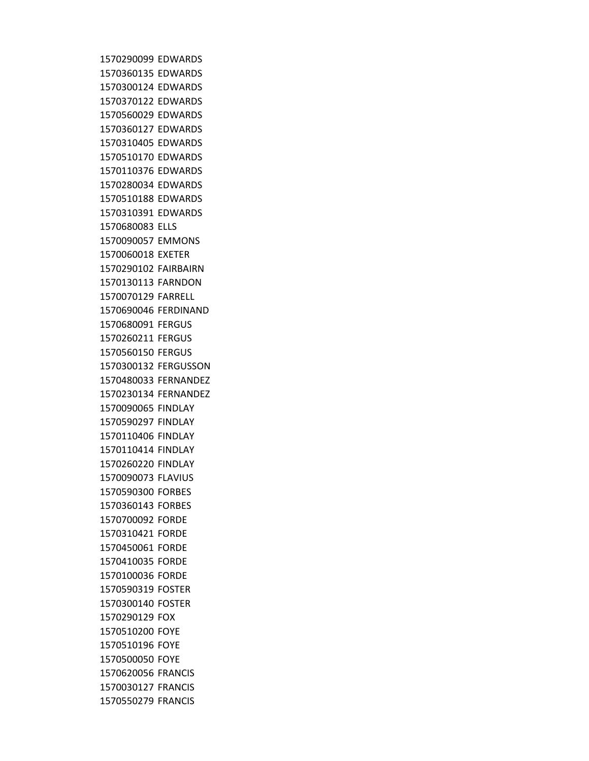1570290099 EDWARDS
1570360135 EDWARDS
1570300124 EDWARDS
1570370122 EDWARDS
1570560029 EDWARDS
1570360127 EDWARDS
1570310405 EDWARDS
1570510170 EDWARDS
1570110376 EDWARDS
1570280034 EDWARDS
1570510188 EDWARDS
1570310391 EDWARDS
1570680083 ELLS
1570090057 EMMONS
1570060018 EXETER
1570290102 FAIRBAIRN
1570130113 FARNDON
1570070129 FARRELL
1570690046 FERDINAND
1570680091 FERGUS
1570260211 FERGUS
1570560150 FERGUS
1570300132 FERGUSSON
1570480033 FERNANDEZ
1570230134 FERNANDEZ
1570090065 FINDLAY
1570590297 FINDLAY
1570110406 FINDLAY
1570110414 FINDLAY
1570260220 FINDLAY
1570090073 FLAVIUS
1570590300 FORBES
1570360143 FORBES
1570700092 FORDE
1570310421 FORDE
1570450061 FORDE
1570410035 FORDE
1570100036 FORDE
1570590319 FOSTER
1570300140 FOSTER
1570290129 FOX
1570510200 FOYE
1570510196 FOYE
1570500050 FOYE
1570620056 FRANCIS
1570030127 FRANCIS
1570550279 FRANCIS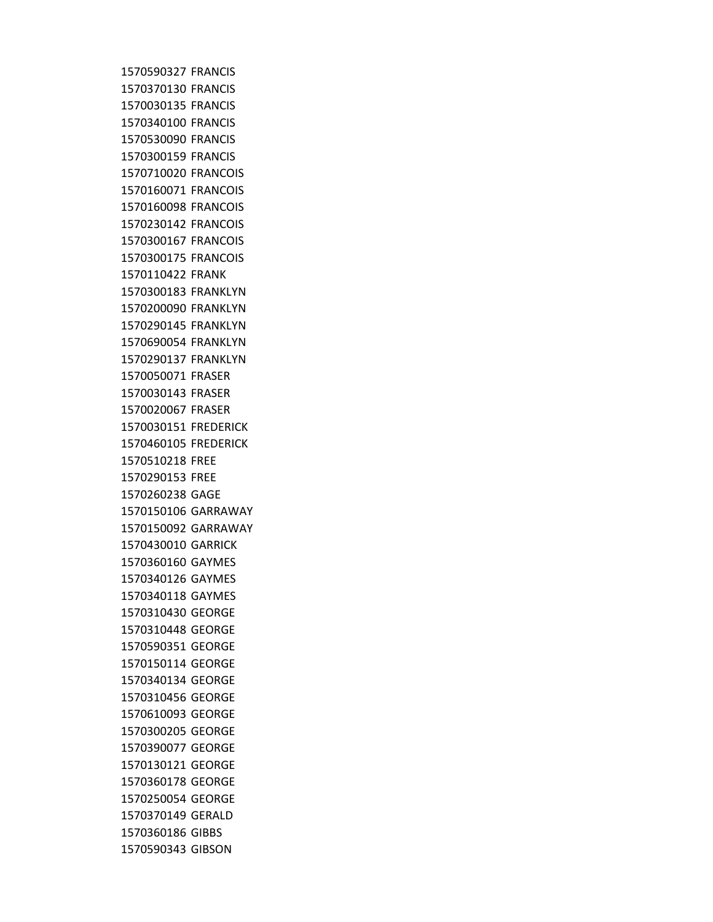1570590327 FRANCIS
1570370130 FRANCIS
1570030135 FRANCIS
1570340100 FRANCIS
1570530090 FRANCIS
1570300159 FRANCIS
1570710020 FRANCOIS
1570160071 FRANCOIS
1570160098 FRANCOIS
1570230142 FRANCOIS
1570300167 FRANCOIS
1570300175 FRANCOIS
1570110422 FRANK
1570300183 FRANKLYN
1570200090 FRANKLYN
1570290145 FRANKLYN
1570690054 FRANKLYN
1570290137 FRANKLYN
1570050071 FRASER
1570030143 FRASER
1570020067 FRASER
1570030151 FREDERICK
1570460105 FREDERICK
1570510218 FREE
1570290153 FREE
1570260238 GAGE
1570150106 GARRAWAY
1570150092 GARRAWAY
1570430010 GARRICK
1570360160 GAYMES
1570340126 GAYMES
1570340118 GAYMES
1570310430 GEORGE
1570310448 GEORGE
1570590351 GEORGE
1570150114 GEORGE
1570340134 GEORGE
1570310456 GEORGE
1570610093 GEORGE
1570300205 GEORGE
1570390077 GEORGE
1570130121 GEORGE
1570360178 GEORGE
1570250054 GEORGE
1570370149 GERALD
1570360186 GIBBS
1570590343 GIBSON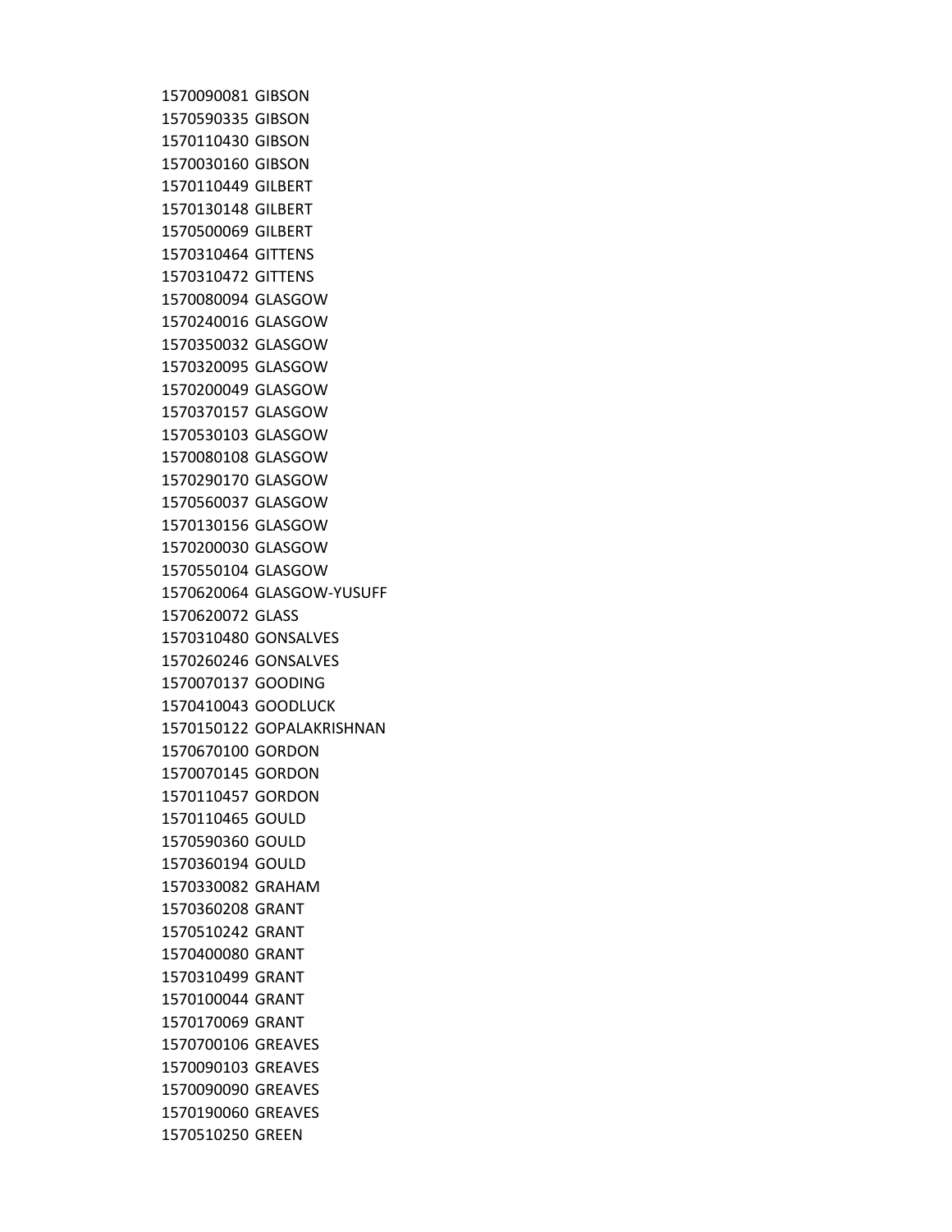1570090081 GIBSON
1570590335 GIBSON
1570110430 GIBSON
1570030160 GIBSON
1570110449 GILBERT
1570130148 GILBERT
1570500069 GILBERT
1570310464 GITTENS
1570310472 GITTENS
1570080094 GLASGOW
1570240016 GLASGOW
1570350032 GLASGOW
1570320095 GLASGOW
1570200049 GLASGOW
1570370157 GLASGOW
1570530103 GLASGOW
1570080108 GLASGOW
1570290170 GLASGOW
1570560037 GLASGOW
1570130156 GLASGOW
1570200030 GLASGOW
1570550104 GLASGOW
1570620064 GLASGOW-YUSUFF
1570620072 GLASS
1570310480 GONSALVES
1570260246 GONSALVES
1570070137 GOODING
1570410043 GOODLUCK
1570150122 GOPALAKRISHNAN
1570670100 GORDON
1570070145 GORDON
1570110457 GORDON
1570110465 GOULD
1570590360 GOULD
1570360194 GOULD
1570330082 GRAHAM
1570360208 GRANT
1570510242 GRANT
1570400080 GRANT
1570310499 GRANT
1570100044 GRANT
1570170069 GRANT
1570700106 GREAVES
1570090103 GREAVES
1570090090 GREAVES
1570190060 GREAVES
1570510250 GREEN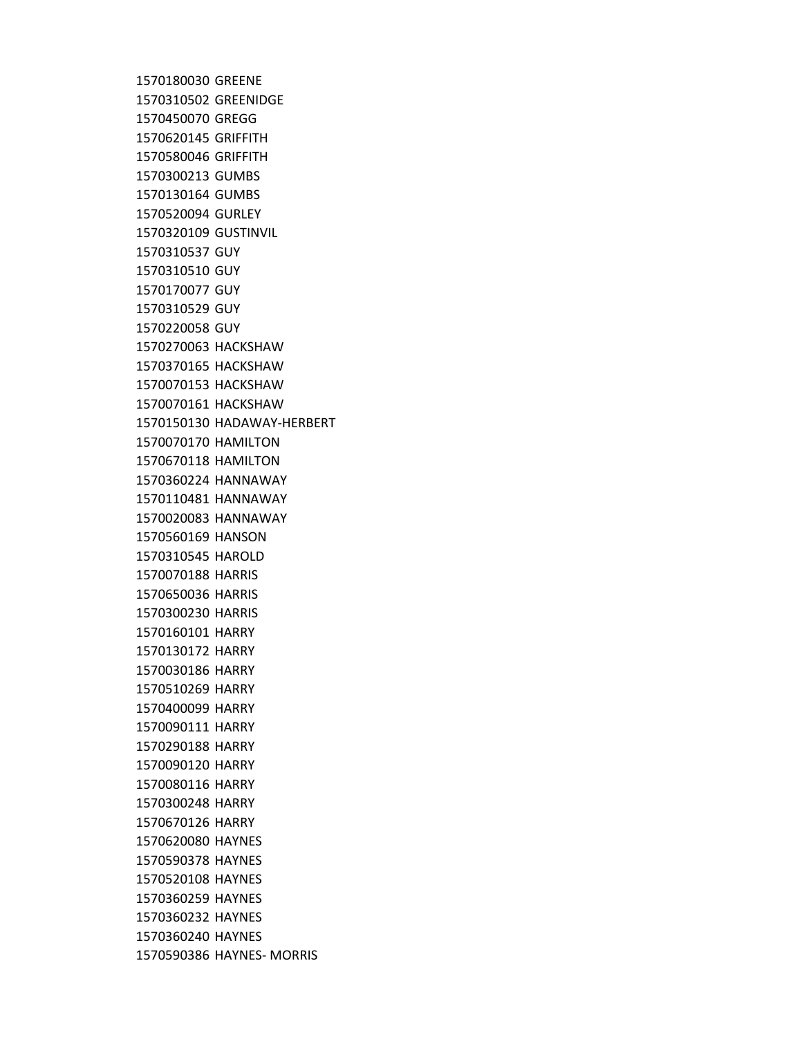1570180030 GREENE
1570310502 GREENIDGE
1570450070 GREGG
1570620145 GRIFFITH
1570580046 GRIFFITH
1570300213 GUMBS
1570130164 GUMBS
1570520094 GURLEY
1570320109 GUSTINVIL
1570310537 GUY
1570310510 GUY
1570170077 GUY
1570310529 GUY
1570220058 GUY
1570270063 HACKSHAW
1570370165 HACKSHAW
1570070153 HACKSHAW
1570070161 HACKSHAW
1570150130 HADAWAY-HERBERT
1570070170 HAMILTON
1570670118 HAMILTON
1570360224 HANNAWAY
1570110481 HANNAWAY
1570020083 HANNAWAY
1570560169 HANSON
1570310545 HAROLD
1570070188 HARRIS
1570650036 HARRIS
1570300230 HARRIS
1570160101 HARRY
1570130172 HARRY
1570030186 HARRY
1570510269 HARRY
1570400099 HARRY
1570090111 HARRY
1570290188 HARRY
1570090120 HARRY
1570080116 HARRY
1570300248 HARRY
1570670126 HARRY
1570620080 HAYNES
1570590378 HAYNES
1570520108 HAYNES
1570360259 HAYNES
1570360232 HAYNES
1570360240 HAYNES
1570590386 HAYNES- MORRIS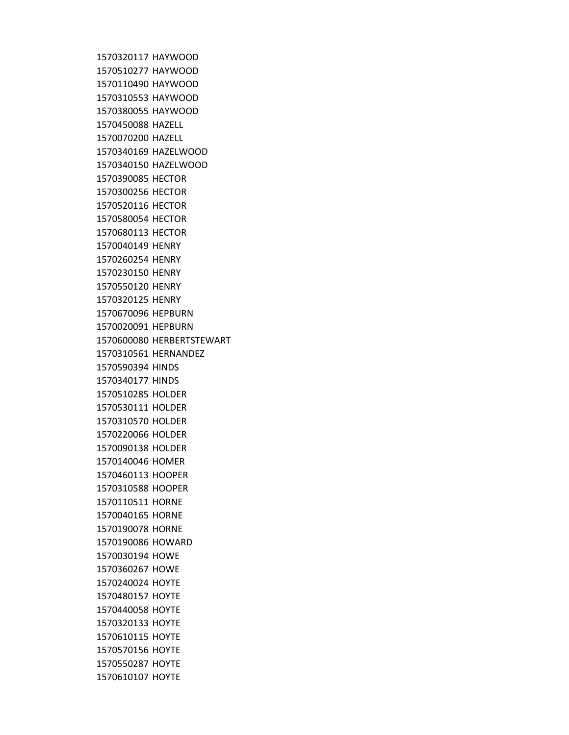1570320117 HAYWOOD
1570510277 HAYWOOD
1570110490 HAYWOOD
1570310553 HAYWOOD
1570380055 HAYWOOD
1570450088 HAZELL
1570070200 HAZELL
1570340169 HAZELWOOD
1570340150 HAZELWOOD
1570390085 HECTOR
1570300256 HECTOR
1570520116 HECTOR
1570580054 HECTOR
1570680113 HECTOR
1570040149 HENRY
1570260254 HENRY
1570230150 HENRY
1570550120 HENRY
1570320125 HENRY
1570670096 HEPBURN
1570020091 HEPBURN
1570600080 HERBERTSTEWART
1570310561 HERNANDEZ
1570590394 HINDS
1570340177 HINDS
1570510285 HOLDER
1570530111 HOLDER
1570310570 HOLDER
1570220066 HOLDER
1570090138 HOLDER
1570140046 HOMER
1570460113 HOOPER
1570310588 HOOPER
1570110511 HORNE
1570040165 HORNE
1570190078 HORNE
1570190086 HOWARD
1570030194 HOWE
1570360267 HOWE
1570240024 HOYTE
1570480157 HOYTE
1570440058 HOYTE
1570320133 HOYTE
1570610115 HOYTE
1570570156 HOYTE
1570550287 HOYTE
1570610107 HOYTE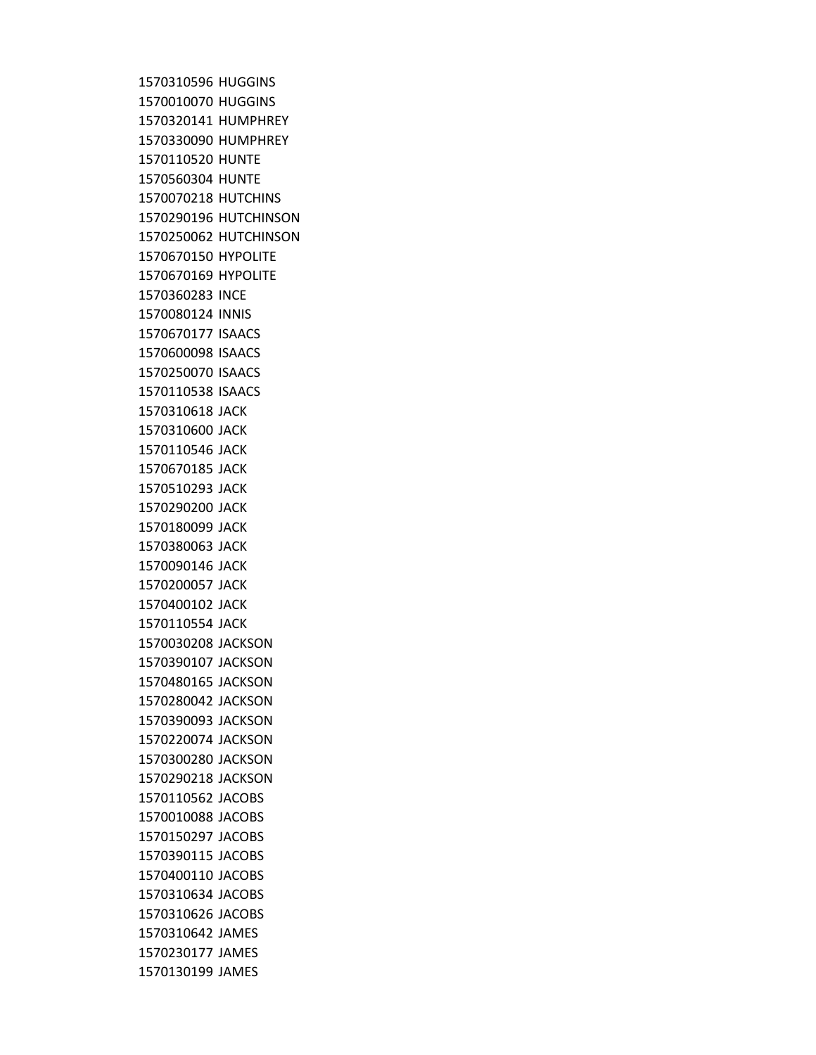1570310596 HUGGINS
1570010070 HUGGINS
1570320141 HUMPHREY
1570330090 HUMPHREY
1570110520 HUNTE
1570560304 HUNTE
1570070218 HUTCHINS
1570290196 HUTCHINSON
1570250062 HUTCHINSON
1570670150 HYPOLITE
1570670169 HYPOLITE
1570360283 INCE
1570080124 INNIS
1570670177 ISAACS
1570600098 ISAACS
1570250070 ISAACS
1570110538 ISAACS
1570310618 JACK
1570310600 JACK
1570110546 JACK
1570670185 JACK
1570510293 JACK
1570290200 JACK
1570180099 JACK
1570380063 JACK
1570090146 JACK
1570200057 JACK
1570400102 JACK
1570110554 JACK
1570030208 JACKSON
1570390107 JACKSON
1570480165 JACKSON
1570280042 JACKSON
1570390093 JACKSON
1570220074 JACKSON
1570300280 JACKSON
1570290218 JACKSON
1570110562 JACOBS
1570010088 JACOBS
1570150297 JACOBS
1570390115 JACOBS
1570400110 JACOBS
1570310634 JACOBS
1570310626 JACOBS
1570310642 JAMES
1570230177 JAMES
1570130199 JAMES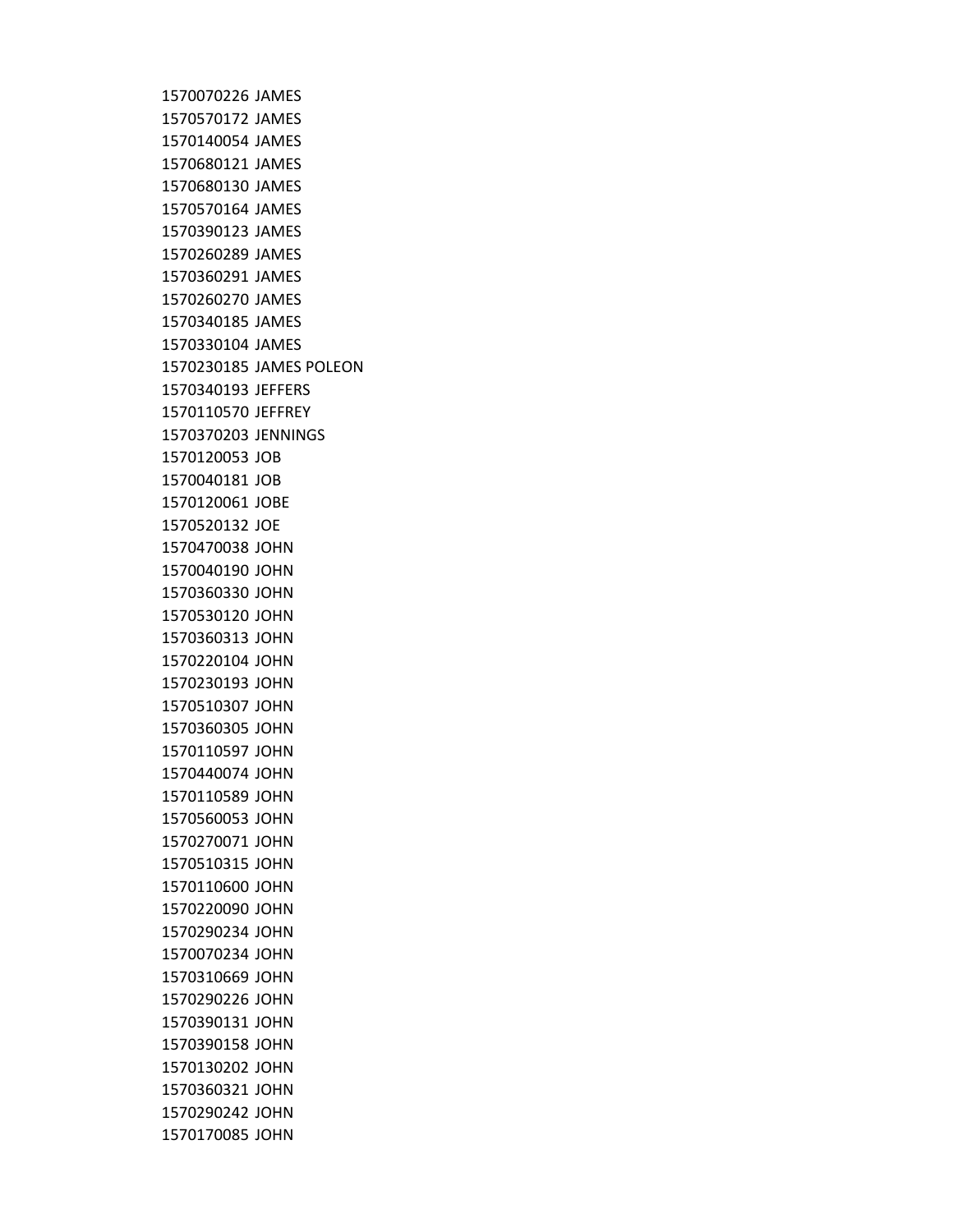1570070226 JAMES
1570570172 JAMES
1570140054 JAMES
1570680121 JAMES
1570680130 JAMES
1570570164 JAMES
1570390123 JAMES
1570260289 JAMES
1570360291 JAMES
1570260270 JAMES
1570340185 JAMES
1570330104 JAMES
1570230185 JAMES POLEON
1570340193 JEFFERS
1570110570 JEFFREY
1570370203 JENNINGS
1570120053 JOB
1570040181 JOB
1570120061 JOBE
1570520132 JOE
1570470038 JOHN
1570040190 JOHN
1570360330 JOHN
1570530120 JOHN
1570360313 JOHN
1570220104 JOHN
1570230193 JOHN
1570510307 JOHN
1570360305 JOHN
1570110597 JOHN
1570440074 JOHN
1570110589 JOHN
1570560053 JOHN
1570270071 JOHN
1570510315 JOHN
1570110600 JOHN
1570220090 JOHN
1570290234 JOHN
1570070234 JOHN
1570310669 JOHN
1570290226 JOHN
1570390131 JOHN
1570390158 JOHN
1570130202 JOHN
1570360321 JOHN
1570290242 JOHN
1570170085 JOHN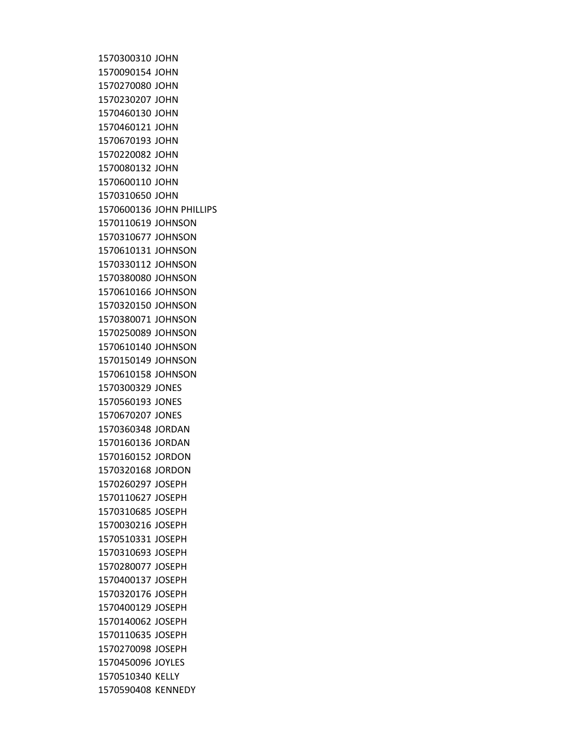1570300310 JOHN
1570090154 JOHN
1570270080 JOHN
1570230207 JOHN
1570460130 JOHN
1570460121 JOHN
1570670193 JOHN
1570220082 JOHN
1570080132 JOHN
1570600110 JOHN
1570310650 JOHN
1570600136 JOHN PHILLIPS
1570110619 JOHNSON
1570310677 JOHNSON
1570610131 JOHNSON
1570330112 JOHNSON
1570380080 JOHNSON
1570610166 JOHNSON
1570320150 JOHNSON
1570380071 JOHNSON
1570250089 JOHNSON
1570610140 JOHNSON
1570150149 JOHNSON
1570610158 JOHNSON
1570300329 JONES
1570560193 JONES
1570670207 JONES
1570360348 JORDAN
1570160136 JORDAN
1570160152 JORDON
1570320168 JORDON
1570260297 JOSEPH
1570110627 JOSEPH
1570310685 JOSEPH
1570030216 JOSEPH
1570510331 JOSEPH
1570310693 JOSEPH
1570280077 JOSEPH
1570400137 JOSEPH
1570320176 JOSEPH
1570400129 JOSEPH
1570140062 JOSEPH
1570110635 JOSEPH
1570270098 JOSEPH
1570450096 JOYLES
1570510340 KELLY
1570590408 KENNEDY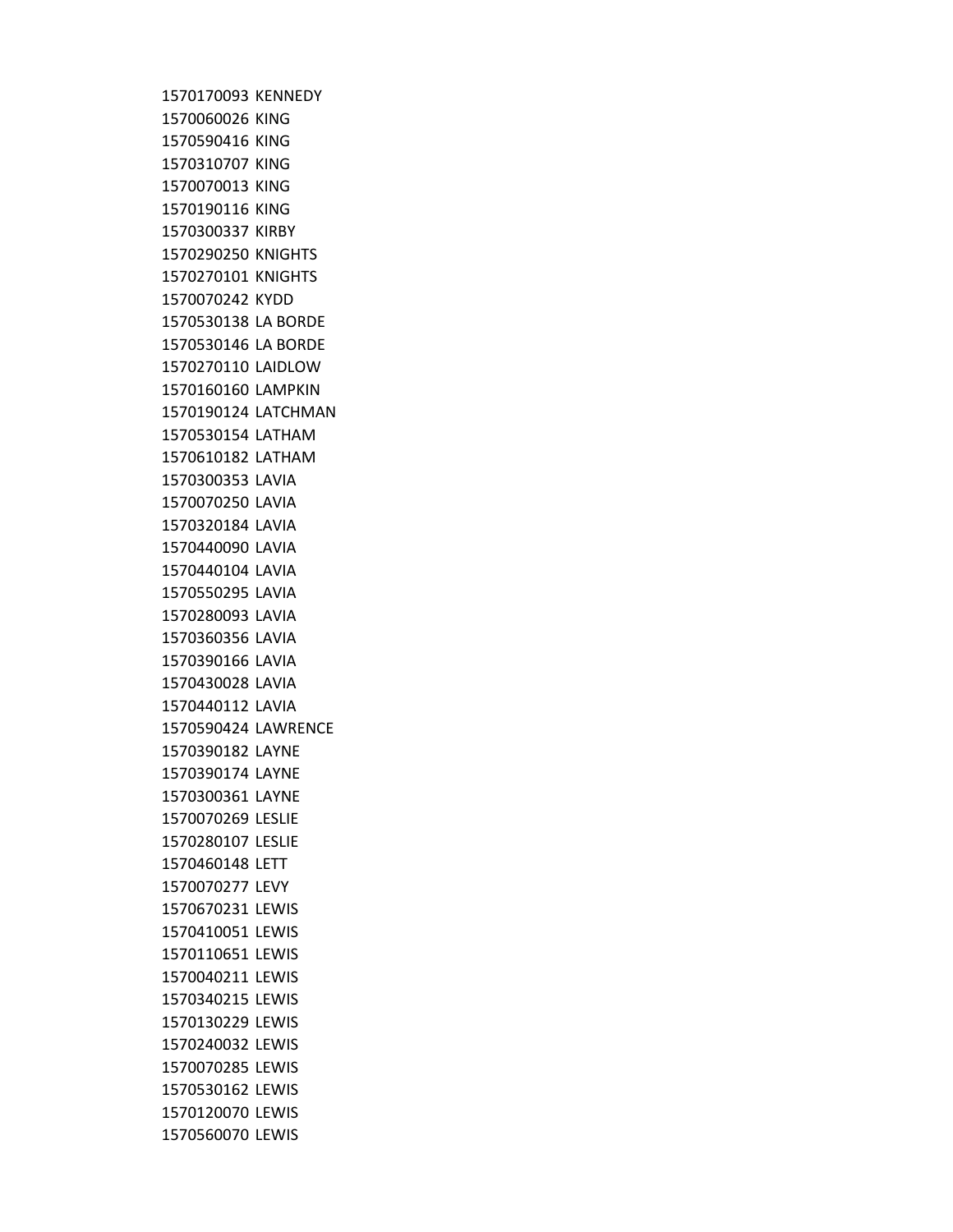1570170093 KENNEDY
1570060026 KING
1570590416 KING
1570310707 KING
1570070013 KING
1570190116 KING
1570300337 KIRBY
1570290250 KNIGHTS
1570270101 KNIGHTS
1570070242 KYDD
1570530138 LA BORDE
1570530146 LA BORDE
1570270110 LAIDLOW
1570160160 LAMPKIN
1570190124 LATCHMAN
1570530154 LATHAM
1570610182 LATHAM
1570300353 LAVIA
1570070250 LAVIA
1570320184 LAVIA
1570440090 LAVIA
1570440104 LAVIA
1570550295 LAVIA
1570280093 LAVIA
1570360356 LAVIA
1570390166 LAVIA
1570430028 LAVIA
1570440112 LAVIA
1570590424 LAWRENCE
1570390182 LAYNE
1570390174 LAYNE
1570300361 LAYNE
1570070269 LESLIE
1570280107 LESLIE
1570460148 LETT
1570070277 LEVY
1570670231 LEWIS
1570410051 LEWIS
1570110651 LEWIS
1570040211 LEWIS
1570340215 LEWIS
1570130229 LEWIS
1570240032 LEWIS
1570070285 LEWIS
1570530162 LEWIS
1570120070 LEWIS
1570560070 LEWIS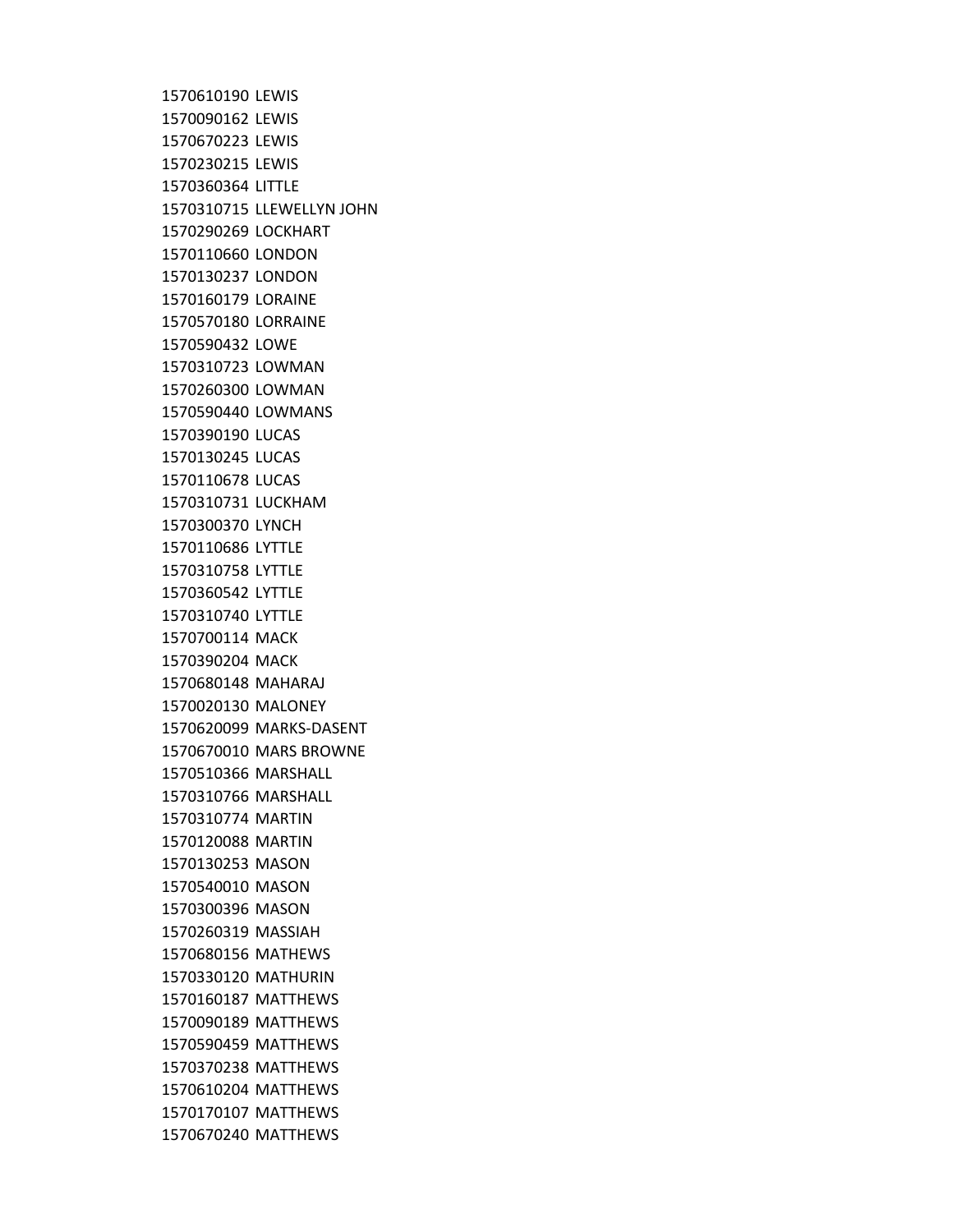1570610190 LEWIS
1570090162 LEWIS
1570670223 LEWIS
1570230215 LEWIS
1570360364 LITTLE
1570310715 LLEWELLYN JOHN
1570290269 LOCKHART
1570110660 LONDON
1570130237 LONDON
1570160179 LORAINE
1570570180 LORRAINE
1570590432 LOWE
1570310723 LOWMAN
1570260300 LOWMAN
1570590440 LOWMANS
1570390190 LUCAS
1570130245 LUCAS
1570110678 LUCAS
1570310731 LUCKHAM
1570300370 LYNCH
1570110686 LYTTLE
1570310758 LYTTLE
1570360542 LYTTLE
1570310740 LYTTLE
1570700114 MACK
1570390204 MACK
1570680148 MAHARAJ
1570020130 MALONEY
1570620099 MARKS-DASENT
1570670010 MARS BROWNE
1570510366 MARSHALL
1570310766 MARSHALL
1570310774 MARTIN
1570120088 MARTIN
1570130253 MASON
1570540010 MASON
1570300396 MASON
1570260319 MASSIAH
1570680156 MATHEWS
1570330120 MATHURIN
1570160187 MATTHEWS
1570090189 MATTHEWS
1570590459 MATTHEWS
1570370238 MATTHEWS
1570610204 MATTHEWS
1570170107 MATTHEWS
1570670240 MATTHEWS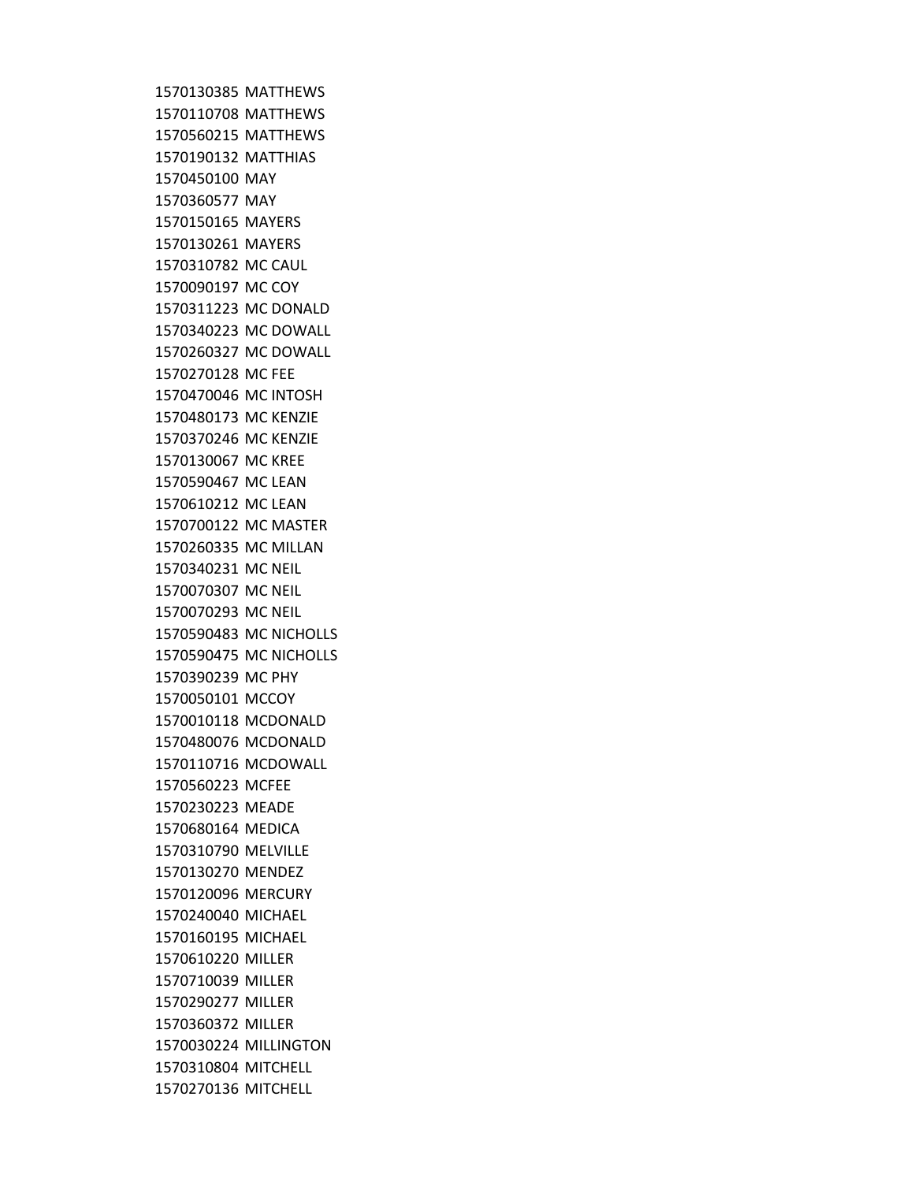1570130385 MATTHEWS
1570110708 MATTHEWS
1570560215 MATTHEWS
1570190132 MATTHIAS
1570450100 MAY
1570360577 MAY
1570150165 MAYERS
1570130261 MAYERS
1570310782 MC CAUL
1570090197 MC COY
1570311223 MC DONALD
1570340223 MC DOWALL
1570260327 MC DOWALL
1570270128 MC FEE
1570470046 MC INTOSH
1570480173 MC KENZIE
1570370246 MC KENZIE
1570130067 MC KREE
1570590467 MC LEAN
1570610212 MC LEAN
1570700122 MC MASTER
1570260335 MC MILLAN
1570340231 MC NEIL
1570070307 MC NEIL
1570070293 MC NEIL
1570590483 MC NICHOLLS
1570590475 MC NICHOLLS
1570390239 MC PHY
1570050101 MCCOY
1570010118 MCDONALD
1570480076 MCDONALD
1570110716 MCDOWALL
1570560223 MCFEE
1570230223 MEADE
1570680164 MEDICA
1570310790 MELVILLE
1570130270 MENDEZ
1570120096 MERCURY
1570240040 MICHAEL
1570160195 MICHAEL
1570610220 MILLER
1570710039 MILLER
1570290277 MILLER
1570360372 MILLER
1570030224 MILLINGTON
1570310804 MITCHELL
1570270136 MITCHELL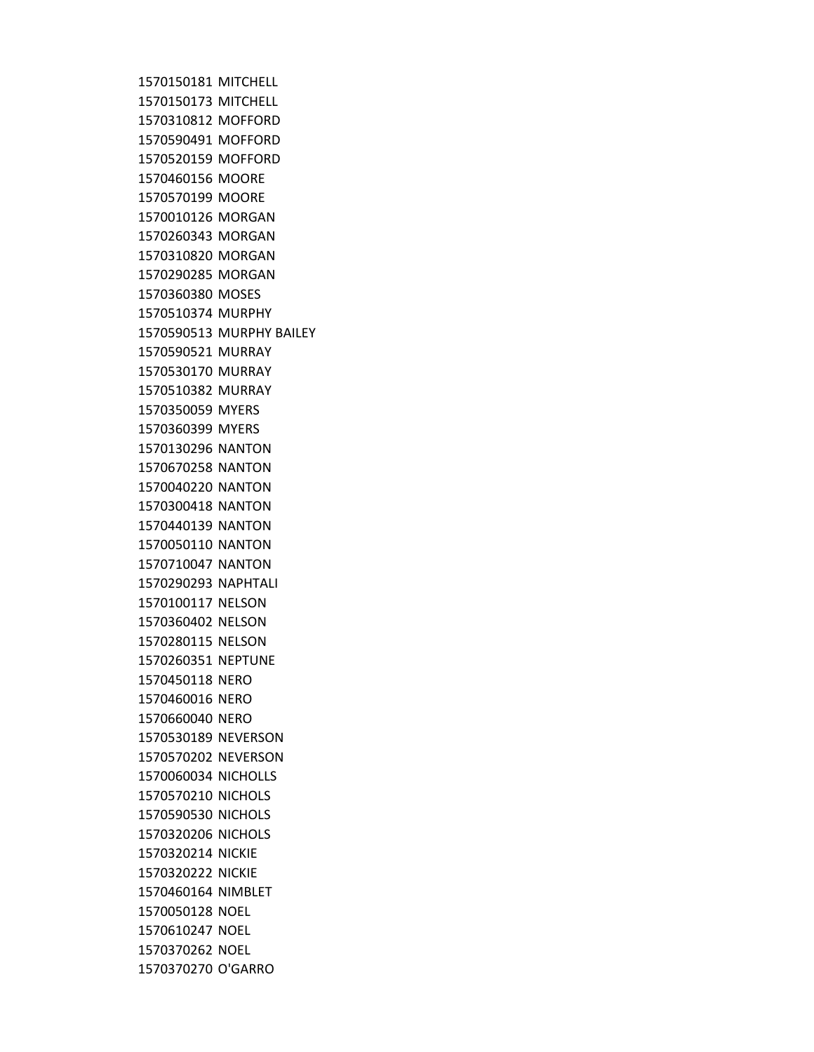1570150181 MITCHELL
1570150173 MITCHELL
1570310812 MOFFORD
1570590491 MOFFORD
1570520159 MOFFORD
1570460156 MOORE
1570570199 MOORE
1570010126 MORGAN
1570260343 MORGAN
1570310820 MORGAN
1570290285 MORGAN
1570360380 MOSES
1570510374 MURPHY
1570590513 MURPHY BAILEY
1570590521 MURRAY
1570530170 MURRAY
1570510382 MURRAY
1570350059 MYERS
1570360399 MYERS
1570130296 NANTON
1570670258 NANTON
1570040220 NANTON
1570300418 NANTON
1570440139 NANTON
1570050110 NANTON
1570710047 NANTON
1570290293 NAPHTALI
1570100117 NELSON
1570360402 NELSON
1570280115 NELSON
1570260351 NEPTUNE
1570450118 NERO
1570460016 NERO
1570660040 NERO
1570530189 NEVERSON
1570570202 NEVERSON
1570060034 NICHOLLS
1570570210 NICHOLS
1570590530 NICHOLS
1570320206 NICHOLS
1570320214 NICKIE
1570320222 NICKIE
1570460164 NIMBLET
1570050128 NOEL
1570610247 NOEL
1570370262 NOEL
1570370270 O'GARRO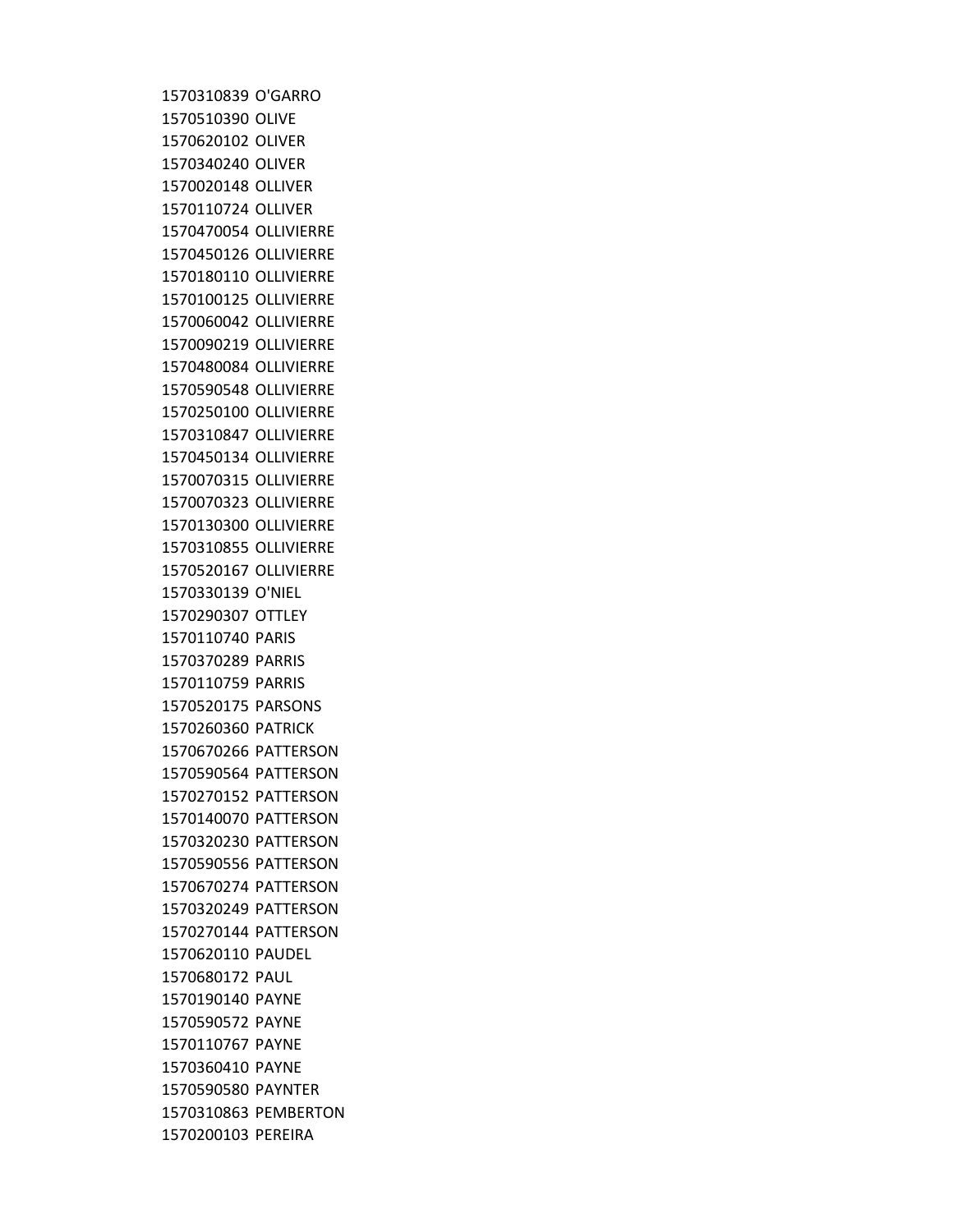1570310839 O'GARRO
1570510390 OLIVE
1570620102 OLIVER
1570340240 OLIVER
1570020148 OLLIVER
1570110724 OLLIVER
1570470054 OLLIVIERRE
1570450126 OLLIVIERRE
1570180110 OLLIVIERRE
1570100125 OLLIVIERRE
1570060042 OLLIVIERRE
1570090219 OLLIVIERRE
1570480084 OLLIVIERRE
1570590548 OLLIVIERRE
1570250100 OLLIVIERRE
1570310847 OLLIVIERRE
1570450134 OLLIVIERRE
1570070315 OLLIVIERRE
1570070323 OLLIVIERRE
1570130300 OLLIVIERRE
1570310855 OLLIVIERRE
1570520167 OLLIVIERRE
1570330139 O'NIEL
1570290307 OTTLEY
1570110740 PARIS
1570370289 PARRIS
1570110759 PARRIS
1570520175 PARSONS
1570260360 PATRICK
1570670266 PATTERSON
1570590564 PATTERSON
1570270152 PATTERSON
1570140070 PATTERSON
1570320230 PATTERSON
1570590556 PATTERSON
1570670274 PATTERSON
1570320249 PATTERSON
1570270144 PATTERSON
1570620110 PAUDEL
1570680172 PAUL
1570190140 PAYNE
1570590572 PAYNE
1570110767 PAYNE
1570360410 PAYNE
1570590580 PAYNTER
1570310863 PEMBERTON
1570200103 PEREIRA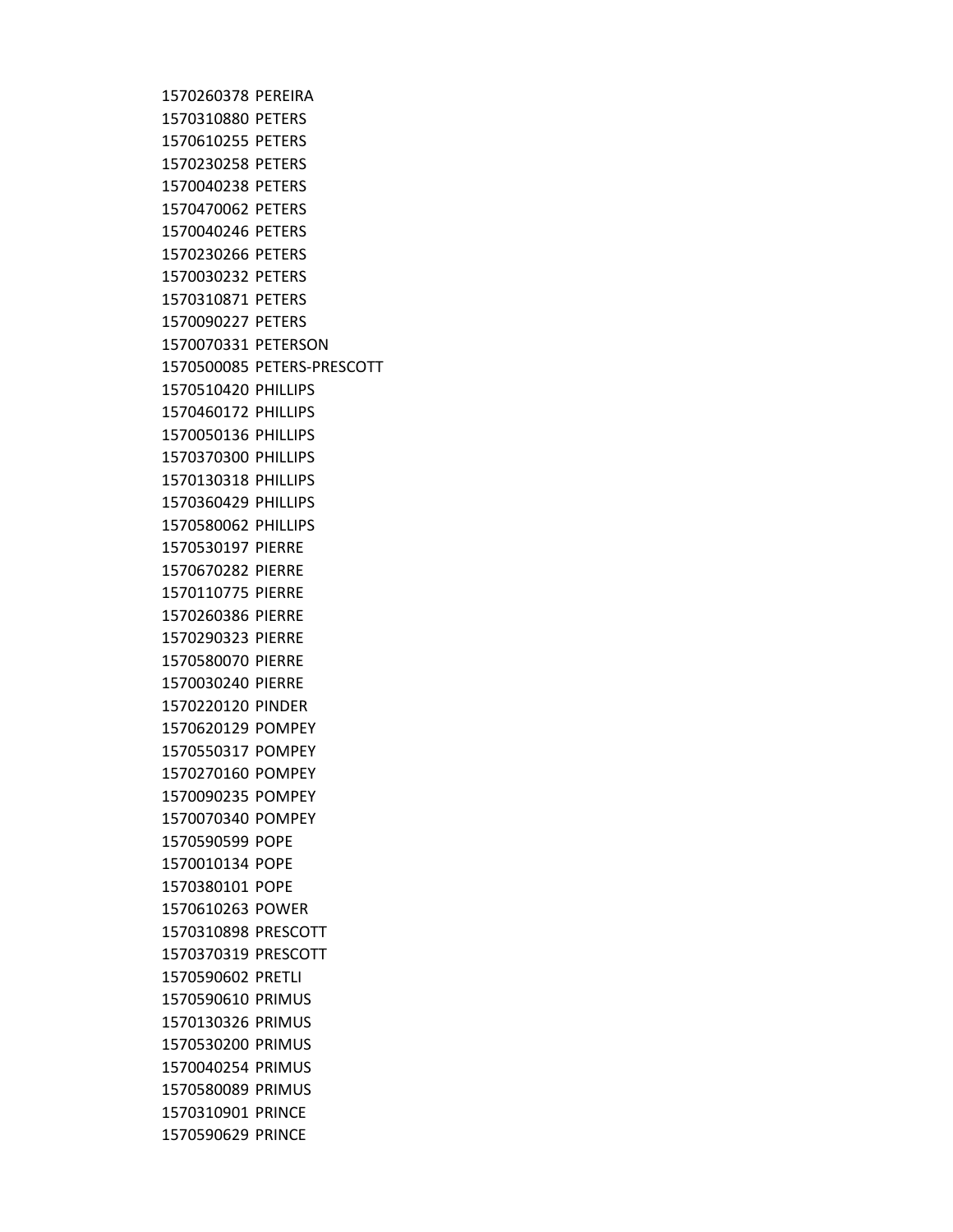1570260378 PEREIRA
1570310880 PETERS
1570610255 PETERS
1570230258 PETERS
1570040238 PETERS
1570470062 PETERS
1570040246 PETERS
1570230266 PETERS
1570030232 PETERS
1570310871 PETERS
1570090227 PETERS
1570070331 PETERSON
1570500085 PETERS-PRESCOTT
1570510420 PHILLIPS
1570460172 PHILLIPS
1570050136 PHILLIPS
1570370300 PHILLIPS
1570130318 PHILLIPS
1570360429 PHILLIPS
1570580062 PHILLIPS
1570530197 PIERRE
1570670282 PIERRE
1570110775 PIERRE
1570260386 PIERRE
1570290323 PIERRE
1570580070 PIERRE
1570030240 PIERRE
1570220120 PINDER
1570620129 POMPEY
1570550317 POMPEY
1570270160 POMPEY
1570090235 POMPEY
1570070340 POMPEY
1570590599 POPE
1570010134 POPE
1570380101 POPE
1570610263 POWER
1570310898 PRESCOTT
1570370319 PRESCOTT
1570590602 PRETLI
1570590610 PRIMUS
1570130326 PRIMUS
1570530200 PRIMUS
1570040254 PRIMUS
1570580089 PRIMUS
1570310901 PRINCE
1570590629 PRINCE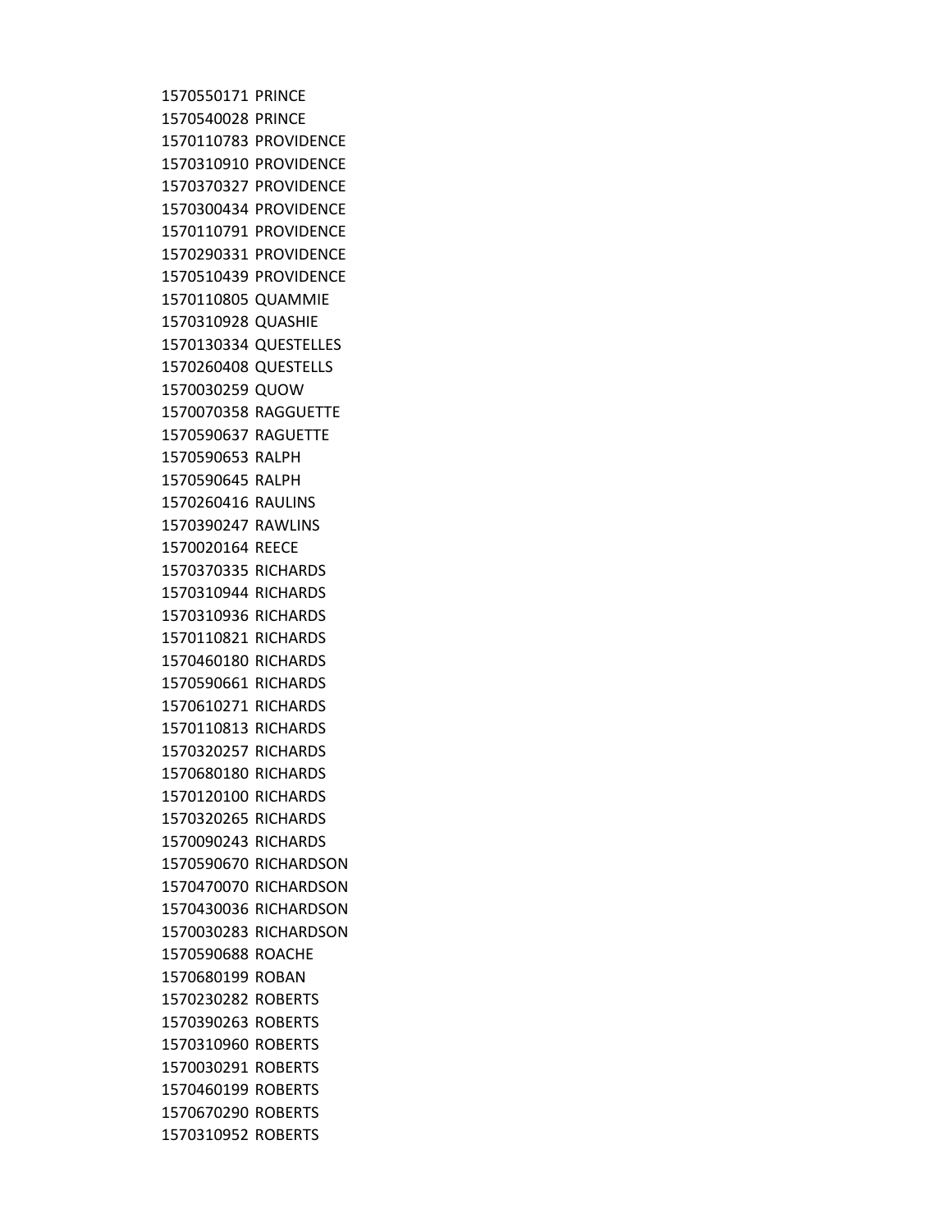1570550171 PRINCE
1570540028 PRINCE
1570110783 PROVIDENCE
1570310910 PROVIDENCE
1570370327 PROVIDENCE
1570300434 PROVIDENCE
1570110791 PROVIDENCE
1570290331 PROVIDENCE
1570510439 PROVIDENCE
1570110805 QUAMMIE
1570310928 QUASHIE
1570130334 QUESTELLES
1570260408 QUESTELLS
1570030259 QUOW
1570070358 RAGGUETTE
1570590637 RAGUETTE
1570590653 RALPH
1570590645 RALPH
1570260416 RAULINS
1570390247 RAWLINS
1570020164 REECE
1570370335 RICHARDS
1570310944 RICHARDS
1570310936 RICHARDS
1570110821 RICHARDS
1570460180 RICHARDS
1570590661 RICHARDS
1570610271 RICHARDS
1570110813 RICHARDS
1570320257 RICHARDS
1570680180 RICHARDS
1570120100 RICHARDS
1570320265 RICHARDS
1570090243 RICHARDS
1570590670 RICHARDSON
1570470070 RICHARDSON
1570430036 RICHARDSON
1570030283 RICHARDSON
1570590688 ROACHE
1570680199 ROBAN
1570230282 ROBERTS
1570390263 ROBERTS
1570310960 ROBERTS
1570030291 ROBERTS
1570460199 ROBERTS
1570670290 ROBERTS
1570310952 ROBERTS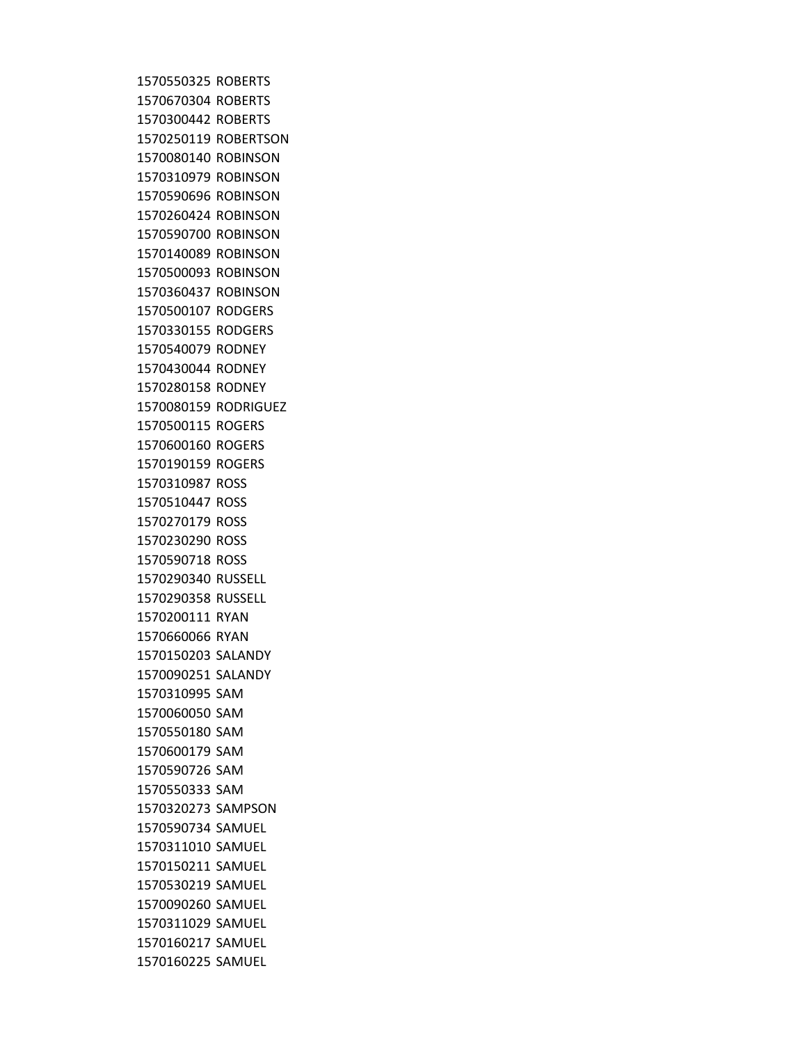1570550325 ROBERTS
1570670304 ROBERTS
1570300442 ROBERTS
1570250119 ROBERTSON
1570080140 ROBINSON
1570310979 ROBINSON
1570590696 ROBINSON
1570260424 ROBINSON
1570590700 ROBINSON
1570140089 ROBINSON
1570500093 ROBINSON
1570360437 ROBINSON
1570500107 RODGERS
1570330155 RODGERS
1570540079 RODNEY
1570430044 RODNEY
1570280158 RODNEY
1570080159 RODRIGUEZ
1570500115 ROGERS
1570600160 ROGERS
1570190159 ROGERS
1570310987 ROSS
1570510447 ROSS
1570270179 ROSS
1570230290 ROSS
1570590718 ROSS
1570290340 RUSSELL
1570290358 RUSSELL
1570200111 RYAN
1570660066 RYAN
1570150203 SALANDY
1570090251 SALANDY
1570310995 SAM
1570060050 SAM
1570550180 SAM
1570600179 SAM
1570590726 SAM
1570550333 SAM
1570320273 SAMPSON
1570590734 SAMUEL
1570311010 SAMUEL
1570150211 SAMUEL
1570530219 SAMUEL
1570090260 SAMUEL
1570311029 SAMUEL
1570160217 SAMUEL
1570160225 SAMUEL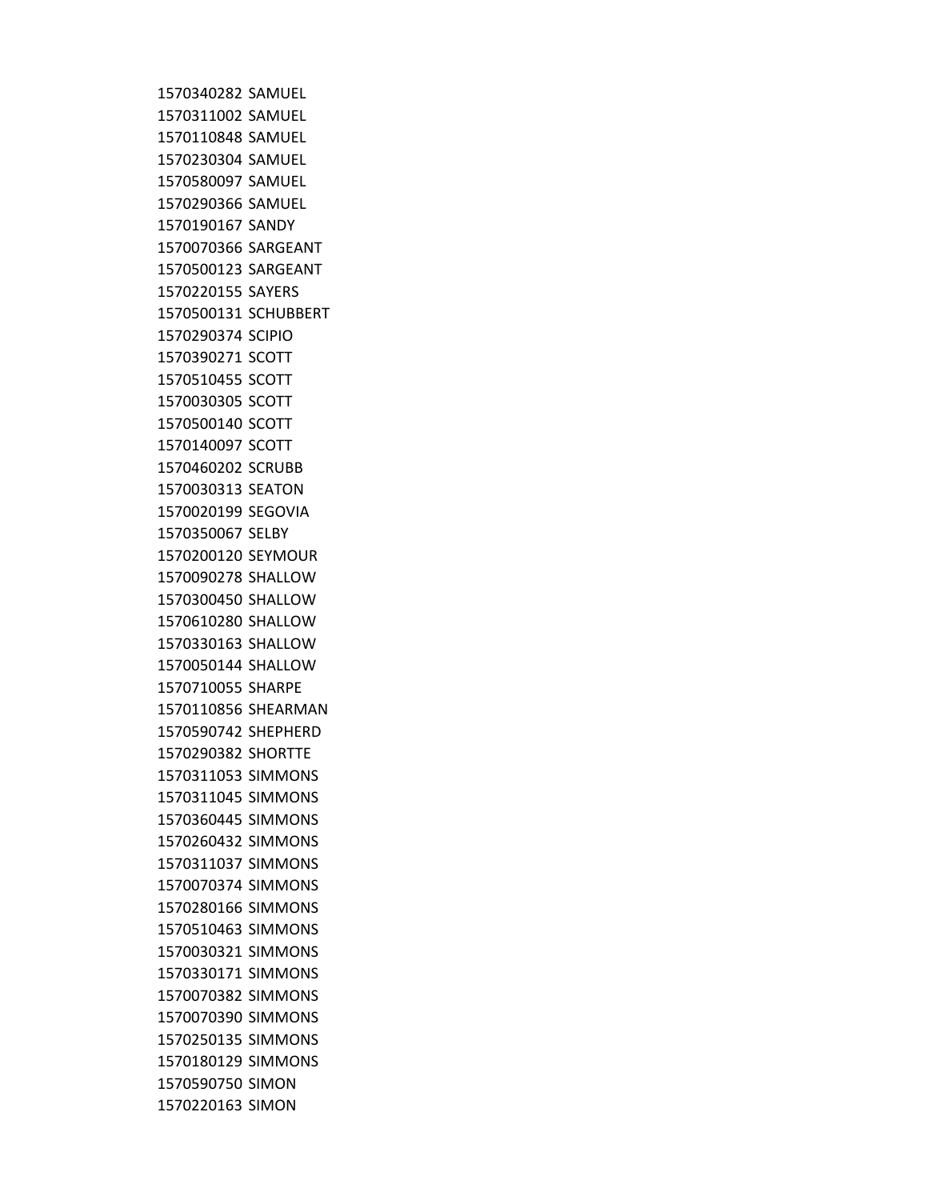1570340282 SAMUEL
1570311002 SAMUEL
1570110848 SAMUEL
1570230304 SAMUEL
1570580097 SAMUEL
1570290366 SAMUEL
1570190167 SANDY
1570070366 SARGEANT
1570500123 SARGEANT
1570220155 SAYERS
1570500131 SCHUBBERT
1570290374 SCIPIO
1570390271 SCOTT
1570510455 SCOTT
1570030305 SCOTT
1570500140 SCOTT
1570140097 SCOTT
1570460202 SCRUBB
1570030313 SEATON
1570020199 SEGOVIA
1570350067 SELBY
1570200120 SEYMOUR
1570090278 SHALLOW
1570300450 SHALLOW
1570610280 SHALLOW
1570330163 SHALLOW
1570050144 SHALLOW
1570710055 SHARPE
1570110856 SHEARMAN
1570590742 SHEPHERD
1570290382 SHORTTE
1570311053 SIMMONS
1570311045 SIMMONS
1570360445 SIMMONS
1570260432 SIMMONS
1570311037 SIMMONS
1570070374 SIMMONS
1570280166 SIMMONS
1570510463 SIMMONS
1570030321 SIMMONS
1570330171 SIMMONS
1570070382 SIMMONS
1570070390 SIMMONS
1570250135 SIMMONS
1570180129 SIMMONS
1570590750 SIMON
1570220163 SIMON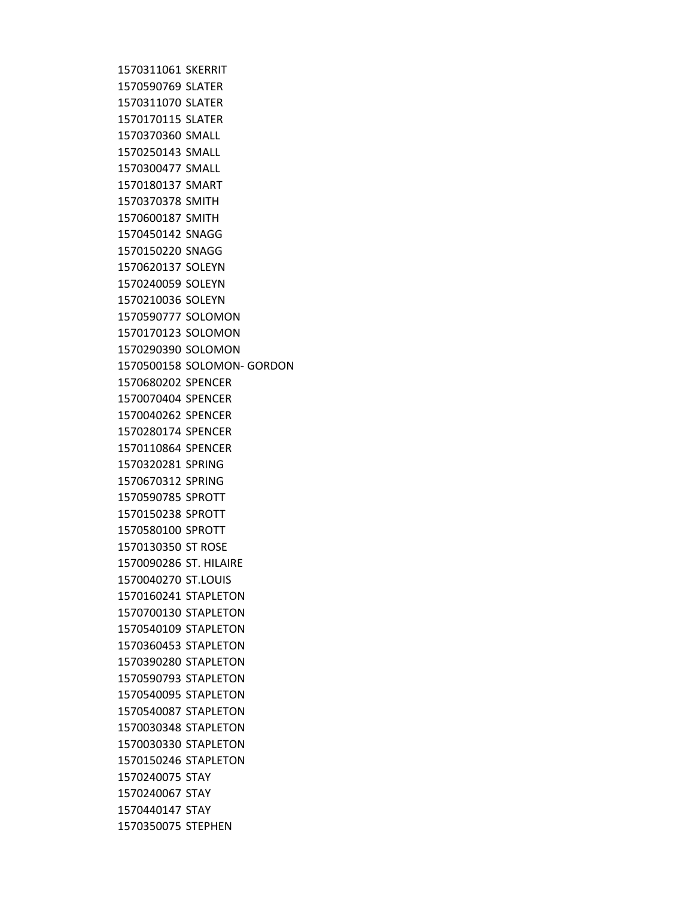1570311061 SKERRIT
1570590769 SLATER
1570311070 SLATER
1570170115 SLATER
1570370360 SMALL
1570250143 SMALL
1570300477 SMALL
1570180137 SMART
1570370378 SMITH
1570600187 SMITH
1570450142 SNAGG
1570150220 SNAGG
1570620137 SOLEYN
1570240059 SOLEYN
1570210036 SOLEYN
1570590777 SOLOMON
1570170123 SOLOMON
1570290390 SOLOMON
1570500158 SOLOMON- GORDON
1570680202 SPENCER
1570070404 SPENCER
1570040262 SPENCER
1570280174 SPENCER
1570110864 SPENCER
1570320281 SPRING
1570670312 SPRING
1570590785 SPROTT
1570150238 SPROTT
1570580100 SPROTT
1570130350 ST ROSE
1570090286 ST. HILAIRE
1570040270 ST.LOUIS
1570160241 STAPLETON
1570700130 STAPLETON
1570540109 STAPLETON
1570360453 STAPLETON
1570390280 STAPLETON
1570590793 STAPLETON
1570540095 STAPLETON
1570540087 STAPLETON
1570030348 STAPLETON
1570030330 STAPLETON
1570150246 STAPLETON
1570240075 STAY
1570240067 STAY
1570440147 STAY
1570350075 STEPHEN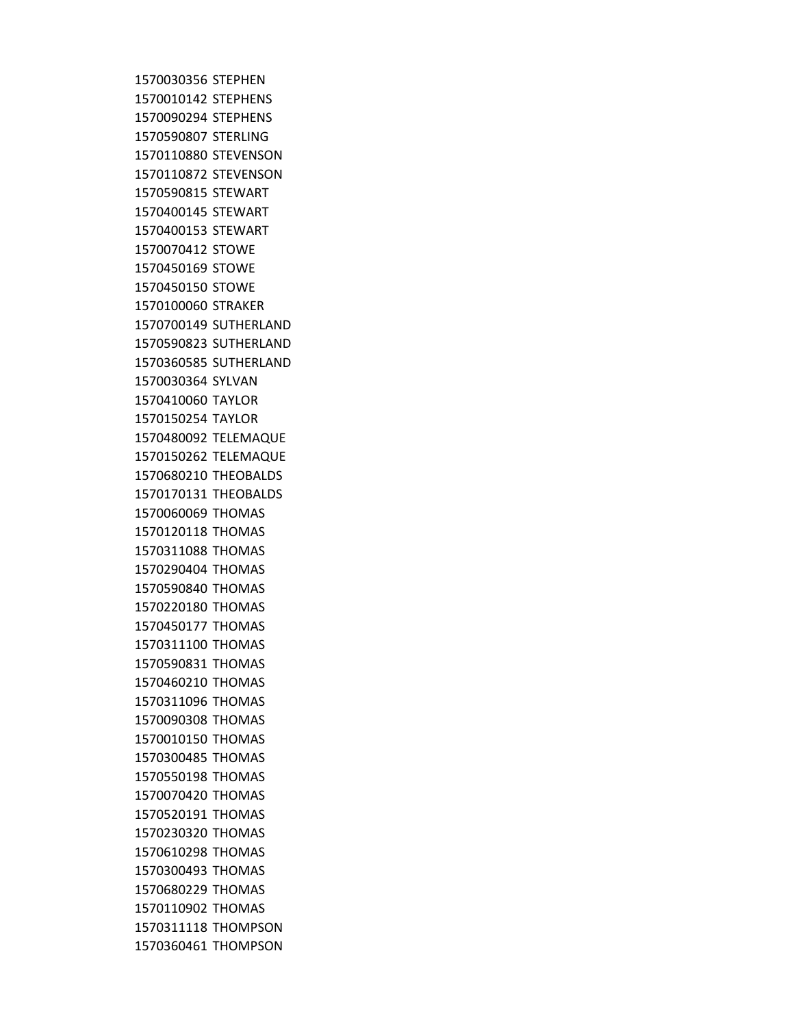1570030356 STEPHEN
1570010142 STEPHENS
1570090294 STEPHENS
1570590807 STERLING
1570110880 STEVENSON
1570110872 STEVENSON
1570590815 STEWART
1570400145 STEWART
1570400153 STEWART
1570070412 STOWE
1570450169 STOWE
1570450150 STOWE
1570100060 STRAKER
1570700149 SUTHERLAND
1570590823 SUTHERLAND
1570360585 SUTHERLAND
1570030364 SYLVAN
1570410060 TAYLOR
1570150254 TAYLOR
1570480092 TELEMAQUE
1570150262 TELEMAQUE
1570680210 THEOBALDS
1570170131 THEOBALDS
1570060069 THOMAS
1570120118 THOMAS
1570311088 THOMAS
1570290404 THOMAS
1570590840 THOMAS
1570220180 THOMAS
1570450177 THOMAS
1570311100 THOMAS
1570590831 THOMAS
1570460210 THOMAS
1570311096 THOMAS
1570090308 THOMAS
1570010150 THOMAS
1570300485 THOMAS
1570550198 THOMAS
1570070420 THOMAS
1570520191 THOMAS
1570230320 THOMAS
1570610298 THOMAS
1570300493 THOMAS
1570680229 THOMAS
1570110902 THOMAS
1570311118 THOMPSON
1570360461 THOMPSON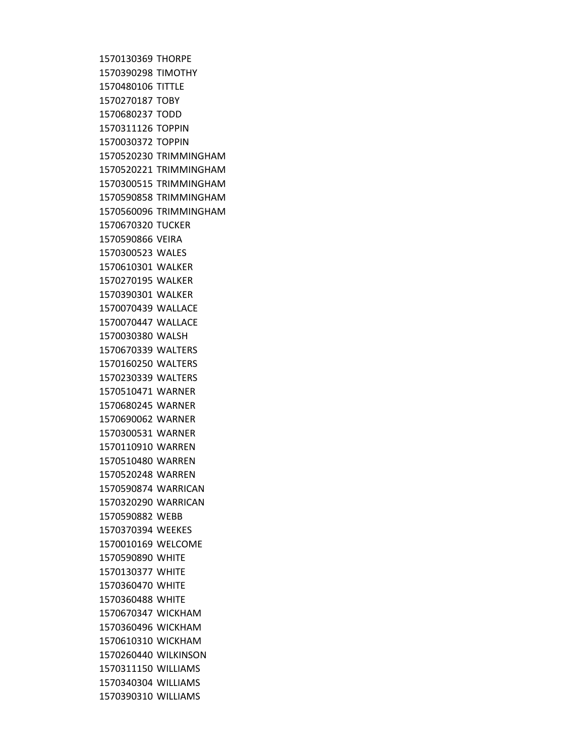1570130369 THORPE
1570390298 TIMOTHY
1570480106 TITTLE
1570270187 TOBY
1570680237 TODD
1570311126 TOPPIN
1570030372 TOPPIN
1570520230 TRIMMINGHAM
1570520221 TRIMMINGHAM
1570300515 TRIMMINGHAM
1570590858 TRIMMINGHAM
1570560096 TRIMMINGHAM
1570670320 TUCKER
1570590866 VEIRA
1570300523 WALES
1570610301 WALKER
1570270195 WALKER
1570390301 WALKER
1570070439 WALLACE
1570070447 WALLACE
1570030380 WALSH
1570670339 WALTERS
1570160250 WALTERS
1570230339 WALTERS
1570510471 WARNER
1570680245 WARNER
1570690062 WARNER
1570300531 WARNER
1570110910 WARREN
1570510480 WARREN
1570520248 WARREN
1570590874 WARRICAN
1570320290 WARRICAN
1570590882 WEBB
1570370394 WEEKES
1570010169 WELCOME
1570590890 WHITE
1570130377 WHITE
1570360470 WHITE
1570360488 WHITE
1570670347 WICKHAM
1570360496 WICKHAM
1570610310 WICKHAM
1570260440 WILKINSON
1570311150 WILLIAMS
1570340304 WILLIAMS
1570390310 WILLIAMS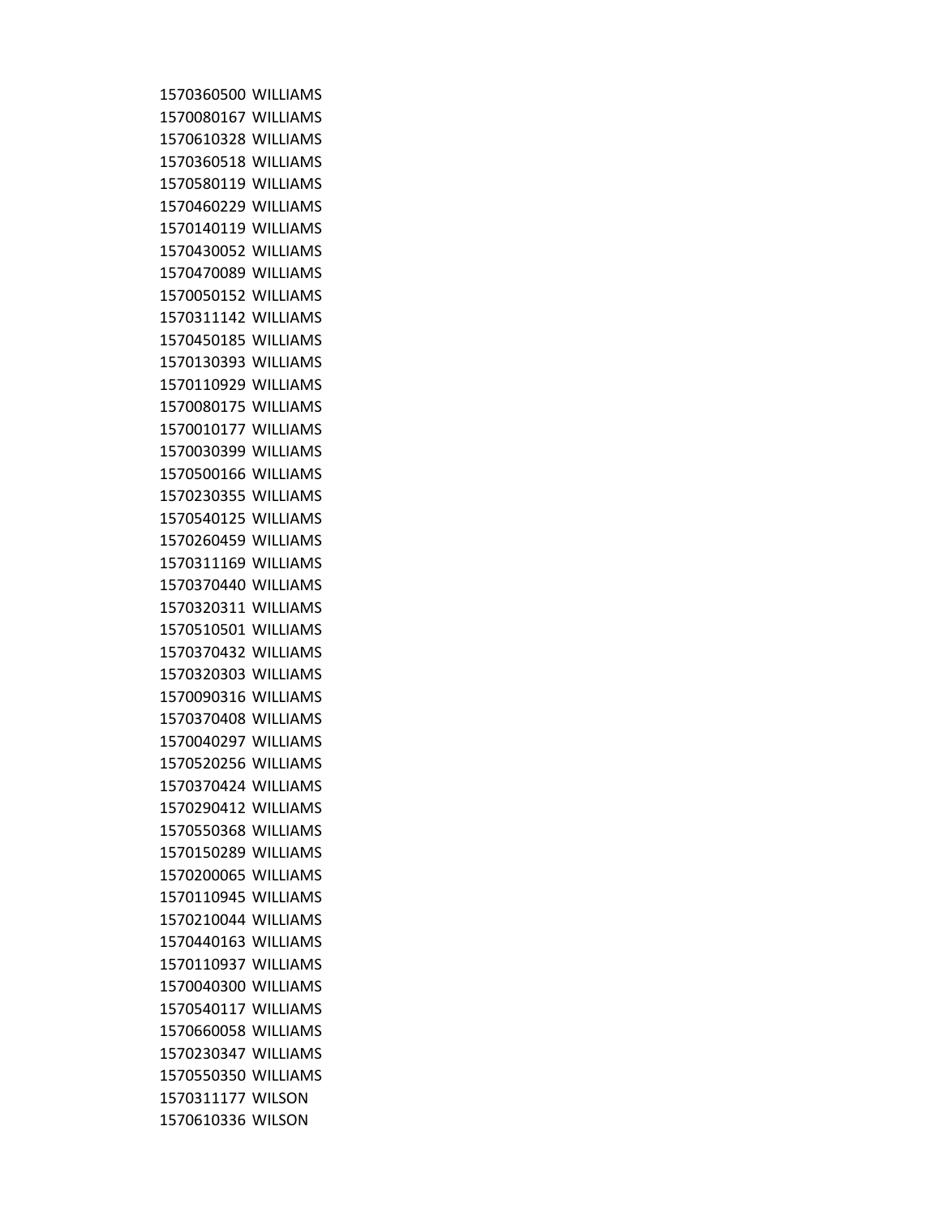1570360500 WILLIAMS
1570080167 WILLIAMS
1570610328 WILLIAMS
1570360518 WILLIAMS
1570580119 WILLIAMS
1570460229 WILLIAMS
1570140119 WILLIAMS
1570430052 WILLIAMS
1570470089 WILLIAMS
1570050152 WILLIAMS
1570311142 WILLIAMS
1570450185 WILLIAMS
1570130393 WILLIAMS
1570110929 WILLIAMS
1570080175 WILLIAMS
1570010177 WILLIAMS
1570030399 WILLIAMS
1570500166 WILLIAMS
1570230355 WILLIAMS
1570540125 WILLIAMS
1570260459 WILLIAMS
1570311169 WILLIAMS
1570370440 WILLIAMS
1570320311 WILLIAMS
1570510501 WILLIAMS
1570370432 WILLIAMS
1570320303 WILLIAMS
1570090316 WILLIAMS
1570370408 WILLIAMS
1570040297 WILLIAMS
1570520256 WILLIAMS
1570370424 WILLIAMS
1570290412 WILLIAMS
1570550368 WILLIAMS
1570150289 WILLIAMS
1570200065 WILLIAMS
1570110945 WILLIAMS
1570210044 WILLIAMS
1570440163 WILLIAMS
1570110937 WILLIAMS
1570040300 WILLIAMS
1570540117 WILLIAMS
1570660058 WILLIAMS
1570230347 WILLIAMS
1570550350 WILLIAMS
1570311177 WILSON
1570610336 WILSON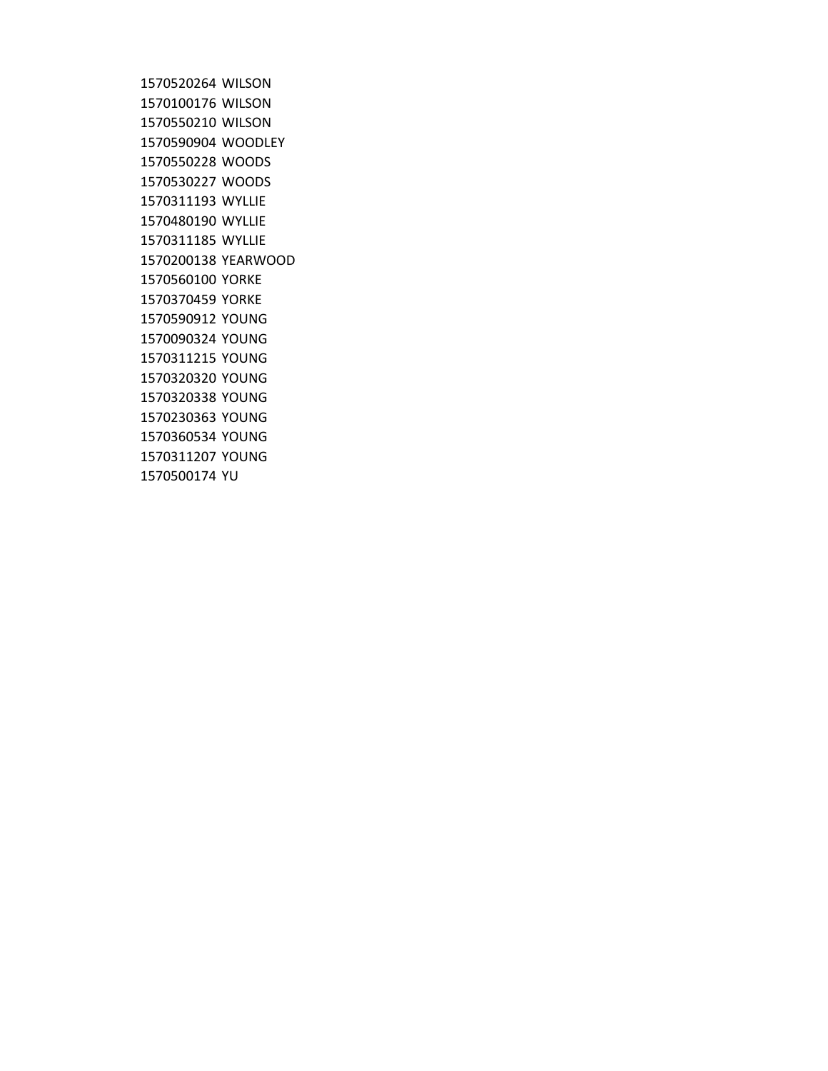1570520264 WILSON
1570100176 WILSON
1570550210 WILSON
1570590904 WOODLEY
1570550228 WOODS
1570530227 WOODS
1570311193 WYLLIE
1570480190 WYLLIE
1570311185 WYLLIE
1570200138 YEARWOOD
1570560100 YORKE
1570370459 YORKE
1570590912 YOUNG
1570090324 YOUNG
1570311215 YOUNG
1570320320 YOUNG
1570320338 YOUNG
1570230363 YOUNG
1570360534 YOUNG
1570311207 YOUNG
1570500174 YU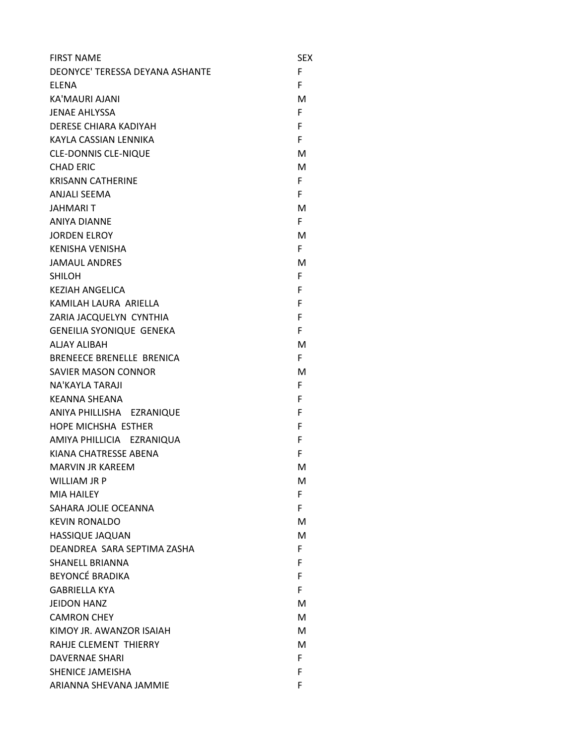| FIRST NAME | SEX |
|---|---|
| DEONYCE' TERESSA DEYANA ASHANTE | F |
| ELENA | F |
| KA'MAURI AJANI | M |
| JENAE AHLYSSA | F |
| DERESE CHIARA KADIYAH | F |
| KAYLA CASSIAN LENNIKA | F |
| CLE-DONNIS CLE-NIQUE | M |
| CHAD ERIC | M |
| KRISANN CATHERINE | F |
| ANJALI SEEMA | F |
| JAHMARI T | M |
| ANIYA DIANNE | F |
| JORDEN ELROY | M |
| KENISHA VENISHA | F |
| JAMAUL ANDRES | M |
| SHILOH | F |
| KEZIAH ANGELICA | F |
| KAMILAH LAURA ARIELLA | F |
| ZARIA JACQUELYN CYNTHIA | F |
| GENEILIA SYONIQUE GENEKA | F |
| ALJAY ALIBAH | M |
| BRENEECE BRENELLE BRENICA | F |
| SAVIER MASON CONNOR | M |
| NA'KAYLA TARAJI | F |
| KEANNA SHEANA | F |
| ANIYA PHILLISHA EZRANIQUE | F |
| HOPE MICHSHA ESTHER | F |
| AMIYA PHILLICIA EZRANIQUA | F |
| KIANA CHATRESSE ABENA | F |
| MARVIN JR KAREEM | M |
| WILLIAM JR P | M |
| MIA HAILEY | F |
| SAHARA JOLIE OCEANNA | F |
| KEVIN RONALDO | M |
| HASSIQUE JAQUAN | M |
| DEANDREA SARA SEPTIMA ZASHA | F |
| SHANELL BRIANNA | F |
| BEYONCÉ BRADIKA | F |
| GABRIELLA KYA | F |
| JEIDON HANZ | M |
| CAMRON CHEY | M |
| KIMOY JR. AWANZOR ISAIAH | M |
| RAHJE CLEMENT THIERRY | M |
| DAVERNAE SHARI | F |
| SHENICE JAMEISHA | F |
| ARIANNA SHEVANA JAMMIE | F |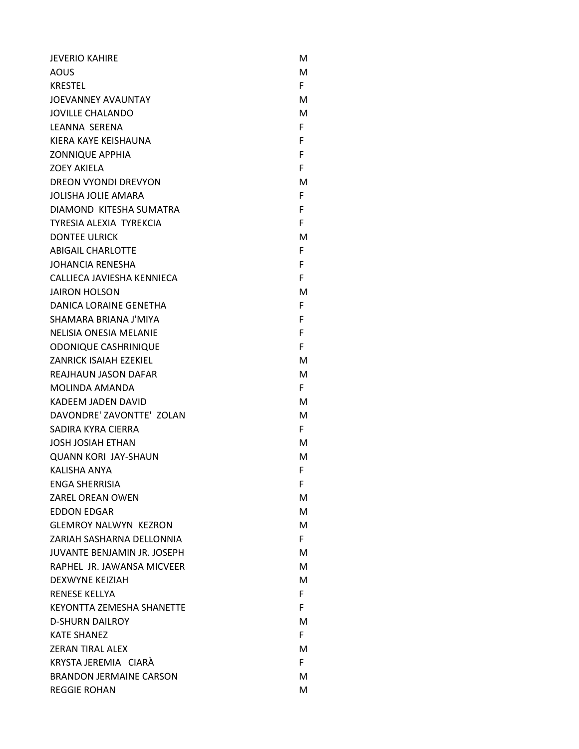| | |
|---|---|
| JEVERIO KAHIRE | M |
| AOUS | M |
| KRESTEL | F |
| JOEVANNEY AVAUNTAY | M |
| JOVILLE CHALANDO | M |
| LEANNA  SERENA | F |
| KIERA KAYE KEISHAUNA | F |
| ZONNIQUE APPHIA | F |
| ZOEY AKIELA | F |
| DREON VYONDI DREVYON | M |
| JOLISHA JOLIE AMARA | F |
| DIAMOND  KITESHA SUMATRA | F |
| TYRESIA ALEXIA  TYREKCIA | F |
| DONTEE ULRICK | M |
| ABIGAIL CHARLOTTE | F |
| JOHANCIA RENESHA | F |
| CALLIECA JAVIESHA KENNIECA | F |
| JAIRON HOLSON | M |
| DANICA LORAINE GENETHA | F |
| SHAMARA BRIANA J'MIYA | F |
| NELISIA ONESIA MELANIE | F |
| ODONIQUE CASHRINIQUE | F |
| ZANRICK ISAIAH EZEKIEL | M |
| REAJHAUN JASON DAFAR | M |
| MOLINDA AMANDA | F |
| KADEEM JADEN DAVID | M |
| DAVONDRE' ZAVONTTE'  ZOLAN | M |
| SADIRA KYRA CIERRA | F |
| JOSH JOSIAH ETHAN | M |
| QUANN KORI  JAY-SHAUN | M |
| KALISHA ANYA | F |
| ENGA SHERRISIA | F |
| ZAREL OREAN OWEN | M |
| EDDON EDGAR | M |
| GLEMROY NALWYN  KEZRON | M |
| ZARIAH SASHARNA DELLONNIA | F |
| JUVANTE BENJAMIN JR. JOSEPH | M |
| RAPHEL  JR. JAWANSA MICVEER | M |
| DEXWYNE KEIZIAH | M |
| RENESE KELLYA | F |
| KEYONTTA ZEMESHA SHANETTE | F |
| D-SHURN DAILROY | M |
| KATE SHANEZ | F |
| ZERAN TIRAL ALEX | M |
| KRYSTA JEREMIA   CIARÀ | F |
| BRANDON JERMAINE CARSON | M |
| REGGIE ROHAN | M |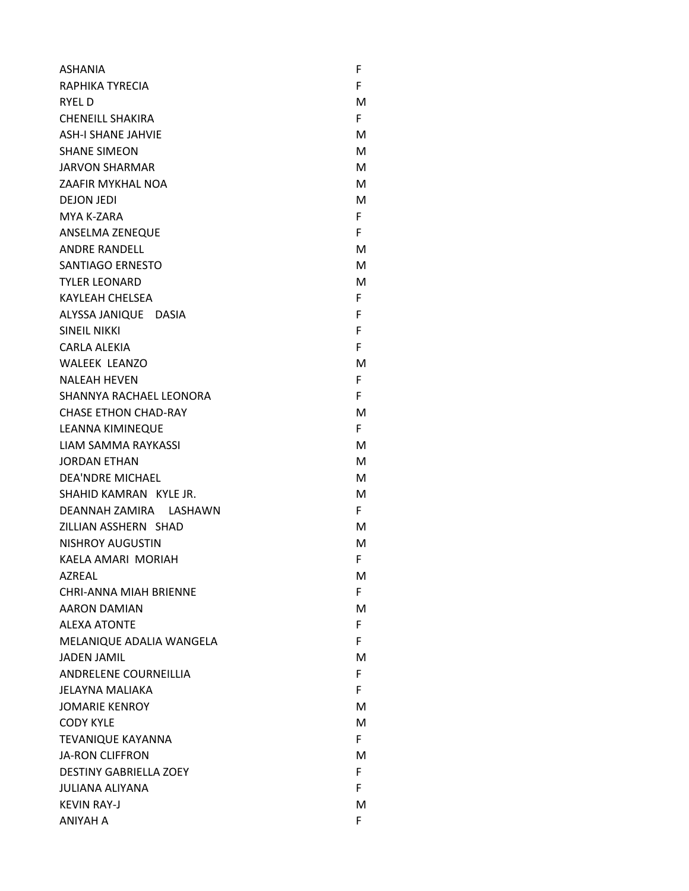| | |
|---|---|
| ASHANIA | F |
| RAPHIKA TYRECIA | F |
| RYEL D | M |
| CHENEILL SHAKIRA | F |
| ASH-I SHANE JAHVIE | M |
| SHANE SIMEON | M |
| JARVON SHARMAR | M |
| ZAAFIR MYKHAL NOA | M |
| DEJON JEDI | M |
| MYA K-ZARA | F |
| ANSELMA ZENEQUE | F |
| ANDRE RANDELL | M |
| SANTIAGO ERNESTO | M |
| TYLER LEONARD | M |
| KAYLEAH CHELSEA | F |
| ALYSSA JANIQUE DASIA | F |
| SINEIL NIKKI | F |
| CARLA ALEKIA | F |
| WALEEK LEANZO | M |
| NALEAH HEVEN | F |
| SHANNYA RACHAEL LEONORA | F |
| CHASE ETHON CHAD-RAY | M |
| LEANNA KIMINEQUE | F |
| LIAM SAMMA RAYKASSI | M |
| JORDAN ETHAN | M |
| DEA'NDRE MICHAEL | M |
| SHAHID KAMRAN KYLE JR. | M |
| DEANNAH ZAMIRA LASHAWN | F |
| ZILLIAN ASSHERN SHAD | M |
| NISHROY AUGUSTIN | M |
| KAELA AMARI MORIAH | F |
| AZREAL | M |
| CHRI-ANNA MIAH BRIENNE | F |
| AARON DAMIAN | M |
| ALEXA ATONTE | F |
| MELANIQUE ADALIA WANGELA | F |
| JADEN JAMIL | M |
| ANDRELENE COURNEILLIA | F |
| JELAYNA MALIAKA | F |
| JOMARIE KENROY | M |
| CODY KYLE | M |
| TEVANIQUE KAYANNA | F |
| JA-RON CLIFFRON | M |
| DESTINY GABRIELLA ZOEY | F |
| JULIANA ALIYANA | F |
| KEVIN RAY-J | M |
| ANIYAH A | F |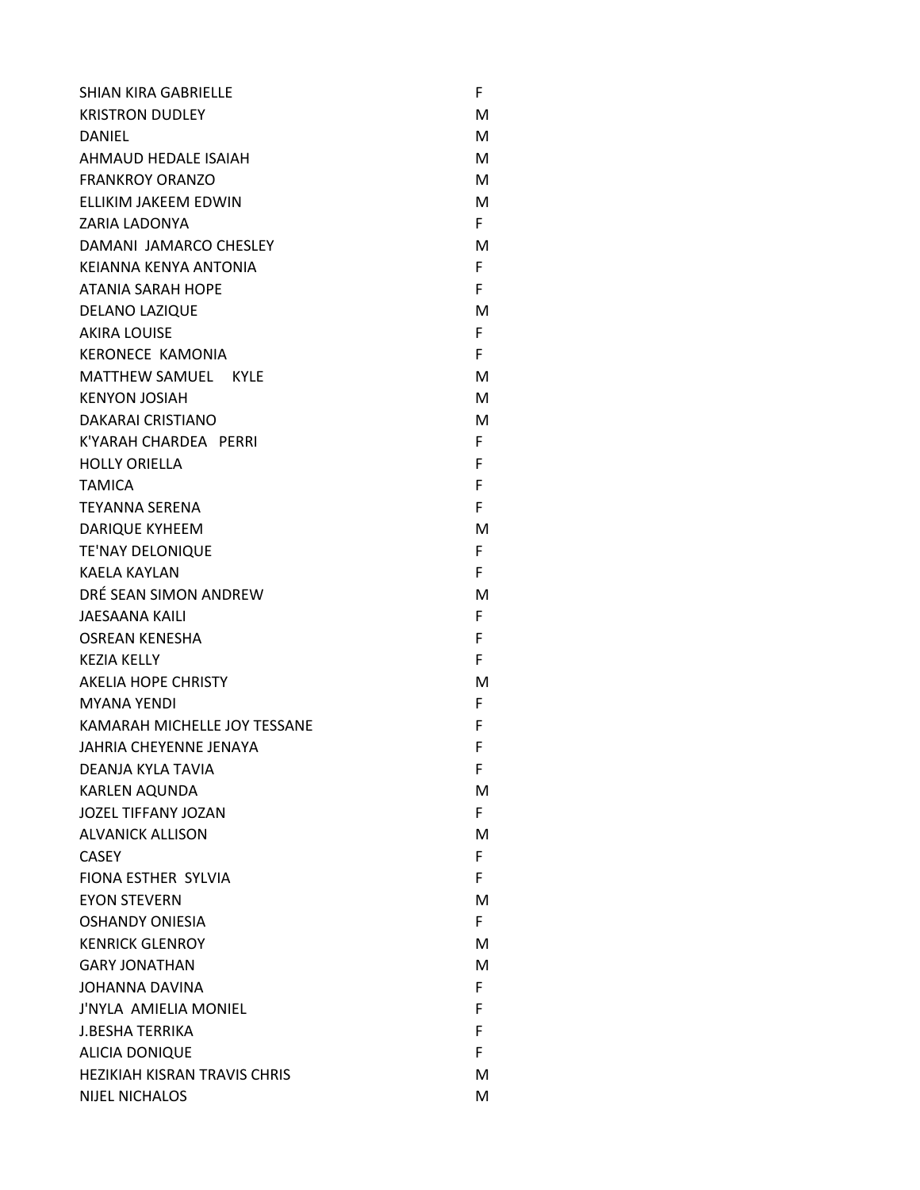| | |
|---|---|
| SHIAN KIRA GABRIELLE | F |
| KRISTRON DUDLEY | M |
| DANIEL | M |
| AHMAUD HEDALE ISAIAH | M |
| FRANKROY ORANZO | M |
| ELLIKIM JAKEEM EDWIN | M |
| ZARIA LADONYA | F |
| DAMANI JAMARCO CHESLEY | M |
| KEIANNA KENYA ANTONIA | F |
| ATANIA SARAH HOPE | F |
| DELANO LAZIQUE | M |
| AKIRA LOUISE | F |
| KERONECE KAMONIA | F |
| MATTHEW SAMUEL KYLE | M |
| KENYON JOSIAH | M |
| DAKARAI CRISTIANO | M |
| K'YARAH CHARDEA PERRI | F |
| HOLLY ORIELLA | F |
| TAMICA | F |
| TEYANNA SERENA | F |
| DARIQUE KYHEEM | M |
| TE'NAY DELONIQUE | F |
| KAELA KAYLAN | F |
| DRÉ SEAN SIMON ANDREW | M |
| JAESAANA KAILI | F |
| OSREAN KENESHA | F |
| KEZIA KELLY | F |
| AKELIA HOPE CHRISTY | M |
| MYANA YENDI | F |
| KAMARAH MICHELLE JOY TESSANE | F |
| JAHRIA CHEYENNE JENAYA | F |
| DEANJA KYLA TAVIA | F |
| KARLEN AQUNDA | M |
| JOZEL TIFFANY JOZAN | F |
| ALVANICK ALLISON | M |
| CASEY | F |
| FIONA ESTHER SYLVIA | F |
| EYON STEVERN | M |
| OSHANDY ONIESIA | F |
| KENRICK GLENROY | M |
| GARY JONATHAN | M |
| JOHANNA DAVINA | F |
| J'NYLA AMIELIA MONIEL | F |
| J.BESHA TERRIKA | F |
| ALICIA DONIQUE | F |
| HEZIKIAH KISRAN TRAVIS CHRIS | M |
| NIJEL NICHALOS | M |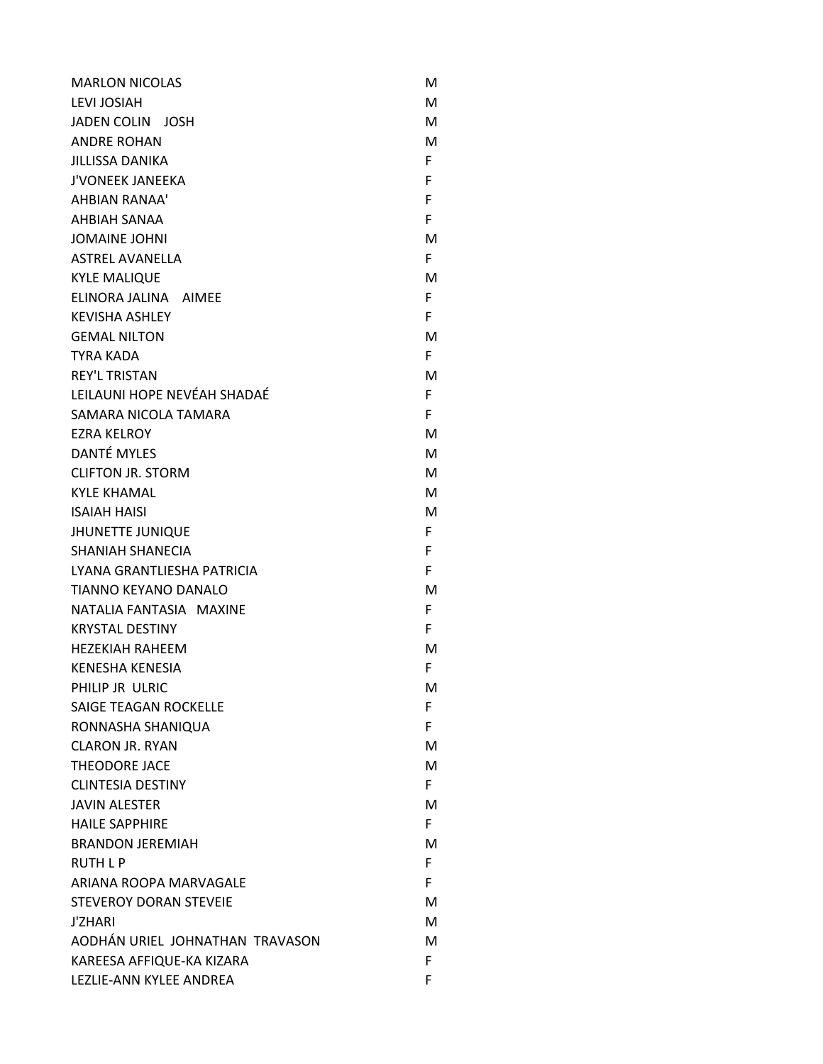| | |
|---|---|
| MARLON NICOLAS | M |
| LEVI JOSIAH | M |
| JADEN COLIN JOSH | M |
| ANDRE ROHAN | M |
| JILLISSA DANIKA | F |
| J'VONEEK JANEEKA | F |
| AHBIAN RANAA' | F |
| AHBIAH SANAA | F |
| JOMAINE JOHNI | M |
| ASTREL AVANELLA | F |
| KYLE MALIQUE | M |
| ELINORA JALINA AIMEE | F |
| KEVISHA ASHLEY | F |
| GEMAL NILTON | M |
| TYRA KADA | F |
| REY'L TRISTAN | M |
| LEILAUNI HOPE NEVÉAH SHADAÉ | F |
| SAMARA NICOLA TAMARA | F |
| EZRA KELROY | M |
| DANTÉ MYLES | M |
| CLIFTON JR. STORM | M |
| KYLE KHAMAL | M |
| ISAIAH HAISI | M |
| JHUNETTE JUNIQUE | F |
| SHANIAH SHANECIA | F |
| LYANA GRANTLIESHA PATRICIA | F |
| TIANNO KEYANO DANALO | M |
| NATALIA FANTASIA MAXINE | F |
| KRYSTAL DESTINY | F |
| HEZEKIAH RAHEEM | M |
| KENESHA KENESIA | F |
| PHILIP JR ULRIC | M |
| SAIGE TEAGAN ROCKELLE | F |
| RONNASHA SHANIQUA | F |
| CLARON JR. RYAN | M |
| THEODORE JACE | M |
| CLINTESIA DESTINY | F |
| JAVIN ALESTER | M |
| HAILE SAPPHIRE | F |
| BRANDON JEREMIAH | M |
| RUTH L P | F |
| ARIANA ROOPA MARVAGALE | F |
| STEVEROY DORAN STEVEIE | M |
| J'ZHARI | M |
| AODHÁN URIEL JOHNATHAN TRAVASON | M |
| KAREESA AFFIQUE-KA KIZARA | F |
| LEZLIE-ANN KYLEE ANDREA | F |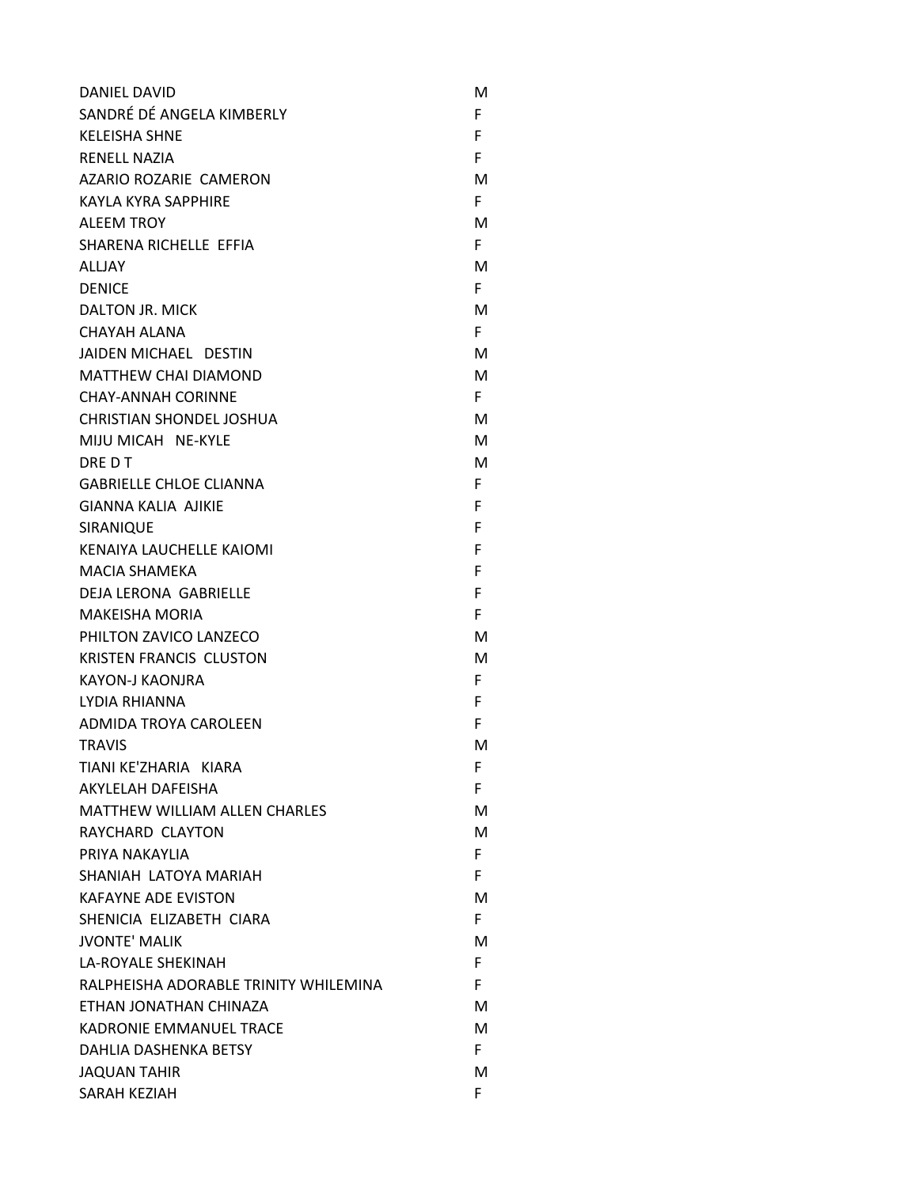| | |
|---|---|
| DANIEL DAVID | M |
| SANDRÉ DÉ ANGELA KIMBERLY | F |
| KELEISHA SHNE | F |
| RENELL NAZIA | F |
| AZARIO ROZARIE CAMERON | M |
| KAYLA KYRA SAPPHIRE | F |
| ALEEM TROY | M |
| SHARENA RICHELLE EFFIA | F |
| ALLJAY | M |
| DENICE | F |
| DALTON JR. MICK | M |
| CHAYAH ALANA | F |
| JAIDEN MICHAEL DESTIN | M |
| MATTHEW CHAI DIAMOND | M |
| CHAY-ANNAH CORINNE | F |
| CHRISTIAN SHONDEL JOSHUA | M |
| MIJU MICAH NE-KYLE | M |
| DRE D T | M |
| GABRIELLE CHLOE CLIANNA | F |
| GIANNA KALIA AJIKIE | F |
| SIRANIQUE | F |
| KENAIYA LAUCHELLE KAIOMI | F |
| MACIA SHAMEKA | F |
| DEJA LERONA GABRIELLE | F |
| MAKEISHA MORIA | F |
| PHILTON ZAVICO LANZECO | M |
| KRISTEN FRANCIS CLUSTON | M |
| KAYON-J KAONJRA | F |
| LYDIA RHIANNA | F |
| ADMIDA TROYA CAROLEEN | F |
| TRAVIS | M |
| TIANI KE'ZHARIA KIARA | F |
| AKYLELAH DAFEISHA | F |
| MATTHEW WILLIAM ALLEN CHARLES | M |
| RAYCHARD CLAYTON | M |
| PRIYA NAKAYLIA | F |
| SHANIAH LATOYA MARIAH | F |
| KAFAYNE ADE EVISTON | M |
| SHENICIA ELIZABETH CIARA | F |
| JVONTE' MALIK | M |
| LA-ROYALE SHEKINAH | F |
| RALPHEISHA ADORABLE TRINITY WHILEMINA | F |
| ETHAN JONATHAN CHINAZA | M |
| KADRONIE EMMANUEL TRACE | M |
| DAHLIA DASHENKA BETSY | F |
| JAQUAN TAHIR | M |
| SARAH KEZIAH | F |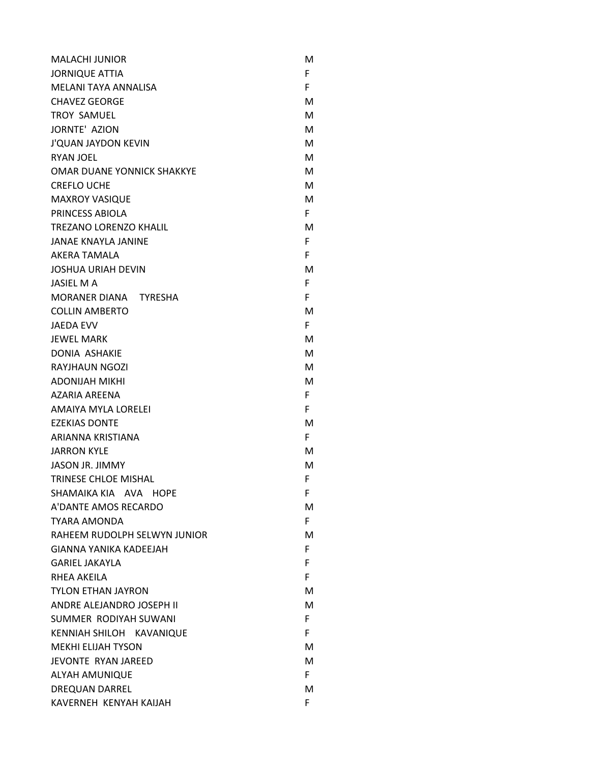| | |
|---|---|
| MALACHI JUNIOR | M |
| JORNIQUE ATTIA | F |
| MELANI TAYA ANNALISA | F |
| CHAVEZ GEORGE | M |
| TROY SAMUEL | M |
| JORNTE' AZION | M |
| J'QUAN JAYDON KEVIN | M |
| RYAN JOEL | M |
| OMAR DUANE YONNICK SHAKKYE | M |
| CREFLO UCHE | M |
| MAXROY VASIQUE | M |
| PRINCESS ABIOLA | F |
| TREZANO LORENZO KHALIL | M |
| JANAE KNAYLA JANINE | F |
| AKERA TAMALA | F |
| JOSHUA URIAH DEVIN | M |
| JASIEL M A | F |
| MORANER DIANA TYRESHA | F |
| COLLIN AMBERTO | M |
| JAEDA EVV | F |
| JEWEL MARK | M |
| DONIA ASHAKIE | M |
| RAYJHAUN NGOZI | M |
| ADONIJAH MIKHI | M |
| AZARIA AREENA | F |
| AMAIYA MYLA LORELEI | F |
| EZEKIAS DONTE | M |
| ARIANNA KRISTIANA | F |
| JARRON KYLE | M |
| JASON JR. JIMMY | M |
| TRINESE CHLOE MISHAL | F |
| SHAMAIKA KIA AVA HOPE | F |
| A'DANTE AMOS RECARDO | M |
| TYARA AMONDA | F |
| RAHEEM RUDOLPH SELWYN JUNIOR | M |
| GIANNA YANIKA KADEEJAH | F |
| GARIEL JAKAYLA | F |
| RHEA AKEILA | F |
| TYLON ETHAN JAYRON | M |
| ANDRE ALEJANDRO JOSEPH II | M |
| SUMMER RODIYAH SUWANI | F |
| KENNIAH SHILOH KAVANIQUE | F |
| MEKHI ELIJAH TYSON | M |
| JEVONTE RYAN JAREED | M |
| ALYAH AMUNIQUE | F |
| DREQUAN DARREL | M |
| KAVERNEH KENYAH KAIJAH | F |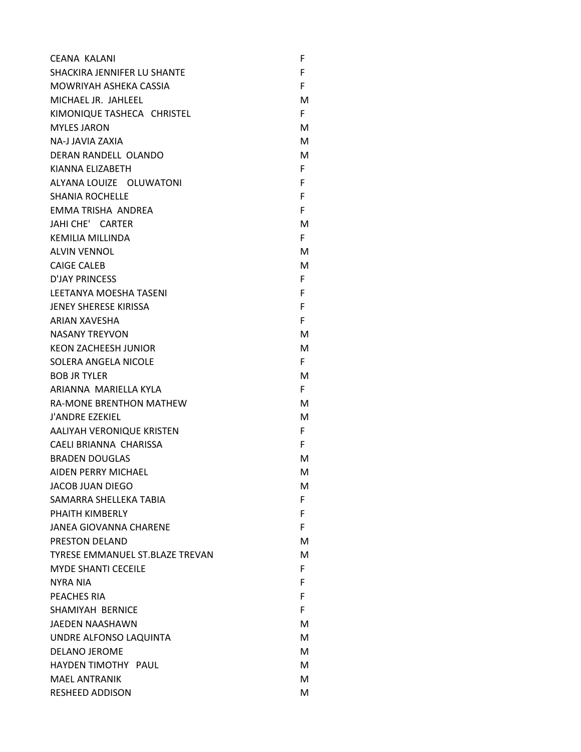| | |
|---|---|
| CEANA KALANI | F |
| SHACKIRA JENNIFER LU SHANTE | F |
| MOWRIYAH ASHEKA CASSIA | F |
| MICHAEL JR. JAHLEEL | M |
| KIMONIQUE TASHECA CHRISTEL | F |
| MYLES JARON | M |
| NA-J JAVIA ZAXIA | M |
| DERAN RANDELL OLANDO | M |
| KIANNA ELIZABETH | F |
| ALYANA LOUIZE OLUWATONI | F |
| SHANIA ROCHELLE | F |
| EMMA TRISHA ANDREA | F |
| JAHI CHE' CARTER | M |
| KEMILIA MILLINDA | F |
| ALVIN VENNOL | M |
| CAIGE CALEB | M |
| D'JAY PRINCESS | F |
| LEETANYA MOESHA TASENI | F |
| JENEY SHERESE KIRISSA | F |
| ARIAN XAVESHA | F |
| NASANY TREYVON | M |
| KEON ZACHEESH JUNIOR | M |
| SOLERA ANGELA NICOLE | F |
| BOB JR TYLER | M |
| ARIANNA MARIELLA KYLA | F |
| RA-MONE BRENTHON MATHEW | M |
| J'ANDRE EZEKIEL | M |
| AALIYAH VERONIQUE KRISTEN | F |
| CAELI BRIANNA CHARISSA | F |
| BRADEN DOUGLAS | M |
| AIDEN PERRY MICHAEL | M |
| JACOB JUAN DIEGO | M |
| SAMARRA SHELLEKA TABIA | F |
| PHAITH KIMBERLY | F |
| JANEA GIOVANNA CHARENE | F |
| PRESTON DELAND | M |
| TYRESE EMMANUEL ST.BLAZE TREVAN | M |
| MYDE SHANTI CECEILE | F |
| NYRA NIA | F |
| PEACHES RIA | F |
| SHAMIYAH BERNICE | F |
| JAEDEN NAASHAWN | M |
| UNDRE ALFONSO LAQUINTA | M |
| DELANO JEROME | M |
| HAYDEN TIMOTHY PAUL | M |
| MAEL ANTRANIK | M |
| RESHEED ADDISON | M |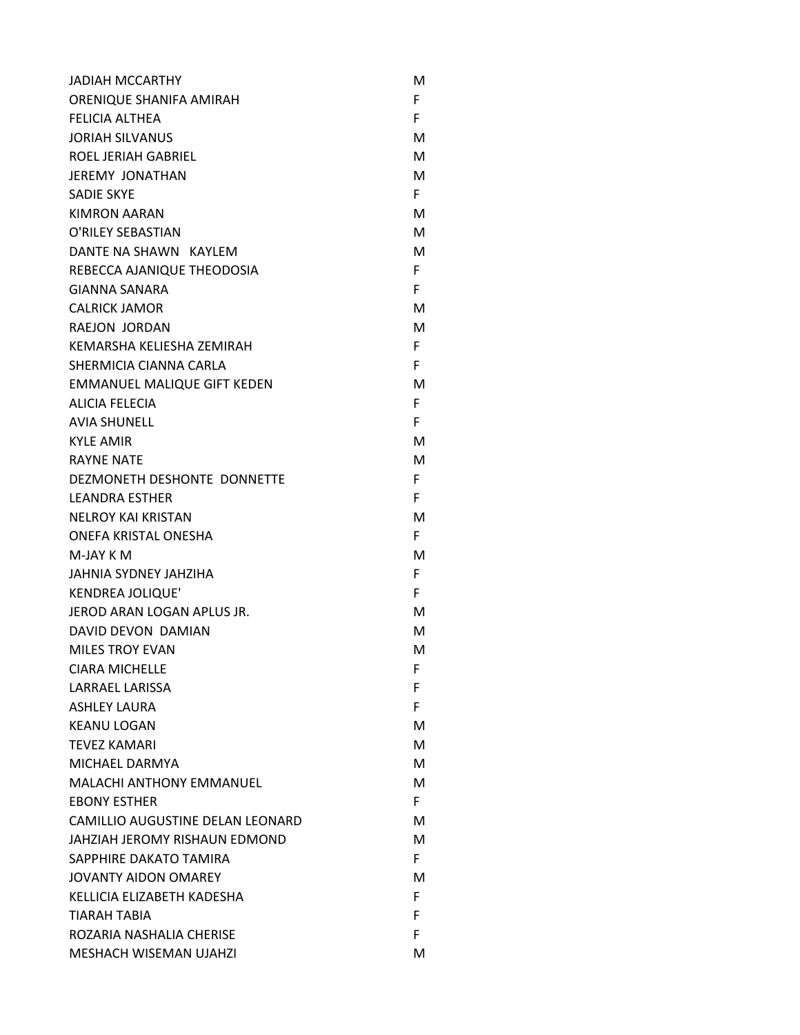| | |
|---|---|
| JADIAH MCCARTHY | M |
| ORENIQUE SHANIFA AMIRAH | F |
| FELICIA ALTHEA | F |
| JORIAH SILVANUS | M |
| ROEL JERIAH GABRIEL | M |
| JEREMY JONATHAN | M |
| SADIE SKYE | F |
| KIMRON AARAN | M |
| O'RILEY SEBASTIAN | M |
| DANTE NA SHAWN KAYLEM | M |
| REBECCA AJANIQUE THEODOSIA | F |
| GIANNA SANARA | F |
| CALRICK JAMOR | M |
| RAEJON JORDAN | M |
| KEMARSHA KELIESHA ZEMIRAH | F |
| SHERMICIA CIANNA CARLA | F |
| EMMANUEL MALIQUE GIFT KEDEN | M |
| ALICIA FELECIA | F |
| AVIA SHUNELL | F |
| KYLE AMIR | M |
| RAYNE NATE | M |
| DEZMONETH DESHONTE DONNETTE | F |
| LEANDRA ESTHER | F |
| NELROY KAI KRISTAN | M |
| ONEFA KRISTAL ONESHA | F |
| M-JAY K M | M |
| JAHNIA SYDNEY JAHZIHA | F |
| KENDREA JOLIQUE' | F |
| JEROD ARAN LOGAN APLUS JR. | M |
| DAVID DEVON DAMIAN | M |
| MILES TROY EVAN | M |
| CIARA MICHELLE | F |
| LARRAEL LARISSA | F |
| ASHLEY LAURA | F |
| KEANU LOGAN | M |
| TEVEZ KAMARI | M |
| MICHAEL DARMYA | M |
| MALACHI ANTHONY EMMANUEL | M |
| EBONY ESTHER | F |
| CAMILLIO AUGUSTINE DELAN LEONARD | M |
| JAHZIAH JEROMY RISHAUN EDMOND | M |
| SAPPHIRE DAKATO TAMIRA | F |
| JOVANTY AIDON OMAREY | M |
| KELLICIA ELIZABETH KADESHA | F |
| TIARAH TABIA | F |
| ROZARIA NASHALIA CHERISE | F |
| MESHACH WISEMAN UJAHZI | M |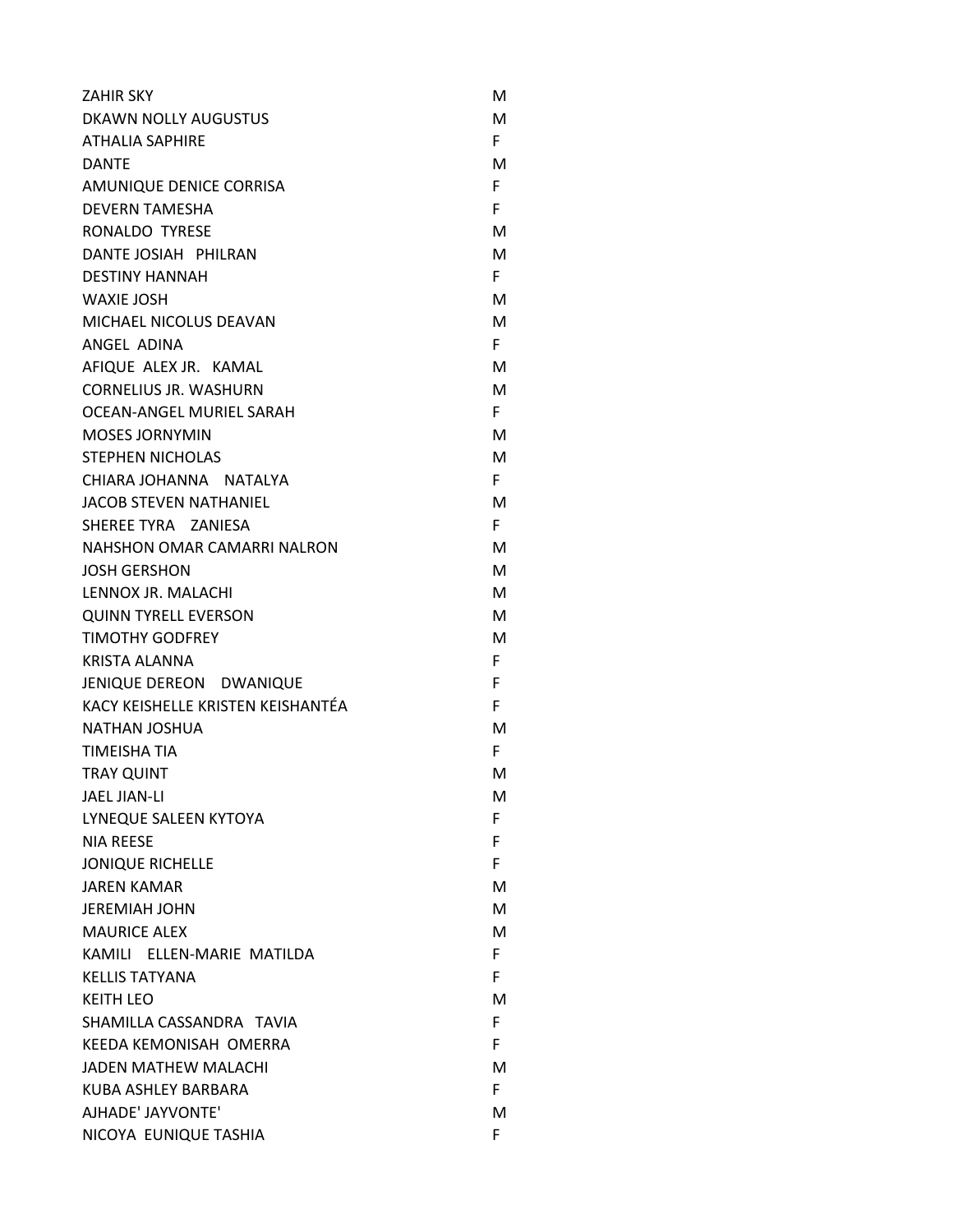| | |
|---|---|
| ZAHIR SKY | M |
| DKAWN NOLLY AUGUSTUS | M |
| ATHALIA SAPHIRE | F |
| DANTE | M |
| AMUNIQUE DENICE CORRISA | F |
| DEVERN TAMESHA | F |
| RONALDO TYRESE | M |
| DANTE JOSIAH PHILRAN | M |
| DESTINY HANNAH | F |
| WAXIE JOSH | M |
| MICHAEL NICOLUS DEAVAN | M |
| ANGEL ADINA | F |
| AFIQUE ALEX JR. KAMAL | M |
| CORNELIUS JR. WASHURN | M |
| OCEAN-ANGEL MURIEL SARAH | F |
| MOSES JORNYMIN | M |
| STEPHEN NICHOLAS | M |
| CHIARA JOHANNA NATALYA | F |
| JACOB STEVEN NATHANIEL | M |
| SHEREE TYRA ZANIESA | F |
| NAHSHON OMAR CAMARRI NALRON | M |
| JOSH GERSHON | M |
| LENNOX JR. MALACHI | M |
| QUINN TYRELL EVERSON | M |
| TIMOTHY GODFREY | M |
| KRISTA ALANNA | F |
| JENIQUE DEREON DWANIQUE | F |
| KACY KEISHELLE KRISTEN KEISHANTÉA | F |
| NATHAN JOSHUA | M |
| TIMEISHA TIA | F |
| TRAY QUINT | M |
| JAEL JIAN-LI | M |
| LYNEQUE SALEEN KYTOYA | F |
| NIA REESE | F |
| JONIQUE RICHELLE | F |
| JAREN KAMAR | M |
| JEREMIAH JOHN | M |
| MAURICE ALEX | M |
| KAMILI ELLEN-MARIE MATILDA | F |
| KELLIS TATYANA | F |
| KEITH LEO | M |
| SHAMILLA CASSANDRA TAVIA | F |
| KEEDA KEMONISAH OMERRA | F |
| JADEN MATHEW MALACHI | M |
| KUBA ASHLEY BARBARA | F |
| AJHADE' JAYVONTE' | M |
| NICOYA EUNIQUE TASHIA | F |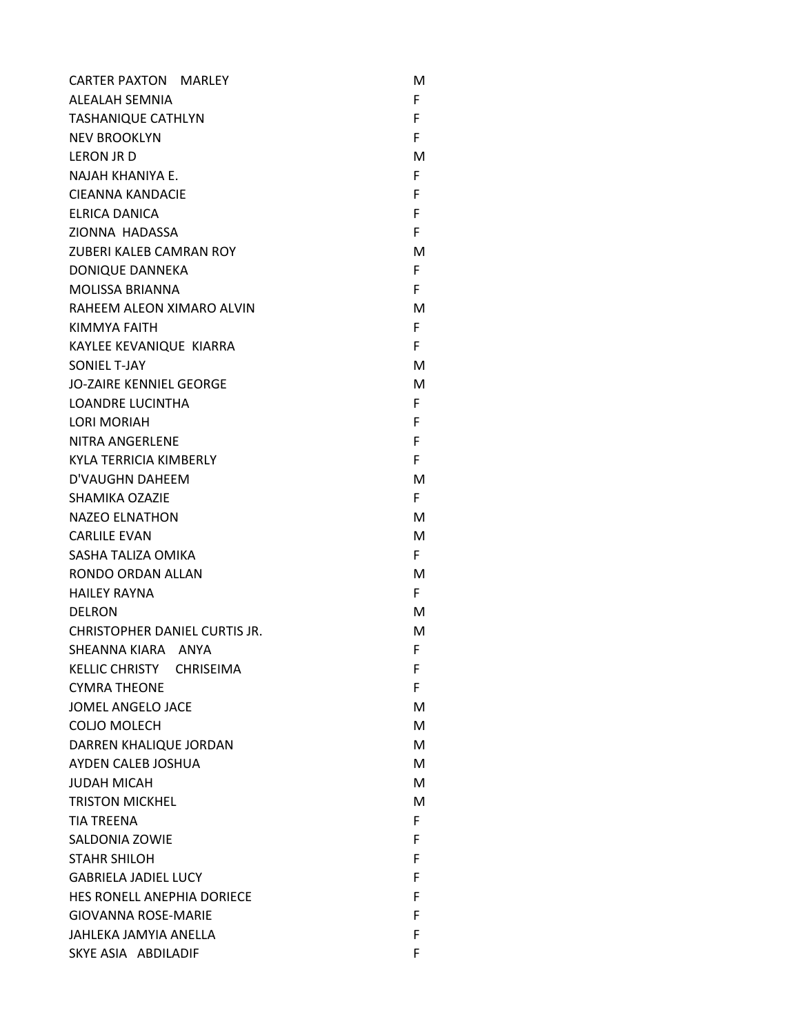| | |
|---|---|
| CARTER PAXTON MARLEY | M |
| ALEALAH SEMNIA | F |
| TASHANIQUE CATHLYN | F |
| NEV BROOKLYN | F |
| LERON JR D | M |
| NAJAH KHANIYA E. | F |
| CIEANNA KANDACIE | F |
| ELRICA DANICA | F |
| ZIONNA HADASSA | F |
| ZUBERI KALEB CAMRAN ROY | M |
| DONIQUE DANNEKA | F |
| MOLISSA BRIANNA | F |
| RAHEEM ALEON XIMARO ALVIN | M |
| KIMMYA FAITH | F |
| KAYLEE KEVANIQUE KIARRA | F |
| SONIEL T-JAY | M |
| JO-ZAIRE KENNIEL GEORGE | M |
| LOANDRE LUCINTHA | F |
| LORI MORIAH | F |
| NITRA ANGERLENE | F |
| KYLA TERRICIA KIMBERLY | F |
| D'VAUGHN DAHEEM | M |
| SHAMIKA OZAZIE | F |
| NAZEO ELNATHON | M |
| CARLILE EVAN | M |
| SASHA TALIZA OMIKA | F |
| RONDO ORDAN ALLAN | M |
| HAILEY RAYNA | F |
| DELRON | M |
| CHRISTOPHER DANIEL CURTIS JR. | M |
| SHEANNA KIARA ANYA | F |
| KELLIC CHRISTY CHRISEIMA | F |
| CYMRA THEONE | F |
| JOMEL ANGELO JACE | M |
| COLJO MOLECH | M |
| DARREN KHALIQUE JORDAN | M |
| AYDEN CALEB JOSHUA | M |
| JUDAH MICAH | M |
| TRISTON MICKHEL | M |
| TIA TREENA | F |
| SALDONIA ZOWIE | F |
| STAHR SHILOH | F |
| GABRIELA JADIEL LUCY | F |
| HES RONELL ANEPHIA DORIECE | F |
| GIOVANNA ROSE-MARIE | F |
| JAHLEKA JAMYIA ANELLA | F |
| SKYE ASIA ABDILADIF | F |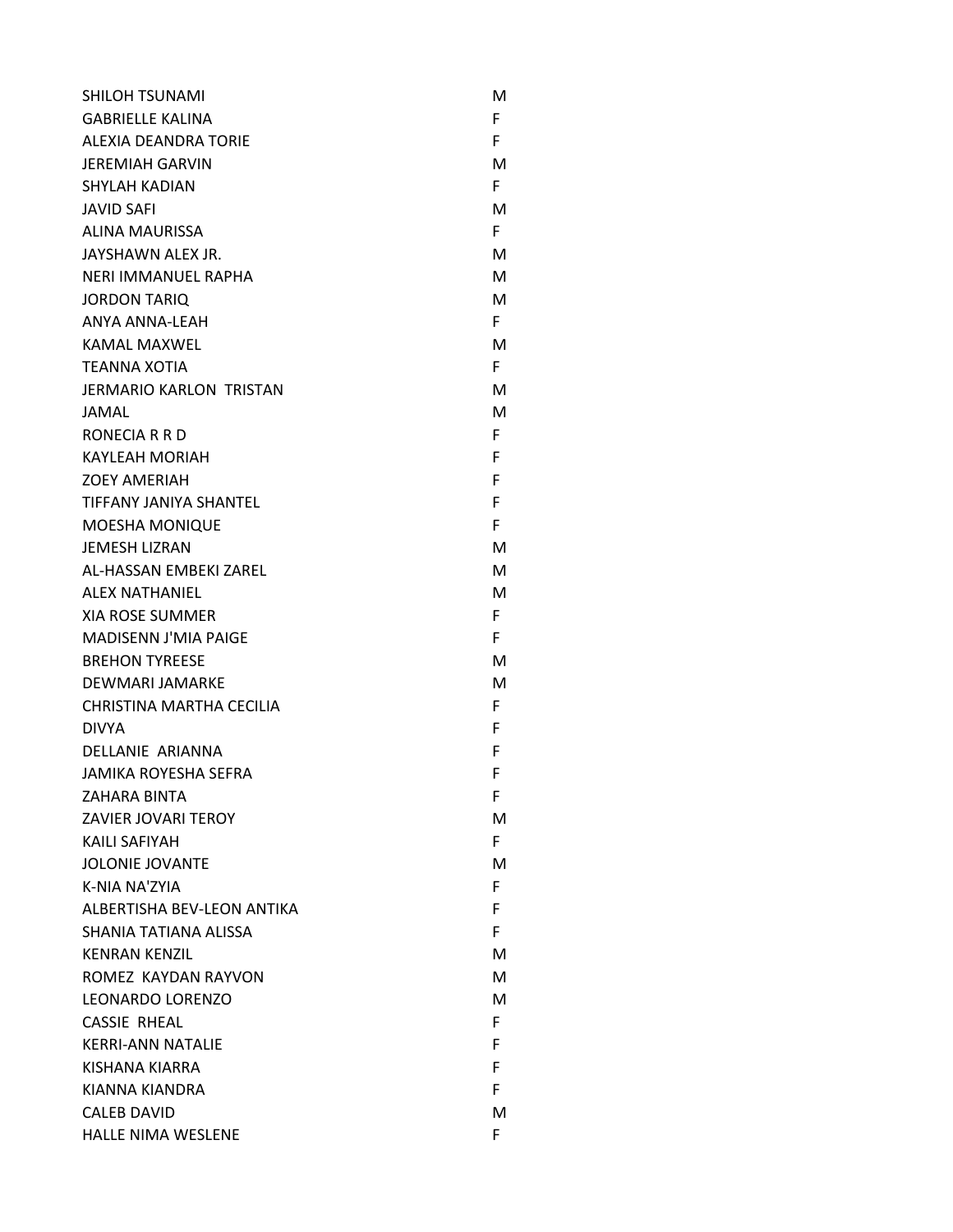| | |
|---|---|
| SHILOH TSUNAMI | M |
| GABRIELLE KALINA | F |
| ALEXIA DEANDRA TORIE | F |
| JEREMIAH GARVIN | M |
| SHYLAH KADIAN | F |
| JAVID SAFI | M |
| ALINA MAURISSA | F |
| JAYSHAWN ALEX JR. | M |
| NERI IMMANUEL RAPHA | M |
| JORDON TARIQ | M |
| ANYA ANNA-LEAH | F |
| KAMAL MAXWEL | M |
| TEANNA XOTIA | F |
| JERMARIO KARLON  TRISTAN | M |
| JAMAL | M |
| RONECIA R R D | F |
| KAYLEAH MORIAH | F |
| ZOEY AMERIAH | F |
| TIFFANY JANIYA SHANTEL | F |
| MOESHA MONIQUE | F |
| JEMESH LIZRAN | M |
| AL-HASSAN EMBEKI ZAREL | M |
| ALEX NATHANIEL | M |
| XIA ROSE SUMMER | F |
| MADISENN J'MIA PAIGE | F |
| BREHON TYREESE | M |
| DEWMARI JAMARKE | M |
| CHRISTINA MARTHA CECILIA | F |
| DIVYA | F |
| DELLANIE  ARIANNA | F |
| JAMIKA ROYESHA SEFRA | F |
| ZAHARA BINTA | F |
| ZAVIER JOVARI TEROY | M |
| KAILI SAFIYAH | F |
| JOLONIE JOVANTE | M |
| K-NIA NA'ZYIA | F |
| ALBERTISHA BEV-LEON ANTIKA | F |
| SHANIA TATIANA ALISSA | F |
| KENRAN KENZIL | M |
| ROMEZ  KAYDAN RAYVON | M |
| LEONARDO LORENZO | M |
| CASSIE  RHEAL | F |
| KERRI-ANN NATALIE | F |
| KISHANA KIARRA | F |
| KIANNA KIANDRA | F |
| CALEB DAVID | M |
| HALLE NIMA WESLENE | F |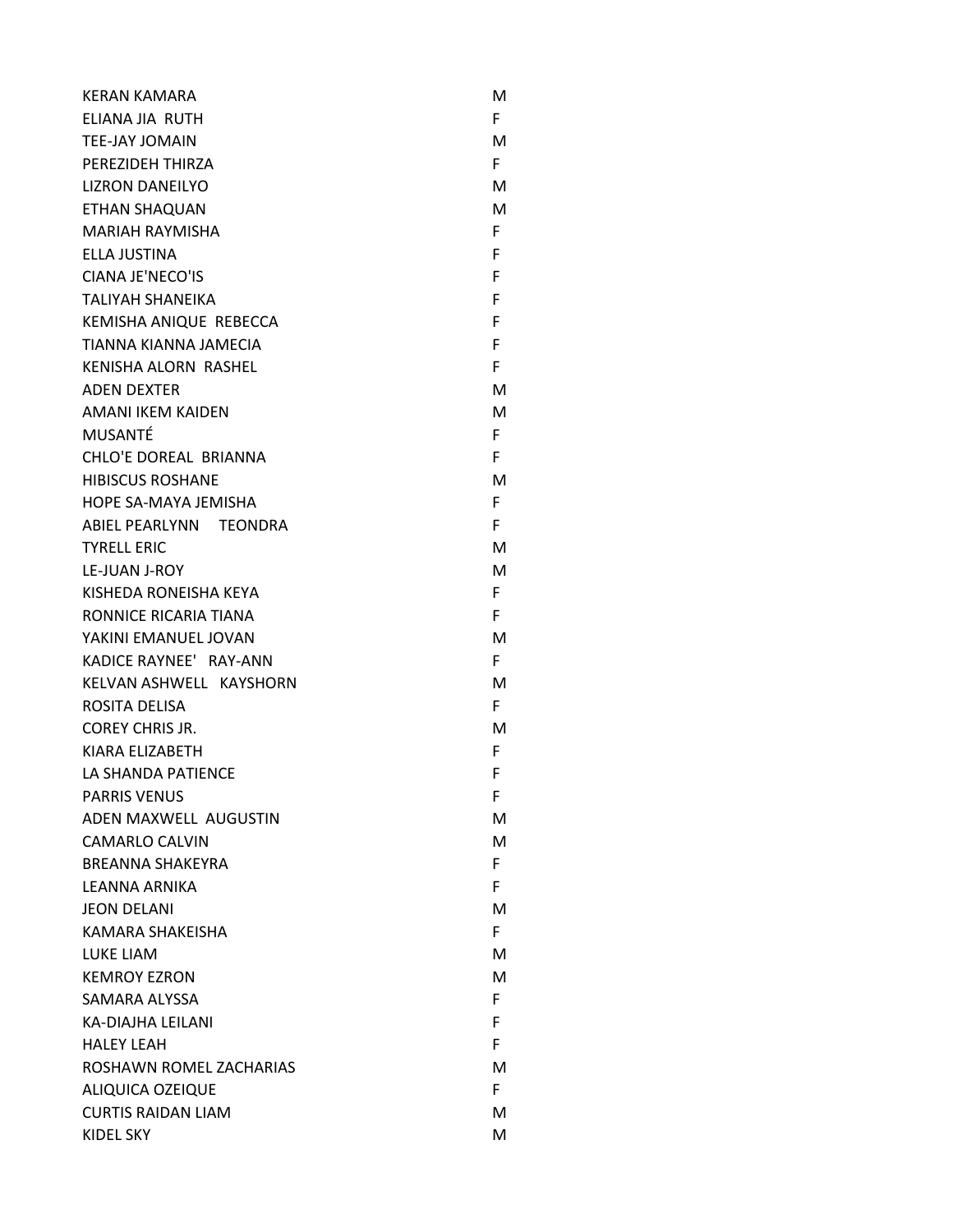| | |
|---|---|
| KERAN KAMARA | M |
| ELIANA JIA  RUTH | F |
| TEE-JAY JOMAIN | M |
| PEREZIDEH THIRZA | F |
| LIZRON DANEILYO | M |
| ETHAN SHAQUAN | M |
| MARIAH RAYMISHA | F |
| ELLA JUSTINA | F |
| CIANA JE'NECO'IS | F |
| TALIYAH SHANEIKA | F |
| KEMISHA ANIQUE  REBECCA | F |
| TIANNA KIANNA JAMECIA | F |
| KENISHA ALORN  RASHEL | F |
| ADEN DEXTER | M |
| AMANI IKEM KAIDEN | M |
| MUSANTÉ | F |
| CHLO'E DOREAL  BRIANNA | F |
| HIBISCUS ROSHANE | M |
| HOPE SA-MAYA JEMISHA | F |
| ABIEL PEARLYNN     TEONDRA | F |
| TYRELL ERIC | M |
| LE-JUAN J-ROY | M |
| KISHEDA RONEISHA KEYA | F |
| RONNICE RICARIA TIANA | F |
| YAKINI EMANUEL JOVAN | M |
| KADICE RAYNEE'   RAY-ANN | F |
| KELVAN ASHWELL   KAYSHORN | M |
| ROSITA DELISA | F |
| COREY CHRIS JR. | M |
| KIARA ELIZABETH | F |
| LA SHANDA PATIENCE | F |
| PARRIS VENUS | F |
| ADEN MAXWELL  AUGUSTIN | M |
| CAMARLO CALVIN | M |
| BREANNA SHAKEYRA | F |
| LEANNA ARNIKA | F |
| JEON DELANI | M |
| KAMARA SHAKEISHA | F |
| LUKE LIAM | M |
| KEMROY EZRON | M |
| SAMARA ALYSSA | F |
| KA-DIAJHA LEILANI | F |
| HALEY LEAH | F |
| ROSHAWN ROMEL ZACHARIAS | M |
| ALIQUICA OZEIQUE | F |
| CURTIS RAIDAN LIAM | M |
| KIDEL SKY | M |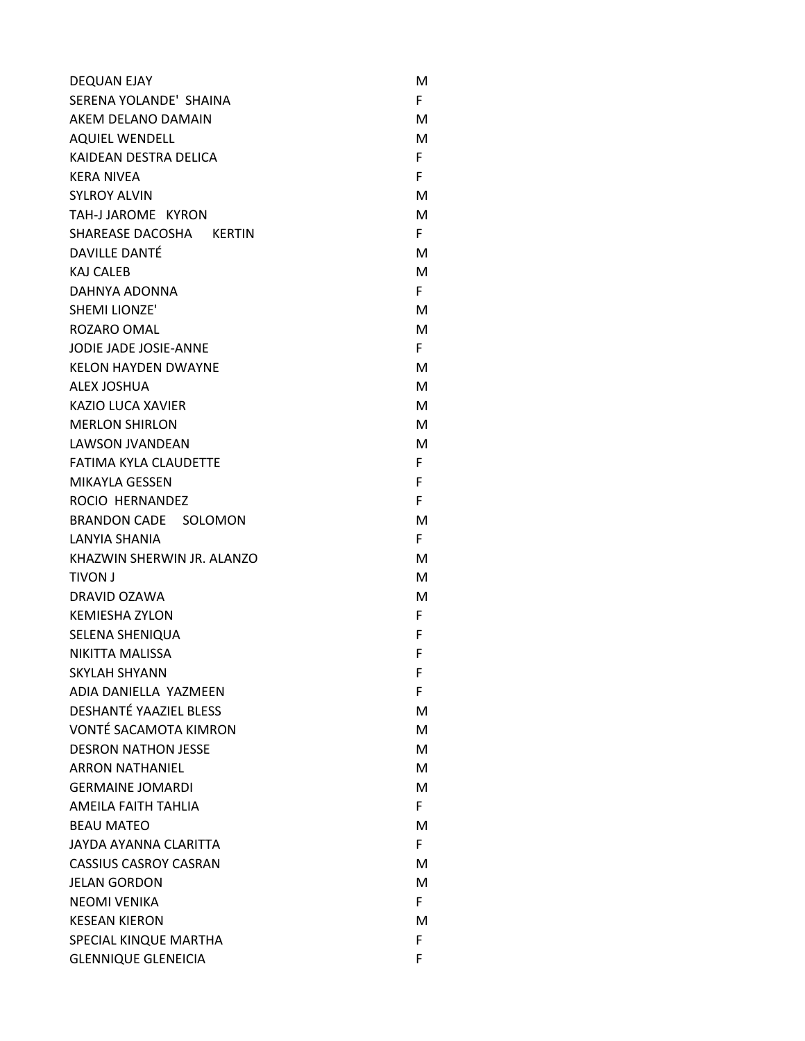| | |
|---|---|
| DEQUAN EJAY | M |
| SERENA YOLANDE' SHAINA | F |
| AKEM DELANO DAMAIN | M |
| AQUIEL WENDELL | M |
| KAIDEAN DESTRA DELICA | F |
| KERA NIVEA | F |
| SYLROY ALVIN | M |
| TAH-J JAROME KYRON | M |
| SHAREASE DACOSHA KERTIN | F |
| DAVILLE DANTÉ | M |
| KAJ CALEB | M |
| DAHNYA ADONNA | F |
| SHEMI LIONZE' | M |
| ROZARO OMAL | M |
| JODIE JADE JOSIE-ANNE | F |
| KELON HAYDEN DWAYNE | M |
| ALEX JOSHUA | M |
| KAZIO LUCA XAVIER | M |
| MERLON SHIRLON | M |
| LAWSON JVANDEAN | M |
| FATIMA KYLA CLAUDETTE | F |
| MIKAYLA GESSEN | F |
| ROCIO HERNANDEZ | F |
| BRANDON CADE SOLOMON | M |
| LANYIA SHANIA | F |
| KHAZWIN SHERWIN JR. ALANZO | M |
| TIVON J | M |
| DRAVID OZAWA | M |
| KEMIESHA ZYLON | F |
| SELENA SHENIQUA | F |
| NIKITTA MALISSA | F |
| SKYLAH SHYANN | F |
| ADIA DANIELLA YAZMEEN | F |
| DESHANTÉ YAAZIEL BLESS | M |
| VONTÉ SACAMOTA KIMRON | M |
| DESRON NATHON JESSE | M |
| ARRON NATHANIEL | M |
| GERMAINE JOMARDI | M |
| AMEILA FAITH TAHLIA | F |
| BEAU MATEO | M |
| JAYDA AYANNA CLARITTA | F |
| CASSIUS CASROY CASRAN | M |
| JELAN GORDON | M |
| NEOMI VENIKA | F |
| KESEAN KIERON | M |
| SPECIAL KINQUE MARTHA | F |
| GLENNIQUE GLENEICIA | F |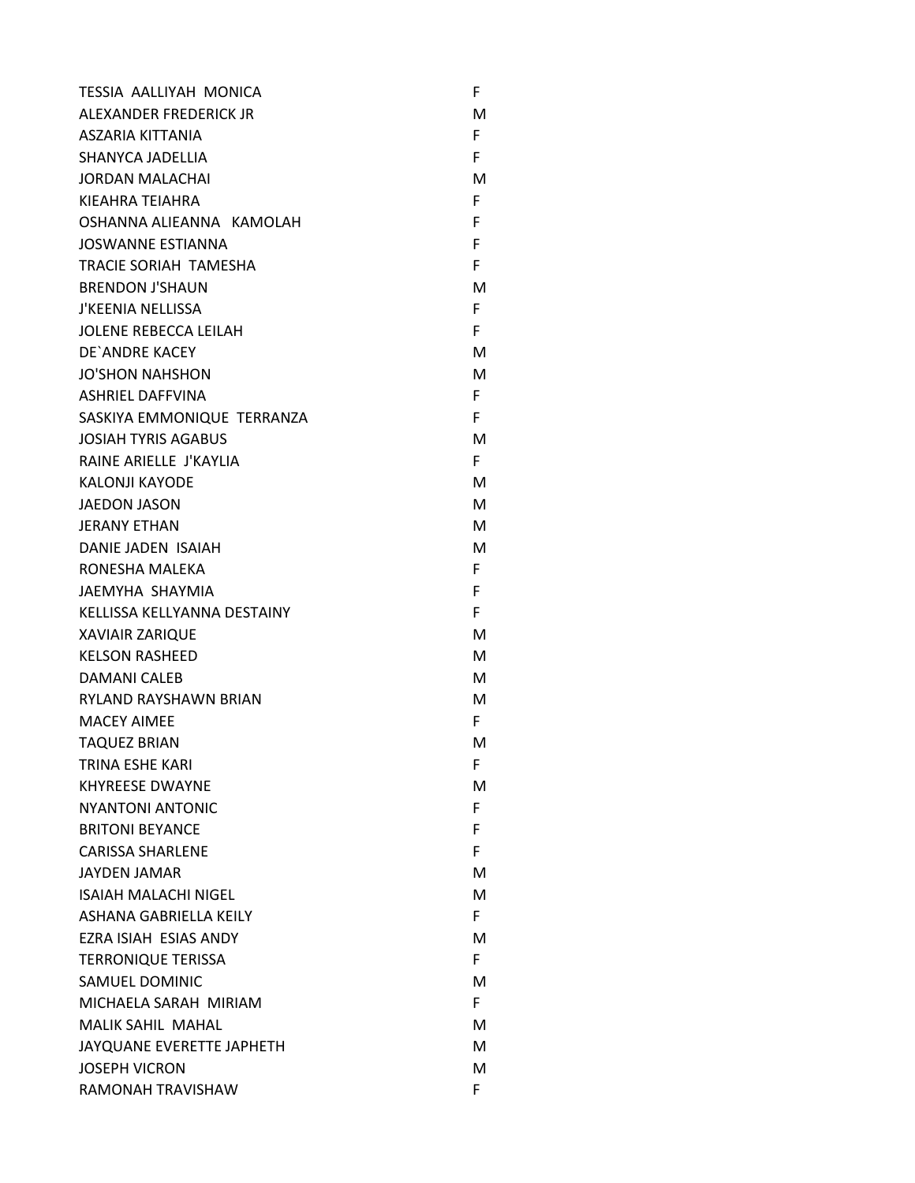| | |
|---|---|
| TESSIA AALLIYAH MONICA | F |
| ALEXANDER FREDERICK JR | M |
| ASZARIA KITTANIA | F |
| SHANYCA JADELLIA | F |
| JORDAN MALACHAI | M |
| KIEAHRA TEIAHRA | F |
| OSHANNA ALIEANNA KAMOLAH | F |
| JOSWANNE ESTIANNA | F |
| TRACIE SORIAH TAMESHA | F |
| BRENDON J'SHAUN | M |
| J'KEENIA NELLISSA | F |
| JOLENE REBECCA LEILAH | F |
| DE`ANDRE KACEY | M |
| JO'SHON NAHSHON | M |
| ASHRIEL DAFFVINA | F |
| SASKIYA EMMONIQUE TERRANZA | F |
| JOSIAH TYRIS AGABUS | M |
| RAINE ARIELLE J'KAYLIA | F |
| KALONJI KAYODE | M |
| JAEDON JASON | M |
| JERANY ETHAN | M |
| DANIE JADEN ISAIAH | M |
| RONESHA MALEKA | F |
| JAEMYHA SHAYMIA | F |
| KELLISSA KELLYANNA DESTAINY | F |
| XAVIAIR ZARIQUE | M |
| KELSON RASHEED | M |
| DAMANI CALEB | M |
| RYLAND RAYSHAWN BRIAN | M |
| MACEY AIMEE | F |
| TAQUEZ BRIAN | M |
| TRINA ESHE KARI | F |
| KHYREESE DWAYNE | M |
| NYANTONI ANTONIC | F |
| BRITONI BEYANCE | F |
| CARISSA SHARLENE | F |
| JAYDEN JAMAR | M |
| ISAIAH MALACHI NIGEL | M |
| ASHANA GABRIELLA KEILY | F |
| EZRA ISIAH ESIAS ANDY | M |
| TERRONIQUE TERISSA | F |
| SAMUEL DOMINIC | M |
| MICHAELA SARAH MIRIAM | F |
| MALIK SAHIL MAHAL | M |
| JAYQUANE EVERETTE JAPHETH | M |
| JOSEPH VICRON | M |
| RAMONAH TRAVISHAW | F |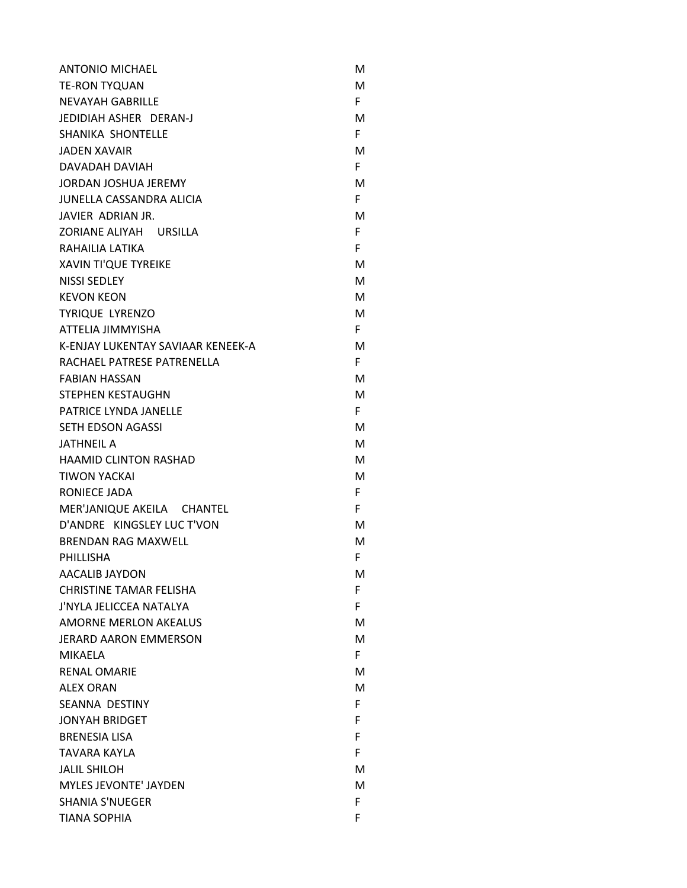| | |
|---|---|
| ANTONIO MICHAEL | M |
| TE-RON TYQUAN | M |
| NEVAYAH GABRILLE | F |
| JEDIDIAH ASHER DERAN-J | M |
| SHANIKA SHONTELLE | F |
| JADEN XAVAIR | M |
| DAVADAH DAVIAH | F |
| JORDAN JOSHUA JEREMY | M |
| JUNELLA CASSANDRA ALICIA | F |
| JAVIER ADRIAN JR. | M |
| ZORIANE ALIYAH URSILLA | F |
| RAHAILIA LATIKA | F |
| XAVIN TI'QUE TYREIKE | M |
| NISSI SEDLEY | M |
| KEVON KEON | M |
| TYRIQUE LYRENZO | M |
| ATTELIA JIMMYISHA | F |
| K-ENJAY LUKENTAY SAVIAAR KENEEK-A | M |
| RACHAEL PATRESE PATRENELLA | F |
| FABIAN HASSAN | M |
| STEPHEN KESTAUGHN | M |
| PATRICE LYNDA JANELLE | F |
| SETH EDSON AGASSI | M |
| JATHNEIL A | M |
| HAAMID CLINTON RASHAD | M |
| TIWON YACKAI | M |
| RONIECE JADA | F |
| MER'JANIQUE AKEILA CHANTEL | F |
| D'ANDRE KINGSLEY LUC T'VON | M |
| BRENDAN RAG MAXWELL | M |
| PHILLISHA | F |
| AACALIB JAYDON | M |
| CHRISTINE TAMAR FELISHA | F |
| J'NYLA JELICCEA NATALYA | F |
| AMORNE MERLON AKEALUS | M |
| JERARD AARON EMMERSON | M |
| MIKAELA | F |
| RENAL OMARIE | M |
| ALEX ORAN | M |
| SEANNA DESTINY | F |
| JONYAH BRIDGET | F |
| BRENESIA LISA | F |
| TAVARA KAYLA | F |
| JALIL SHILOH | M |
| MYLES JEVONTE' JAYDEN | M |
| SHANIA S'NUEGER | F |
| TIANA SOPHIA | F |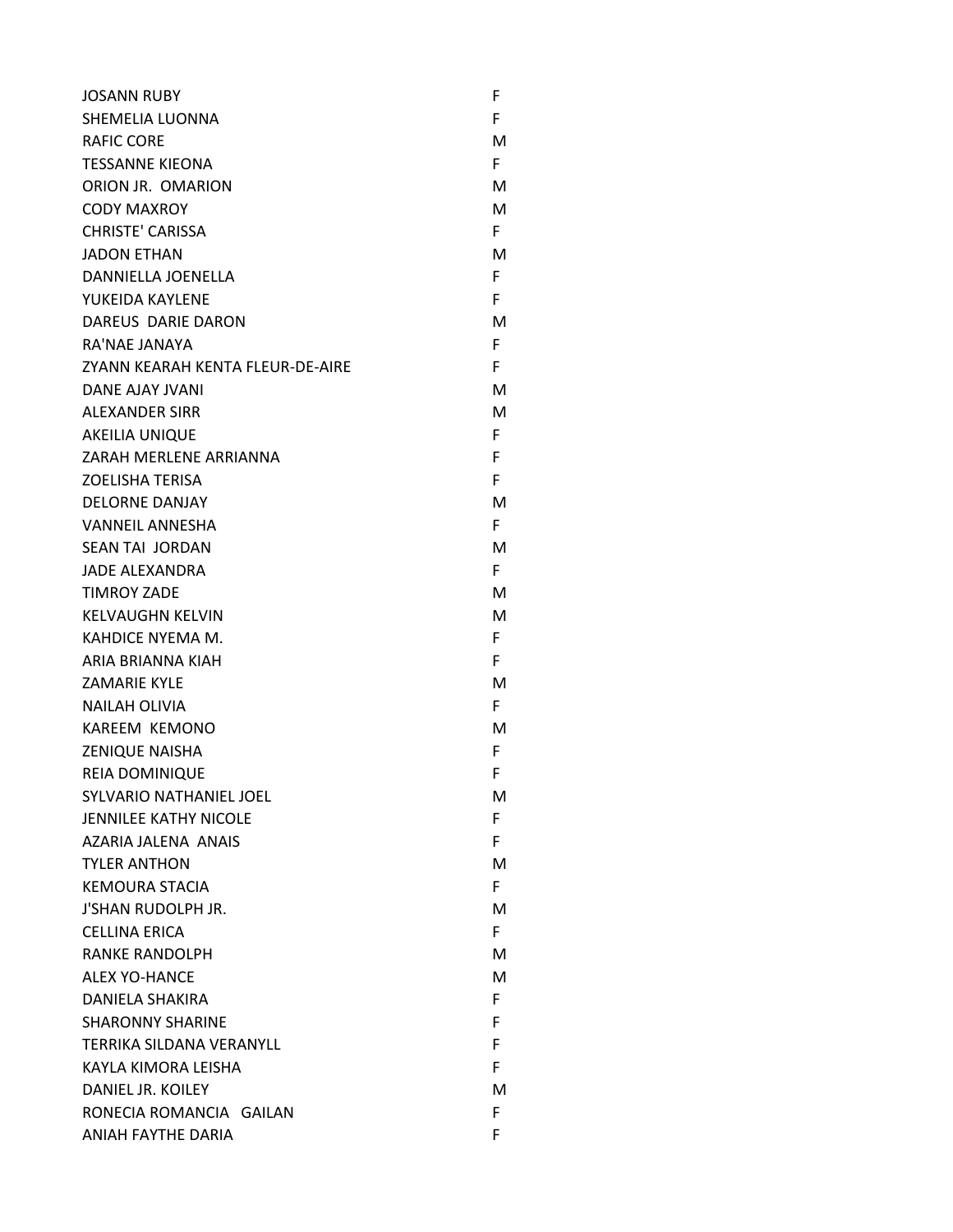| | |
|---|---|
| JOSANN RUBY | F |
| SHEMELIA LUONNA | F |
| RAFIC CORE | M |
| TESSANNE KIEONA | F |
| ORION JR. OMARION | M |
| CODY MAXROY | M |
| CHRISTE' CARISSA | F |
| JADON ETHAN | M |
| DANNIELLA JOENELLA | F |
| YUKEIDA KAYLENE | F |
| DAREUS DARIE DARON | M |
| RA'NAE JANAYA | F |
| ZYANN KEARAH KENTA FLEUR-DE-AIRE | F |
| DANE AJAY JVANI | M |
| ALEXANDER SIRR | M |
| AKEILIA UNIQUE | F |
| ZARAH MERLENE ARRIANNA | F |
| ZOELISHA TERISA | F |
| DELORNE DANJAY | M |
| VANNEIL ANNESHA | F |
| SEAN TAI JORDAN | M |
| JADE ALEXANDRA | F |
| TIMROY ZADE | M |
| KELVAUGHN KELVIN | M |
| KAHDICE NYEMA M. | F |
| ARIA BRIANNA KIAH | F |
| ZAMARIE KYLE | M |
| NAILAH OLIVIA | F |
| KAREEM KEMONO | M |
| ZENIQUE NAISHA | F |
| REIA DOMINIQUE | F |
| SYLVARIO NATHANIEL JOEL | M |
| JENNILEE KATHY NICOLE | F |
| AZARIA JALENA ANAIS | F |
| TYLER ANTHON | M |
| KEMOURA STACIA | F |
| J'SHAN RUDOLPH JR. | M |
| CELLINA ERICA | F |
| RANKE RANDOLPH | M |
| ALEX YO-HANCE | M |
| DANIELA SHAKIRA | F |
| SHARONNY SHARINE | F |
| TERRIKA SILDANA VERANYLL | F |
| KAYLA KIMORA LEISHA | F |
| DANIEL JR. KOILEY | M |
| RONECIA ROMANCIA GAILAN | F |
| ANIAH FAYTHE DARIA | F |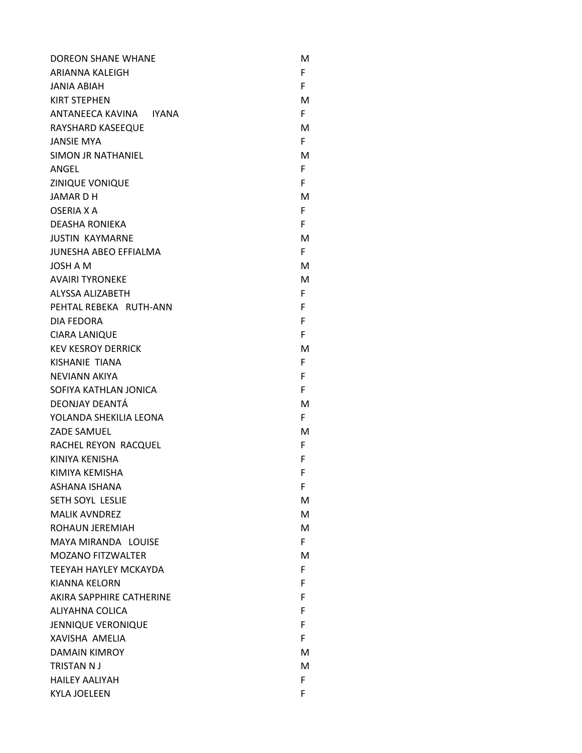| | |
|---|---|
| DOREON SHANE WHANE | M |
| ARIANNA KALEIGH | F |
| JANIA ABIAH | F |
| KIRT STEPHEN | M |
| ANTANEECA KAVINA IYANA | F |
| RAYSHARD KASEEQUE | M |
| JANSIE MYA | F |
| SIMON JR NATHANIEL | M |
| ANGEL | F |
| ZINIQUE VONIQUE | F |
| JAMAR D H | M |
| OSERIA X A | F |
| DEASHA RONIEKA | F |
| JUSTIN KAYMARNE | M |
| JUNESHA ABEO EFFIALMA | F |
| JOSH A M | M |
| AVAIRI TYRONEKE | M |
| ALYSSA ALIZABETH | F |
| PEHTAL REBEKA RUTH-ANN | F |
| DIA FEDORA | F |
| CIARA LANIQUE | F |
| KEV KESROY DERRICK | M |
| KISHANIE TIANA | F |
| NEVIANN AKIYA | F |
| SOFIYA KATHLAN JONICA | F |
| DEONJAY DEANTÁ | M |
| YOLANDA SHEKILIA LEONA | F |
| ZADE SAMUEL | M |
| RACHEL REYON RACQUEL | F |
| KINIYA KENISHA | F |
| KIMIYA KEMISHA | F |
| ASHANA ISHANA | F |
| SETH SOYL LESLIE | M |
| MALIK AVNDREZ | M |
| ROHAUN JEREMIAH | M |
| MAYA MIRANDA LOUISE | F |
| MOZANO FITZWALTER | M |
| TEEYAH HAYLEY MCKAYDA | F |
| KIANNA KELORN | F |
| AKIRA SAPPHIRE CATHERINE | F |
| ALIYAHNA COLICA | F |
| JENNIQUE VERONIQUE | F |
| XAVISHA AMELIA | F |
| DAMAIN KIMROY | M |
| TRISTAN N J | M |
| HAILEY AALIYAH | F |
| KYLA JOELEEN | F |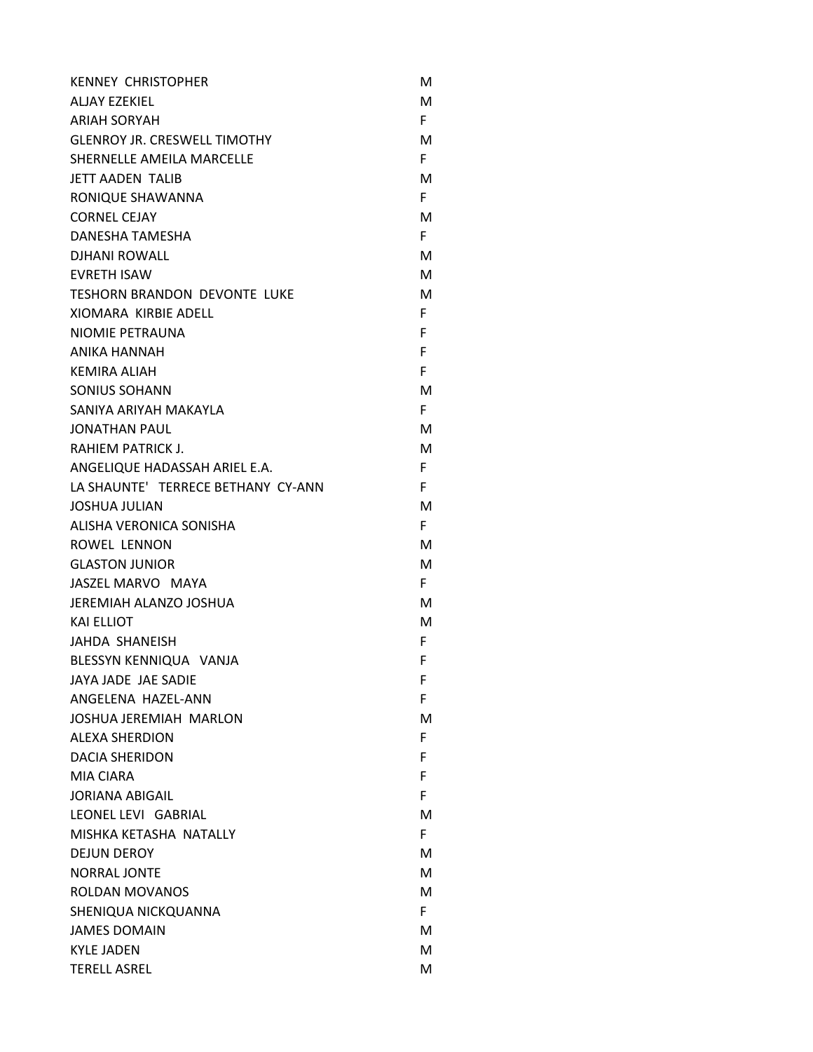| | |
|---|---|
| KENNEY CHRISTOPHER | M |
| ALJAY EZEKIEL | M |
| ARIAH SORYAH | F |
| GLENROY JR. CRESWELL TIMOTHY | M |
| SHERNELLE AMEILA MARCELLE | F |
| JETT AADEN TALIB | M |
| RONIQUE SHAWANNA | F |
| CORNEL CEJAY | M |
| DANESHA TAMESHA | F |
| DJHANI ROWALL | M |
| EVRETH ISAW | M |
| TESHORN BRANDON DEVONTE LUKE | M |
| XIOMARA KIRBIE ADELL | F |
| NIOMIE PETRAUNA | F |
| ANIKA HANNAH | F |
| KEMIRA ALIAH | F |
| SONIUS SOHANN | M |
| SANIYA ARIYAH MAKAYLA | F |
| JONATHAN PAUL | M |
| RAHIEM PATRICK J. | M |
| ANGELIQUE HADASSAH ARIEL E.A. | F |
| LA SHAUNTE' TERRECE BETHANY CY-ANN | F |
| JOSHUA JULIAN | M |
| ALISHA VERONICA SONISHA | F |
| ROWEL LENNON | M |
| GLASTON JUNIOR | M |
| JASZEL MARVO MAYA | F |
| JEREMIAH ALANZO JOSHUA | M |
| KAI ELLIOT | M |
| JAHDA SHANEISH | F |
| BLESSYN KENNIQUA VANJA | F |
| JAYA JADE JAE SADIE | F |
| ANGELENA HAZEL-ANN | F |
| JOSHUA JEREMIAH MARLON | M |
| ALEXA SHERDION | F |
| DACIA SHERIDON | F |
| MIA CIARA | F |
| JORIANA ABIGAIL | F |
| LEONEL LEVI GABRIAL | M |
| MISHKA KETASHA NATALLY | F |
| DEJUN DEROY | M |
| NORRAL JONTE | M |
| ROLDAN MOVANOS | M |
| SHENIQUA NICKQUANNA | F |
| JAMES DOMAIN | M |
| KYLE JADEN | M |
| TERELL ASREL | M |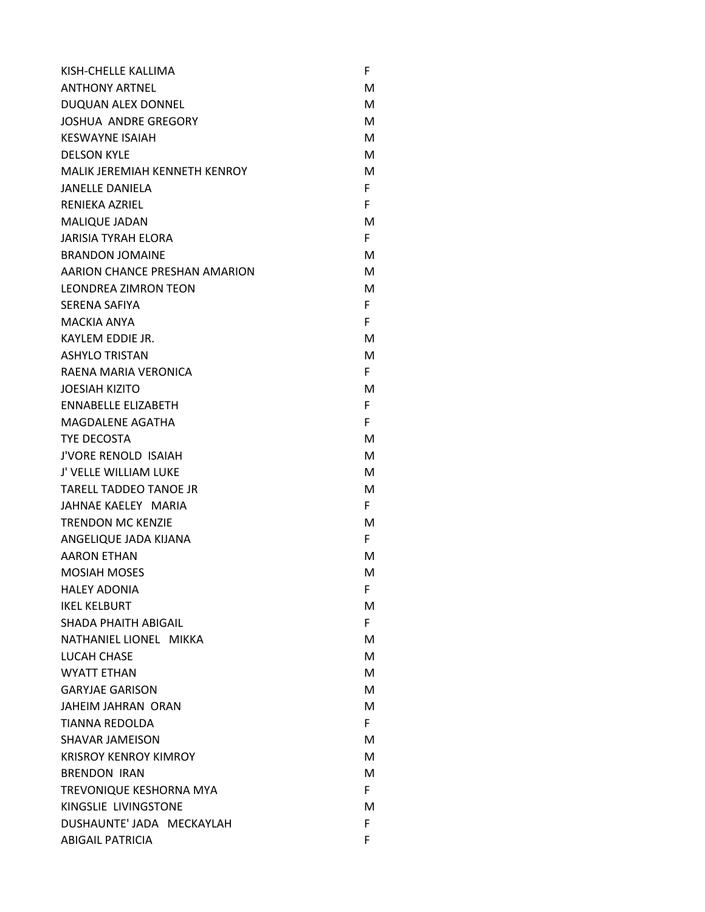| | |
|---|---|
| KISH-CHELLE KALLIMA | F |
| ANTHONY ARTNEL | M |
| DUQUAN ALEX DONNEL | M |
| JOSHUA ANDRE GREGORY | M |
| KESWAYNE ISAIAH | M |
| DELSON KYLE | M |
| MALIK JEREMIAH KENNETH KENROY | M |
| JANELLE DANIELA | F |
| RENIEKA AZRIEL | F |
| MALIQUE JADAN | M |
| JARISIA TYRAH ELORA | F |
| BRANDON JOMAINE | M |
| AARION CHANCE PRESHAN AMARION | M |
| LEONDREA ZIMRON TEON | M |
| SERENA SAFIYA | F |
| MACKIA ANYA | F |
| KAYLEM EDDIE JR. | M |
| ASHYLO TRISTAN | M |
| RAENA MARIA VERONICA | F |
| JOESIAH KIZITO | M |
| ENNABELLE ELIZABETH | F |
| MAGDALENE AGATHA | F |
| TYE DECOSTA | M |
| J'VORE RENOLD ISAIAH | M |
| J' VELLE WILLIAM LUKE | M |
| TARELL TADDEO TANOE JR | M |
| JAHNAE KAELEY MARIA | F |
| TRENDON MC KENZIE | M |
| ANGELIQUE JADA KIJANA | F |
| AARON ETHAN | M |
| MOSIAH MOSES | M |
| HALEY ADONIA | F |
| IKEL KELBURT | M |
| SHADA PHAITH ABIGAIL | F |
| NATHANIEL LIONEL MIKKA | M |
| LUCAH CHASE | M |
| WYATT ETHAN | M |
| GARYJAE GARISON | M |
| JAHEIM JAHRAN ORAN | M |
| TIANNA REDOLDA | F |
| SHAVAR JAMEISON | M |
| KRISROY KENROY KIMROY | M |
| BRENDON IRAN | M |
| TREVONIQUE KESHORNA MYA | F |
| KINGSLIE LIVINGSTONE | M |
| DUSHAUNTE' JADA MECKAYLAH | F |
| ABIGAIL PATRICIA | F |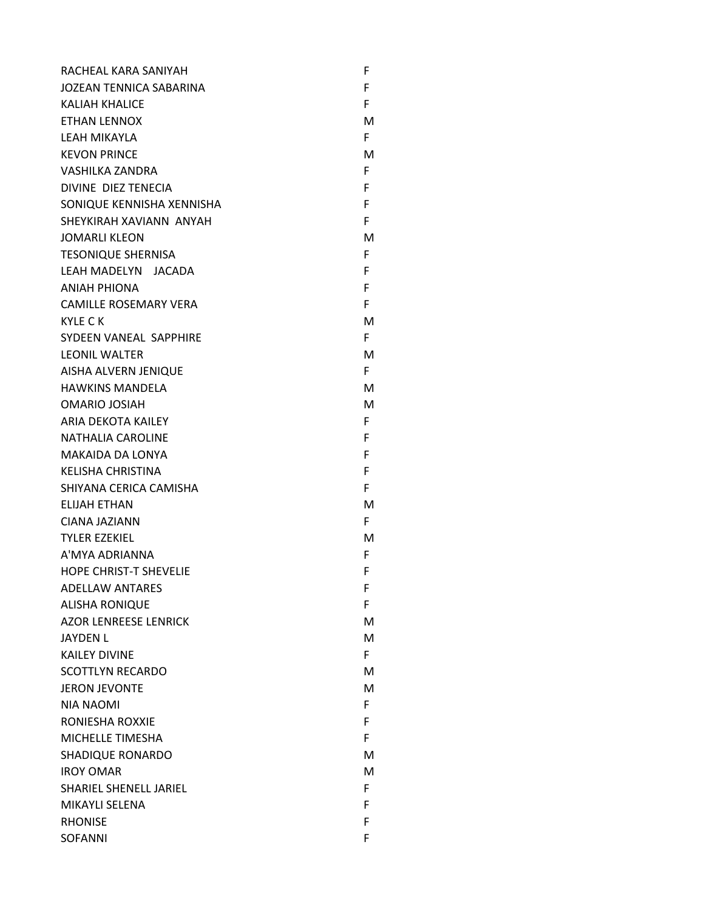| | |
|---|---|
| RACHEAL KARA SANIYAH | F |
| JOZEAN TENNICA SABARINA | F |
| KALIAH KHALICE | F |
| ETHAN LENNOX | M |
| LEAH MIKAYLA | F |
| KEVON PRINCE | M |
| VASHILKA ZANDRA | F |
| DIVINE DIEZ TENECIA | F |
| SONIQUE KENNISHA XENNISHA | F |
| SHEYKIRAH XAVIANN ANYAH | F |
| JOMARLI KLEON | M |
| TESONIQUE SHERNISA | F |
| LEAH MADELYN JACADA | F |
| ANIAH PHIONA | F |
| CAMILLE ROSEMARY VERA | F |
| KYLE C K | M |
| SYDEEN VANEAL SAPPHIRE | F |
| LEONIL WALTER | M |
| AISHA ALVERN JENIQUE | F |
| HAWKINS MANDELA | M |
| OMARIO JOSIAH | M |
| ARIA DEKOTA KAILEY | F |
| NATHALIA CAROLINE | F |
| MAKAIDA DA LONYA | F |
| KELISHA CHRISTINA | F |
| SHIYANA CERICA CAMISHA | F |
| ELIJAH ETHAN | M |
| CIANA JAZIANN | F |
| TYLER EZEKIEL | M |
| A'MYA ADRIANNA | F |
| HOPE CHRIST-T SHEVELIE | F |
| ADELLAW ANTARES | F |
| ALISHA RONIQUE | F |
| AZOR LENREESE LENRICK | M |
| JAYDEN L | M |
| KAILEY DIVINE | F |
| SCOTTLYN RECARDO | M |
| JERON JEVONTE | M |
| NIA NAOMI | F |
| RONIESHA ROXXIE | F |
| MICHELLE TIMESHA | F |
| SHADIQUE RONARDO | M |
| IROY OMAR | M |
| SHARIEL SHENELL JARIEL | F |
| MIKAYLI SELENA | F |
| RHONISE | F |
| SOFANNI | F |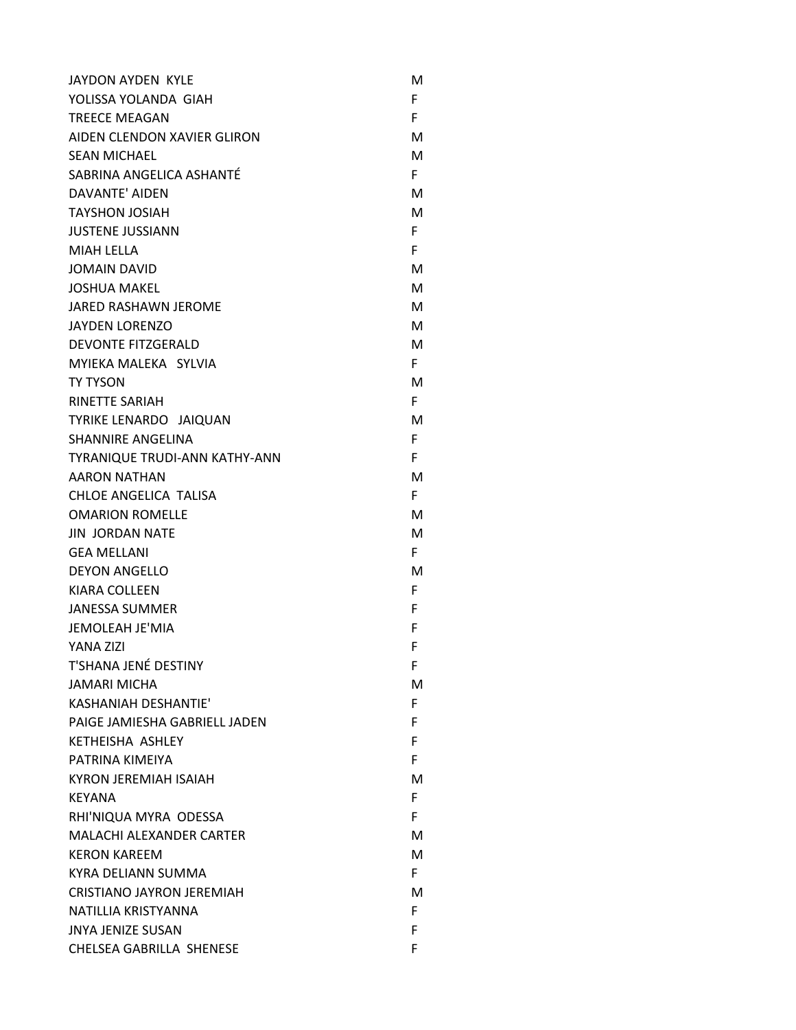| | |
|---|---|
| JAYDON AYDEN KYLE | M |
| YOLISSA YOLANDA GIAH | F |
| TREECE MEAGAN | F |
| AIDEN CLENDON XAVIER GLIRON | M |
| SEAN MICHAEL | M |
| SABRINA ANGELICA ASHANTÉ | F |
| DAVANTE' AIDEN | M |
| TAYSHON JOSIAH | M |
| JUSTENE JUSSIANN | F |
| MIAH LELLA | F |
| JOMAIN DAVID | M |
| JOSHUA MAKEL | M |
| JARED RASHAWN JEROME | M |
| JAYDEN LORENZO | M |
| DEVONTE FITZGERALD | M |
| MYIEKA MALEKA SYLVIA | F |
| TY TYSON | M |
| RINETTE SARIAH | F |
| TYRIKE LENARDO JAIQUAN | M |
| SHANNIRE ANGELINA | F |
| TYRANIQUE TRUDI-ANN KATHY-ANN | F |
| AARON NATHAN | M |
| CHLOE ANGELICA TALISA | F |
| OMARION ROMELLE | M |
| JIN JORDAN NATE | M |
| GEA MELLANI | F |
| DEYON ANGELLO | M |
| KIARA COLLEEN | F |
| JANESSA SUMMER | F |
| JEMOLEAH JE'MIA | F |
| YANA ZIZI | F |
| T'SHANA JENÉ DESTINY | F |
| JAMARI MICHA | M |
| KASHANIAH DESHANTIE' | F |
| PAIGE JAMIESHA GABRIELL JADEN | F |
| KETHEISHA ASHLEY | F |
| PATRINA KIMEIYA | F |
| KYRON JEREMIAH ISAIAH | M |
| KEYANA | F |
| RHI'NIQUA MYRA ODESSA | F |
| MALACHI ALEXANDER CARTER | M |
| KERON KAREEM | M |
| KYRA DELIANN SUMMA | F |
| CRISTIANO JAYRON JEREMIAH | M |
| NATILLIA KRISTYANNA | F |
| JNYA JENIZE SUSAN | F |
| CHELSEA GABRILLA SHENESE | F |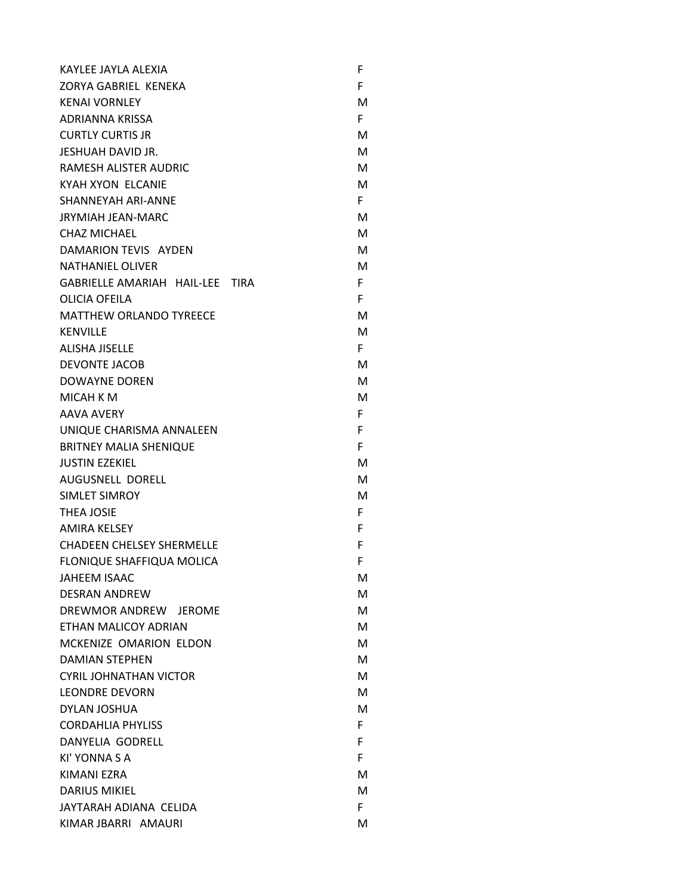| | |
|---|---|
| KAYLEE JAYLA ALEXIA | F |
| ZORYA GABRIEL KENEKA | F |
| KENAI VORNLEY | M |
| ADRIANNA KRISSA | F |
| CURTLY CURTIS JR | M |
| JESHUAH DAVID JR. | M |
| RAMESH ALISTER AUDRIC | M |
| KYAH XYON ELCANIE | M |
| SHANNEYAH ARI-ANNE | F |
| JRYMIAH JEAN-MARC | M |
| CHAZ MICHAEL | M |
| DAMARION TEVIS AYDEN | M |
| NATHANIEL OLIVER | M |
| GABRIELLE AMARIAH HAIL-LEE TIRA | F |
| OLICIA OFEILA | F |
| MATTHEW ORLANDO TYREECE | M |
| KENVILLE | M |
| ALISHA JISELLE | F |
| DEVONTE JACOB | M |
| DOWAYNE DOREN | M |
| MICAH K M | M |
| AAVA AVERY | F |
| UNIQUE CHARISMA ANNALEEN | F |
| BRITNEY MALIA SHENIQUE | F |
| JUSTIN EZEKIEL | M |
| AUGUSNELL DORELL | M |
| SIMLET SIMROY | M |
| THEA JOSIE | F |
| AMIRA KELSEY | F |
| CHADEEN CHELSEY SHERMELLE | F |
| FLONIQUE SHAFFIQUA MOLICA | F |
| JAHEEM ISAAC | M |
| DESRAN ANDREW | M |
| DREWMOR ANDREW JEROME | M |
| ETHAN MALICOY ADRIAN | M |
| MCKENIZE OMARION ELDON | M |
| DAMIAN STEPHEN | M |
| CYRIL JOHNATHAN VICTOR | M |
| LEONDRE DEVORN | M |
| DYLAN JOSHUA | M |
| CORDAHLIA PHYLISS | F |
| DANYELIA GODRELL | F |
| KI' YONNA S A | F |
| KIMANI EZRA | M |
| DARIUS MIKIEL | M |
| JAYTARAH ADIANA CELIDA | F |
| KIMAR JBARRI AMAURI | M |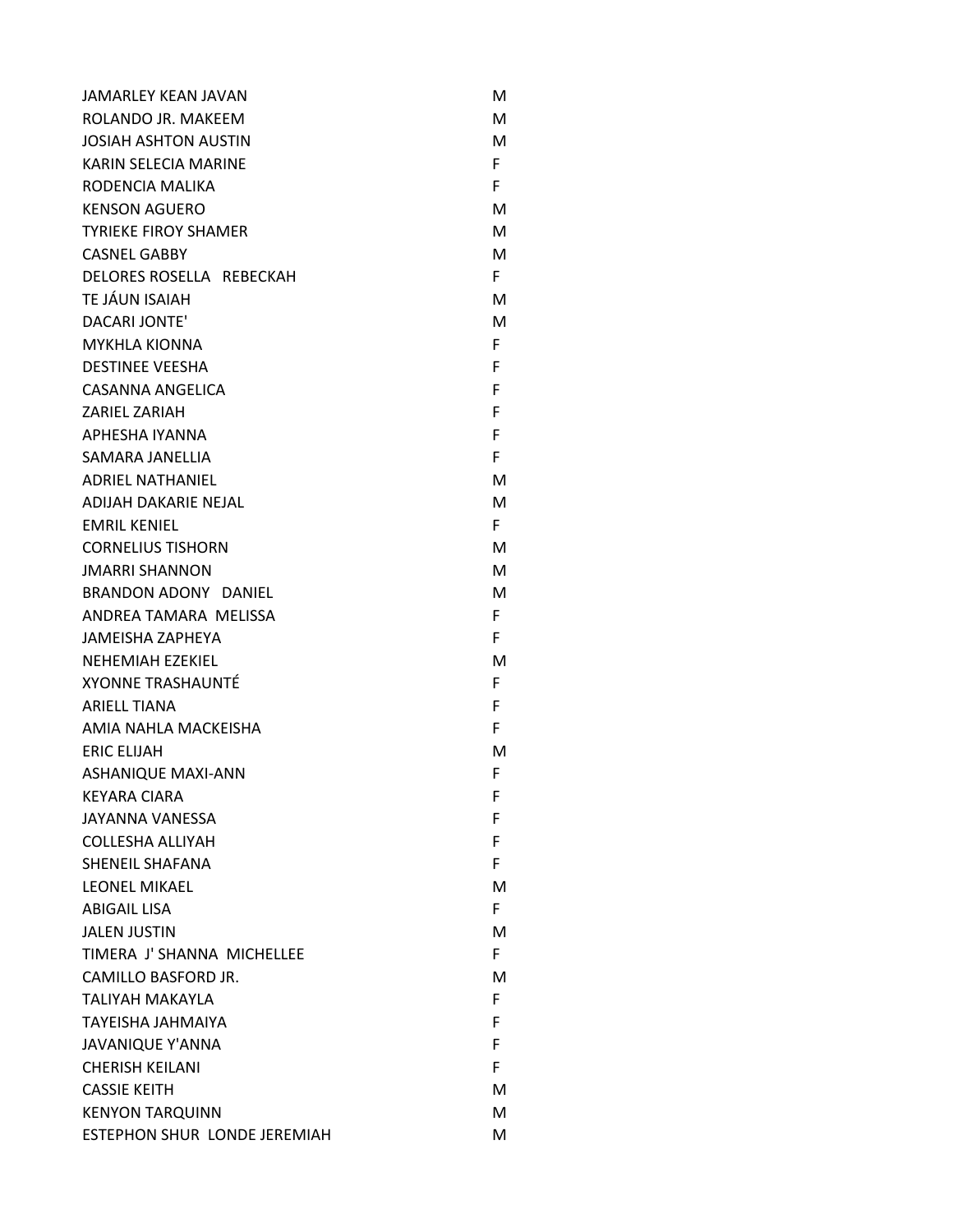| | |
|---|---|
| JAMARLEY KEAN JAVAN | M |
| ROLANDO JR. MAKEEM | M |
| JOSIAH ASHTON AUSTIN | M |
| KARIN SELECIA MARINE | F |
| RODENCIA MALIKA | F |
| KENSON AGUERO | M |
| TYRIEKE FIROY SHAMER | M |
| CASNEL GABBY | M |
| DELORES ROSELLA REBECKAH | F |
| TE JÁUN ISAIAH | M |
| DACARI JONTE' | M |
| MYKHLA KIONNA | F |
| DESTINEE VEESHA | F |
| CASANNA ANGELICA | F |
| ZARIEL ZARIAH | F |
| APHESHA IYANNA | F |
| SAMARA JANELLIA | F |
| ADRIEL NATHANIEL | M |
| ADIJAH DAKARIE NEJAL | M |
| EMRIL KENIEL | F |
| CORNELIUS TISHORN | M |
| JMARRI SHANNON | M |
| BRANDON ADONY DANIEL | M |
| ANDREA TAMARA MELISSA | F |
| JAMEISHA ZAPHEYA | F |
| NEHEMIAH EZEKIEL | M |
| XYONNE TRASHAUNTÉ | F |
| ARIELL TIANA | F |
| AMIA NAHLA MACKEISHA | F |
| ERIC ELIJAH | M |
| ASHANIQUE MAXI-ANN | F |
| KEYARA CIARA | F |
| JAYANNA VANESSA | F |
| COLLESHA ALLIYAH | F |
| SHENEIL SHAFANA | F |
| LEONEL MIKAEL | M |
| ABIGAIL LISA | F |
| JALEN JUSTIN | M |
| TIMERA J' SHANNA MICHELLEE | F |
| CAMILLO BASFORD JR. | M |
| TALIYAH MAKAYLA | F |
| TAYEISHA JAHMAIYA | F |
| JAVANIQUE Y'ANNA | F |
| CHERISH KEILANI | F |
| CASSIE KEITH | M |
| KENYON TARQUINN | M |
| ESTEPHON SHUR LONDE JEREMIAH | M |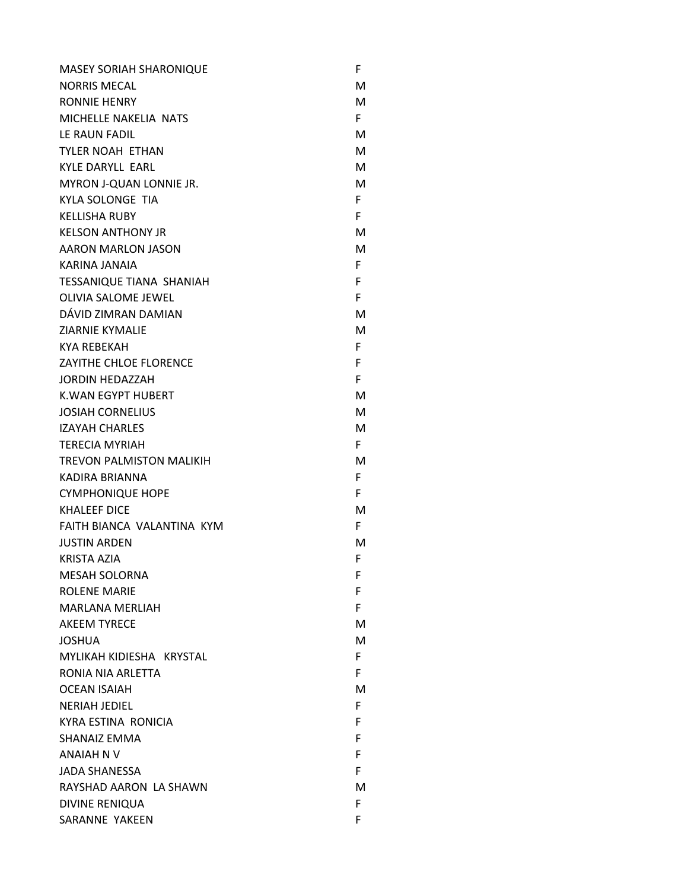| | |
|---|---|
| MASEY SORIAH SHARONIQUE | F |
| NORRIS MECAL | M |
| RONNIE HENRY | M |
| MICHELLE NAKELIA  NATS | F |
| LE RAUN FADIL | M |
| TYLER NOAH  ETHAN | M |
| KYLE DARYLL  EARL | M |
| MYRON J-QUAN LONNIE JR. | M |
| KYLA SOLONGE  TIA | F |
| KELLISHA RUBY | F |
| KELSON ANTHONY JR | M |
| AARON MARLON JASON | M |
| KARINA JANAIA | F |
| TESSANIQUE TIANA  SHANIAH | F |
| OLIVIA SALOME JEWEL | F |
| DÁVID ZIMRAN DAMIAN | M |
| ZIARNIE KYMALIE | M |
| KYA REBEKAH | F |
| ZAYITHE CHLOE FLORENCE | F |
| JORDIN HEDAZZAH | F |
| K.WAN EGYPT HUBERT | M |
| JOSIAH CORNELIUS | M |
| IZAYAH CHARLES | M |
| TERECIA MYRIAH | F |
| TREVON PALMISTON MALIKIH | M |
| KADIRA BRIANNA | F |
| CYMPHONIQUE HOPE | F |
| KHALEEF DICE | M |
| FAITH BIANCA  VALANTINA  KYM | F |
| JUSTIN ARDEN | M |
| KRISTA AZIA | F |
| MESAH SOLORNA | F |
| ROLENE MARIE | F |
| MARLANA MERLIAH | F |
| AKEEM TYRECE | M |
| JOSHUA | M |
| MYLIKAH KIDIESHA   KRYSTAL | F |
| RONIA NIA ARLETTA | F |
| OCEAN ISAIAH | M |
| NERIAH JEDIEL | F |
| KYRA ESTINA  RONICIA | F |
| SHANAIZ EMMA | F |
| ANAIAH N V | F |
| JADA SHANESSA | F |
| RAYSHAD AARON  LA SHAWN | M |
| DIVINE RENIQUA | F |
| SARANNE  YAKEEN | F |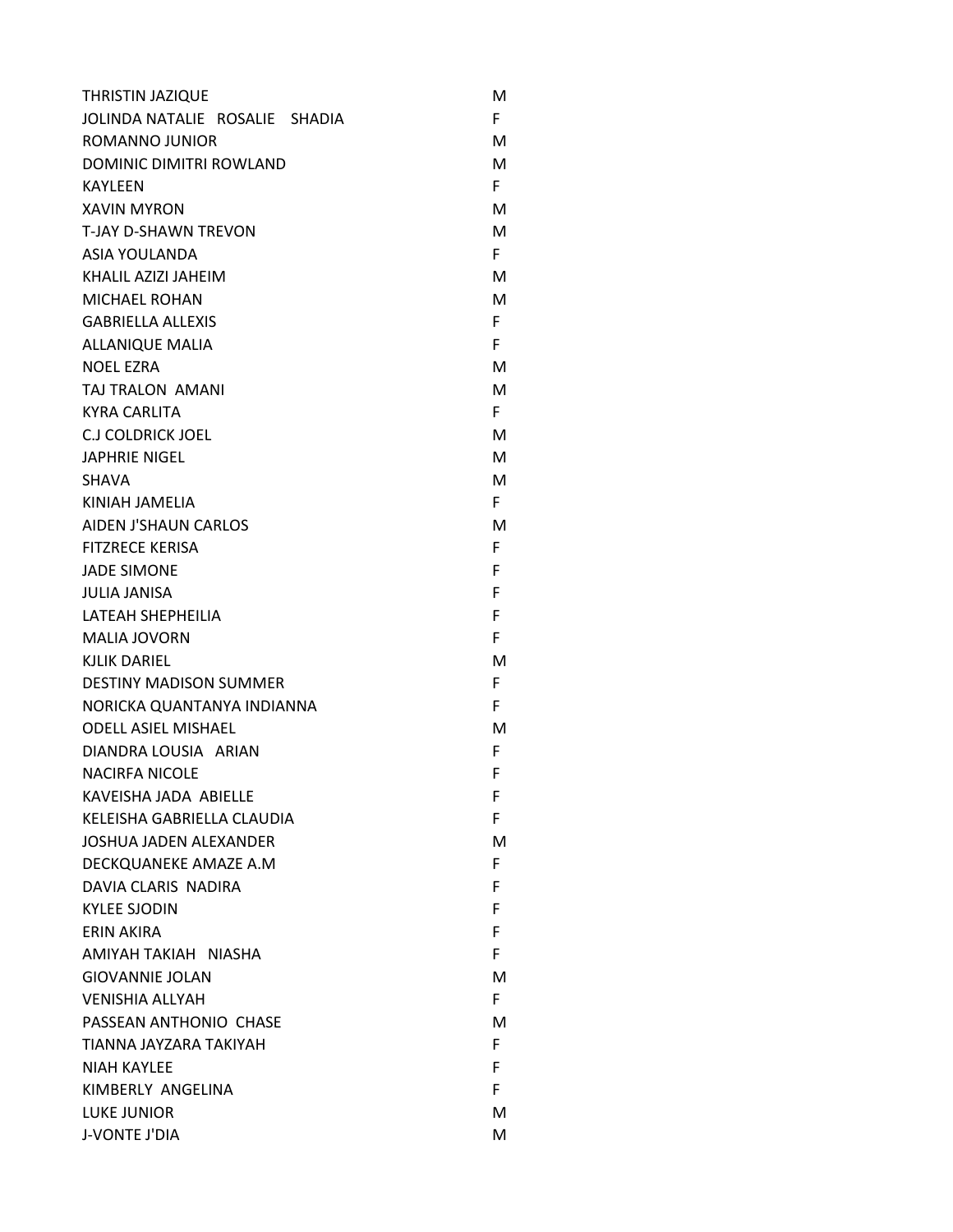| | |
|---|---|
| THRISTIN JAZIQUE | M |
| JOLINDA NATALIE ROSALIE SHADIA | F |
| ROMANNO JUNIOR | M |
| DOMINIC DIMITRI ROWLAND | M |
| KAYLEEN | F |
| XAVIN MYRON | M |
| T-JAY D-SHAWN TREVON | M |
| ASIA YOULANDA | F |
| KHALIL AZIZI JAHEIM | M |
| MICHAEL ROHAN | M |
| GABRIELLA ALLEXIS | F |
| ALLANIQUE MALIA | F |
| NOEL EZRA | M |
| TAJ TRALON AMANI | M |
| KYRA CARLITA | F |
| C.J COLDRICK JOEL | M |
| JAPHRIE NIGEL | M |
| SHAVA | M |
| KINIAH JAMELIA | F |
| AIDEN J'SHAUN CARLOS | M |
| FITZRECE KERISA | F |
| JADE SIMONE | F |
| JULIA JANISA | F |
| LATEAH SHEPHEILIA | F |
| MALIA JOVORN | F |
| KJLIK DARIEL | M |
| DESTINY MADISON SUMMER | F |
| NORICKA QUANTANYA INDIANNA | F |
| ODELL ASIEL MISHAEL | M |
| DIANDRA LOUSIA ARIAN | F |
| NACIRFA NICOLE | F |
| KAVEISHA JADA ABIELLE | F |
| KELEISHA GABRIELLA CLAUDIA | F |
| JOSHUA JADEN ALEXANDER | M |
| DECKQUANEKE AMAZE A.M | F |
| DAVIA CLARIS NADIRA | F |
| KYLEE SJODIN | F |
| ERIN AKIRA | F |
| AMIYAH TAKIAH NIASHA | F |
| GIOVANNIE JOLAN | M |
| VENISHIA ALLYAH | F |
| PASSEAN ANTHONIO CHASE | M |
| TIANNA JAYZARA TAKIYAH | F |
| NIAH KAYLEE | F |
| KIMBERLY ANGELINA | F |
| LUKE JUNIOR | M |
| J-VONTE J'DIA | M |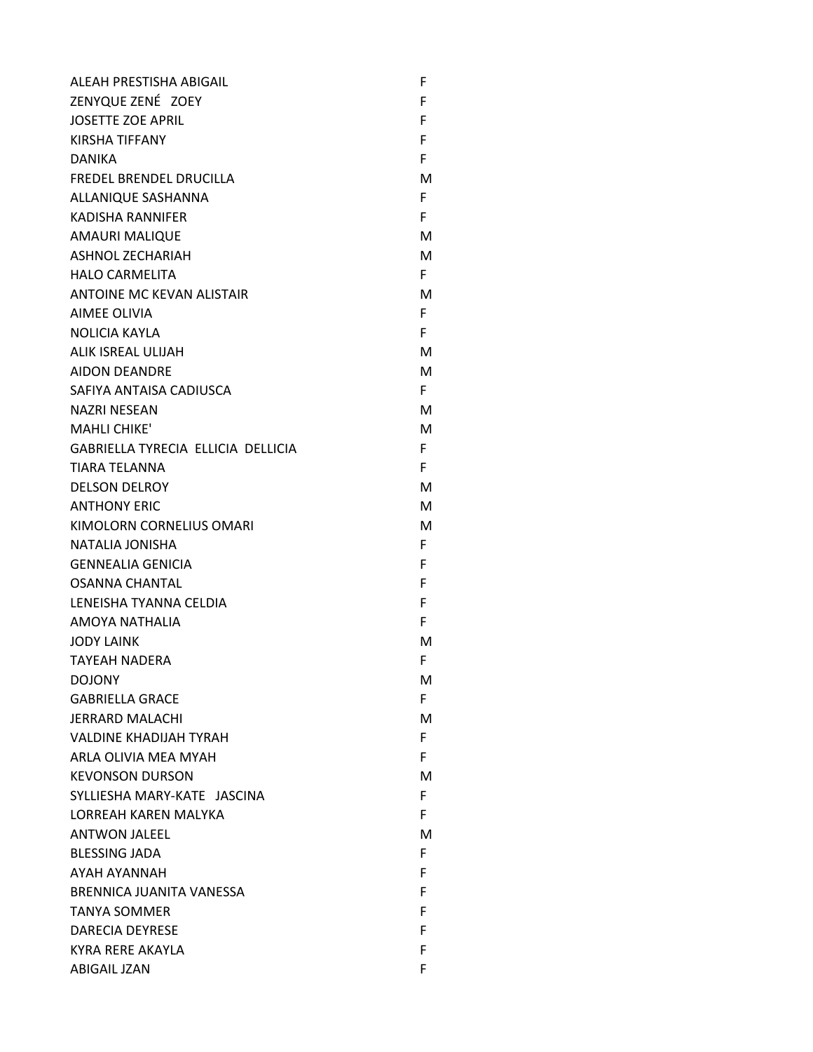| | |
|---|---|
| ALEAH PRESTISHA ABIGAIL | F |
| ZENYQUE ZENÉ ZOEY | F |
| JOSETTE ZOE APRIL | F |
| KIRSHA TIFFANY | F |
| DANIKA | F |
| FREDEL BRENDEL DRUCILLA | M |
| ALLANIQUE SASHANNA | F |
| KADISHA RANNIFER | F |
| AMAURI MALIQUE | M |
| ASHNOL ZECHARIAH | M |
| HALO CARMELITA | F |
| ANTOINE MC KEVAN ALISTAIR | M |
| AIMEE OLIVIA | F |
| NOLICIA KAYLA | F |
| ALIK ISREAL ULIJAH | M |
| AIDON DEANDRE | M |
| SAFIYA ANTAISA CADIUSCA | F |
| NAZRI NESEAN | M |
| MAHLI CHIKE' | M |
| GABRIELLA TYRECIA ELLICIA DELLICIA | F |
| TIARA TELANNA | F |
| DELSON DELROY | M |
| ANTHONY ERIC | M |
| KIMOLORN CORNELIUS OMARI | M |
| NATALIA JONISHA | F |
| GENNEALIA GENICIA | F |
| OSANNA CHANTAL | F |
| LENEISHA TYANNA CELDIA | F |
| AMOYA NATHALIA | F |
| JODY LAINK | M |
| TAYEAH NADERA | F |
| DOJONY | M |
| GABRIELLA GRACE | F |
| JERRARD MALACHI | M |
| VALDINE KHADIJAH TYRAH | F |
| ARLA OLIVIA MEA MYAH | F |
| KEVONSON DURSON | M |
| SYLLIESHA MARY-KATE JASCINA | F |
| LORREAH KAREN MALYKA | F |
| ANTWON JALEEL | M |
| BLESSING JADA | F |
| AYAH AYANNAH | F |
| BRENNICA JUANITA VANESSA | F |
| TANYA SOMMER | F |
| DARECIA DEYRESE | F |
| KYRA RERE AKAYLA | F |
| ABIGAIL JZAN | F |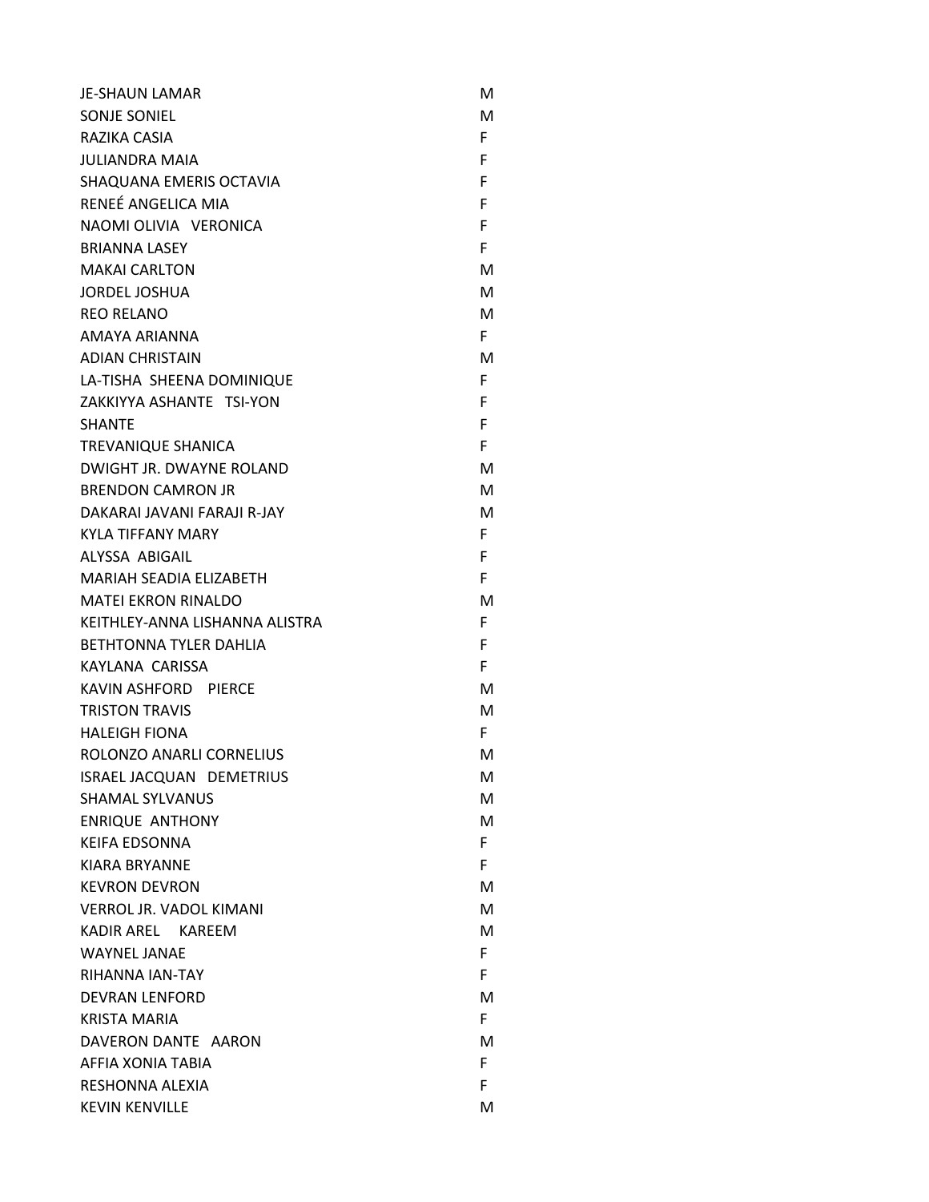| | |
|---|---|
| JE-SHAUN LAMAR | M |
| SONJE SONIEL | M |
| RAZIKA CASIA | F |
| JULIANDRA MAIA | F |
| SHAQUANA EMERIS OCTAVIA | F |
| RENEÉ ANGELICA MIA | F |
| NAOMI OLIVIA VERONICA | F |
| BRIANNA LASEY | F |
| MAKAI CARLTON | M |
| JORDEL JOSHUA | M |
| REO RELANO | M |
| AMAYA ARIANNA | F |
| ADIAN CHRISTAIN | M |
| LA-TISHA SHEENA DOMINIQUE | F |
| ZAKKIYYA ASHANTE TSI-YON | F |
| SHANTE | F |
| TREVANIQUE SHANICA | F |
| DWIGHT JR. DWAYNE ROLAND | M |
| BRENDON CAMRON JR | M |
| DAKARAI JAVANI FARAJI R-JAY | M |
| KYLA TIFFANY MARY | F |
| ALYSSA ABIGAIL | F |
| MARIAH SEADIA ELIZABETH | F |
| MATEI EKRON RINALDO | M |
| KEITHLEY-ANNA LISHANNA ALISTRA | F |
| BETHTONNA TYLER DAHLIA | F |
| KAYLANA CARISSA | F |
| KAVIN ASHFORD PIERCE | M |
| TRISTON TRAVIS | M |
| HALEIGH FIONA | F |
| ROLONZO ANARLI CORNELIUS | M |
| ISRAEL JACQUAN DEMETRIUS | M |
| SHAMAL SYLVANUS | M |
| ENRIQUE ANTHONY | M |
| KEIFA EDSONNA | F |
| KIARA BRYANNE | F |
| KEVRON DEVRON | M |
| VERROL JR. VADOL KIMANI | M |
| KADIR AREL KAREEM | M |
| WAYNEL JANAE | F |
| RIHANNA IAN-TAY | F |
| DEVRAN LENFORD | M |
| KRISTA MARIA | F |
| DAVERON DANTE AARON | M |
| AFFIA XONIA TABIA | F |
| RESHONNA ALEXIA | F |
| KEVIN KENVILLE | M |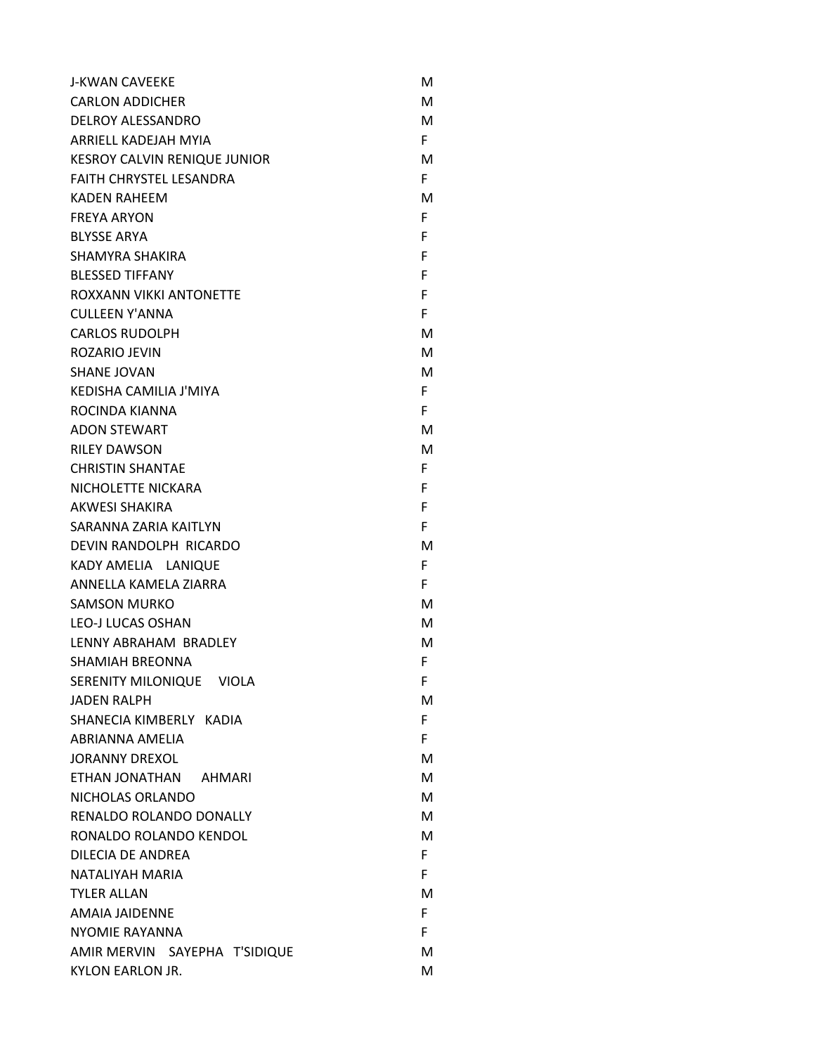| | |
|---|---|
| J-KWAN CAVEEKE | M |
| CARLON ADDICHER | M |
| DELROY ALESSANDRO | M |
| ARRIELL KADEJAH MYIA | F |
| KESROY CALVIN RENIQUE JUNIOR | M |
| FAITH CHRYSTEL LESANDRA | F |
| KADEN RAHEEM | M |
| FREYA ARYON | F |
| BLYSSE ARYA | F |
| SHAMYRA SHAKIRA | F |
| BLESSED TIFFANY | F |
| ROXXANN VIKKI ANTONETTE | F |
| CULLEEN Y'ANNA | F |
| CARLOS RUDOLPH | M |
| ROZARIO JEVIN | M |
| SHANE JOVAN | M |
| KEDISHA CAMILIA J'MIYA | F |
| ROCINDA KIANNA | F |
| ADON STEWART | M |
| RILEY DAWSON | M |
| CHRISTIN SHANTAE | F |
| NICHOLETTE NICKARA | F |
| AKWESI SHAKIRA | F |
| SARANNA ZARIA KAITLYN | F |
| DEVIN RANDOLPH RICARDO | M |
| KADY AMELIA LANIQUE | F |
| ANNELLA KAMELA ZIARRA | F |
| SAMSON MURKO | M |
| LEO-J LUCAS OSHAN | M |
| LENNY ABRAHAM BRADLEY | M |
| SHAMIAH BREONNA | F |
| SERENITY MILONIQUE VIOLA | F |
| JADEN RALPH | M |
| SHANECIA KIMBERLY KADIA | F |
| ABRIANNA AMELIA | F |
| JORANNY DREXOL | M |
| ETHAN JONATHAN AHMARI | M |
| NICHOLAS ORLANDO | M |
| RENALDO ROLANDO DONALLY | M |
| RONALDO ROLANDO KENDOL | M |
| DILECIA DE ANDREA | F |
| NATALIYAH MARIA | F |
| TYLER ALLAN | M |
| AMAIA JAIDENNE | F |
| NYOMIE RAYANNA | F |
| AMIR MERVIN SAYEPHA T'SIDIQUE | M |
| KYLON EARLON JR. | M |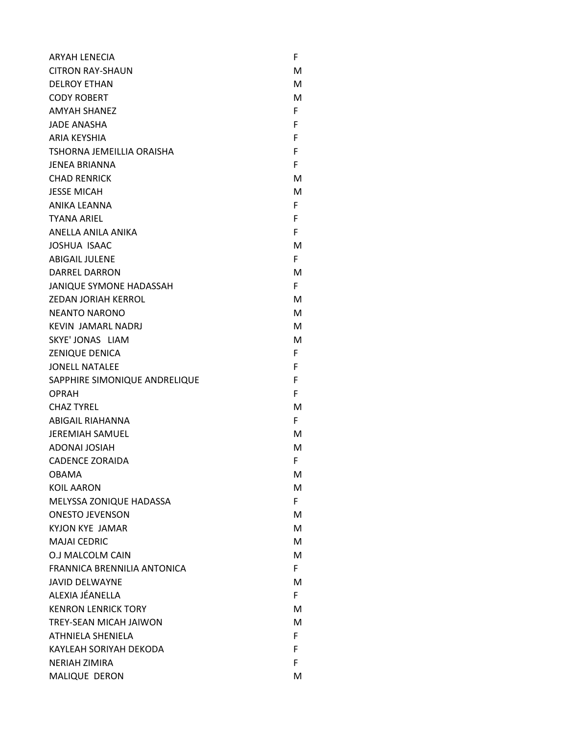| | |
|---|---|
| ARYAH LENECIA | F |
| CITRON RAY-SHAUN | M |
| DELROY ETHAN | M |
| CODY ROBERT | M |
| AMYAH SHANEZ | F |
| JADE ANASHA | F |
| ARIA KEYSHIA | F |
| TSHORNA JEMEILLIA ORAISHA | F |
| JENEA BRIANNA | F |
| CHAD RENRICK | M |
| JESSE MICAH | M |
| ANIKA LEANNA | F |
| TYANA ARIEL | F |
| ANELLA ANILA ANIKA | F |
| JOSHUA ISAAC | M |
| ABIGAIL JULENE | F |
| DARREL DARRON | M |
| JANIQUE SYMONE HADASSAH | F |
| ZEDAN JORIAH KERROL | M |
| NEANTO NARONO | M |
| KEVIN JAMARL NADRJ | M |
| SKYE' JONAS LIAM | M |
| ZENIQUE DENICA | F |
| JONELL NATALEE | F |
| SAPPHIRE SIMONIQUE ANDRELIQUE | F |
| OPRAH | F |
| CHAZ TYREL | M |
| ABIGAIL RIAHANNA | F |
| JEREMIAH SAMUEL | M |
| ADONAI JOSIAH | M |
| CADENCE ZORAIDA | F |
| OBAMA | M |
| KOIL AARON | M |
| MELYSSA ZONIQUE HADASSA | F |
| ONESTO JEVENSON | M |
| KYJON KYE JAMAR | M |
| MAJAI CEDRIC | M |
| O.J MALCOLM CAIN | M |
| FRANNICA BRENNILIA ANTONICA | F |
| JAVID DELWAYNE | M |
| ALEXIA JÉANELLA | F |
| KENRON LENRICK TORY | M |
| TREY-SEAN MICAH JAIWON | M |
| ATHNIELA SHENIELA | F |
| KAYLEAH SORIYAH DEKODA | F |
| NERIAH ZIMIRA | F |
| MALIQUE DERON | M |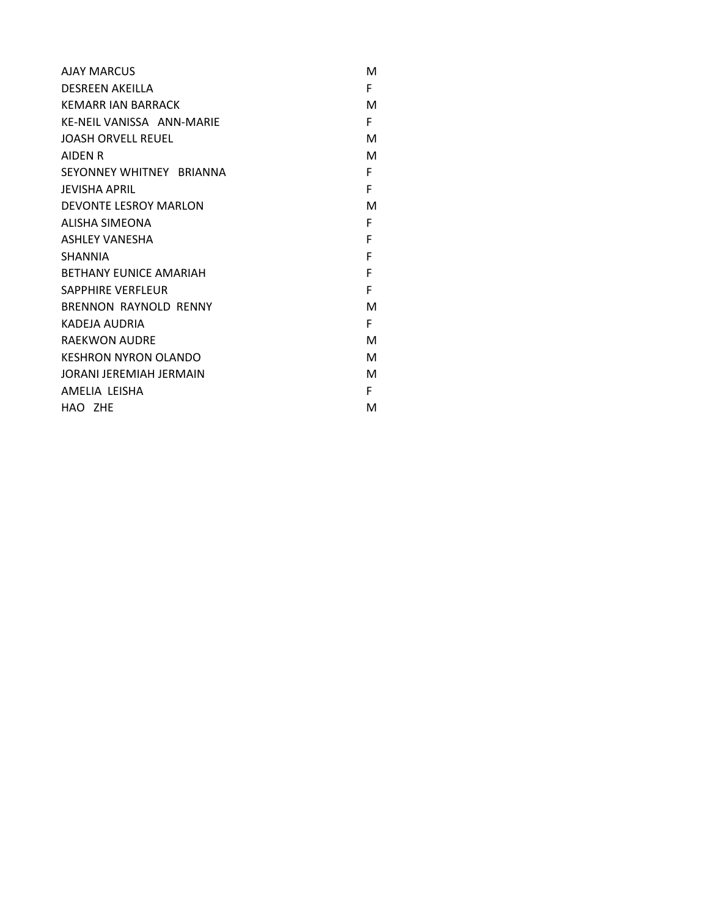| | |
|---|---|
| AJAY MARCUS | M |
| DESREEN AKEILLA | F |
| KEMARR IAN BARRACK | M |
| KE-NEIL VANISSA ANN-MARIE | F |
| JOASH ORVELL REUEL | M |
| AIDEN R | M |
| SEYONNEY WHITNEY BRIANNA | F |
| JEVISHA APRIL | F |
| DEVONTE LESROY MARLON | M |
| ALISHA SIMEONA | F |
| ASHLEY VANESHA | F |
| SHANNIA | F |
| BETHANY EUNICE AMARIAH | F |
| SAPPHIRE VERFLEUR | F |
| BRENNON RAYNOLD RENNY | M |
| KADEJA AUDRIA | F |
| RAEKWON AUDRE | M |
| KESHRON NYRON OLANDO | M |
| JORANI JEREMIAH JERMAIN | M |
| AMELIA LEISHA | F |
| HAO ZHE | M |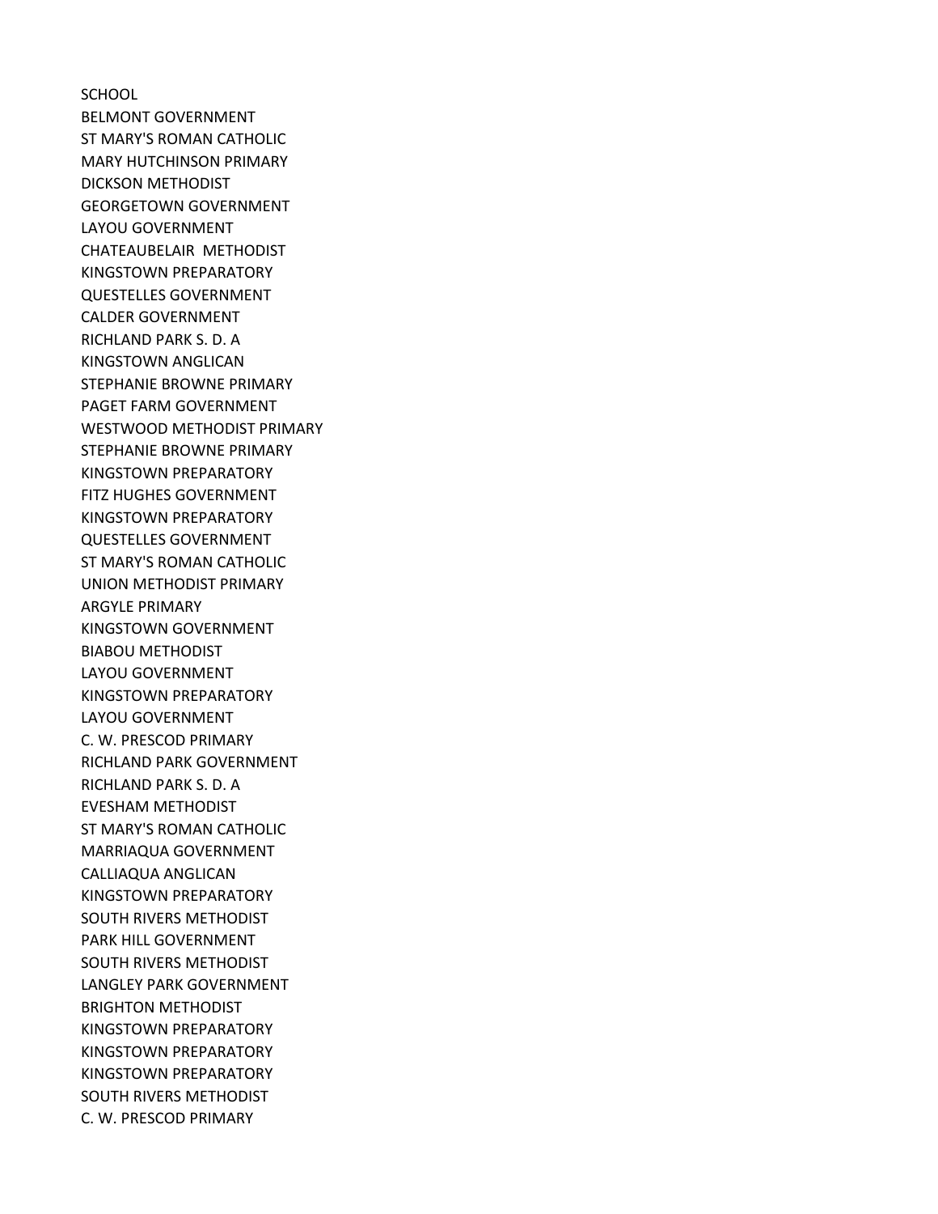SCHOOL
BELMONT GOVERNMENT
ST MARY'S ROMAN CATHOLIC
MARY HUTCHINSON PRIMARY
DICKSON METHODIST
GEORGETOWN GOVERNMENT
LAYOU GOVERNMENT
CHATEAUBELAIR  METHODIST
KINGSTOWN PREPARATORY
QUESTELLES GOVERNMENT
CALDER GOVERNMENT
RICHLAND PARK S. D. A
KINGSTOWN ANGLICAN
STEPHANIE BROWNE PRIMARY
PAGET FARM GOVERNMENT
WESTWOOD METHODIST PRIMARY
STEPHANIE BROWNE PRIMARY
KINGSTOWN PREPARATORY
FITZ HUGHES GOVERNMENT
KINGSTOWN PREPARATORY
QUESTELLES GOVERNMENT
ST MARY'S ROMAN CATHOLIC
UNION METHODIST PRIMARY
ARGYLE PRIMARY
KINGSTOWN GOVERNMENT
BIABOU METHODIST
LAYOU GOVERNMENT
KINGSTOWN PREPARATORY
LAYOU GOVERNMENT
C. W. PRESCOD PRIMARY
RICHLAND PARK GOVERNMENT
RICHLAND PARK S. D. A
EVESHAM METHODIST
ST MARY'S ROMAN CATHOLIC
MARRIAQUA GOVERNMENT
CALLIAQUA ANGLICAN
KINGSTOWN PREPARATORY
SOUTH RIVERS METHODIST
PARK HILL GOVERNMENT
SOUTH RIVERS METHODIST
LANGLEY PARK GOVERNMENT
BRIGHTON METHODIST
KINGSTOWN PREPARATORY
KINGSTOWN PREPARATORY
KINGSTOWN PREPARATORY
SOUTH RIVERS METHODIST
C. W. PRESCOD PRIMARY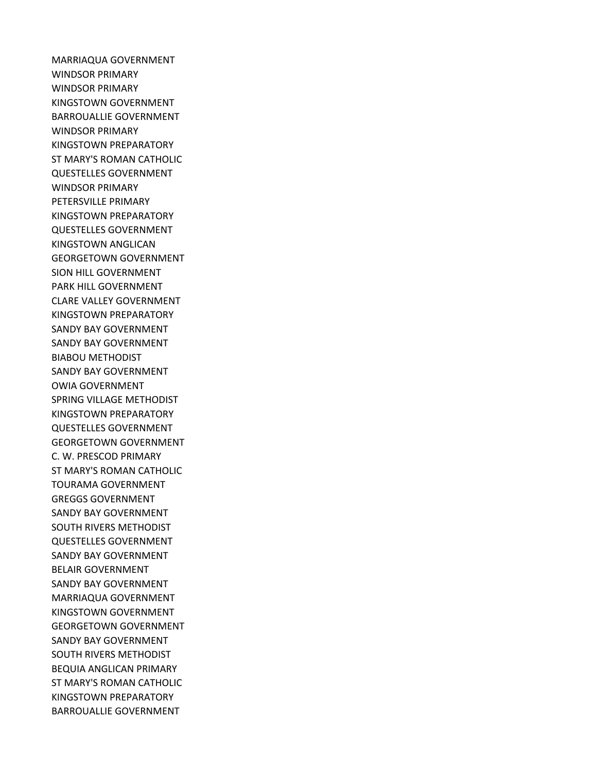MARRIAQUA GOVERNMENT
WINDSOR PRIMARY
WINDSOR PRIMARY
KINGSTOWN GOVERNMENT
BARROUALLIE GOVERNMENT
WINDSOR PRIMARY
KINGSTOWN PREPARATORY
ST MARY'S ROMAN CATHOLIC
QUESTELLES GOVERNMENT
WINDSOR PRIMARY
PETERSVILLE PRIMARY
KINGSTOWN PREPARATORY
QUESTELLES GOVERNMENT
KINGSTOWN ANGLICAN
GEORGETOWN GOVERNMENT
SION HILL GOVERNMENT
PARK HILL GOVERNMENT
CLARE VALLEY GOVERNMENT
KINGSTOWN PREPARATORY
SANDY BAY GOVERNMENT
SANDY BAY GOVERNMENT
BIABOU METHODIST
SANDY BAY GOVERNMENT
OWIA GOVERNMENT
SPRING VILLAGE METHODIST
KINGSTOWN PREPARATORY
QUESTELLES GOVERNMENT
GEORGETOWN GOVERNMENT
C. W. PRESCOD PRIMARY
ST MARY'S ROMAN CATHOLIC
TOURAMA GOVERNMENT
GREGGS GOVERNMENT
SANDY BAY GOVERNMENT
SOUTH RIVERS METHODIST
QUESTELLES GOVERNMENT
SANDY BAY GOVERNMENT
BELAIR GOVERNMENT
SANDY BAY GOVERNMENT
MARRIAQUA GOVERNMENT
KINGSTOWN GOVERNMENT
GEORGETOWN GOVERNMENT
SANDY BAY GOVERNMENT
SOUTH RIVERS METHODIST
BEQUIA ANGLICAN PRIMARY
ST MARY'S ROMAN CATHOLIC
KINGSTOWN PREPARATORY
BARROUALLIE GOVERNMENT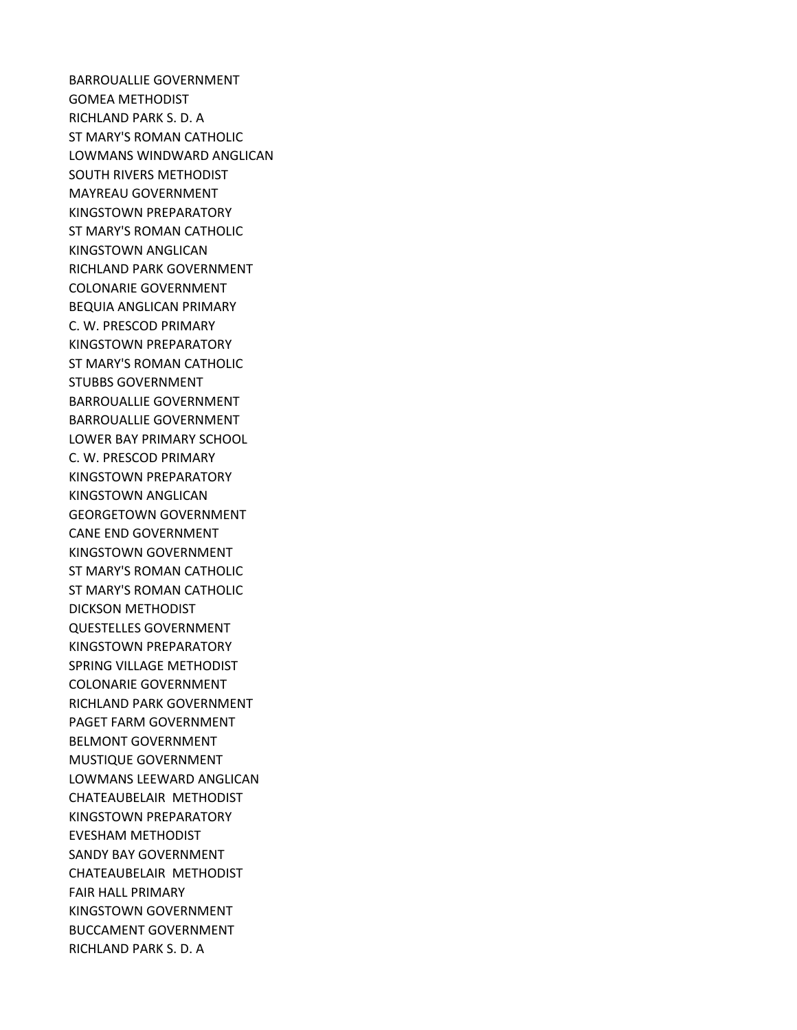BARROUALLIE GOVERNMENT
GOMEA METHODIST
RICHLAND PARK S. D. A
ST MARY'S ROMAN CATHOLIC
LOWMANS WINDWARD ANGLICAN
SOUTH RIVERS METHODIST
MAYREAU GOVERNMENT
KINGSTOWN PREPARATORY
ST MARY'S ROMAN CATHOLIC
KINGSTOWN ANGLICAN
RICHLAND PARK GOVERNMENT
COLONARIE GOVERNMENT
BEQUIA ANGLICAN PRIMARY
C. W. PRESCOD PRIMARY
KINGSTOWN PREPARATORY
ST MARY'S ROMAN CATHOLIC
STUBBS GOVERNMENT
BARROUALLIE GOVERNMENT
BARROUALLIE GOVERNMENT
LOWER BAY PRIMARY SCHOOL
C. W. PRESCOD PRIMARY
KINGSTOWN PREPARATORY
KINGSTOWN ANGLICAN
GEORGETOWN GOVERNMENT
CANE END GOVERNMENT
KINGSTOWN GOVERNMENT
ST MARY'S ROMAN CATHOLIC
ST MARY'S ROMAN CATHOLIC
DICKSON METHODIST
QUESTELLES GOVERNMENT
KINGSTOWN PREPARATORY
SPRING VILLAGE METHODIST
COLONARIE GOVERNMENT
RICHLAND PARK GOVERNMENT
PAGET FARM GOVERNMENT
BELMONT GOVERNMENT
MUSTIQUE GOVERNMENT
LOWMANS LEEWARD ANGLICAN
CHATEAUBELAIR METHODIST
KINGSTOWN PREPARATORY
EVESHAM METHODIST
SANDY BAY GOVERNMENT
CHATEAUBELAIR METHODIST
FAIR HALL PRIMARY
KINGSTOWN GOVERNMENT
BUCCAMENT GOVERNMENT
RICHLAND PARK S. D. A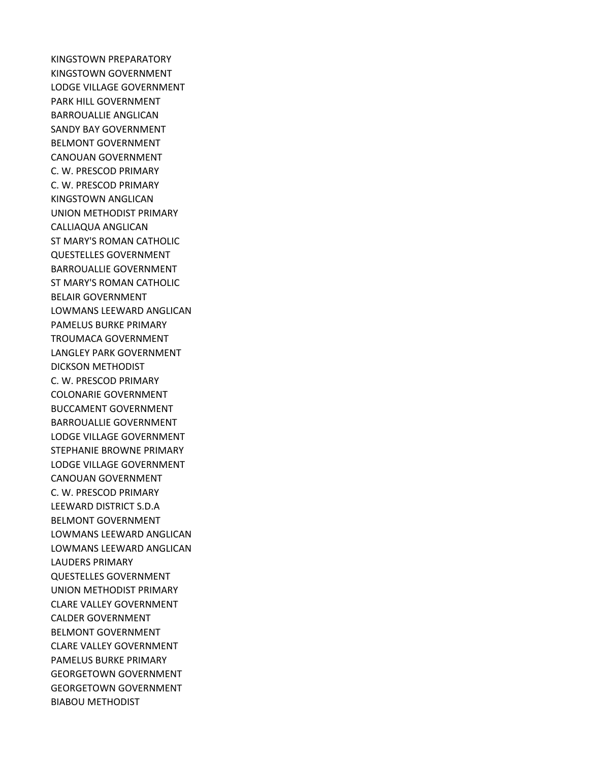KINGSTOWN PREPARATORY
KINGSTOWN GOVERNMENT
LODGE VILLAGE GOVERNMENT
PARK HILL GOVERNMENT
BARROUALLIE ANGLICAN
SANDY BAY GOVERNMENT
BELMONT GOVERNMENT
CANOUAN GOVERNMENT
C. W. PRESCOD PRIMARY
C. W. PRESCOD PRIMARY
KINGSTOWN ANGLICAN
UNION METHODIST PRIMARY
CALLIAQUA ANGLICAN
ST MARY'S ROMAN CATHOLIC
QUESTELLES GOVERNMENT
BARROUALLIE GOVERNMENT
ST MARY'S ROMAN CATHOLIC
BELAIR GOVERNMENT
LOWMANS LEEWARD ANGLICAN
PAMELUS BURKE PRIMARY
TROUMACA GOVERNMENT
LANGLEY PARK GOVERNMENT
DICKSON METHODIST
C. W. PRESCOD PRIMARY
COLONARIE GOVERNMENT
BUCCAMENT GOVERNMENT
BARROUALLIE GOVERNMENT
LODGE VILLAGE GOVERNMENT
STEPHANIE BROWNE PRIMARY
LODGE VILLAGE GOVERNMENT
CANOUAN GOVERNMENT
C. W. PRESCOD PRIMARY
LEEWARD DISTRICT S.D.A
BELMONT GOVERNMENT
LOWMANS LEEWARD ANGLICAN
LOWMANS LEEWARD ANGLICAN
LAUDERS PRIMARY
QUESTELLES GOVERNMENT
UNION METHODIST PRIMARY
CLARE VALLEY GOVERNMENT
CALDER GOVERNMENT
BELMONT GOVERNMENT
CLARE VALLEY GOVERNMENT
PAMELUS BURKE PRIMARY
GEORGETOWN GOVERNMENT
GEORGETOWN GOVERNMENT
BIABOU METHODIST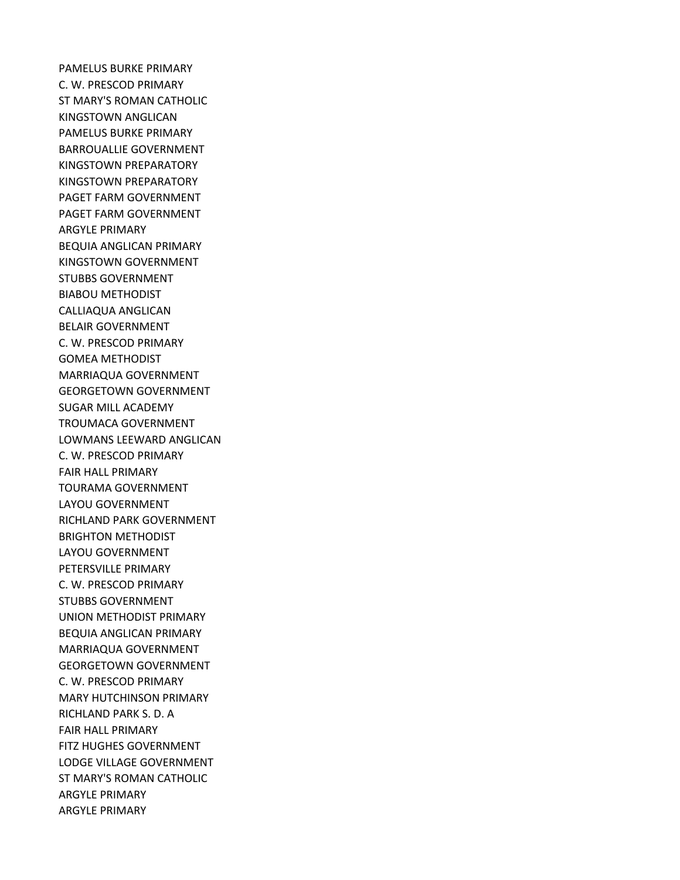PAMELUS BURKE PRIMARY
C. W. PRESCOD PRIMARY
ST MARY'S ROMAN CATHOLIC
KINGSTOWN ANGLICAN
PAMELUS BURKE PRIMARY
BARROUALLIE GOVERNMENT
KINGSTOWN PREPARATORY
KINGSTOWN PREPARATORY
PAGET FARM GOVERNMENT
PAGET FARM GOVERNMENT
ARGYLE PRIMARY
BEQUIA ANGLICAN PRIMARY
KINGSTOWN GOVERNMENT
STUBBS GOVERNMENT
BIABOU METHODIST
CALLIAQUA ANGLICAN
BELAIR GOVERNMENT
C. W. PRESCOD PRIMARY
GOMEA METHODIST
MARRIAQUA GOVERNMENT
GEORGETOWN GOVERNMENT
SUGAR MILL ACADEMY
TROUMACA GOVERNMENT
LOWMANS LEEWARD ANGLICAN
C. W. PRESCOD PRIMARY
FAIR HALL PRIMARY
TOURAMA GOVERNMENT
LAYOU GOVERNMENT
RICHLAND PARK GOVERNMENT
BRIGHTON METHODIST
LAYOU GOVERNMENT
PETERSVILLE PRIMARY
C. W. PRESCOD PRIMARY
STUBBS GOVERNMENT
UNION METHODIST PRIMARY
BEQUIA ANGLICAN PRIMARY
MARRIAQUA GOVERNMENT
GEORGETOWN GOVERNMENT
C. W. PRESCOD PRIMARY
MARY HUTCHINSON PRIMARY
RICHLAND PARK S. D. A
FAIR HALL PRIMARY
FITZ HUGHES GOVERNMENT
LODGE VILLAGE GOVERNMENT
ST MARY'S ROMAN CATHOLIC
ARGYLE PRIMARY
ARGYLE PRIMARY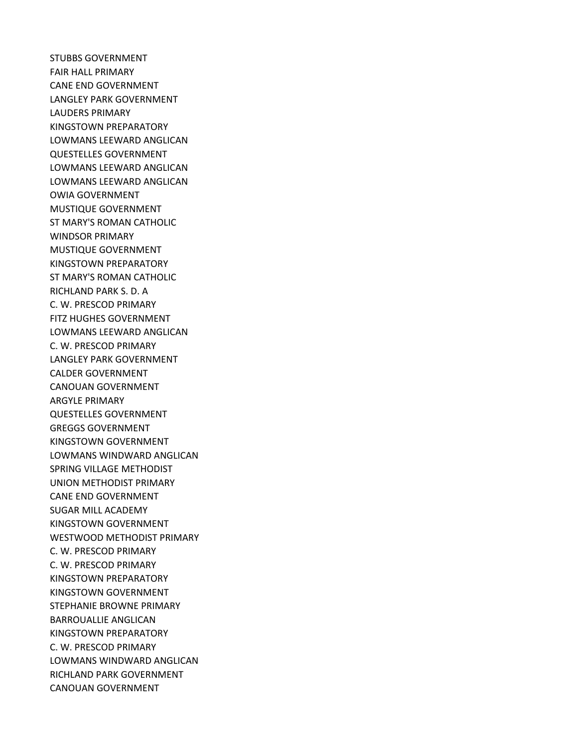STUBBS GOVERNMENT
FAIR HALL PRIMARY
CANE END GOVERNMENT
LANGLEY PARK GOVERNMENT
LAUDERS PRIMARY
KINGSTOWN PREPARATORY
LOWMANS LEEWARD ANGLICAN
QUESTELLES GOVERNMENT
LOWMANS LEEWARD ANGLICAN
LOWMANS LEEWARD ANGLICAN
OWIA GOVERNMENT
MUSTIQUE GOVERNMENT
ST MARY'S ROMAN CATHOLIC
WINDSOR PRIMARY
MUSTIQUE GOVERNMENT
KINGSTOWN PREPARATORY
ST MARY'S ROMAN CATHOLIC
RICHLAND PARK S. D. A
C. W. PRESCOD PRIMARY
FITZ HUGHES GOVERNMENT
LOWMANS LEEWARD ANGLICAN
C. W. PRESCOD PRIMARY
LANGLEY PARK GOVERNMENT
CALDER GOVERNMENT
CANOUAN GOVERNMENT
ARGYLE PRIMARY
QUESTELLES GOVERNMENT
GREGGS GOVERNMENT
KINGSTOWN GOVERNMENT
LOWMANS WINDWARD ANGLICAN
SPRING VILLAGE METHODIST
UNION METHODIST PRIMARY
CANE END GOVERNMENT
SUGAR MILL ACADEMY
KINGSTOWN GOVERNMENT
WESTWOOD METHODIST PRIMARY
C. W. PRESCOD PRIMARY
C. W. PRESCOD PRIMARY
KINGSTOWN PREPARATORY
KINGSTOWN GOVERNMENT
STEPHANIE BROWNE PRIMARY
BARROUALLIE ANGLICAN
KINGSTOWN PREPARATORY
C. W. PRESCOD PRIMARY
LOWMANS WINDWARD ANGLICAN
RICHLAND PARK GOVERNMENT
CANOUAN GOVERNMENT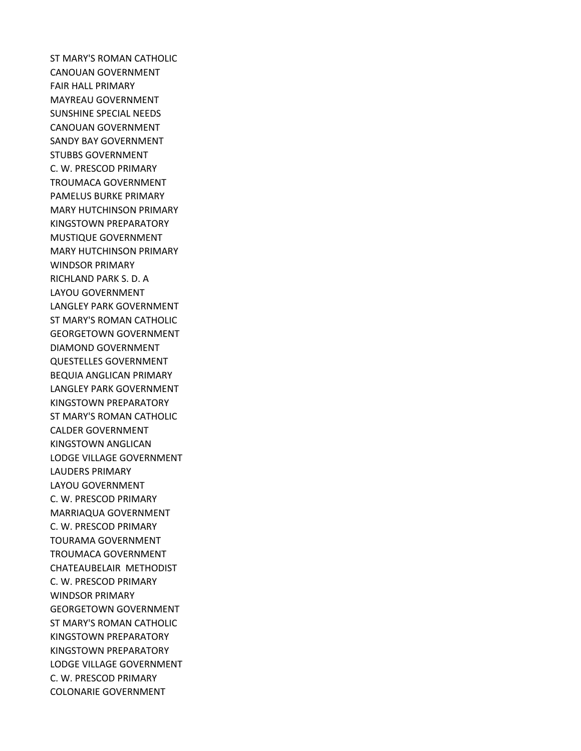ST MARY'S ROMAN CATHOLIC
CANOUAN GOVERNMENT
FAIR HALL PRIMARY
MAYREAU GOVERNMENT
SUNSHINE SPECIAL NEEDS
CANOUAN GOVERNMENT
SANDY BAY GOVERNMENT
STUBBS GOVERNMENT
C. W. PRESCOD PRIMARY
TROUMACA GOVERNMENT
PAMELUS BURKE PRIMARY
MARY HUTCHINSON PRIMARY
KINGSTOWN PREPARATORY
MUSTIQUE GOVERNMENT
MARY HUTCHINSON PRIMARY
WINDSOR PRIMARY
RICHLAND PARK S. D. A
LAYOU GOVERNMENT
LANGLEY PARK GOVERNMENT
ST MARY'S ROMAN CATHOLIC
GEORGETOWN GOVERNMENT
DIAMOND GOVERNMENT
QUESTELLES GOVERNMENT
BEQUIA ANGLICAN PRIMARY
LANGLEY PARK GOVERNMENT
KINGSTOWN PREPARATORY
ST MARY'S ROMAN CATHOLIC
CALDER GOVERNMENT
KINGSTOWN ANGLICAN
LODGE VILLAGE GOVERNMENT
LAUDERS PRIMARY
LAYOU GOVERNMENT
C. W. PRESCOD PRIMARY
MARRIAQUA GOVERNMENT
C. W. PRESCOD PRIMARY
TOURAMA GOVERNMENT
TROUMACA GOVERNMENT
CHATEAUBELAIR METHODIST
C. W. PRESCOD PRIMARY
WINDSOR PRIMARY
GEORGETOWN GOVERNMENT
ST MARY'S ROMAN CATHOLIC
KINGSTOWN PREPARATORY
KINGSTOWN PREPARATORY
LODGE VILLAGE GOVERNMENT
C. W. PRESCOD PRIMARY
COLONARIE GOVERNMENT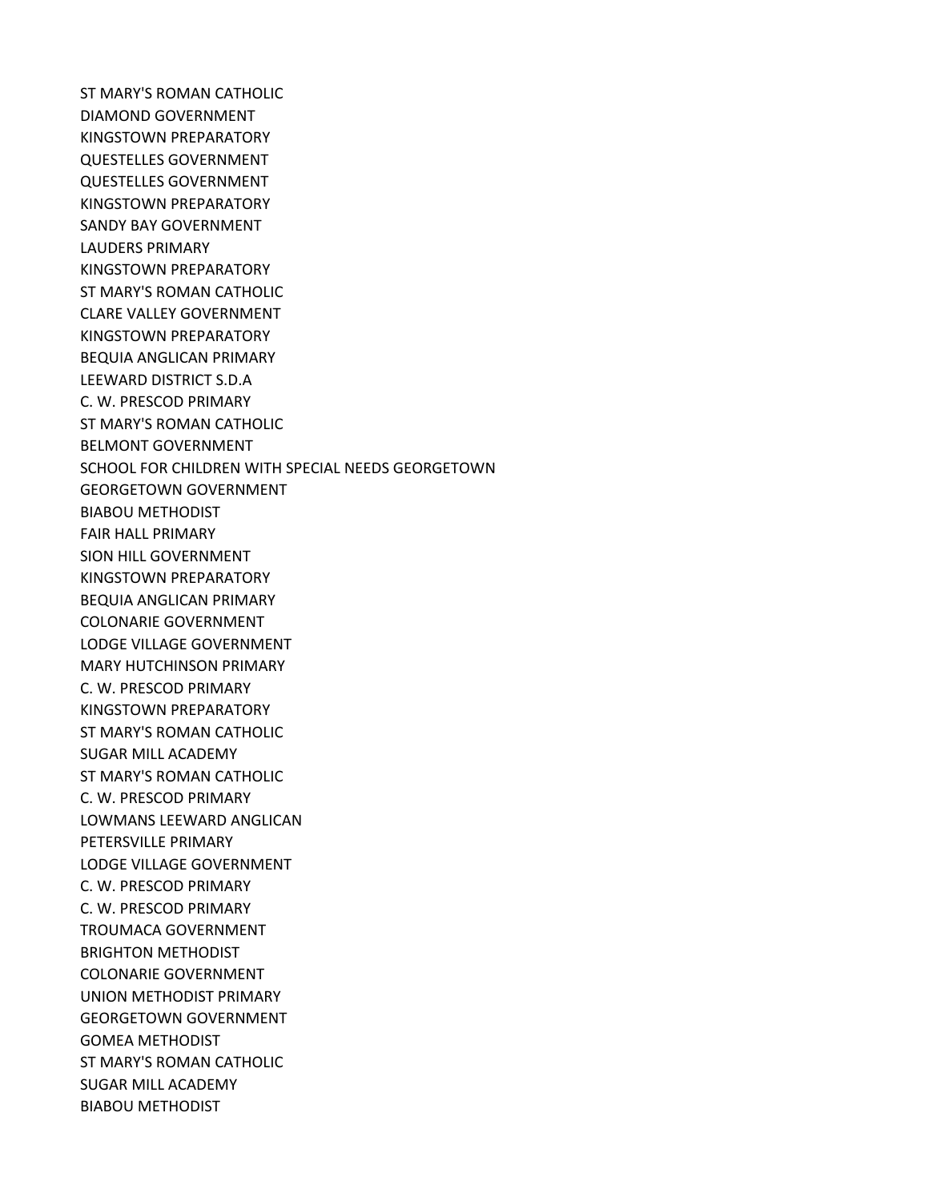ST MARY'S ROMAN CATHOLIC
DIAMOND GOVERNMENT
KINGSTOWN PREPARATORY
QUESTELLES GOVERNMENT
QUESTELLES GOVERNMENT
KINGSTOWN PREPARATORY
SANDY BAY GOVERNMENT
LAUDERS PRIMARY
KINGSTOWN PREPARATORY
ST MARY'S ROMAN CATHOLIC
CLARE VALLEY GOVERNMENT
KINGSTOWN PREPARATORY
BEQUIA ANGLICAN PRIMARY
LEEWARD DISTRICT S.D.A
C. W. PRESCOD PRIMARY
ST MARY'S ROMAN CATHOLIC
BELMONT GOVERNMENT
SCHOOL FOR CHILDREN WITH SPECIAL NEEDS GEORGETOWN
GEORGETOWN GOVERNMENT
BIABOU METHODIST
FAIR HALL PRIMARY
SION HILL GOVERNMENT
KINGSTOWN PREPARATORY
BEQUIA ANGLICAN PRIMARY
COLONARIE GOVERNMENT
LODGE VILLAGE GOVERNMENT
MARY HUTCHINSON PRIMARY
C. W. PRESCOD PRIMARY
KINGSTOWN PREPARATORY
ST MARY'S ROMAN CATHOLIC
SUGAR MILL ACADEMY
ST MARY'S ROMAN CATHOLIC
C. W. PRESCOD PRIMARY
LOWMANS LEEWARD ANGLICAN
PETERSVILLE PRIMARY
LODGE VILLAGE GOVERNMENT
C. W. PRESCOD PRIMARY
C. W. PRESCOD PRIMARY
TROUMACA GOVERNMENT
BRIGHTON METHODIST
COLONARIE GOVERNMENT
UNION METHODIST PRIMARY
GEORGETOWN GOVERNMENT
GOMEA METHODIST
ST MARY'S ROMAN CATHOLIC
SUGAR MILL ACADEMY
BIABOU METHODIST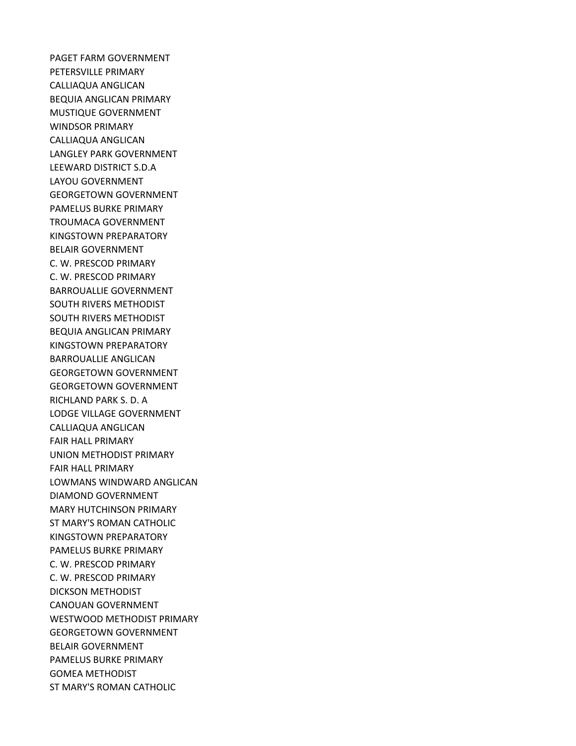PAGET FARM GOVERNMENT
PETERSVILLE PRIMARY
CALLIAQUA ANGLICAN
BEQUIA ANGLICAN PRIMARY
MUSTIQUE GOVERNMENT
WINDSOR PRIMARY
CALLIAQUA ANGLICAN
LANGLEY PARK GOVERNMENT
LEEWARD DISTRICT S.D.A
LAYOU GOVERNMENT
GEORGETOWN GOVERNMENT
PAMELUS BURKE PRIMARY
TROUMACA GOVERNMENT
KINGSTOWN PREPARATORY
BELAIR GOVERNMENT
C. W. PRESCOD PRIMARY
C. W. PRESCOD PRIMARY
BARROUALLIE GOVERNMENT
SOUTH RIVERS METHODIST
SOUTH RIVERS METHODIST
BEQUIA ANGLICAN PRIMARY
KINGSTOWN PREPARATORY
BARROUALLIE ANGLICAN
GEORGETOWN GOVERNMENT
GEORGETOWN GOVERNMENT
RICHLAND PARK S. D. A
LODGE VILLAGE GOVERNMENT
CALLIAQUA ANGLICAN
FAIR HALL PRIMARY
UNION METHODIST PRIMARY
FAIR HALL PRIMARY
LOWMANS WINDWARD ANGLICAN
DIAMOND GOVERNMENT
MARY HUTCHINSON PRIMARY
ST MARY'S ROMAN CATHOLIC
KINGSTOWN PREPARATORY
PAMELUS BURKE PRIMARY
C. W. PRESCOD PRIMARY
C. W. PRESCOD PRIMARY
DICKSON METHODIST
CANOUAN GOVERNMENT
WESTWOOD METHODIST PRIMARY
GEORGETOWN GOVERNMENT
BELAIR GOVERNMENT
PAMELUS BURKE PRIMARY
GOMEA METHODIST
ST MARY'S ROMAN CATHOLIC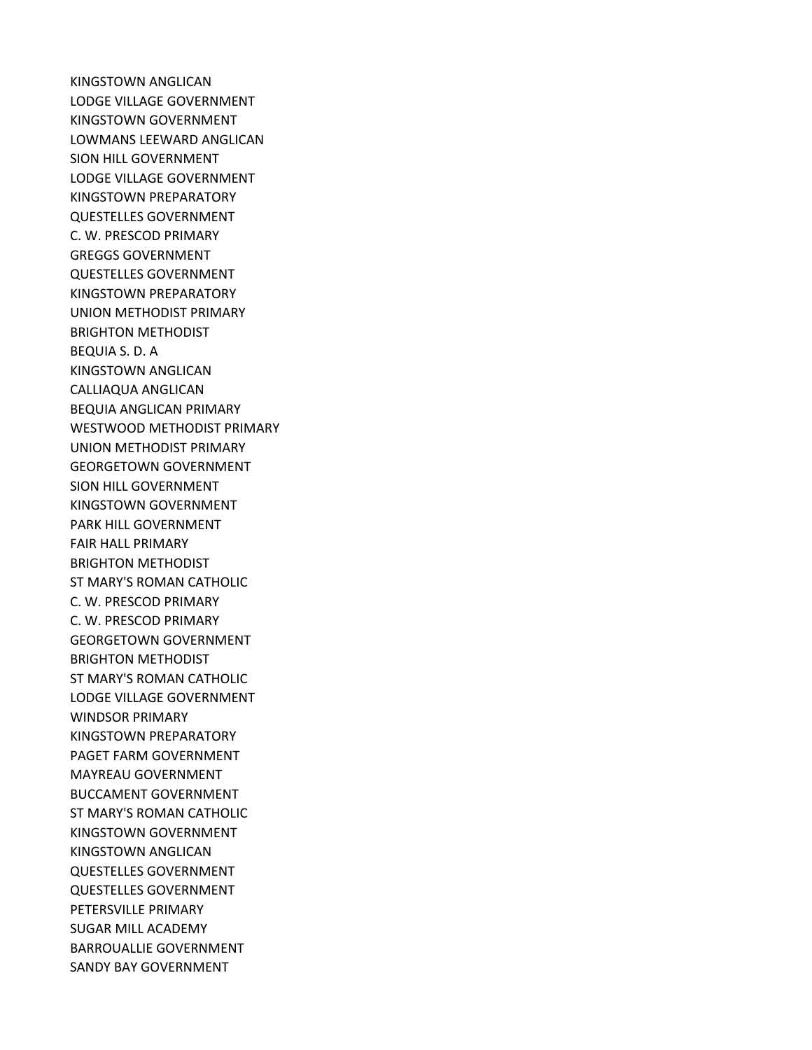KINGSTOWN ANGLICAN
LODGE VILLAGE GOVERNMENT
KINGSTOWN GOVERNMENT
LOWMANS LEEWARD ANGLICAN
SION HILL GOVERNMENT
LODGE VILLAGE GOVERNMENT
KINGSTOWN PREPARATORY
QUESTELLES GOVERNMENT
C. W. PRESCOD PRIMARY
GREGGS GOVERNMENT
QUESTELLES GOVERNMENT
KINGSTOWN PREPARATORY
UNION METHODIST PRIMARY
BRIGHTON METHODIST
BEQUIA S. D. A
KINGSTOWN ANGLICAN
CALLIAQUA ANGLICAN
BEQUIA ANGLICAN PRIMARY
WESTWOOD METHODIST PRIMARY
UNION METHODIST PRIMARY
GEORGETOWN GOVERNMENT
SION HILL GOVERNMENT
KINGSTOWN GOVERNMENT
PARK HILL GOVERNMENT
FAIR HALL PRIMARY
BRIGHTON METHODIST
ST MARY'S ROMAN CATHOLIC
C. W. PRESCOD PRIMARY
C. W. PRESCOD PRIMARY
GEORGETOWN GOVERNMENT
BRIGHTON METHODIST
ST MARY'S ROMAN CATHOLIC
LODGE VILLAGE GOVERNMENT
WINDSOR PRIMARY
KINGSTOWN PREPARATORY
PAGET FARM GOVERNMENT
MAYREAU GOVERNMENT
BUCCAMENT GOVERNMENT
ST MARY'S ROMAN CATHOLIC
KINGSTOWN GOVERNMENT
KINGSTOWN ANGLICAN
QUESTELLES GOVERNMENT
QUESTELLES GOVERNMENT
PETERSVILLE PRIMARY
SUGAR MILL ACADEMY
BARROUALLIE GOVERNMENT
SANDY BAY GOVERNMENT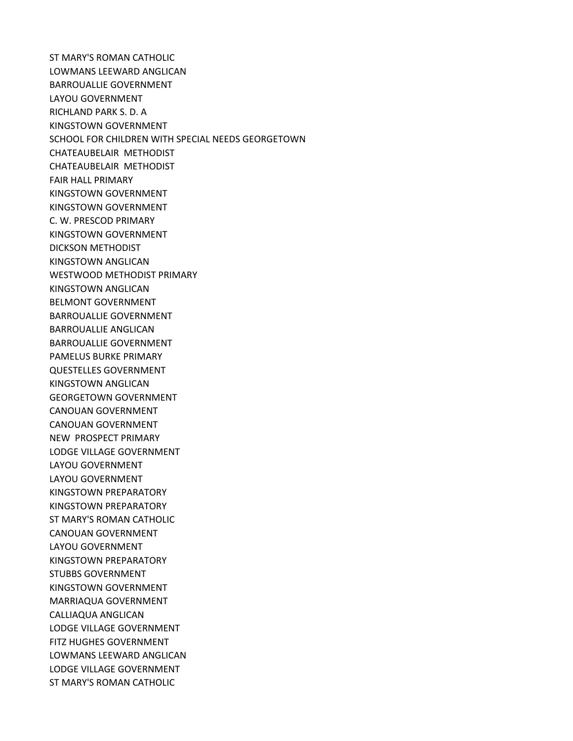ST MARY'S ROMAN CATHOLIC
LOWMANS LEEWARD ANGLICAN
BARROUALLIE GOVERNMENT
LAYOU GOVERNMENT
RICHLAND PARK S. D. A
KINGSTOWN GOVERNMENT
SCHOOL FOR CHILDREN WITH SPECIAL NEEDS GEORGETOWN
CHATEAUBELAIR METHODIST
CHATEAUBELAIR METHODIST
FAIR HALL PRIMARY
KINGSTOWN GOVERNMENT
KINGSTOWN GOVERNMENT
C. W. PRESCOD PRIMARY
KINGSTOWN GOVERNMENT
DICKSON METHODIST
KINGSTOWN ANGLICAN
WESTWOOD METHODIST PRIMARY
KINGSTOWN ANGLICAN
BELMONT GOVERNMENT
BARROUALLIE GOVERNMENT
BARROUALLIE ANGLICAN
BARROUALLIE GOVERNMENT
PAMELUS BURKE PRIMARY
QUESTELLES GOVERNMENT
KINGSTOWN ANGLICAN
GEORGETOWN GOVERNMENT
CANOUAN GOVERNMENT
CANOUAN GOVERNMENT
NEW PROSPECT PRIMARY
LODGE VILLAGE GOVERNMENT
LAYOU GOVERNMENT
LAYOU GOVERNMENT
KINGSTOWN PREPARATORY
KINGSTOWN PREPARATORY
ST MARY'S ROMAN CATHOLIC
CANOUAN GOVERNMENT
LAYOU GOVERNMENT
KINGSTOWN PREPARATORY
STUBBS GOVERNMENT
KINGSTOWN GOVERNMENT
MARRIAQUA GOVERNMENT
CALLIAQUA ANGLICAN
LODGE VILLAGE GOVERNMENT
FITZ HUGHES GOVERNMENT
LOWMANS LEEWARD ANGLICAN
LODGE VILLAGE GOVERNMENT
ST MARY'S ROMAN CATHOLIC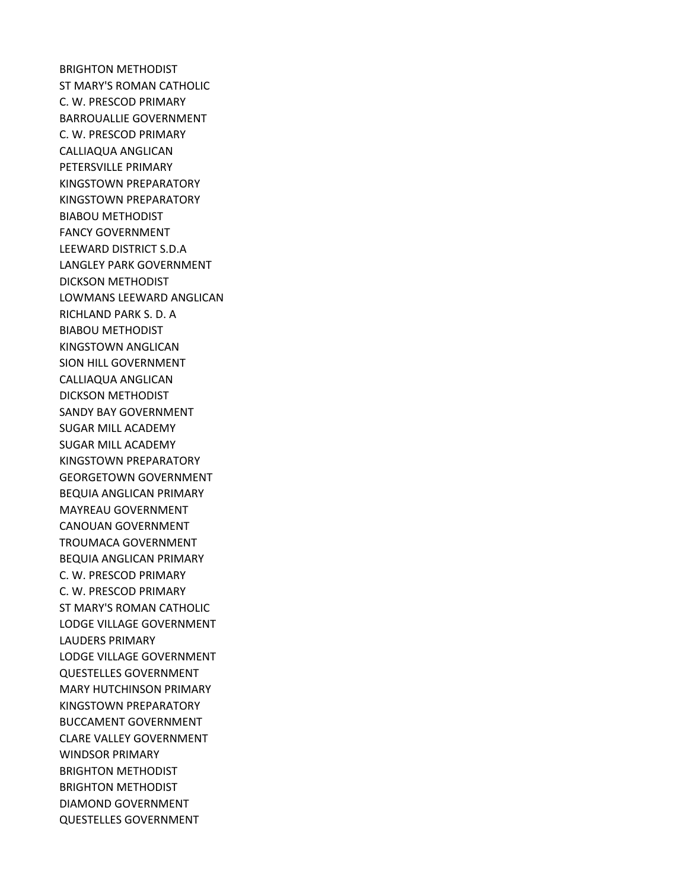BRIGHTON METHODIST
ST MARY'S ROMAN CATHOLIC
C. W. PRESCOD PRIMARY
BARROUALLIE GOVERNMENT
C. W. PRESCOD PRIMARY
CALLIAQUA ANGLICAN
PETERSVILLE PRIMARY
KINGSTOWN PREPARATORY
KINGSTOWN PREPARATORY
BIABOU METHODIST
FANCY GOVERNMENT
LEEWARD DISTRICT S.D.A
LANGLEY PARK GOVERNMENT
DICKSON METHODIST
LOWMANS LEEWARD ANGLICAN
RICHLAND PARK S. D. A
BIABOU METHODIST
KINGSTOWN ANGLICAN
SION HILL GOVERNMENT
CALLIAQUA ANGLICAN
DICKSON METHODIST
SANDY BAY GOVERNMENT
SUGAR MILL ACADEMY
SUGAR MILL ACADEMY
KINGSTOWN PREPARATORY
GEORGETOWN GOVERNMENT
BEQUIA ANGLICAN PRIMARY
MAYREAU GOVERNMENT
CANOUAN GOVERNMENT
TROUMACA GOVERNMENT
BEQUIA ANGLICAN PRIMARY
C. W. PRESCOD PRIMARY
C. W. PRESCOD PRIMARY
ST MARY'S ROMAN CATHOLIC
LODGE VILLAGE GOVERNMENT
LAUDERS PRIMARY
LODGE VILLAGE GOVERNMENT
QUESTELLES GOVERNMENT
MARY HUTCHINSON PRIMARY
KINGSTOWN PREPARATORY
BUCCAMENT GOVERNMENT
CLARE VALLEY GOVERNMENT
WINDSOR PRIMARY
BRIGHTON METHODIST
BRIGHTON METHODIST
DIAMOND GOVERNMENT
QUESTELLES GOVERNMENT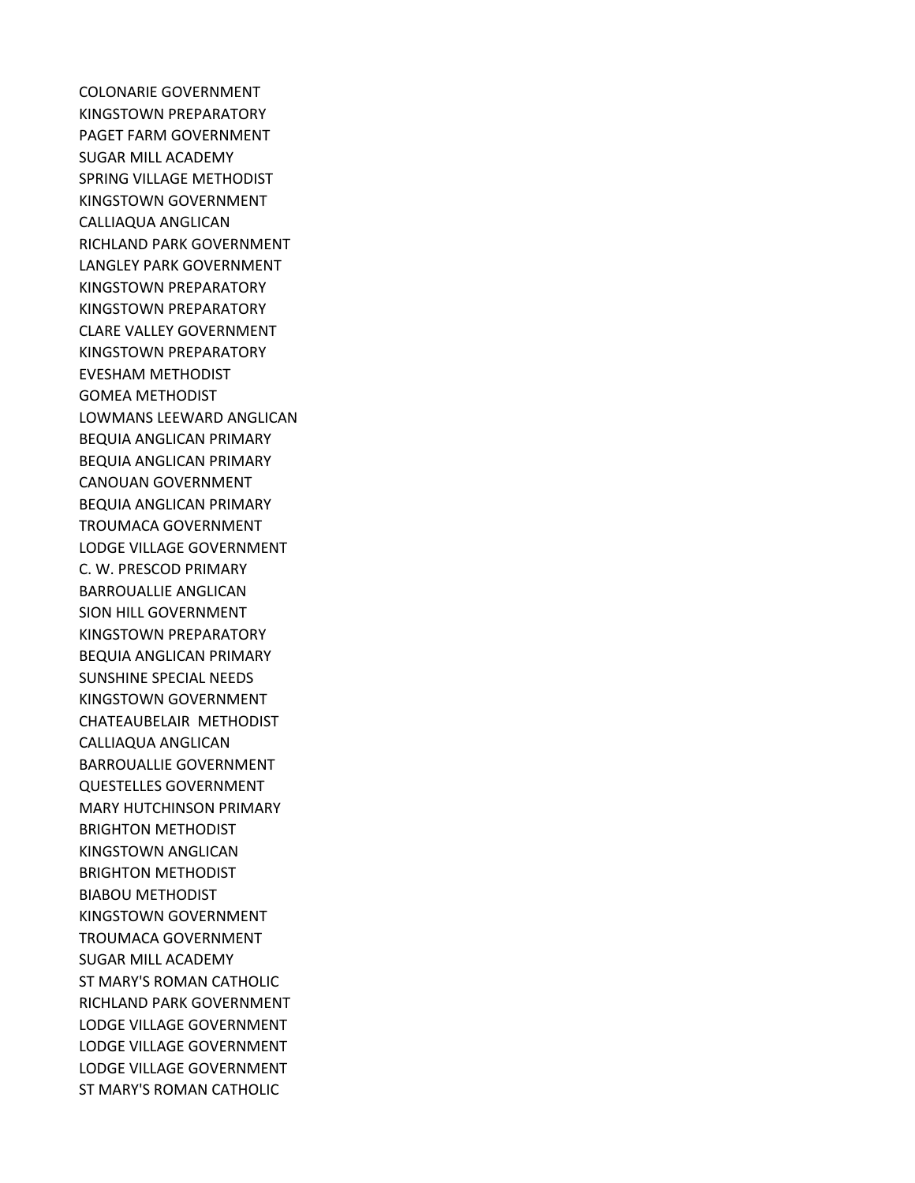COLONARIE GOVERNMENT
KINGSTOWN PREPARATORY
PAGET FARM GOVERNMENT
SUGAR MILL ACADEMY
SPRING VILLAGE METHODIST
KINGSTOWN GOVERNMENT
CALLIAQUA ANGLICAN
RICHLAND PARK GOVERNMENT
LANGLEY PARK GOVERNMENT
KINGSTOWN PREPARATORY
KINGSTOWN PREPARATORY
CLARE VALLEY GOVERNMENT
KINGSTOWN PREPARATORY
EVESHAM METHODIST
GOMEA METHODIST
LOWMANS LEEWARD ANGLICAN
BEQUIA ANGLICAN PRIMARY
BEQUIA ANGLICAN PRIMARY
CANOUAN GOVERNMENT
BEQUIA ANGLICAN PRIMARY
TROUMACA GOVERNMENT
LODGE VILLAGE GOVERNMENT
C. W. PRESCOD PRIMARY
BARROUALLIE ANGLICAN
SION HILL GOVERNMENT
KINGSTOWN PREPARATORY
BEQUIA ANGLICAN PRIMARY
SUNSHINE SPECIAL NEEDS
KINGSTOWN GOVERNMENT
CHATEAUBELAIR METHODIST
CALLIAQUA ANGLICAN
BARROUALLIE GOVERNMENT
QUESTELLES GOVERNMENT
MARY HUTCHINSON PRIMARY
BRIGHTON METHODIST
KINGSTOWN ANGLICAN
BRIGHTON METHODIST
BIABOU METHODIST
KINGSTOWN GOVERNMENT
TROUMACA GOVERNMENT
SUGAR MILL ACADEMY
ST MARY'S ROMAN CATHOLIC
RICHLAND PARK GOVERNMENT
LODGE VILLAGE GOVERNMENT
LODGE VILLAGE GOVERNMENT
LODGE VILLAGE GOVERNMENT
ST MARY'S ROMAN CATHOLIC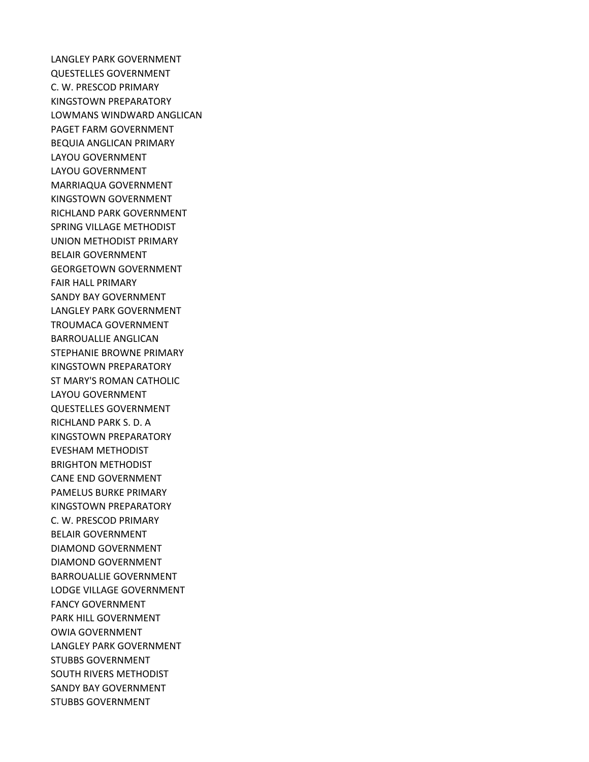LANGLEY PARK GOVERNMENT
QUESTELLES GOVERNMENT
C. W. PRESCOD PRIMARY
KINGSTOWN PREPARATORY
LOWMANS WINDWARD ANGLICAN
PAGET FARM GOVERNMENT
BEQUIA ANGLICAN PRIMARY
LAYOU GOVERNMENT
LAYOU GOVERNMENT
MARRIAQUA GOVERNMENT
KINGSTOWN GOVERNMENT
RICHLAND PARK GOVERNMENT
SPRING VILLAGE METHODIST
UNION METHODIST PRIMARY
BELAIR GOVERNMENT
GEORGETOWN GOVERNMENT
FAIR HALL PRIMARY
SANDY BAY GOVERNMENT
LANGLEY PARK GOVERNMENT
TROUMACA GOVERNMENT
BARROUALLIE ANGLICAN
STEPHANIE BROWNE PRIMARY
KINGSTOWN PREPARATORY
ST MARY'S ROMAN CATHOLIC
LAYOU GOVERNMENT
QUESTELLES GOVERNMENT
RICHLAND PARK S. D. A
KINGSTOWN PREPARATORY
EVESHAM METHODIST
BRIGHTON METHODIST
CANE END GOVERNMENT
PAMELUS BURKE PRIMARY
KINGSTOWN PREPARATORY
C. W. PRESCOD PRIMARY
BELAIR GOVERNMENT
DIAMOND GOVERNMENT
DIAMOND GOVERNMENT
BARROUALLIE GOVERNMENT
LODGE VILLAGE GOVERNMENT
FANCY GOVERNMENT
PARK HILL GOVERNMENT
OWIA GOVERNMENT
LANGLEY PARK GOVERNMENT
STUBBS GOVERNMENT
SOUTH RIVERS METHODIST
SANDY BAY GOVERNMENT
STUBBS GOVERNMENT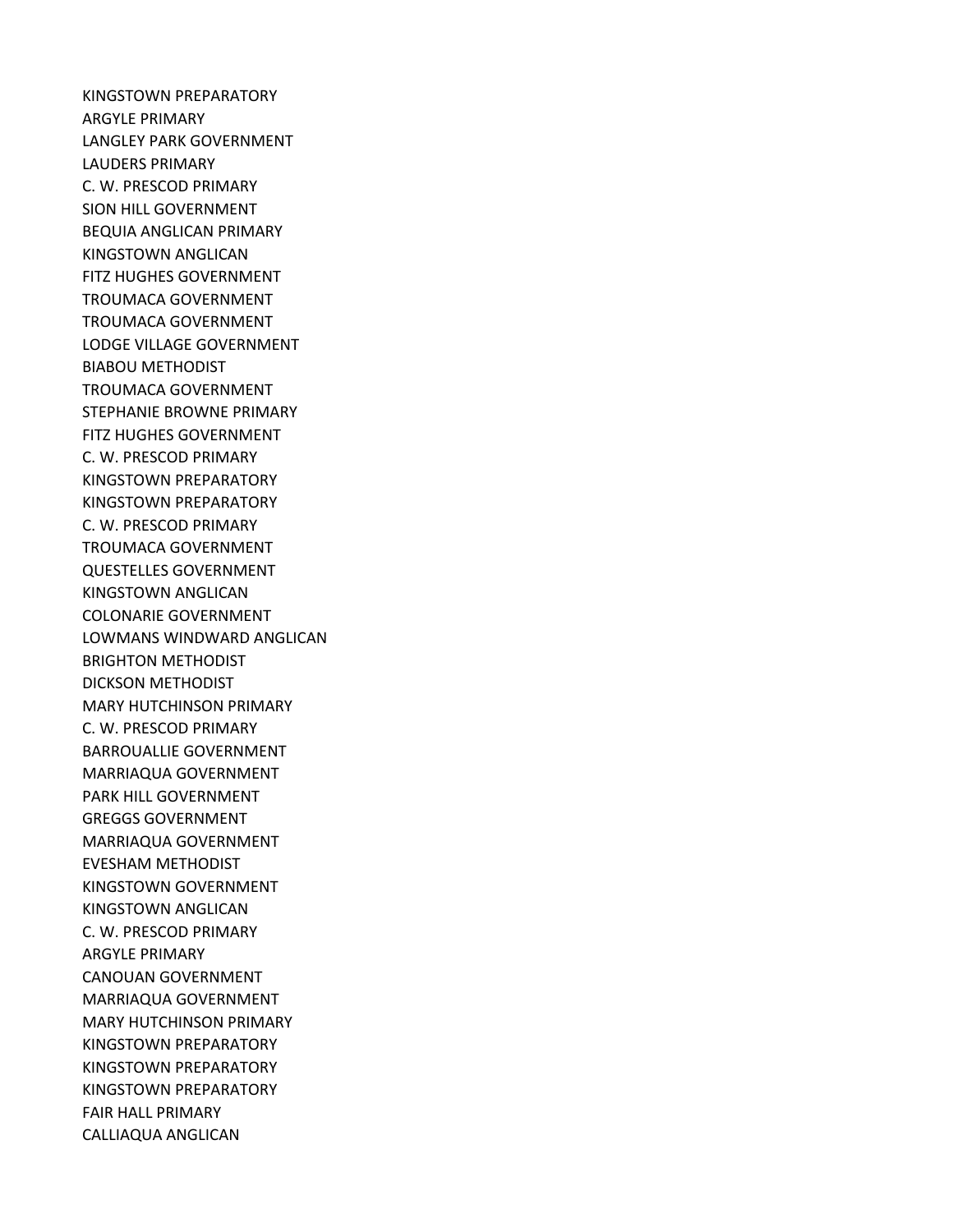KINGSTOWN PREPARATORY
ARGYLE PRIMARY
LANGLEY PARK GOVERNMENT
LAUDERS PRIMARY
C. W. PRESCOD PRIMARY
SION HILL GOVERNMENT
BEQUIA ANGLICAN PRIMARY
KINGSTOWN ANGLICAN
FITZ HUGHES GOVERNMENT
TROUMACA GOVERNMENT
TROUMACA GOVERNMENT
LODGE VILLAGE GOVERNMENT
BIABOU METHODIST
TROUMACA GOVERNMENT
STEPHANIE BROWNE PRIMARY
FITZ HUGHES GOVERNMENT
C. W. PRESCOD PRIMARY
KINGSTOWN PREPARATORY
KINGSTOWN PREPARATORY
C. W. PRESCOD PRIMARY
TROUMACA GOVERNMENT
QUESTELLES GOVERNMENT
KINGSTOWN ANGLICAN
COLONARIE GOVERNMENT
LOWMANS WINDWARD ANGLICAN
BRIGHTON METHODIST
DICKSON METHODIST
MARY HUTCHINSON PRIMARY
C. W. PRESCOD PRIMARY
BARROUALLIE GOVERNMENT
MARRIAQUA GOVERNMENT
PARK HILL GOVERNMENT
GREGGS GOVERNMENT
MARRIAQUA GOVERNMENT
EVESHAM METHODIST
KINGSTOWN GOVERNMENT
KINGSTOWN ANGLICAN
C. W. PRESCOD PRIMARY
ARGYLE PRIMARY
CANOUAN GOVERNMENT
MARRIAQUA GOVERNMENT
MARY HUTCHINSON PRIMARY
KINGSTOWN PREPARATORY
KINGSTOWN PREPARATORY
KINGSTOWN PREPARATORY
FAIR HALL PRIMARY
CALLIAQUA ANGLICAN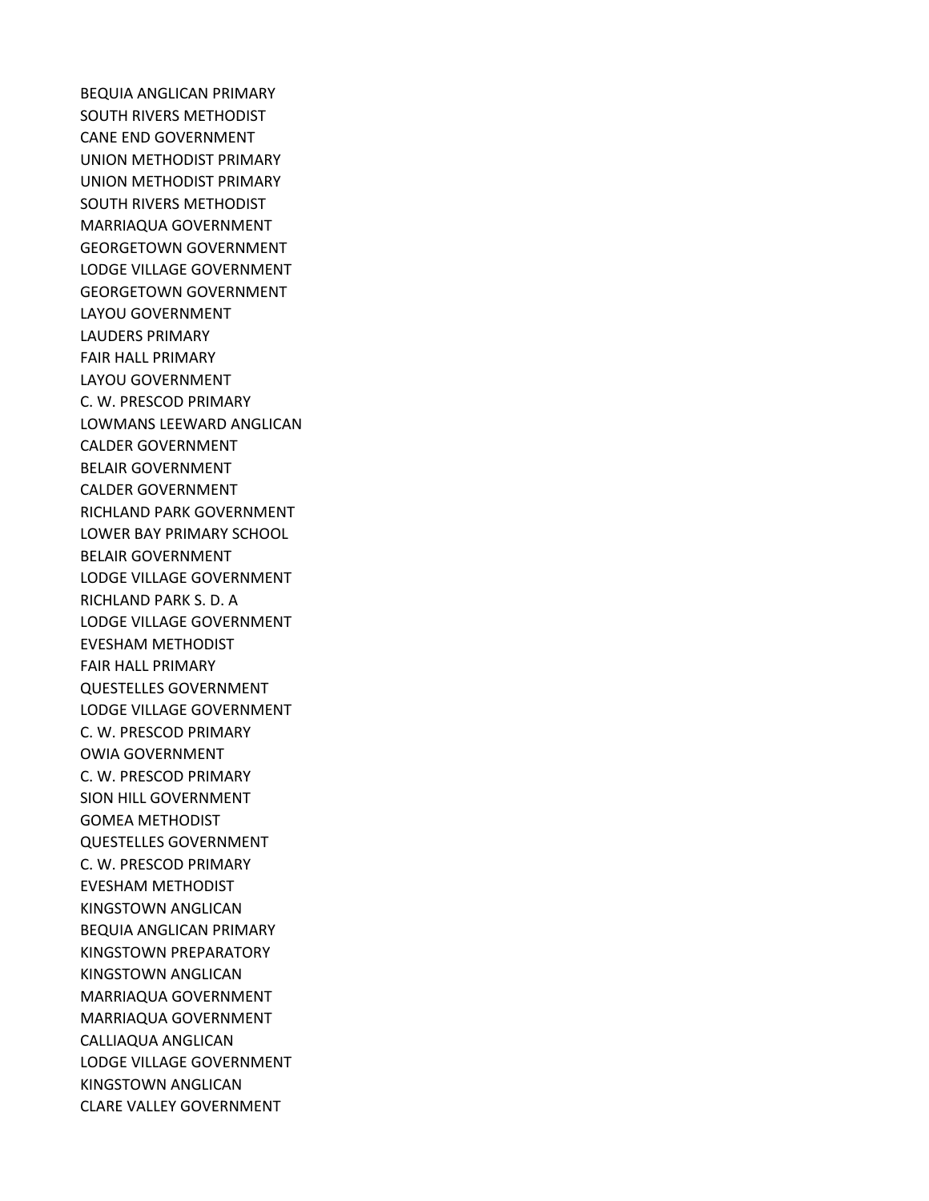BEQUIA ANGLICAN PRIMARY
SOUTH RIVERS METHODIST
CANE END GOVERNMENT
UNION METHODIST PRIMARY
UNION METHODIST PRIMARY
SOUTH RIVERS METHODIST
MARRIAQUA GOVERNMENT
GEORGETOWN GOVERNMENT
LODGE VILLAGE GOVERNMENT
GEORGETOWN GOVERNMENT
LAYOU GOVERNMENT
LAUDERS PRIMARY
FAIR HALL PRIMARY
LAYOU GOVERNMENT
C. W. PRESCOD PRIMARY
LOWMANS LEEWARD ANGLICAN
CALDER GOVERNMENT
BELAIR GOVERNMENT
CALDER GOVERNMENT
RICHLAND PARK GOVERNMENT
LOWER BAY PRIMARY SCHOOL
BELAIR GOVERNMENT
LODGE VILLAGE GOVERNMENT
RICHLAND PARK S. D. A
LODGE VILLAGE GOVERNMENT
EVESHAM METHODIST
FAIR HALL PRIMARY
QUESTELLES GOVERNMENT
LODGE VILLAGE GOVERNMENT
C. W. PRESCOD PRIMARY
OWIA GOVERNMENT
C. W. PRESCOD PRIMARY
SION HILL GOVERNMENT
GOMEA METHODIST
QUESTELLES GOVERNMENT
C. W. PRESCOD PRIMARY
EVESHAM METHODIST
KINGSTOWN ANGLICAN
BEQUIA ANGLICAN PRIMARY
KINGSTOWN PREPARATORY
KINGSTOWN ANGLICAN
MARRIAQUA GOVERNMENT
MARRIAQUA GOVERNMENT
CALLIAQUA ANGLICAN
LODGE VILLAGE GOVERNMENT
KINGSTOWN ANGLICAN
CLARE VALLEY GOVERNMENT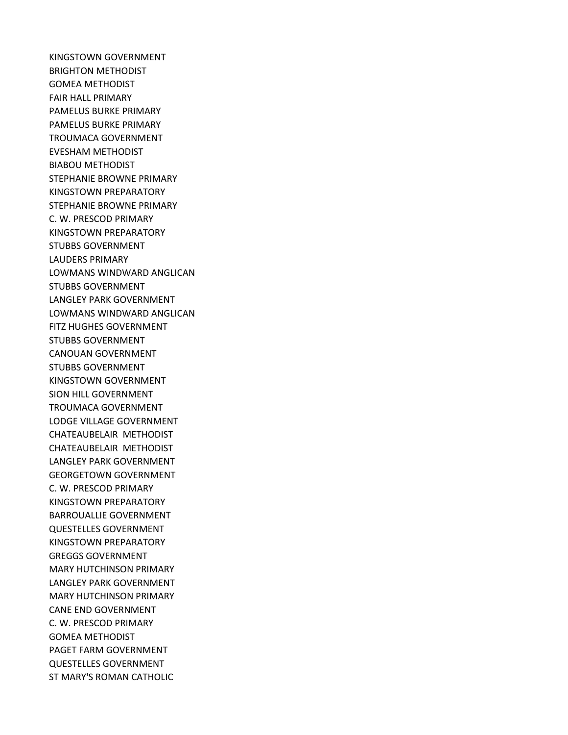KINGSTOWN GOVERNMENT
BRIGHTON METHODIST
GOMEA METHODIST
FAIR HALL PRIMARY
PAMELUS BURKE PRIMARY
PAMELUS BURKE PRIMARY
TROUMACA GOVERNMENT
EVESHAM METHODIST
BIABOU METHODIST
STEPHANIE BROWNE PRIMARY
KINGSTOWN PREPARATORY
STEPHANIE BROWNE PRIMARY
C. W. PRESCOD PRIMARY
KINGSTOWN PREPARATORY
STUBBS GOVERNMENT
LAUDERS PRIMARY
LOWMANS WINDWARD ANGLICAN
STUBBS GOVERNMENT
LANGLEY PARK GOVERNMENT
LOWMANS WINDWARD ANGLICAN
FITZ HUGHES GOVERNMENT
STUBBS GOVERNMENT
CANOUAN GOVERNMENT
STUBBS GOVERNMENT
KINGSTOWN GOVERNMENT
SION HILL GOVERNMENT
TROUMACA GOVERNMENT
LODGE VILLAGE GOVERNMENT
CHATEAUBELAIR  METHODIST
CHATEAUBELAIR  METHODIST
LANGLEY PARK GOVERNMENT
GEORGETOWN GOVERNMENT
C. W. PRESCOD PRIMARY
KINGSTOWN PREPARATORY
BARROUALLIE GOVERNMENT
QUESTELLES GOVERNMENT
KINGSTOWN PREPARATORY
GREGGS GOVERNMENT
MARY HUTCHINSON PRIMARY
LANGLEY PARK GOVERNMENT
MARY HUTCHINSON PRIMARY
CANE END GOVERNMENT
C. W. PRESCOD PRIMARY
GOMEA METHODIST
PAGET FARM GOVERNMENT
QUESTELLES GOVERNMENT
ST MARY'S ROMAN CATHOLIC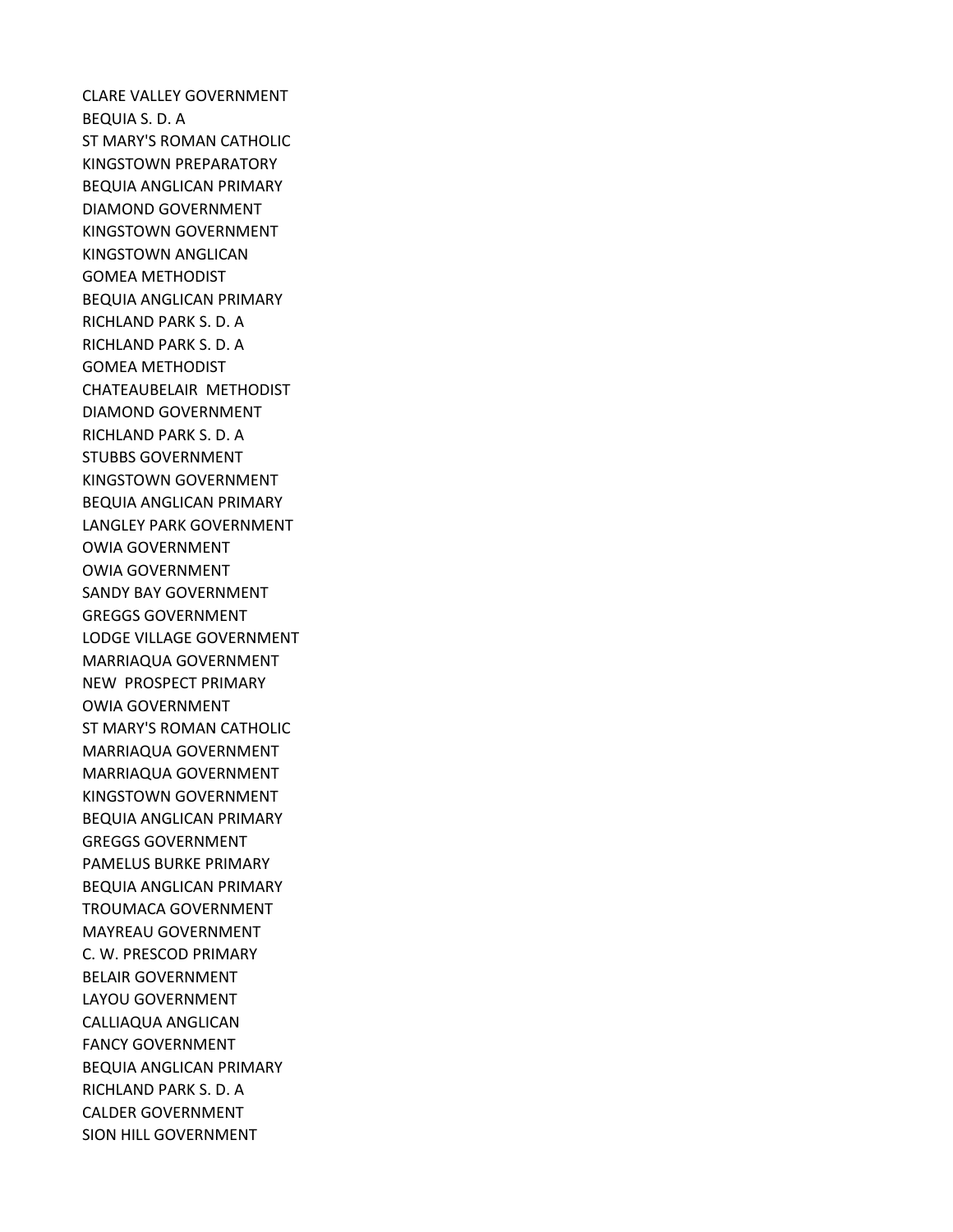CLARE VALLEY GOVERNMENT
BEQUIA S. D. A
ST MARY'S ROMAN CATHOLIC
KINGSTOWN PREPARATORY
BEQUIA ANGLICAN PRIMARY
DIAMOND GOVERNMENT
KINGSTOWN GOVERNMENT
KINGSTOWN ANGLICAN
GOMEA METHODIST
BEQUIA ANGLICAN PRIMARY
RICHLAND PARK S. D. A
RICHLAND PARK S. D. A
GOMEA METHODIST
CHATEAUBELAIR METHODIST
DIAMOND GOVERNMENT
RICHLAND PARK S. D. A
STUBBS GOVERNMENT
KINGSTOWN GOVERNMENT
BEQUIA ANGLICAN PRIMARY
LANGLEY PARK GOVERNMENT
OWIA GOVERNMENT
OWIA GOVERNMENT
SANDY BAY GOVERNMENT
GREGGS GOVERNMENT
LODGE VILLAGE GOVERNMENT
MARRIAQUA GOVERNMENT
NEW PROSPECT PRIMARY
OWIA GOVERNMENT
ST MARY'S ROMAN CATHOLIC
MARRIAQUA GOVERNMENT
MARRIAQUA GOVERNMENT
KINGSTOWN GOVERNMENT
BEQUIA ANGLICAN PRIMARY
GREGGS GOVERNMENT
PAMELUS BURKE PRIMARY
BEQUIA ANGLICAN PRIMARY
TROUMACA GOVERNMENT
MAYREAU GOVERNMENT
C. W. PRESCOD PRIMARY
BELAIR GOVERNMENT
LAYOU GOVERNMENT
CALLIAQUA ANGLICAN
FANCY GOVERNMENT
BEQUIA ANGLICAN PRIMARY
RICHLAND PARK S. D. A
CALDER GOVERNMENT
SION HILL GOVERNMENT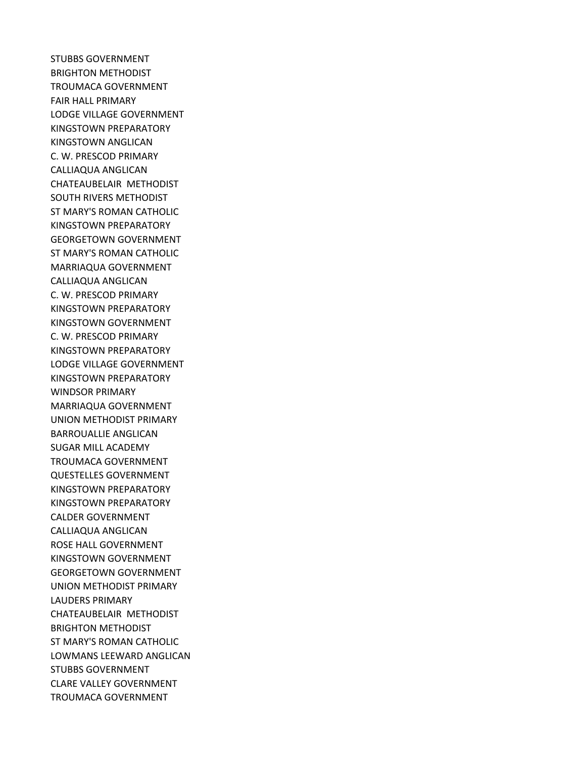STUBBS GOVERNMENT
BRIGHTON METHODIST
TROUMACA GOVERNMENT
FAIR HALL PRIMARY
LODGE VILLAGE GOVERNMENT
KINGSTOWN PREPARATORY
KINGSTOWN ANGLICAN
C. W. PRESCOD PRIMARY
CALLIAQUA ANGLICAN
CHATEAUBELAIR METHODIST
SOUTH RIVERS METHODIST
ST MARY'S ROMAN CATHOLIC
KINGSTOWN PREPARATORY
GEORGETOWN GOVERNMENT
ST MARY'S ROMAN CATHOLIC
MARRIAQUA GOVERNMENT
CALLIAQUA ANGLICAN
C. W. PRESCOD PRIMARY
KINGSTOWN PREPARATORY
KINGSTOWN GOVERNMENT
C. W. PRESCOD PRIMARY
KINGSTOWN PREPARATORY
LODGE VILLAGE GOVERNMENT
KINGSTOWN PREPARATORY
WINDSOR PRIMARY
MARRIAQUA GOVERNMENT
UNION METHODIST PRIMARY
BARROUALLIE ANGLICAN
SUGAR MILL ACADEMY
TROUMACA GOVERNMENT
QUESTELLES GOVERNMENT
KINGSTOWN PREPARATORY
KINGSTOWN PREPARATORY
CALDER GOVERNMENT
CALLIAQUA ANGLICAN
ROSE HALL GOVERNMENT
KINGSTOWN GOVERNMENT
GEORGETOWN GOVERNMENT
UNION METHODIST PRIMARY
LAUDERS PRIMARY
CHATEAUBELAIR METHODIST
BRIGHTON METHODIST
ST MARY'S ROMAN CATHOLIC
LOWMANS LEEWARD ANGLICAN
STUBBS GOVERNMENT
CLARE VALLEY GOVERNMENT
TROUMACA GOVERNMENT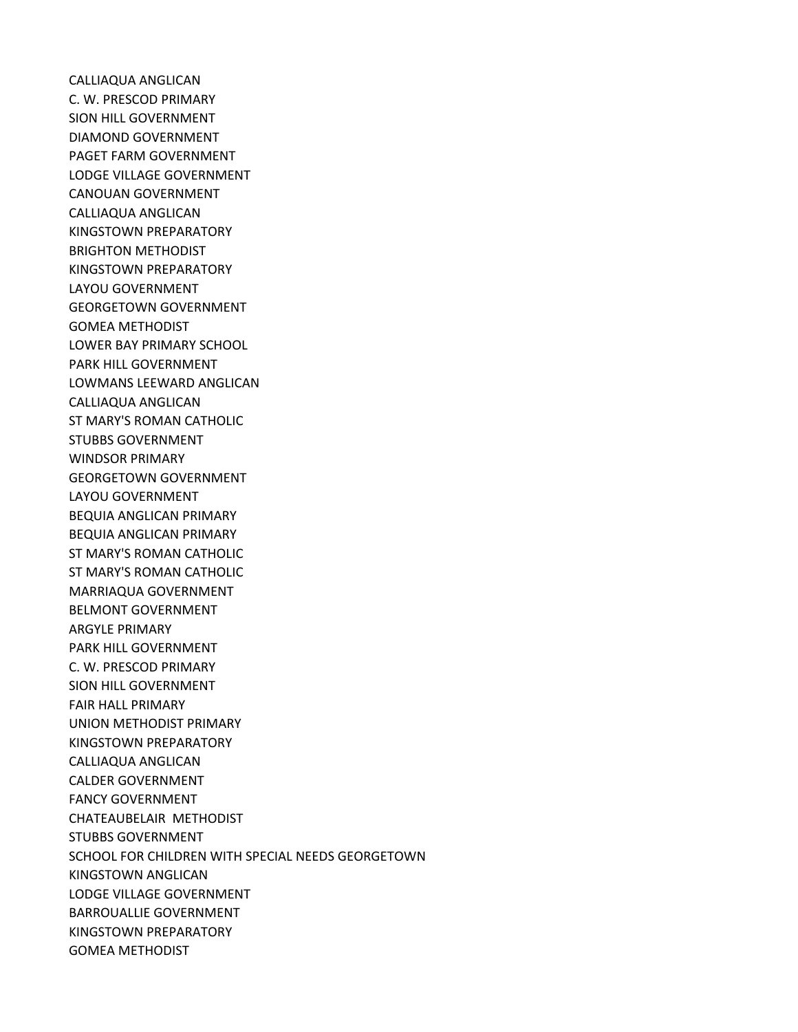CALLIAQUA ANGLICAN
C. W. PRESCOD PRIMARY
SION HILL GOVERNMENT
DIAMOND GOVERNMENT
PAGET FARM GOVERNMENT
LODGE VILLAGE GOVERNMENT
CANOUAN GOVERNMENT
CALLIAQUA ANGLICAN
KINGSTOWN PREPARATORY
BRIGHTON METHODIST
KINGSTOWN PREPARATORY
LAYOU GOVERNMENT
GEORGETOWN GOVERNMENT
GOMEA METHODIST
LOWER BAY PRIMARY SCHOOL
PARK HILL GOVERNMENT
LOWMANS LEEWARD ANGLICAN
CALLIAQUA ANGLICAN
ST MARY'S ROMAN CATHOLIC
STUBBS GOVERNMENT
WINDSOR PRIMARY
GEORGETOWN GOVERNMENT
LAYOU GOVERNMENT
BEQUIA ANGLICAN PRIMARY
BEQUIA ANGLICAN PRIMARY
ST MARY'S ROMAN CATHOLIC
ST MARY'S ROMAN CATHOLIC
MARRIAQUA GOVERNMENT
BELMONT GOVERNMENT
ARGYLE PRIMARY
PARK HILL GOVERNMENT
C. W. PRESCOD PRIMARY
SION HILL GOVERNMENT
FAIR HALL PRIMARY
UNION METHODIST PRIMARY
KINGSTOWN PREPARATORY
CALLIAQUA ANGLICAN
CALDER GOVERNMENT
FANCY GOVERNMENT
CHATEAUBELAIR METHODIST
STUBBS GOVERNMENT
SCHOOL FOR CHILDREN WITH SPECIAL NEEDS GEORGETOWN
KINGSTOWN ANGLICAN
LODGE VILLAGE GOVERNMENT
BARROUALLIE GOVERNMENT
KINGSTOWN PREPARATORY
GOMEA METHODIST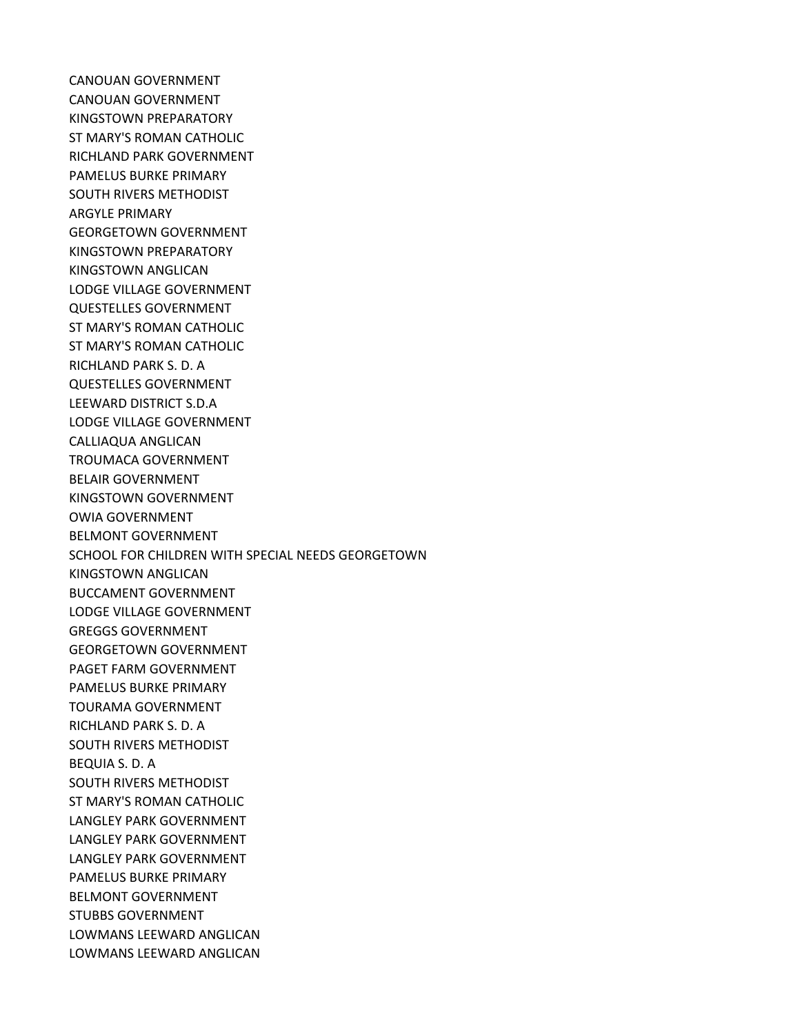CANOUAN GOVERNMENT
CANOUAN GOVERNMENT
KINGSTOWN PREPARATORY
ST MARY'S ROMAN CATHOLIC
RICHLAND PARK GOVERNMENT
PAMELUS BURKE PRIMARY
SOUTH RIVERS METHODIST
ARGYLE PRIMARY
GEORGETOWN GOVERNMENT
KINGSTOWN PREPARATORY
KINGSTOWN ANGLICAN
LODGE VILLAGE GOVERNMENT
QUESTELLES GOVERNMENT
ST MARY'S ROMAN CATHOLIC
ST MARY'S ROMAN CATHOLIC
RICHLAND PARK S. D. A
QUESTELLES GOVERNMENT
LEEWARD DISTRICT S.D.A
LODGE VILLAGE GOVERNMENT
CALLIAQUA ANGLICAN
TROUMACA GOVERNMENT
BELAIR GOVERNMENT
KINGSTOWN GOVERNMENT
OWIA GOVERNMENT
BELMONT GOVERNMENT
SCHOOL FOR CHILDREN WITH SPECIAL NEEDS GEORGETOWN
KINGSTOWN ANGLICAN
BUCCAMENT GOVERNMENT
LODGE VILLAGE GOVERNMENT
GREGGS GOVERNMENT
GEORGETOWN GOVERNMENT
PAGET FARM GOVERNMENT
PAMELUS BURKE PRIMARY
TOURAMA GOVERNMENT
RICHLAND PARK S. D. A
SOUTH RIVERS METHODIST
BEQUIA S. D. A
SOUTH RIVERS METHODIST
ST MARY'S ROMAN CATHOLIC
LANGLEY PARK GOVERNMENT
LANGLEY PARK GOVERNMENT
LANGLEY PARK GOVERNMENT
PAMELUS BURKE PRIMARY
BELMONT GOVERNMENT
STUBBS GOVERNMENT
LOWMANS LEEWARD ANGLICAN
LOWMANS LEEWARD ANGLICAN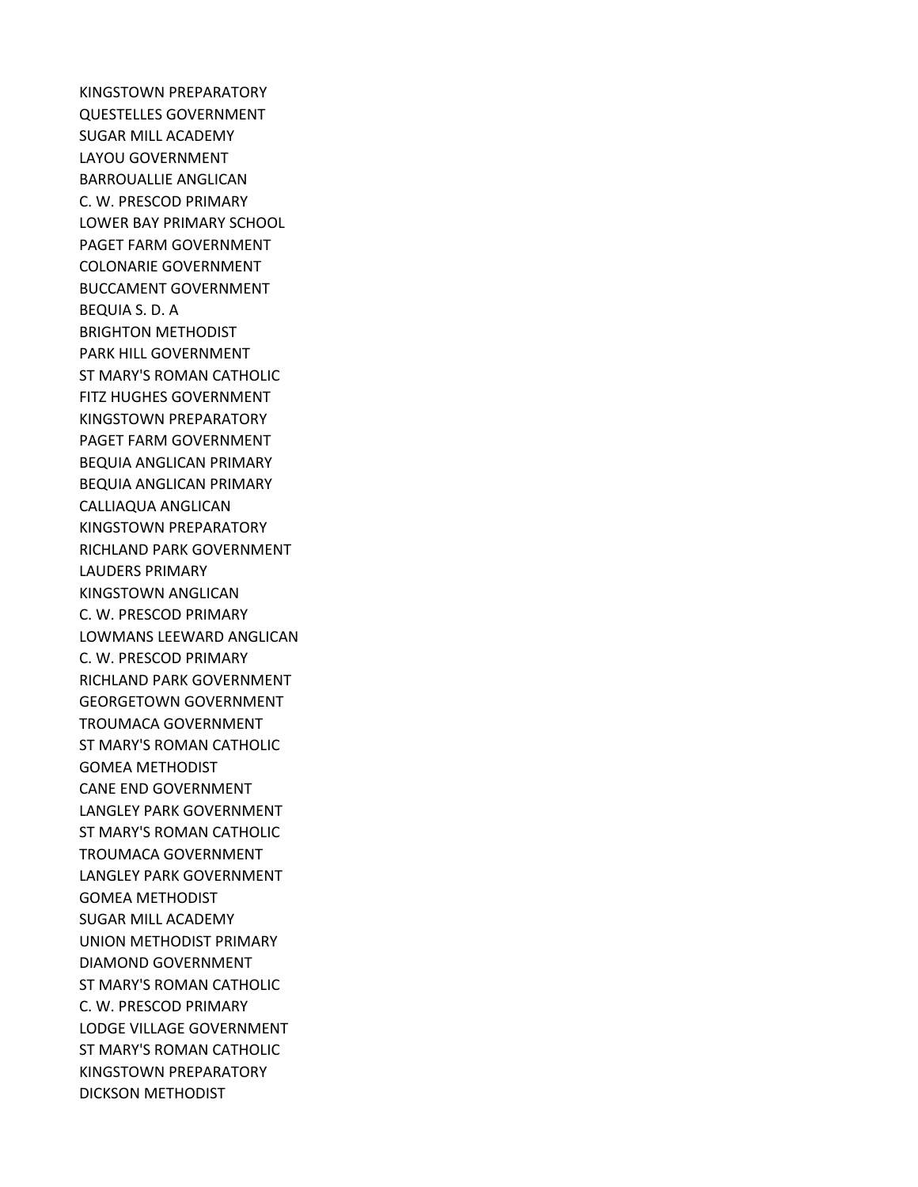KINGSTOWN PREPARATORY
QUESTELLES GOVERNMENT
SUGAR MILL ACADEMY
LAYOU GOVERNMENT
BARROUALLIE ANGLICAN
C. W. PRESCOD PRIMARY
LOWER BAY PRIMARY SCHOOL
PAGET FARM GOVERNMENT
COLONARIE GOVERNMENT
BUCCAMENT GOVERNMENT
BEQUIA S. D. A
BRIGHTON METHODIST
PARK HILL GOVERNMENT
ST MARY'S ROMAN CATHOLIC
FITZ HUGHES GOVERNMENT
KINGSTOWN PREPARATORY
PAGET FARM GOVERNMENT
BEQUIA ANGLICAN PRIMARY
BEQUIA ANGLICAN PRIMARY
CALLIAQUA ANGLICAN
KINGSTOWN PREPARATORY
RICHLAND PARK GOVERNMENT
LAUDERS PRIMARY
KINGSTOWN ANGLICAN
C. W. PRESCOD PRIMARY
LOWMANS LEEWARD ANGLICAN
C. W. PRESCOD PRIMARY
RICHLAND PARK GOVERNMENT
GEORGETOWN GOVERNMENT
TROUMACA GOVERNMENT
ST MARY'S ROMAN CATHOLIC
GOMEA METHODIST
CANE END GOVERNMENT
LANGLEY PARK GOVERNMENT
ST MARY'S ROMAN CATHOLIC
TROUMACA GOVERNMENT
LANGLEY PARK GOVERNMENT
GOMEA METHODIST
SUGAR MILL ACADEMY
UNION METHODIST PRIMARY
DIAMOND GOVERNMENT
ST MARY'S ROMAN CATHOLIC
C. W. PRESCOD PRIMARY
LODGE VILLAGE GOVERNMENT
ST MARY'S ROMAN CATHOLIC
KINGSTOWN PREPARATORY
DICKSON METHODIST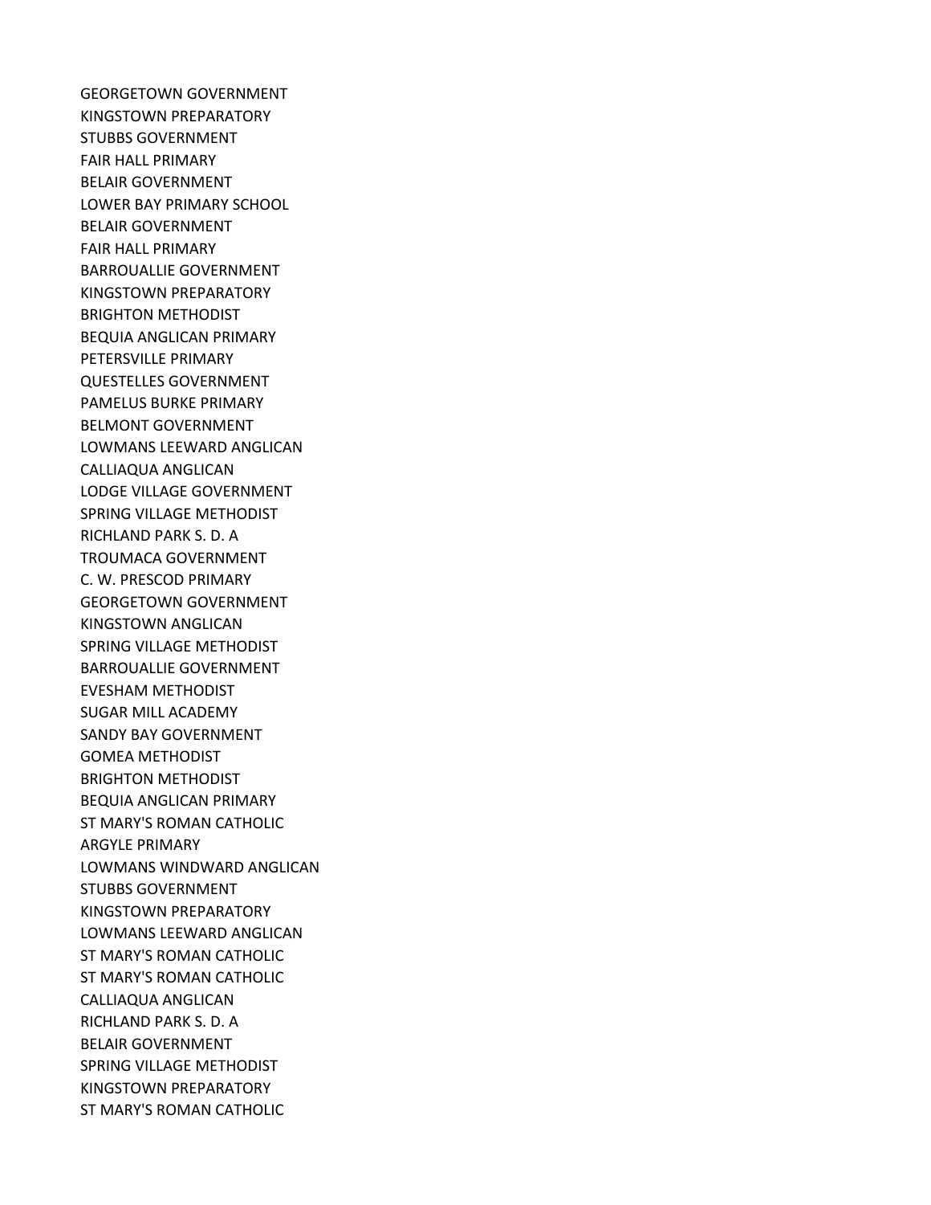GEORGETOWN GOVERNMENT
KINGSTOWN PREPARATORY
STUBBS GOVERNMENT
FAIR HALL PRIMARY
BELAIR GOVERNMENT
LOWER BAY PRIMARY SCHOOL
BELAIR GOVERNMENT
FAIR HALL PRIMARY
BARROUALLIE GOVERNMENT
KINGSTOWN PREPARATORY
BRIGHTON METHODIST
BEQUIA ANGLICAN PRIMARY
PETERSVILLE PRIMARY
QUESTELLES GOVERNMENT
PAMELUS BURKE PRIMARY
BELMONT GOVERNMENT
LOWMANS LEEWARD ANGLICAN
CALLIAQUA ANGLICAN
LODGE VILLAGE GOVERNMENT
SPRING VILLAGE METHODIST
RICHLAND PARK S. D. A
TROUMACA GOVERNMENT
C. W. PRESCOD PRIMARY
GEORGETOWN GOVERNMENT
KINGSTOWN ANGLICAN
SPRING VILLAGE METHODIST
BARROUALLIE GOVERNMENT
EVESHAM METHODIST
SUGAR MILL ACADEMY
SANDY BAY GOVERNMENT
GOMEA METHODIST
BRIGHTON METHODIST
BEQUIA ANGLICAN PRIMARY
ST MARY'S ROMAN CATHOLIC
ARGYLE PRIMARY
LOWMANS WINDWARD ANGLICAN
STUBBS GOVERNMENT
KINGSTOWN PREPARATORY
LOWMANS LEEWARD ANGLICAN
ST MARY'S ROMAN CATHOLIC
ST MARY'S ROMAN CATHOLIC
CALLIAQUA ANGLICAN
RICHLAND PARK S. D. A
BELAIR GOVERNMENT
SPRING VILLAGE METHODIST
KINGSTOWN PREPARATORY
ST MARY'S ROMAN CATHOLIC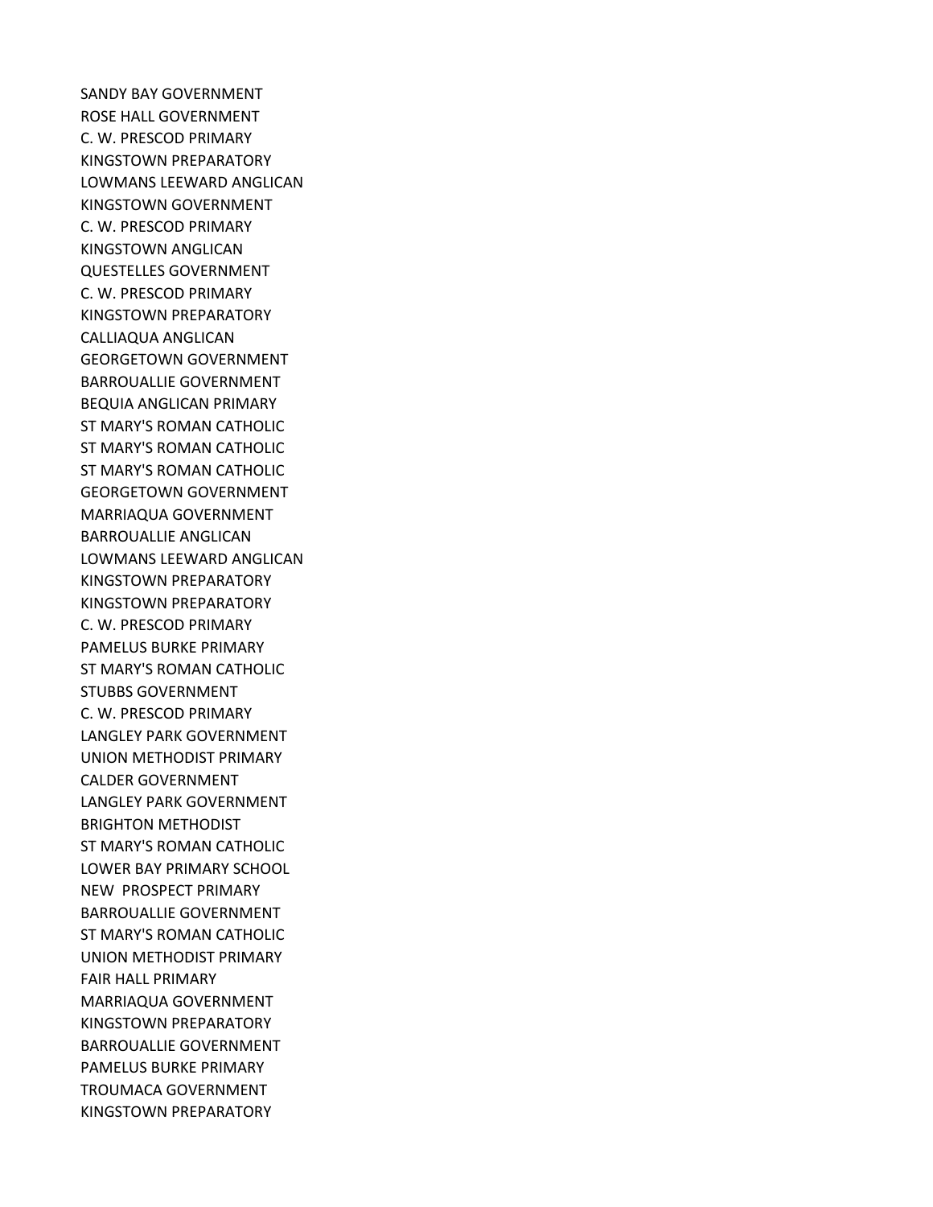SANDY BAY GOVERNMENT
ROSE HALL GOVERNMENT
C. W. PRESCOD PRIMARY
KINGSTOWN PREPARATORY
LOWMANS LEEWARD ANGLICAN
KINGSTOWN GOVERNMENT
C. W. PRESCOD PRIMARY
KINGSTOWN ANGLICAN
QUESTELLES GOVERNMENT
C. W. PRESCOD PRIMARY
KINGSTOWN PREPARATORY
CALLIAQUA ANGLICAN
GEORGETOWN GOVERNMENT
BARROUALLIE GOVERNMENT
BEQUIA ANGLICAN PRIMARY
ST MARY'S ROMAN CATHOLIC
ST MARY'S ROMAN CATHOLIC
ST MARY'S ROMAN CATHOLIC
GEORGETOWN GOVERNMENT
MARRIAQUA GOVERNMENT
BARROUALLIE ANGLICAN
LOWMANS LEEWARD ANGLICAN
KINGSTOWN PREPARATORY
KINGSTOWN PREPARATORY
C. W. PRESCOD PRIMARY
PAMELUS BURKE PRIMARY
ST MARY'S ROMAN CATHOLIC
STUBBS GOVERNMENT
C. W. PRESCOD PRIMARY
LANGLEY PARK GOVERNMENT
UNION METHODIST PRIMARY
CALDER GOVERNMENT
LANGLEY PARK GOVERNMENT
BRIGHTON METHODIST
ST MARY'S ROMAN CATHOLIC
LOWER BAY PRIMARY SCHOOL
NEW PROSPECT PRIMARY
BARROUALLIE GOVERNMENT
ST MARY'S ROMAN CATHOLIC
UNION METHODIST PRIMARY
FAIR HALL PRIMARY
MARRIAQUA GOVERNMENT
KINGSTOWN PREPARATORY
BARROUALLIE GOVERNMENT
PAMELUS BURKE PRIMARY
TROUMACA GOVERNMENT
KINGSTOWN PREPARATORY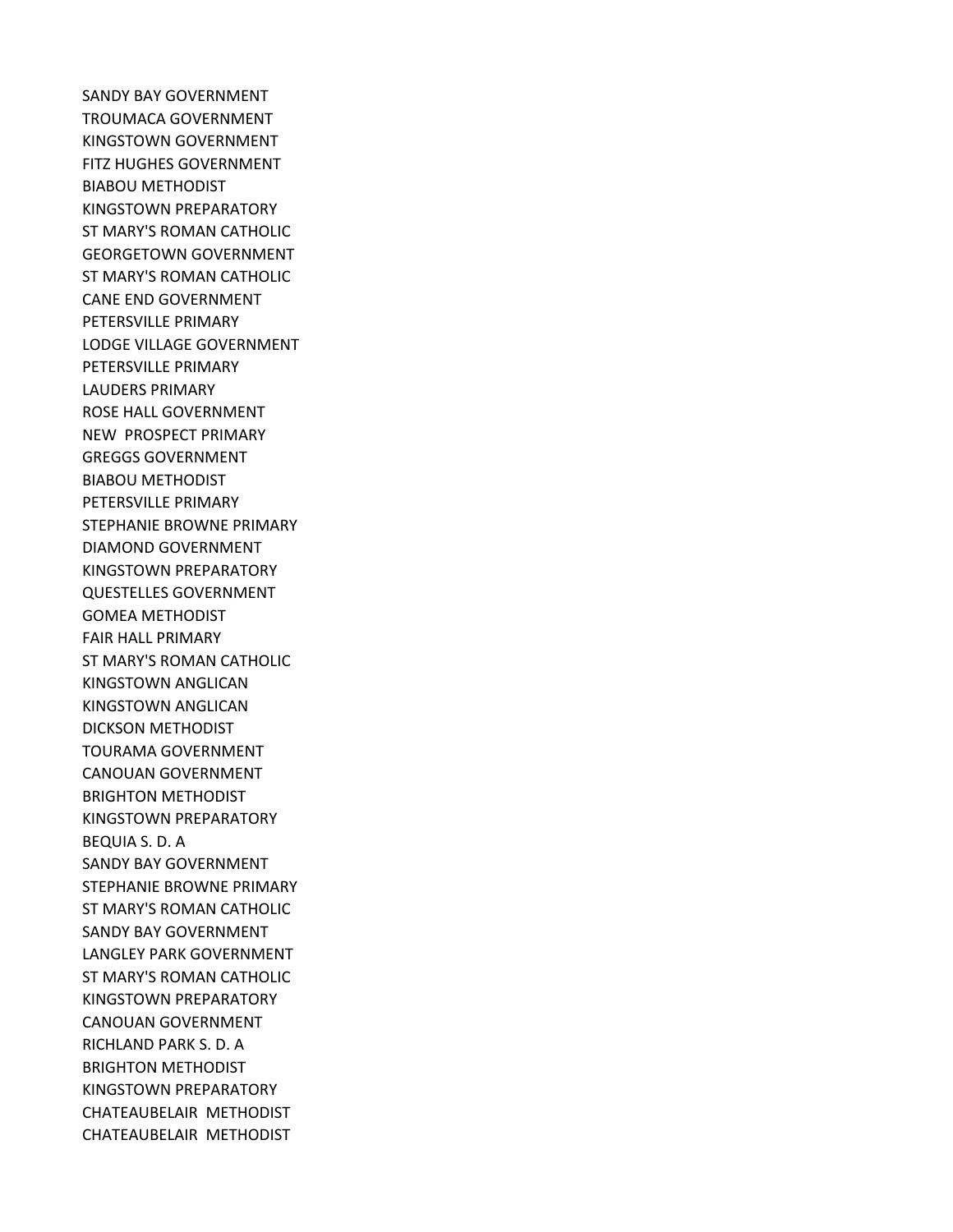SANDY BAY GOVERNMENT
TROUMACA GOVERNMENT
KINGSTOWN GOVERNMENT
FITZ HUGHES GOVERNMENT
BIABOU METHODIST
KINGSTOWN PREPARATORY
ST MARY'S ROMAN CATHOLIC
GEORGETOWN GOVERNMENT
ST MARY'S ROMAN CATHOLIC
CANE END GOVERNMENT
PETERSVILLE PRIMARY
LODGE VILLAGE GOVERNMENT
PETERSVILLE PRIMARY
LAUDERS PRIMARY
ROSE HALL GOVERNMENT
NEW  PROSPECT PRIMARY
GREGGS GOVERNMENT
BIABOU METHODIST
PETERSVILLE PRIMARY
STEPHANIE BROWNE PRIMARY
DIAMOND GOVERNMENT
KINGSTOWN PREPARATORY
QUESTELLES GOVERNMENT
GOMEA METHODIST
FAIR HALL PRIMARY
ST MARY'S ROMAN CATHOLIC
KINGSTOWN ANGLICAN
KINGSTOWN ANGLICAN
DICKSON METHODIST
TOURAMA GOVERNMENT
CANOUAN GOVERNMENT
BRIGHTON METHODIST
KINGSTOWN PREPARATORY
BEQUIA S. D. A
SANDY BAY GOVERNMENT
STEPHANIE BROWNE PRIMARY
ST MARY'S ROMAN CATHOLIC
SANDY BAY GOVERNMENT
LANGLEY PARK GOVERNMENT
ST MARY'S ROMAN CATHOLIC
KINGSTOWN PREPARATORY
CANOUAN GOVERNMENT
RICHLAND PARK S. D. A
BRIGHTON METHODIST
KINGSTOWN PREPARATORY
CHATEAUBELAIR  METHODIST
CHATEAUBELAIR  METHODIST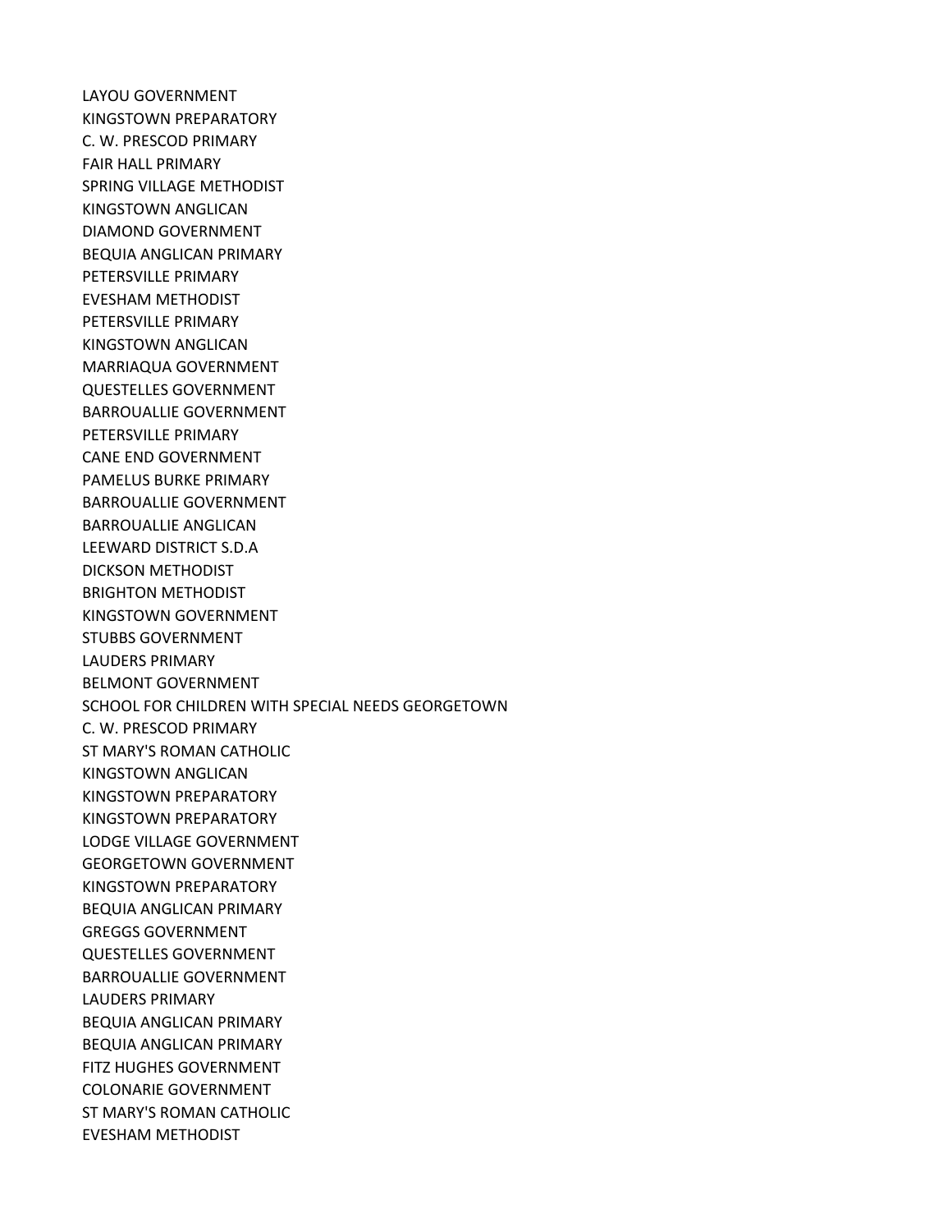LAYOU GOVERNMENT
KINGSTOWN PREPARATORY
C. W. PRESCOD PRIMARY
FAIR HALL PRIMARY
SPRING VILLAGE METHODIST
KINGSTOWN ANGLICAN
DIAMOND GOVERNMENT
BEQUIA ANGLICAN PRIMARY
PETERSVILLE PRIMARY
EVESHAM METHODIST
PETERSVILLE PRIMARY
KINGSTOWN ANGLICAN
MARRIAQUA GOVERNMENT
QUESTELLES GOVERNMENT
BARROUALLIE GOVERNMENT
PETERSVILLE PRIMARY
CANE END GOVERNMENT
PAMELUS BURKE PRIMARY
BARROUALLIE GOVERNMENT
BARROUALLIE ANGLICAN
LEEWARD DISTRICT S.D.A
DICKSON METHODIST
BRIGHTON METHODIST
KINGSTOWN GOVERNMENT
STUBBS GOVERNMENT
LAUDERS PRIMARY
BELMONT GOVERNMENT
SCHOOL FOR CHILDREN WITH SPECIAL NEEDS GEORGETOWN
C. W. PRESCOD PRIMARY
ST MARY'S ROMAN CATHOLIC
KINGSTOWN ANGLICAN
KINGSTOWN PREPARATORY
KINGSTOWN PREPARATORY
LODGE VILLAGE GOVERNMENT
GEORGETOWN GOVERNMENT
KINGSTOWN PREPARATORY
BEQUIA ANGLICAN PRIMARY
GREGGS GOVERNMENT
QUESTELLES GOVERNMENT
BARROUALLIE GOVERNMENT
LAUDERS PRIMARY
BEQUIA ANGLICAN PRIMARY
BEQUIA ANGLICAN PRIMARY
FITZ HUGHES GOVERNMENT
COLONARIE GOVERNMENT
ST MARY'S ROMAN CATHOLIC
EVESHAM METHODIST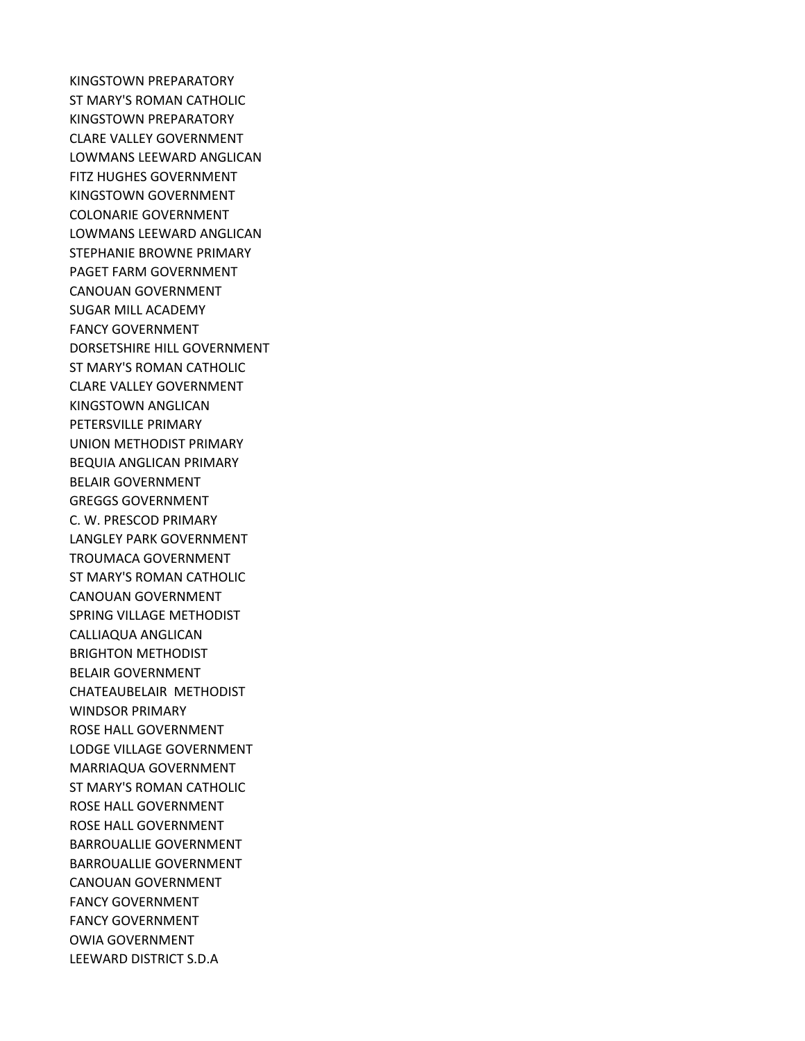KINGSTOWN PREPARATORY
ST MARY'S ROMAN CATHOLIC
KINGSTOWN PREPARATORY
CLARE VALLEY GOVERNMENT
LOWMANS LEEWARD ANGLICAN
FITZ HUGHES GOVERNMENT
KINGSTOWN GOVERNMENT
COLONARIE GOVERNMENT
LOWMANS LEEWARD ANGLICAN
STEPHANIE BROWNE PRIMARY
PAGET FARM GOVERNMENT
CANOUAN GOVERNMENT
SUGAR MILL ACADEMY
FANCY GOVERNMENT
DORSETSHIRE HILL GOVERNMENT
ST MARY'S ROMAN CATHOLIC
CLARE VALLEY GOVERNMENT
KINGSTOWN ANGLICAN
PETERSVILLE PRIMARY
UNION METHODIST PRIMARY
BEQUIA ANGLICAN PRIMARY
BELAIR GOVERNMENT
GREGGS GOVERNMENT
C. W. PRESCOD PRIMARY
LANGLEY PARK GOVERNMENT
TROUMACA GOVERNMENT
ST MARY'S ROMAN CATHOLIC
CANOUAN GOVERNMENT
SPRING VILLAGE METHODIST
CALLIAQUA ANGLICAN
BRIGHTON METHODIST
BELAIR GOVERNMENT
CHATEAUBELAIR METHODIST
WINDSOR PRIMARY
ROSE HALL GOVERNMENT
LODGE VILLAGE GOVERNMENT
MARRIAQUA GOVERNMENT
ST MARY'S ROMAN CATHOLIC
ROSE HALL GOVERNMENT
ROSE HALL GOVERNMENT
BARROUALLIE GOVERNMENT
BARROUALLIE GOVERNMENT
CANOUAN GOVERNMENT
FANCY GOVERNMENT
FANCY GOVERNMENT
OWIA GOVERNMENT
LEEWARD DISTRICT S.D.A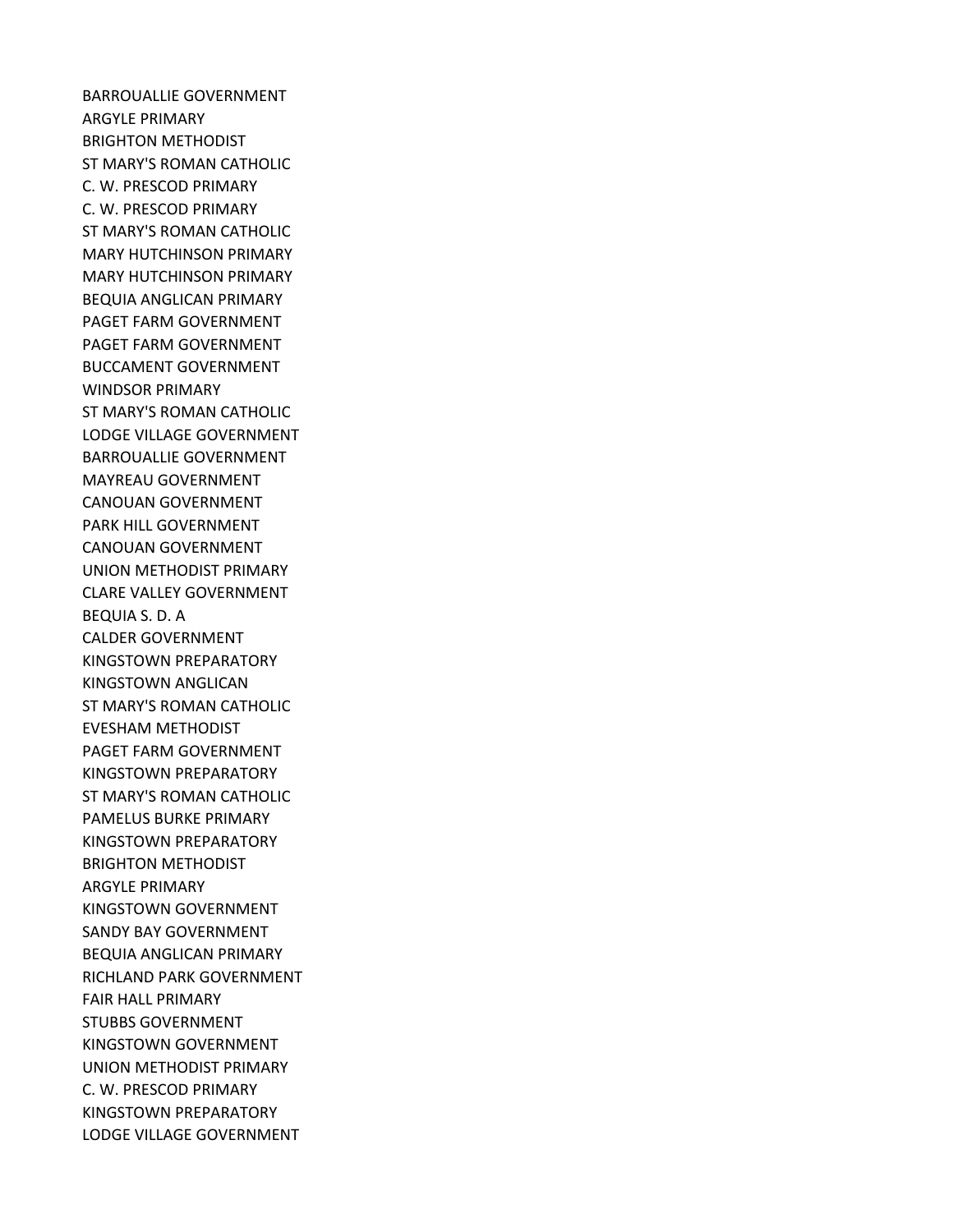BARROUALLIE GOVERNMENT
ARGYLE PRIMARY
BRIGHTON METHODIST
ST MARY'S ROMAN CATHOLIC
C. W. PRESCOD PRIMARY
C. W. PRESCOD PRIMARY
ST MARY'S ROMAN CATHOLIC
MARY HUTCHINSON PRIMARY
MARY HUTCHINSON PRIMARY
BEQUIA ANGLICAN PRIMARY
PAGET FARM GOVERNMENT
PAGET FARM GOVERNMENT
BUCCAMENT GOVERNMENT
WINDSOR PRIMARY
ST MARY'S ROMAN CATHOLIC
LODGE VILLAGE GOVERNMENT
BARROUALLIE GOVERNMENT
MAYREAU GOVERNMENT
CANOUAN GOVERNMENT
PARK HILL GOVERNMENT
CANOUAN GOVERNMENT
UNION METHODIST PRIMARY
CLARE VALLEY GOVERNMENT
BEQUIA S. D. A
CALDER GOVERNMENT
KINGSTOWN PREPARATORY
KINGSTOWN ANGLICAN
ST MARY'S ROMAN CATHOLIC
EVESHAM METHODIST
PAGET FARM GOVERNMENT
KINGSTOWN PREPARATORY
ST MARY'S ROMAN CATHOLIC
PAMELUS BURKE PRIMARY
KINGSTOWN PREPARATORY
BRIGHTON METHODIST
ARGYLE PRIMARY
KINGSTOWN GOVERNMENT
SANDY BAY GOVERNMENT
BEQUIA ANGLICAN PRIMARY
RICHLAND PARK GOVERNMENT
FAIR HALL PRIMARY
STUBBS GOVERNMENT
KINGSTOWN GOVERNMENT
UNION METHODIST PRIMARY
C. W. PRESCOD PRIMARY
KINGSTOWN PREPARATORY
LODGE VILLAGE GOVERNMENT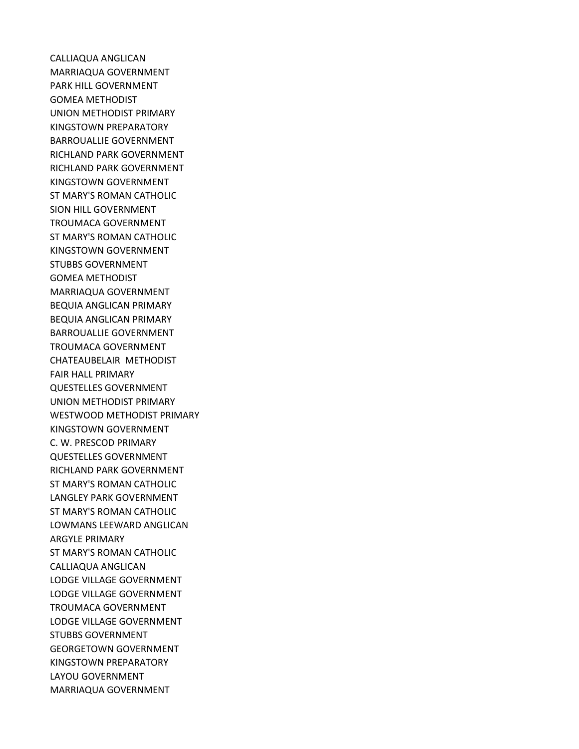CALLIAQUA ANGLICAN
MARRIAQUA GOVERNMENT
PARK HILL GOVERNMENT
GOMEA METHODIST
UNION METHODIST PRIMARY
KINGSTOWN PREPARATORY
BARROUALLIE GOVERNMENT
RICHLAND PARK GOVERNMENT
RICHLAND PARK GOVERNMENT
KINGSTOWN GOVERNMENT
ST MARY'S ROMAN CATHOLIC
SION HILL GOVERNMENT
TROUMACA GOVERNMENT
ST MARY'S ROMAN CATHOLIC
KINGSTOWN GOVERNMENT
STUBBS GOVERNMENT
GOMEA METHODIST
MARRIAQUA GOVERNMENT
BEQUIA ANGLICAN PRIMARY
BEQUIA ANGLICAN PRIMARY
BARROUALLIE GOVERNMENT
TROUMACA GOVERNMENT
CHATEAUBELAIR  METHODIST
FAIR HALL PRIMARY
QUESTELLES GOVERNMENT
UNION METHODIST PRIMARY
WESTWOOD METHODIST PRIMARY
KINGSTOWN GOVERNMENT
C. W. PRESCOD PRIMARY
QUESTELLES GOVERNMENT
RICHLAND PARK GOVERNMENT
ST MARY'S ROMAN CATHOLIC
LANGLEY PARK GOVERNMENT
ST MARY'S ROMAN CATHOLIC
LOWMANS LEEWARD ANGLICAN
ARGYLE PRIMARY
ST MARY'S ROMAN CATHOLIC
CALLIAQUA ANGLICAN
LODGE VILLAGE GOVERNMENT
LODGE VILLAGE GOVERNMENT
TROUMACA GOVERNMENT
LODGE VILLAGE GOVERNMENT
STUBBS GOVERNMENT
GEORGETOWN GOVERNMENT
KINGSTOWN PREPARATORY
LAYOU GOVERNMENT
MARRIAQUA GOVERNMENT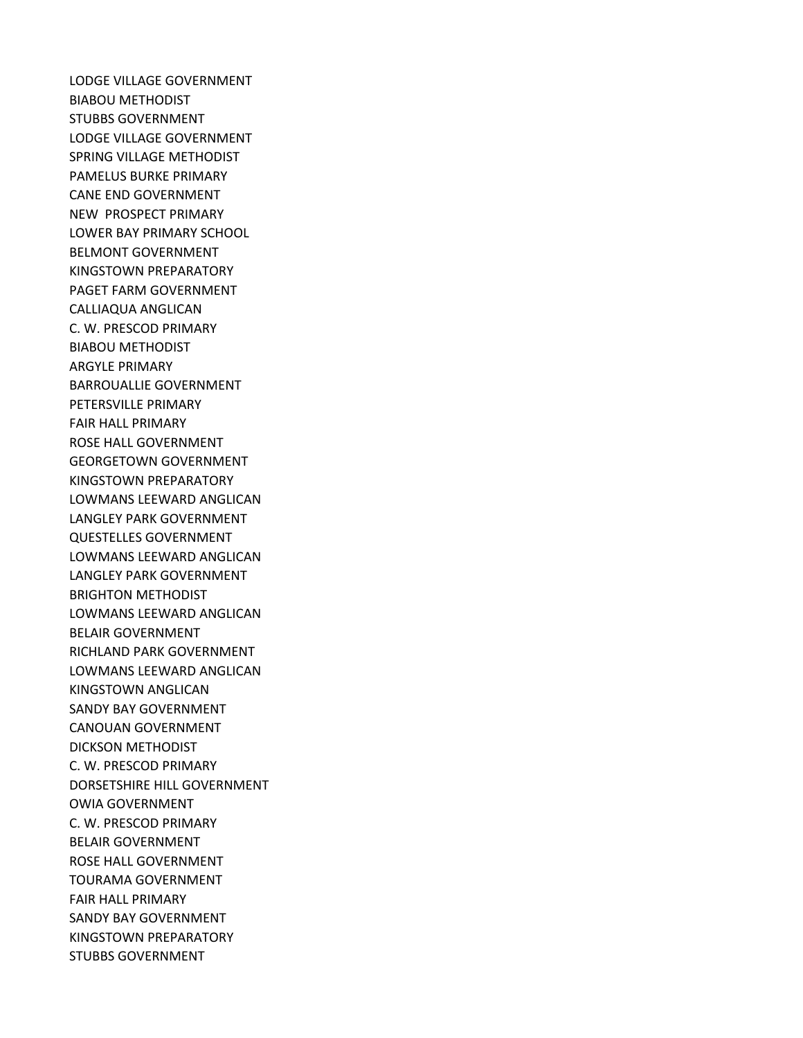LODGE VILLAGE GOVERNMENT
BIABOU METHODIST
STUBBS GOVERNMENT
LODGE VILLAGE GOVERNMENT
SPRING VILLAGE METHODIST
PAMELUS BURKE PRIMARY
CANE END GOVERNMENT
NEW  PROSPECT PRIMARY
LOWER BAY PRIMARY SCHOOL
BELMONT GOVERNMENT
KINGSTOWN PREPARATORY
PAGET FARM GOVERNMENT
CALLIAQUA ANGLICAN
C. W. PRESCOD PRIMARY
BIABOU METHODIST
ARGYLE PRIMARY
BARROUALLIE GOVERNMENT
PETERSVILLE PRIMARY
FAIR HALL PRIMARY
ROSE HALL GOVERNMENT
GEORGETOWN GOVERNMENT
KINGSTOWN PREPARATORY
LOWMANS LEEWARD ANGLICAN
LANGLEY PARK GOVERNMENT
QUESTELLES GOVERNMENT
LOWMANS LEEWARD ANGLICAN
LANGLEY PARK GOVERNMENT
BRIGHTON METHODIST
LOWMANS LEEWARD ANGLICAN
BELAIR GOVERNMENT
RICHLAND PARK GOVERNMENT
LOWMANS LEEWARD ANGLICAN
KINGSTOWN ANGLICAN
SANDY BAY GOVERNMENT
CANOUAN GOVERNMENT
DICKSON METHODIST
C. W. PRESCOD PRIMARY
DORSETSHIRE HILL GOVERNMENT
OWIA GOVERNMENT
C. W. PRESCOD PRIMARY
BELAIR GOVERNMENT
ROSE HALL GOVERNMENT
TOURAMA GOVERNMENT
FAIR HALL PRIMARY
SANDY BAY GOVERNMENT
KINGSTOWN PREPARATORY
STUBBS GOVERNMENT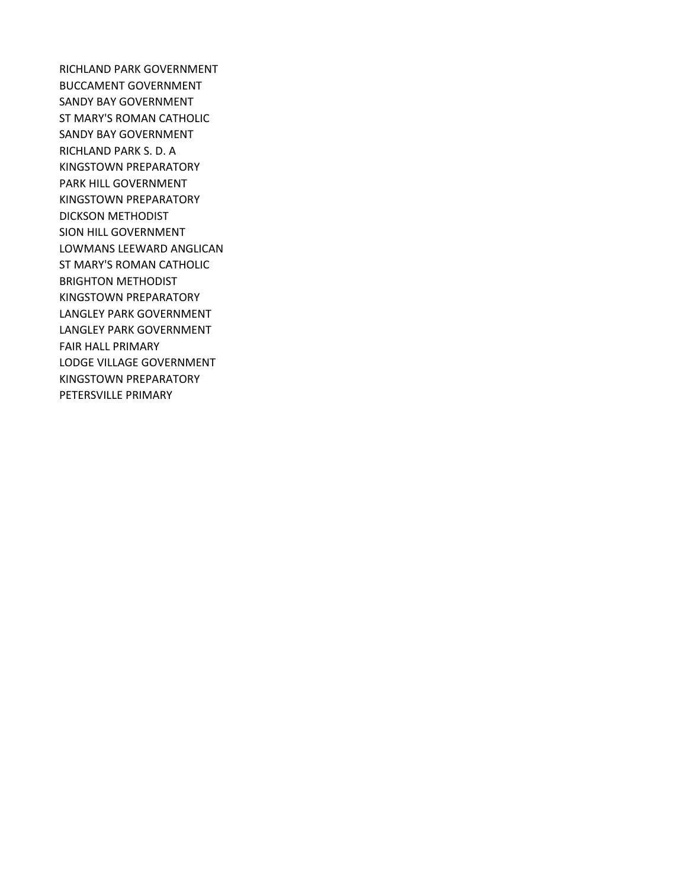RICHLAND PARK GOVERNMENT
BUCCAMENT GOVERNMENT
SANDY BAY GOVERNMENT
ST MARY'S ROMAN CATHOLIC
SANDY BAY GOVERNMENT
RICHLAND PARK S. D. A
KINGSTOWN PREPARATORY
PARK HILL GOVERNMENT
KINGSTOWN PREPARATORY
DICKSON METHODIST
SION HILL GOVERNMENT
LOWMANS LEEWARD ANGLICAN
ST MARY'S ROMAN CATHOLIC
BRIGHTON METHODIST
KINGSTOWN PREPARATORY
LANGLEY PARK GOVERNMENT
LANGLEY PARK GOVERNMENT
FAIR HALL PRIMARY
LODGE VILLAGE GOVERNMENT
KINGSTOWN PREPARATORY
PETERSVILLE PRIMARY